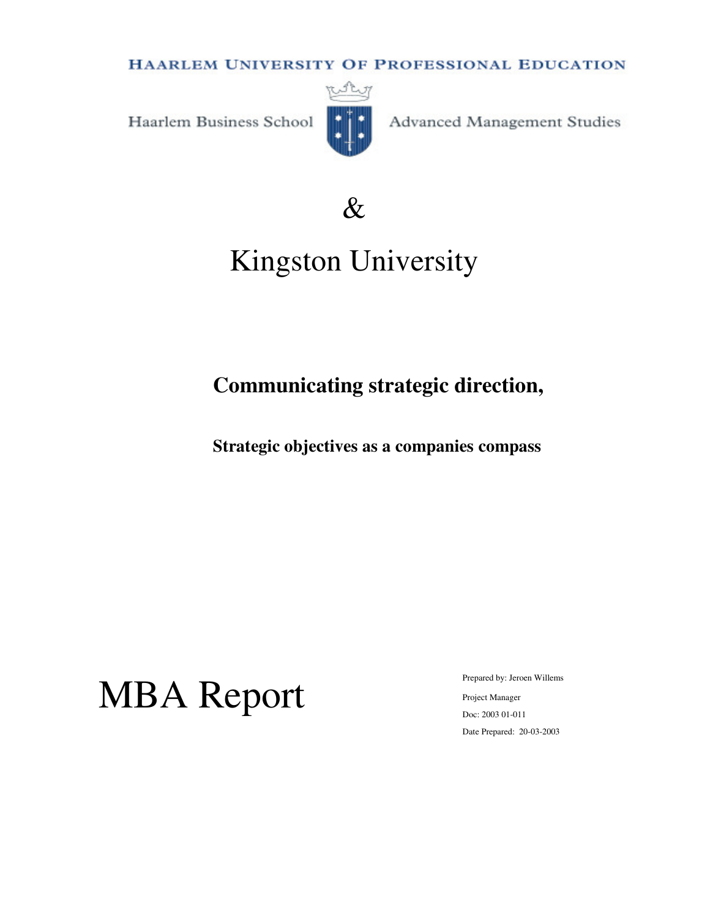HAARLEM UNIVERSITY OF PROFESSIONAL EDUCATION

Haarlem Business School | Advanced Management Studies

&

# Kingston University

## Communicating strategic direction,

### Strategic objectives as a companies compass

# MBA Report

Prepared by: Jeroen Willems

Project Manager

Doc: 2003 01-011

Date Prepared: 20-03-2003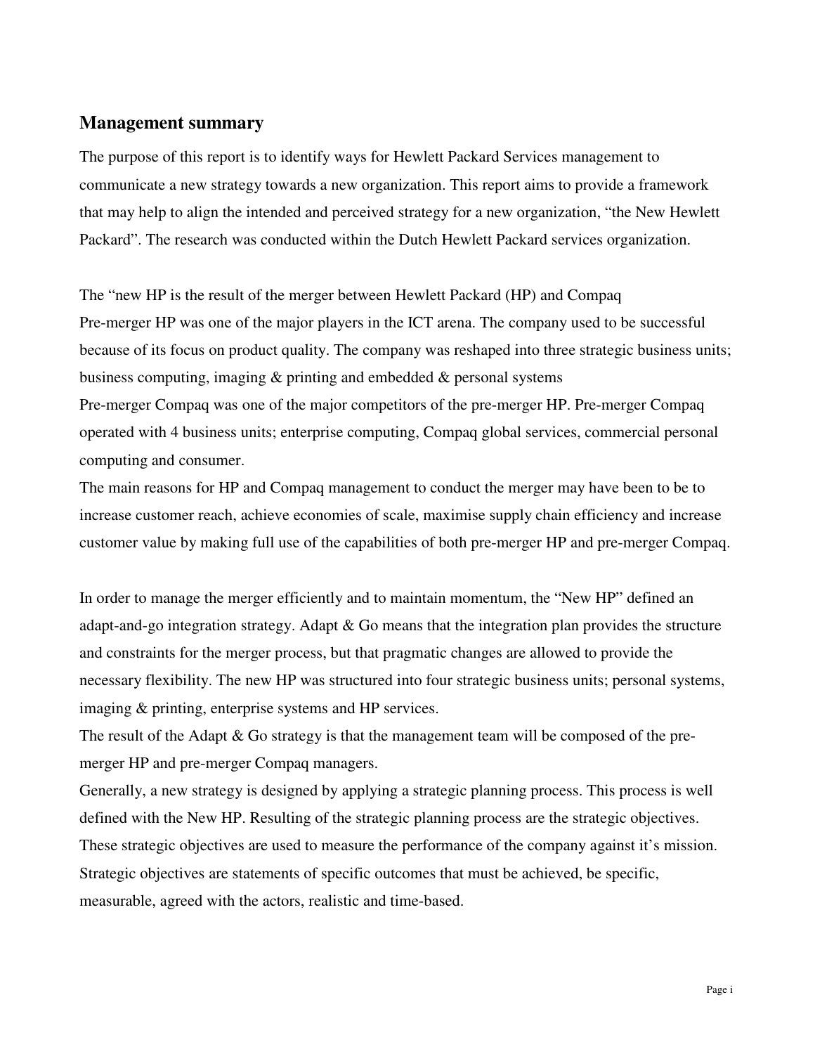## Management summary

The purpose of this report is to identify ways for Hewlett Packard Services management to communicate a new strategy towards a new organization. This report aims to provide a framework that may help to align the intended and perceived strategy for a new organization, "the New Hewlett Packard". The research was conducted within the Dutch Hewlett Packard services organization.

The "new HP is the result of the merger between Hewlett Packard (HP) and Compaq
Pre-merger HP was one of the major players in the ICT arena. The company used to be successful because of its focus on product quality. The company was reshaped into three strategic business units; business computing, imaging & printing and embedded & personal systems
Pre-merger Compaq was one of the major competitors of the pre-merger HP. Pre-merger Compaq operated with 4 business units; enterprise computing, Compaq global services, commercial personal computing and consumer.
The main reasons for HP and Compaq management to conduct the merger may have been to be to increase customer reach, achieve economies of scale, maximise supply chain efficiency and increase customer value by making full use of the capabilities of both pre-merger HP and pre-merger Compaq.

In order to manage the merger efficiently and to maintain momentum, the "New HP" defined an adapt-and-go integration strategy. Adapt & Go means that the integration plan provides the structure and constraints for the merger process, but that pragmatic changes are allowed to provide the necessary flexibility. The new HP was structured into four strategic business units; personal systems, imaging & printing, enterprise systems and HP services.
The result of the Adapt & Go strategy is that the management team will be composed of the pre-merger HP and pre-merger Compaq managers.
Generally, a new strategy is designed by applying a strategic planning process. This process is well defined with the New HP. Resulting of the strategic planning process are the strategic objectives. These strategic objectives are used to measure the performance of the company against it's mission. Strategic objectives are statements of specific outcomes that must be achieved, be specific, measurable, agreed with the actors, realistic and time-based.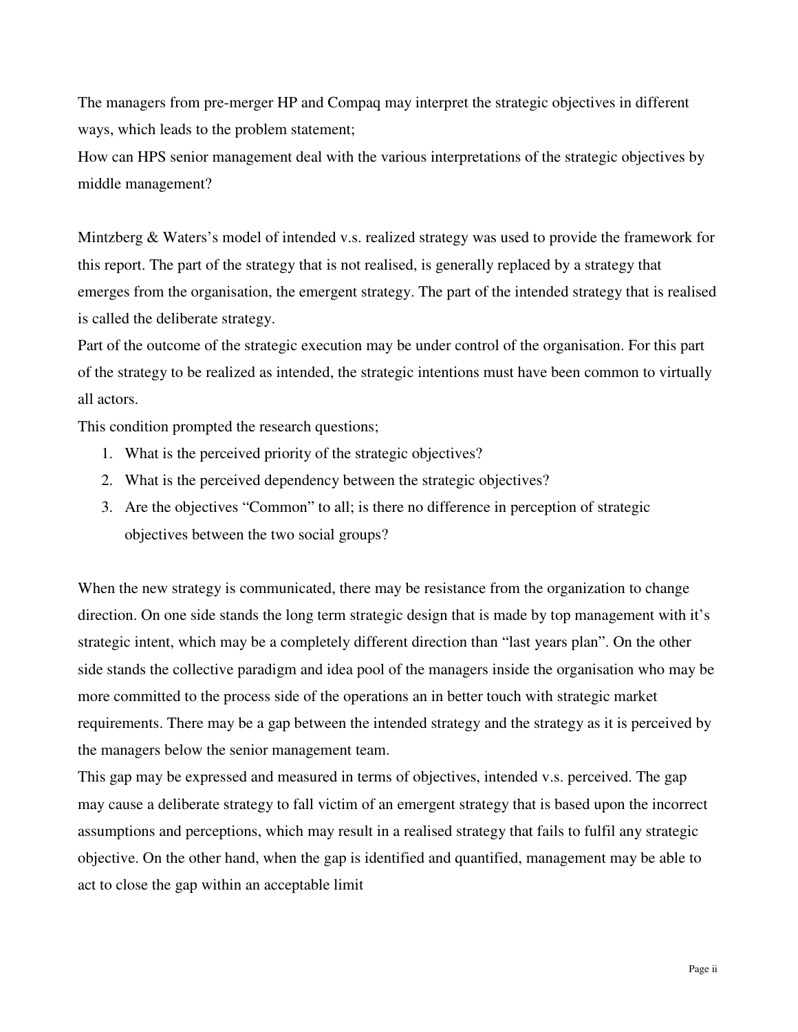The managers from pre-merger HP and Compaq may interpret the strategic objectives in different ways, which leads to the problem statement;

How can HPS senior management deal with the various interpretations of the strategic objectives by middle management?

Mintzberg & Waters's model of intended v.s. realized strategy was used to provide the framework for this report. The part of the strategy that is not realised, is generally replaced by a strategy that emerges from the organisation, the emergent strategy. The part of the intended strategy that is realised is called the deliberate strategy.

Part of the outcome of the strategic execution may be under control of the organisation. For this part of the strategy to be realized as intended, the strategic intentions must have been common to virtually all actors.

This condition prompted the research questions;

1. What is the perceived priority of the strategic objectives?
2. What is the perceived dependency between the strategic objectives?
3. Are the objectives "Common" to all; is there no difference in perception of strategic objectives between the two social groups?

When the new strategy is communicated, there may be resistance from the organization to change direction. On one side stands the long term strategic design that is made by top management with it's strategic intent, which may be a completely different direction than "last years plan". On the other side stands the collective paradigm and idea pool of the managers inside the organisation who may be more committed to the process side of the operations an in better touch with strategic market requirements. There may be a gap between the intended strategy and the strategy as it is perceived by the managers below the senior management team.

This gap may be expressed and measured in terms of objectives, intended v.s. perceived. The gap may cause a deliberate strategy to fall victim of an emergent strategy that is based upon the incorrect assumptions and perceptions, which may result in a realised strategy that fails to fulfil any strategic objective. On the other hand, when the gap is identified and quantified, management may be able to act to close the gap within an acceptable limit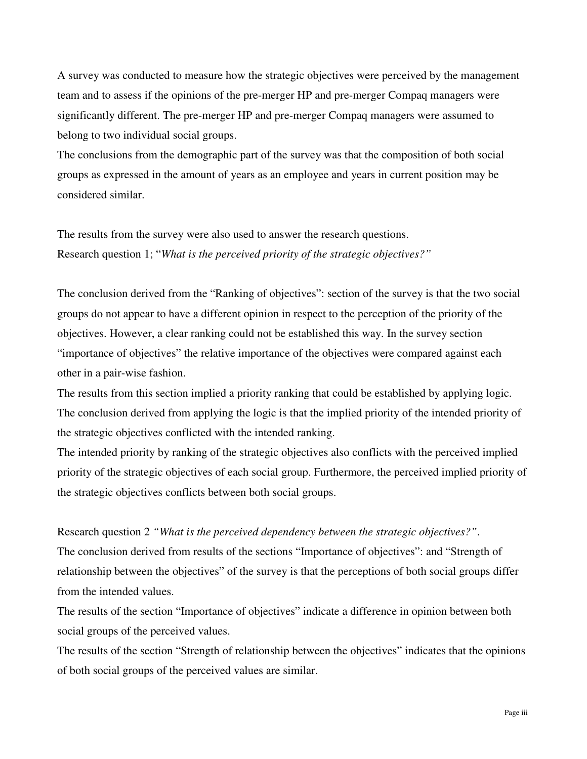A survey was conducted to measure how the strategic objectives were perceived by the management team and to assess if the opinions of the pre-merger HP and pre-merger Compaq managers were significantly different. The pre-merger HP and pre-merger Compaq managers were assumed to belong to two individual social groups.
The conclusions from the demographic part of the survey was that the composition of both social groups as expressed in the amount of years as an employee and years in current position may be considered similar.

The results from the survey were also used to answer the research questions.
Research question 1; "*What is the perceived priority of the strategic objectives?"*

The conclusion derived from the "Ranking of objectives": section of the survey is that the two social groups do not appear to have a different opinion in respect to the perception of the priority of the objectives. However, a clear ranking could not be established this way. In the survey section "importance of objectives" the relative importance of the objectives were compared against each other in a pair-wise fashion.
The results from this section implied a priority ranking that could be established by applying logic. The conclusion derived from applying the logic is that the implied priority of the intended priority of the strategic objectives conflicted with the intended ranking.
The intended priority by ranking of the strategic objectives also conflicts with the perceived implied priority of the strategic objectives of each social group. Furthermore, the perceived implied priority of the strategic objectives conflicts between both social groups.

Research question 2 *"What is the perceived dependency between the strategic objectives?"*.
The conclusion derived from results of the sections "Importance of objectives": and "Strength of relationship between the objectives" of the survey is that the perceptions of both social groups differ from the intended values.
The results of the section "Importance of objectives" indicate a difference in opinion between both social groups of the perceived values.
The results of the section "Strength of relationship between the objectives" indicates that the opinions of both social groups of the perceived values are similar.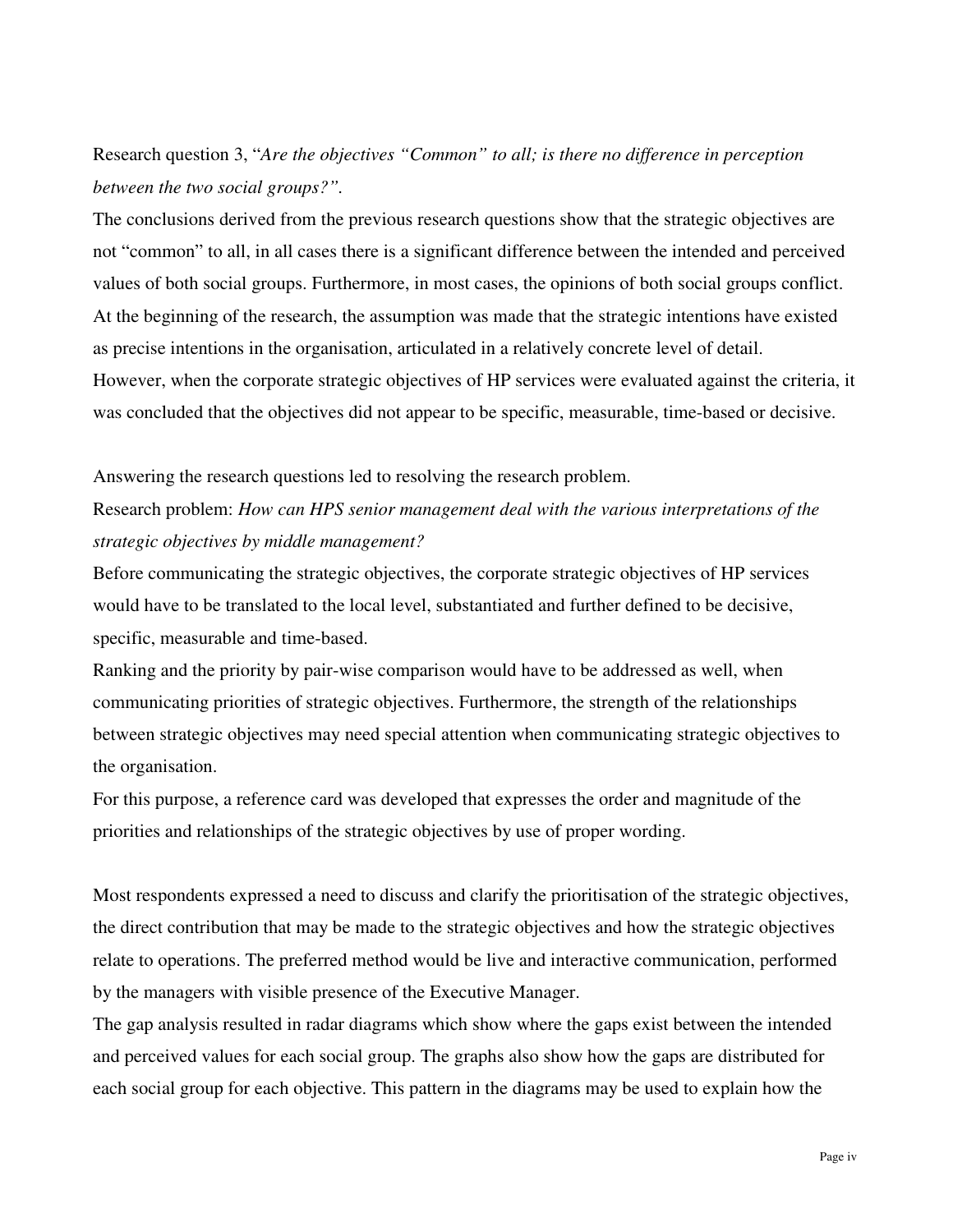Research question 3, "*Are the objectives "Common" to all; is there no difference in perception between the two social groups?"*.

The conclusions derived from the previous research questions show that the strategic objectives are not "common" to all, in all cases there is a significant difference between the intended and perceived values of both social groups. Furthermore, in most cases, the opinions of both social groups conflict. At the beginning of the research, the assumption was made that the strategic intentions have existed as precise intentions in the organisation, articulated in a relatively concrete level of detail. However, when the corporate strategic objectives of HP services were evaluated against the criteria, it was concluded that the objectives did not appear to be specific, measurable, time-based or decisive.

Answering the research questions led to resolving the research problem.

Research problem: *How can HPS senior management deal with the various interpretations of the strategic objectives by middle management?*

Before communicating the strategic objectives, the corporate strategic objectives of HP services would have to be translated to the local level, substantiated and further defined to be decisive, specific, measurable and time-based.

Ranking and the priority by pair-wise comparison would have to be addressed as well, when communicating priorities of strategic objectives. Furthermore, the strength of the relationships between strategic objectives may need special attention when communicating strategic objectives to the organisation.

For this purpose, a reference card was developed that expresses the order and magnitude of the priorities and relationships of the strategic objectives by use of proper wording.

Most respondents expressed a need to discuss and clarify the prioritisation of the strategic objectives, the direct contribution that may be made to the strategic objectives and how the strategic objectives relate to operations. The preferred method would be live and interactive communication, performed by the managers with visible presence of the Executive Manager.

The gap analysis resulted in radar diagrams which show where the gaps exist between the intended and perceived values for each social group. The graphs also show how the gaps are distributed for each social group for each objective. This pattern in the diagrams may be used to explain how the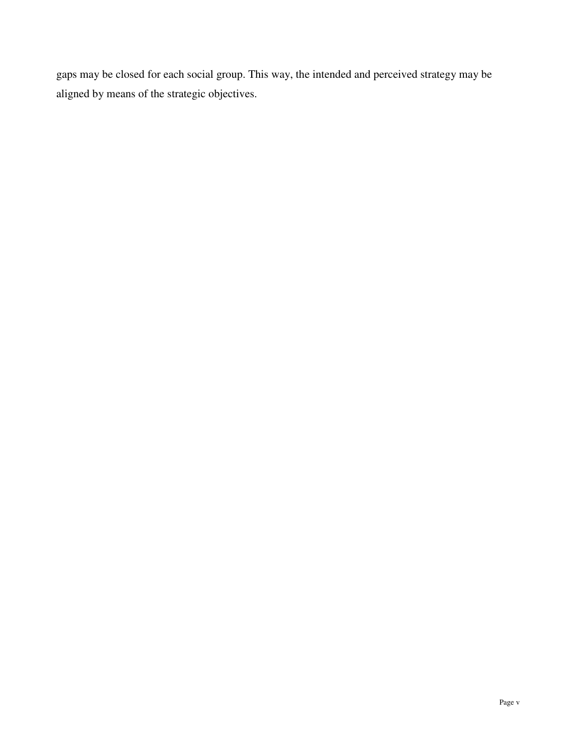gaps may be closed for each social group. This way, the intended and perceived strategy may be aligned by means of the strategic objectives.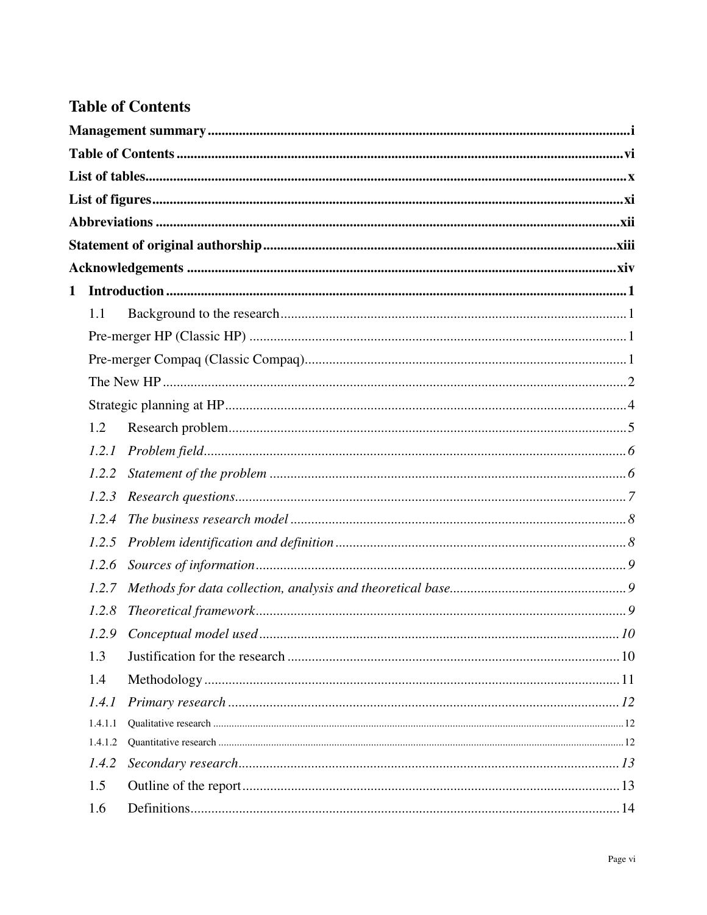# Table of Contents

**Management summary** ..... i

**Table of Contents** ..... vi

**List of tables** ..... x

**List of figures** ..... xi

**Abbreviations** ..... xii

**Statement of original authorship** ..... xiii

**Acknowledgements** ..... xiv

**1 Introduction** ..... 1

- 1.1 Background to the research ..... 1
  - Pre-merger HP (Classic HP) ..... 1
  - Pre-merger Compaq (Classic Compaq) ..... 1
  - The New HP ..... 2
  - Strategic planning at HP ..... 4
- 1.2 Research problem ..... 5
  - *1.2.1 Problem field* ..... 6
  - *1.2.2 Statement of the problem* ..... 6
  - *1.2.3 Research questions* ..... 7
  - *1.2.4 The business research model* ..... 8
  - *1.2.5 Problem identification and definition* ..... 8
  - *1.2.6 Sources of information* ..... 9
  - *1.2.7 Methods for data collection, analysis and theoretical base* ..... 9
  - *1.2.8 Theoretical framework* ..... 9
  - *1.2.9 Conceptual model used* ..... 10
- 1.3 Justification for the research ..... 10
- 1.4 Methodology ..... 11
  - *1.4.1 Primary research* ..... 12
    - 1.4.1.1 Qualitative research ..... 12
    - 1.4.1.2 Quantitative research ..... 12
  - *1.4.2 Secondary research* ..... 13
- 1.5 Outline of the report ..... 13
- 1.6 Definitions ..... 14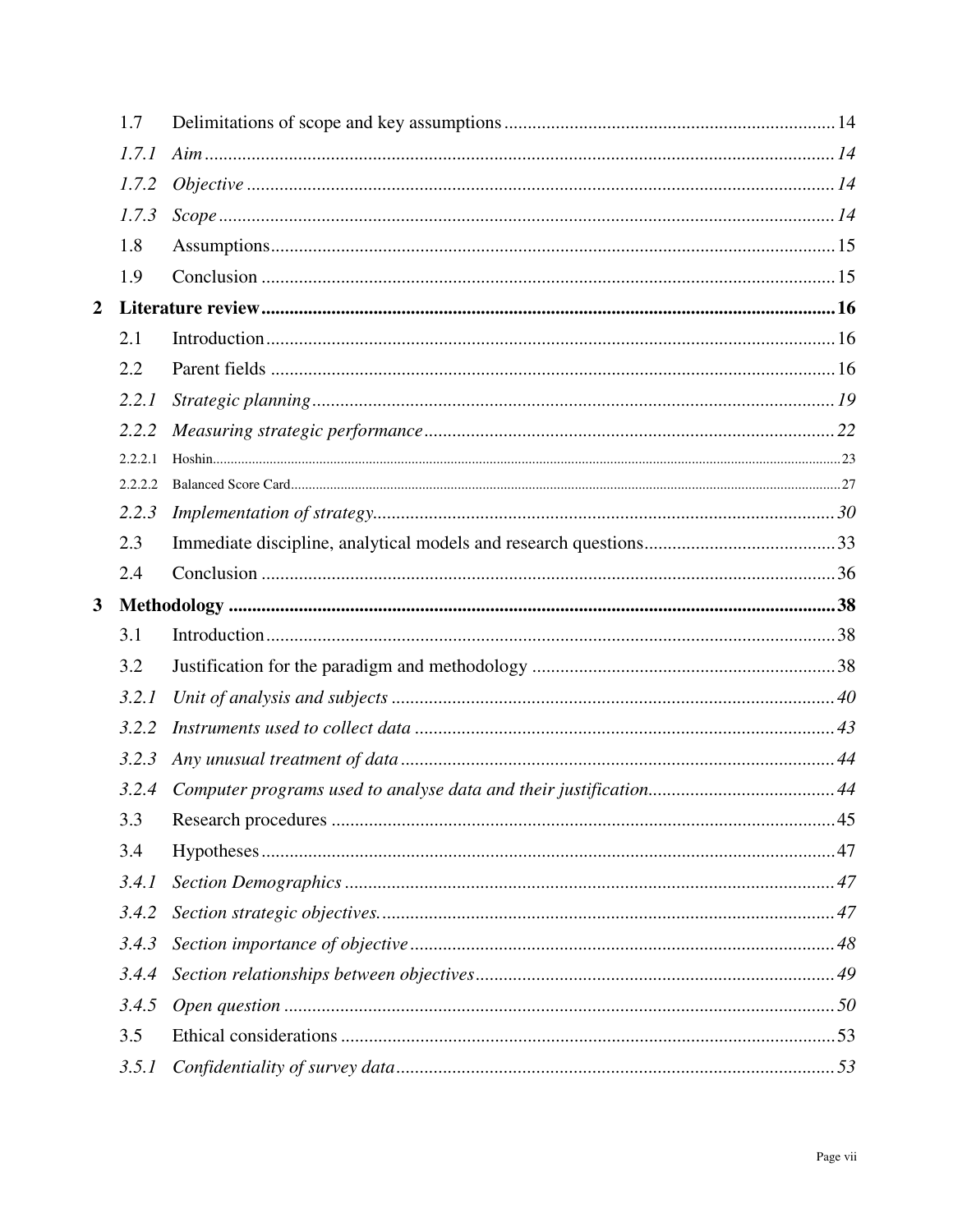| | | |
|---|---|---|
| 1.7 | Delimitations of scope and key assumptions | 14 |
| *1.7.1* | *Aim* | *14* |
| *1.7.2* | *Objective* | *14* |
| *1.7.3* | *Scope* | *14* |
| 1.8 | Assumptions | 15 |
| 1.9 | Conclusion | 15 |
| **2** | **Literature review** | **16** |
| 2.1 | Introduction | 16 |
| 2.2 | Parent fields | 16 |
| *2.2.1* | *Strategic planning* | *19* |
| *2.2.2* | *Measuring strategic performance* | *22* |
| 2.2.2.1 | Hoshin | 23 |
| 2.2.2.2 | Balanced Score Card | 27 |
| *2.2.3* | *Implementation of strategy* | *30* |
| 2.3 | Immediate discipline, analytical models and research questions | 33 |
| 2.4 | Conclusion | 36 |
| **3** | **Methodology** | **38** |
| 3.1 | Introduction | 38 |
| 3.2 | Justification for the paradigm and methodology | 38 |
| *3.2.1* | *Unit of analysis and subjects* | *40* |
| *3.2.2* | *Instruments used to collect data* | *43* |
| *3.2.3* | *Any unusual treatment of data* | *44* |
| *3.2.4* | *Computer programs used to analyse data and their justification* | *44* |
| 3.3 | Research procedures | 45 |
| 3.4 | Hypotheses | 47 |
| *3.4.1* | *Section Demographics* | *47* |
| *3.4.2* | *Section strategic objectives.* | *47* |
| *3.4.3* | *Section importance of objective* | *48* |
| *3.4.4* | *Section relationships between objectives* | *49* |
| *3.4.5* | *Open question* | *50* |
| 3.5 | Ethical considerations | 53 |
| *3.5.1* | *Confidentiality of survey data* | *53* |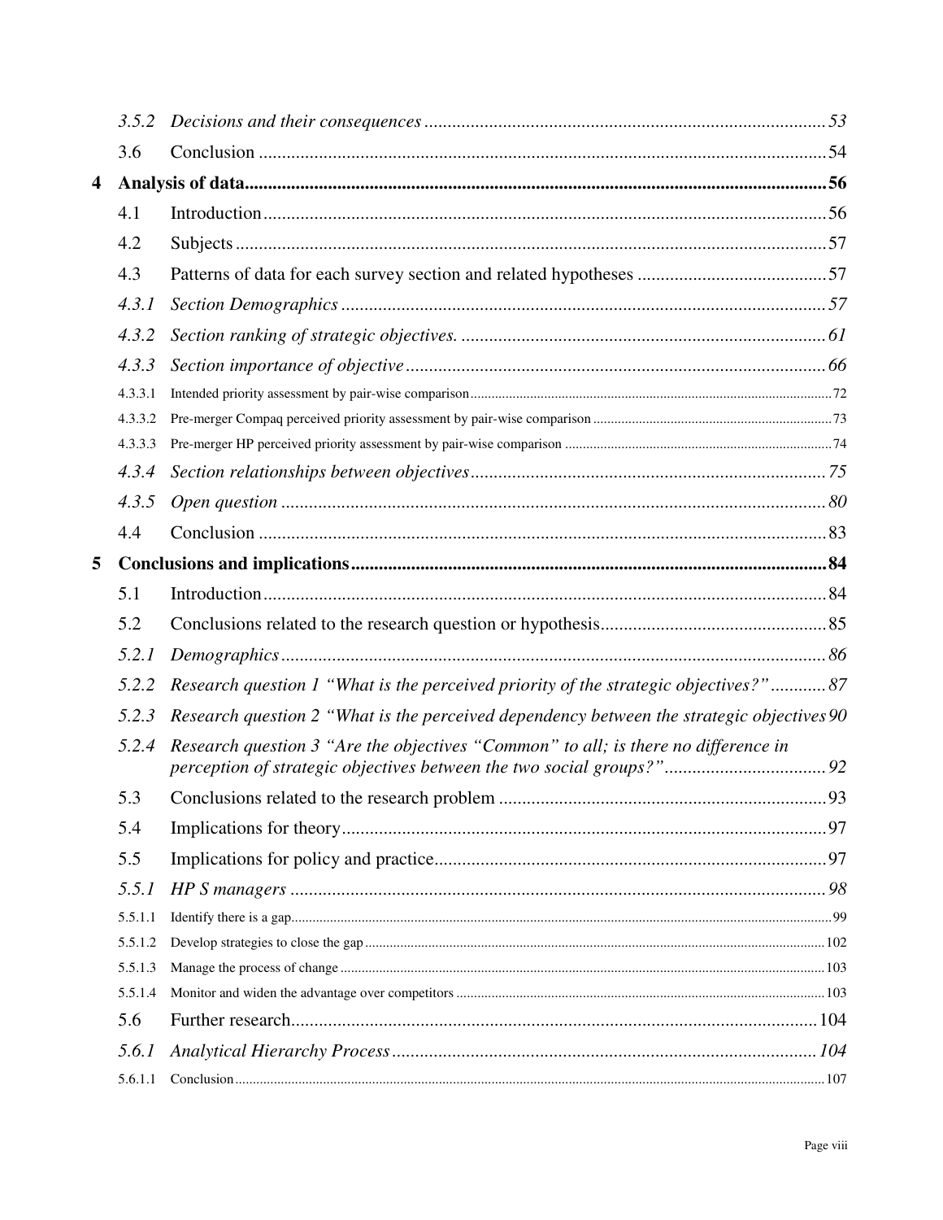3.5.2 *Decisions and their consequences* ........ 53

3.6 Conclusion ........ 54

**4 Analysis of data........ 56**

4.1 Introduction........ 56

4.2 Subjects ........ 57

4.3 Patterns of data for each survey section and related hypotheses ........ 57

4.3.1 *Section Demographics* ........ 57

4.3.2 *Section ranking of strategic objectives.* ........ 61

4.3.3 *Section importance of objective* ........ 66

4.3.3.1 Intended priority assessment by pair-wise comparison ........ 72

4.3.3.2 Pre-merger Compaq perceived priority assessment by pair-wise comparison ........ 73

4.3.3.3 Pre-merger HP perceived priority assessment by pair-wise comparison ........ 74

4.3.4 *Section relationships between objectives* ........ 75

4.3.5 *Open question* ........ 80

4.4 Conclusion ........ 83

**5 Conclusions and implications........ 84**

5.1 Introduction........ 84

5.2 Conclusions related to the research question or hypothesis........ 85

5.2.1 *Demographics* ........ 86

5.2.2 *Research question 1 "What is the perceived priority of the strategic objectives?"* ........ 87

5.2.3 *Research question 2 "What is the perceived dependency between the strategic objectives* 90

5.2.4 *Research question 3 "Are the objectives "Common" to all; is there no difference in perception of strategic objectives between the two social groups?"* ........ 92

5.3 Conclusions related to the research problem ........ 93

5.4 Implications for theory........ 97

5.5 Implications for policy and practice........ 97

5.5.1 *HP S managers* ........ 98

5.5.1.1 Identify there is a gap........ 99

5.5.1.2 Develop strategies to close the gap ........ 102

5.5.1.3 Manage the process of change ........ 103

5.5.1.4 Monitor and widen the advantage over competitors ........ 103

5.6 Further research........ 104

5.6.1 *Analytical Hierarchy Process* ........ 104

5.6.1.1 Conclusion ........ 107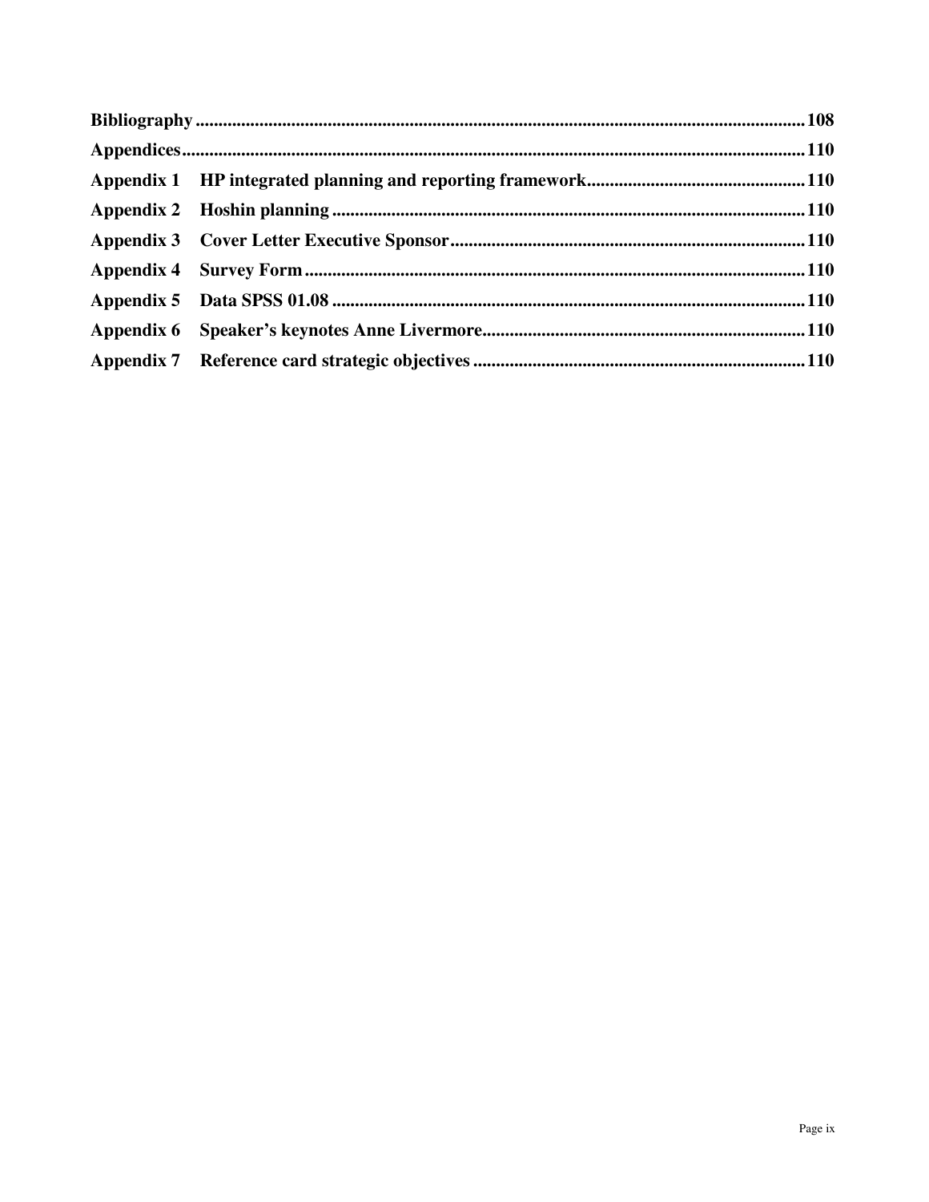**Bibliography** ..................................................................................................................................... **108**

**Appendices** ........................................................................................................................................ **110**

**Appendix 1 HP integrated planning and reporting framework** ................................................ **110**

**Appendix 2 Hoshin planning** ....................................................................................................... **110**

**Appendix 3 Cover Letter Executive Sponsor** ............................................................................. **110**

**Appendix 4 Survey Form** ............................................................................................................. **110**

**Appendix 5 Data SPSS 01.08** ...................................................................................................... **110**

**Appendix 6 Speaker's keynotes Anne Livermore** ...................................................................... **110**

**Appendix 7 Reference card strategic objectives** ........................................................................ **110**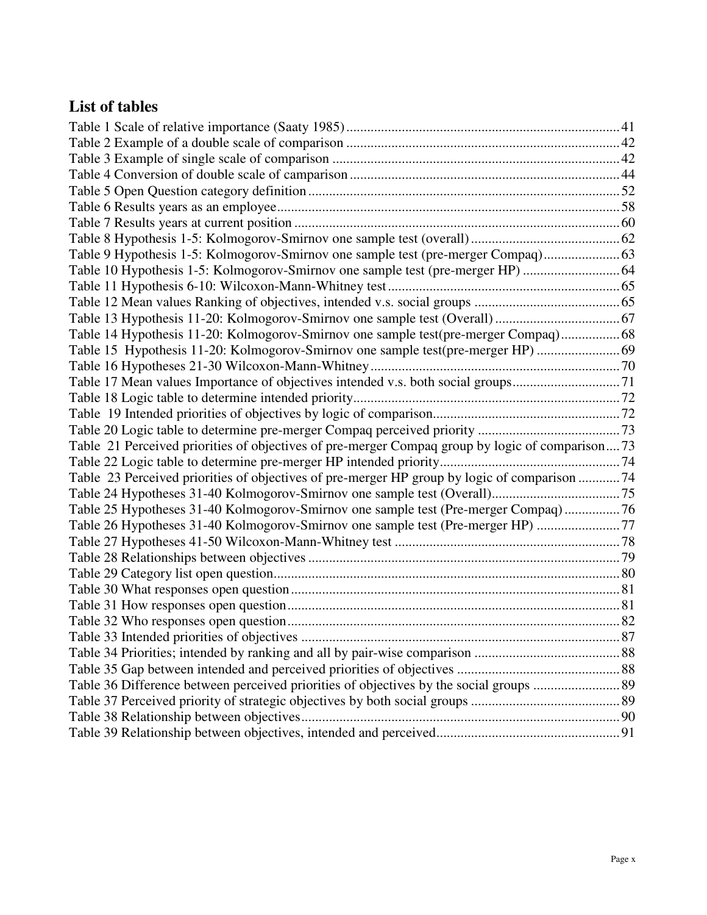## List of tables

Table 1 Scale of relative importance (Saaty 1985) .......... 41
Table 2 Example of a double scale of comparison .......... 42
Table 3 Example of single scale of comparison .......... 42
Table 4 Conversion of double scale of camparison .......... 44
Table 5 Open Question category definition .......... 52
Table 6 Results years as an employee .......... 58
Table 7 Results years at current position .......... 60
Table 8 Hypothesis 1-5: Kolmogorov-Smirnov one sample test (overall) .......... 62
Table 9 Hypothesis 1-5: Kolmogorov-Smirnov one sample test (pre-merger Compaq) .......... 63
Table 10 Hypothesis 1-5: Kolmogorov-Smirnov one sample test (pre-merger HP) .......... 64
Table 11 Hypothesis 6-10: Wilcoxon-Mann-Whitney test .......... 65
Table 12 Mean values Ranking of objectives, intended v.s. social groups .......... 65
Table 13 Hypothesis 11-20: Kolmogorov-Smirnov one sample test (Overall) .......... 67
Table 14 Hypothesis 11-20: Kolmogorov-Smirnov one sample test(pre-merger Compaq) .......... 68
Table 15 Hypothesis 11-20: Kolmogorov-Smirnov one sample test(pre-merger HP) .......... 69
Table 16 Hypotheses 21-30 Wilcoxon-Mann-Whitney .......... 70
Table 17 Mean values Importance of objectives intended v.s. both social groups .......... 71
Table 18 Logic table to determine intended priority .......... 72
Table 19 Intended priorities of objectives by logic of comparison .......... 72
Table 20 Logic table to determine pre-merger Compaq perceived priority .......... 73
Table 21 Perceived priorities of objectives of pre-merger Compaq group by logic of comparison .......... 73
Table 22 Logic table to determine pre-merger HP intended priority .......... 74
Table 23 Perceived priorities of objectives of pre-merger HP group by logic of comparison .......... 74
Table 24 Hypotheses 31-40 Kolmogorov-Smirnov one sample test (Overall) .......... 75
Table 25 Hypotheses 31-40 Kolmogorov-Smirnov one sample test (Pre-merger Compaq) .......... 76
Table 26 Hypotheses 31-40 Kolmogorov-Smirnov one sample test (Pre-merger HP) .......... 77
Table 27 Hypotheses 41-50 Wilcoxon-Mann-Whitney test .......... 78
Table 28 Relationships between objectives .......... 79
Table 29 Category list open question .......... 80
Table 30 What responses open question .......... 81
Table 31 How responses open question .......... 81
Table 32 Who responses open question .......... 82
Table 33 Intended priorities of objectives .......... 87
Table 34 Priorities; intended by ranking and all by pair-wise comparison .......... 88
Table 35 Gap between intended and perceived priorities of objectives .......... 88
Table 36 Difference between perceived priorities of objectives by the social groups .......... 89
Table 37 Perceived priority of strategic objectives by both social groups .......... 89
Table 38 Relationship between objectives .......... 90
Table 39 Relationship between objectives, intended and perceived .......... 91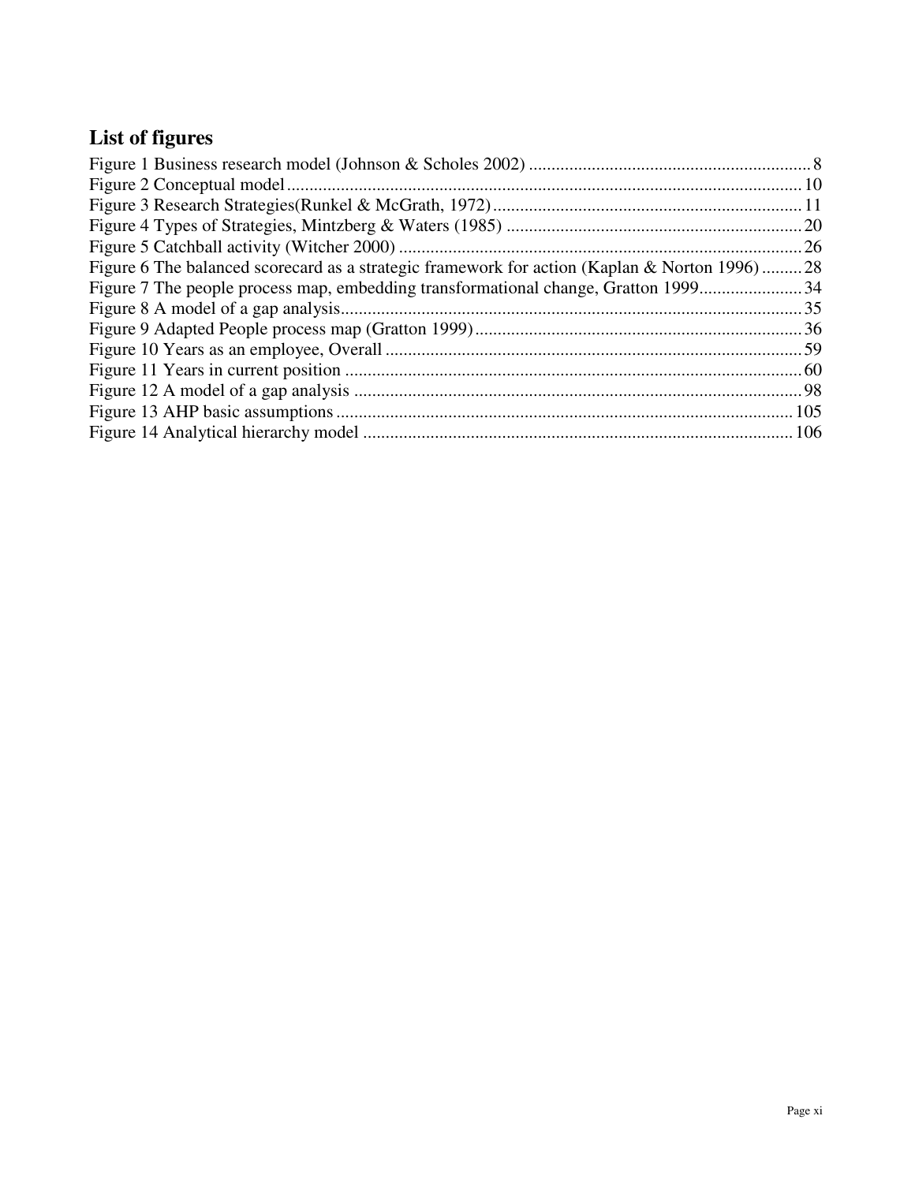## List of figures

Figure 1 Business research model (Johnson & Scholes 2002) ............................................................... 8
Figure 2 Conceptual model .................................................................................................................. 10
Figure 3 Research Strategies(Runkel & McGrath, 1972) ..................................................................... 11
Figure 4 Types of Strategies, Mintzberg & Waters (1985) .................................................................. 20
Figure 5 Catchball activity (Witcher 2000) .......................................................................................... 26
Figure 6 The balanced scorecard as a strategic framework for action (Kaplan & Norton 1996) ......... 28
Figure 7 The people process map, embedding transformational change, Gratton 1999 ....................... 34
Figure 8 A model of a gap analysis ...................................................................................................... 35
Figure 9 Adapted People process map (Gratton 1999) ........................................................................ 36
Figure 10 Years as an employee, Overall ............................................................................................ 59
Figure 11 Years in current position ..................................................................................................... 60
Figure 12 A model of a gap analysis .................................................................................................... 98
Figure 13 AHP basic assumptions ...................................................................................................... 105
Figure 14 Analytical hierarchy model ............................................................................................... 106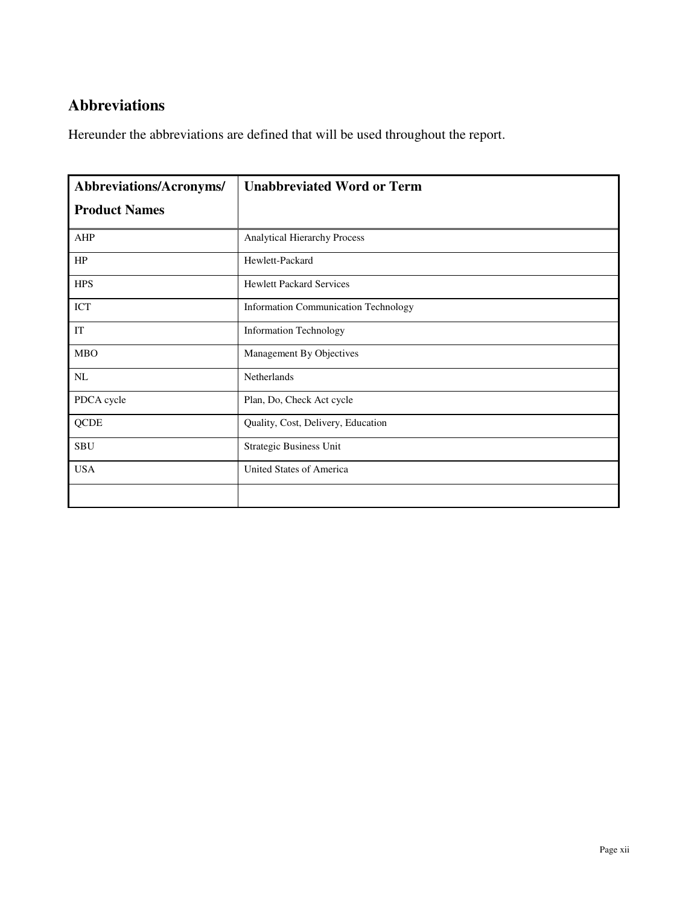## Abbreviations

Hereunder the abbreviations are defined that will be used throughout the report.

| Abbreviations/Acronyms/ Product Names | Unabbreviated Word or Term |
|---|---|
| AHP | Analytical Hierarchy Process |
| HP | Hewlett-Packard |
| HPS | Hewlett Packard Services |
| ICT | Information Communication Technology |
| IT | Information Technology |
| MBO | Management By Objectives |
| NL | Netherlands |
| PDCA cycle | Plan, Do, Check Act cycle |
| QCDE | Quality, Cost, Delivery, Education |
| SBU | Strategic Business Unit |
| USA | United States of America |
| | |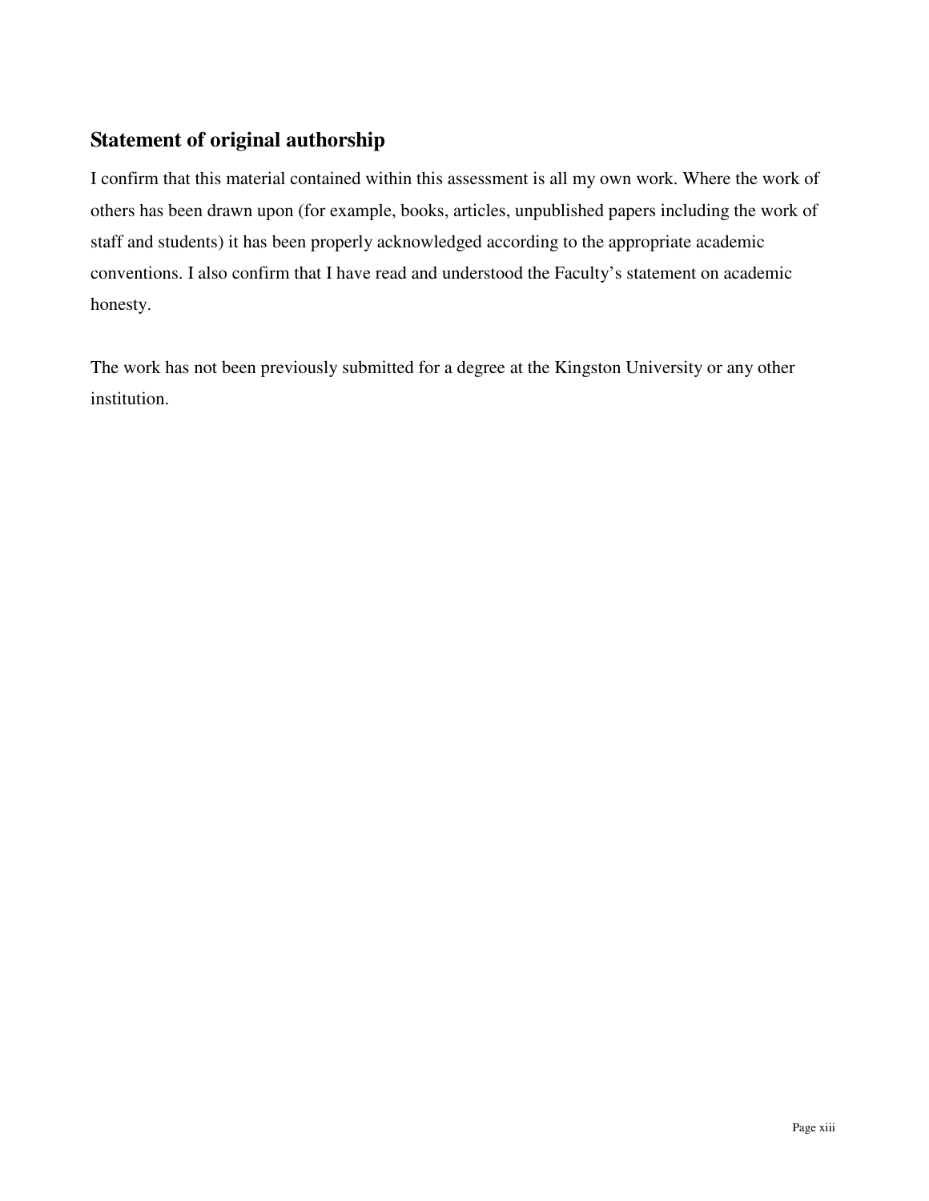## Statement of original authorship

I confirm that this material contained within this assessment is all my own work. Where the work of others has been drawn upon (for example, books, articles, unpublished papers including the work of staff and students) it has been properly acknowledged according to the appropriate academic conventions. I also confirm that I have read and understood the Faculty's statement on academic honesty.

The work has not been previously submitted for a degree at the Kingston University or any other institution.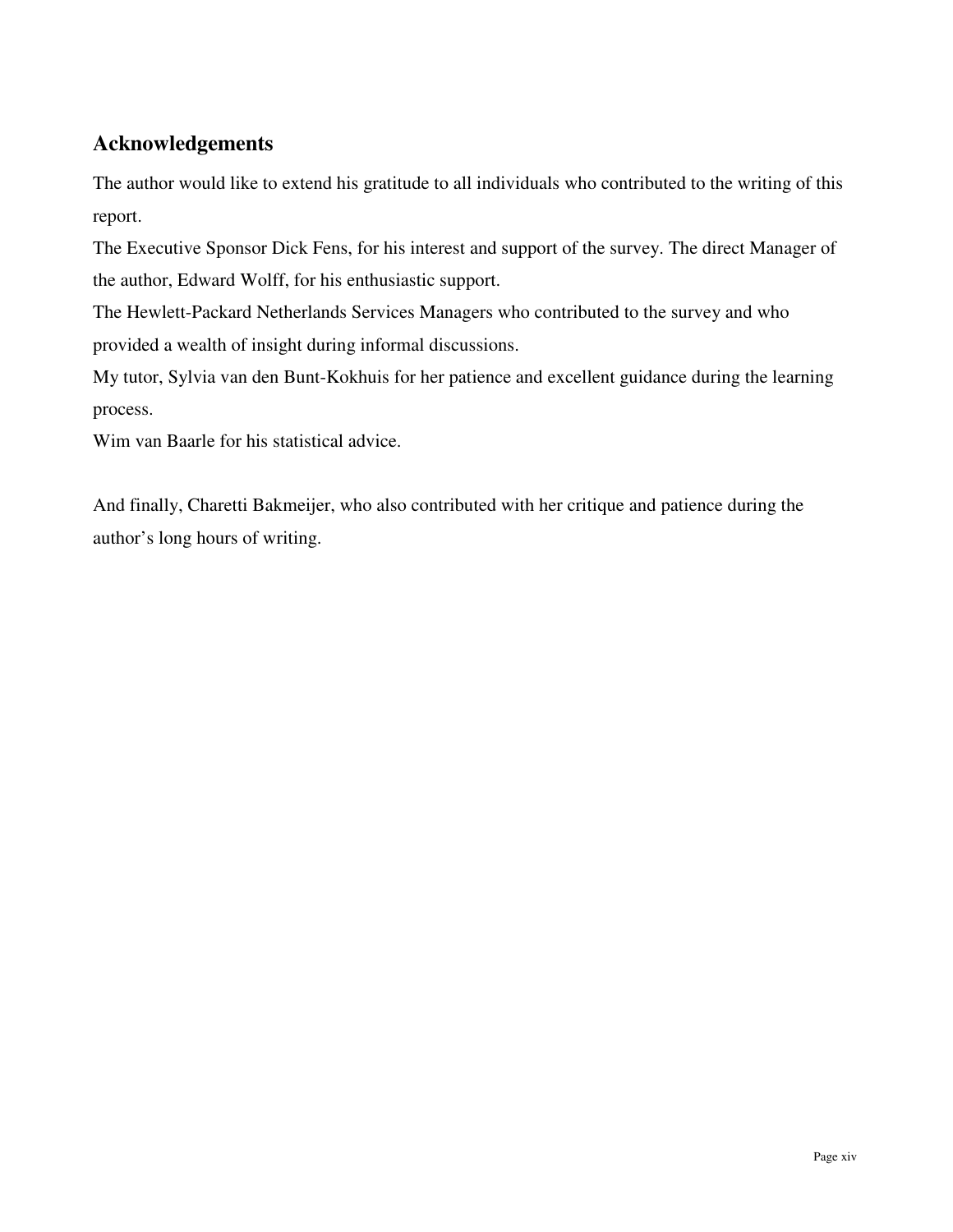## Acknowledgements

The author would like to extend his gratitude to all individuals who contributed to the writing of this report.

The Executive Sponsor Dick Fens, for his interest and support of the survey. The direct Manager of the author, Edward Wolff, for his enthusiastic support.

The Hewlett-Packard Netherlands Services Managers who contributed to the survey and who provided a wealth of insight during informal discussions.

My tutor, Sylvia van den Bunt-Kokhuis for her patience and excellent guidance during the learning process.

Wim van Baarle for his statistical advice.

And finally, Charetti Bakmeijer, who also contributed with her critique and patience during the author's long hours of writing.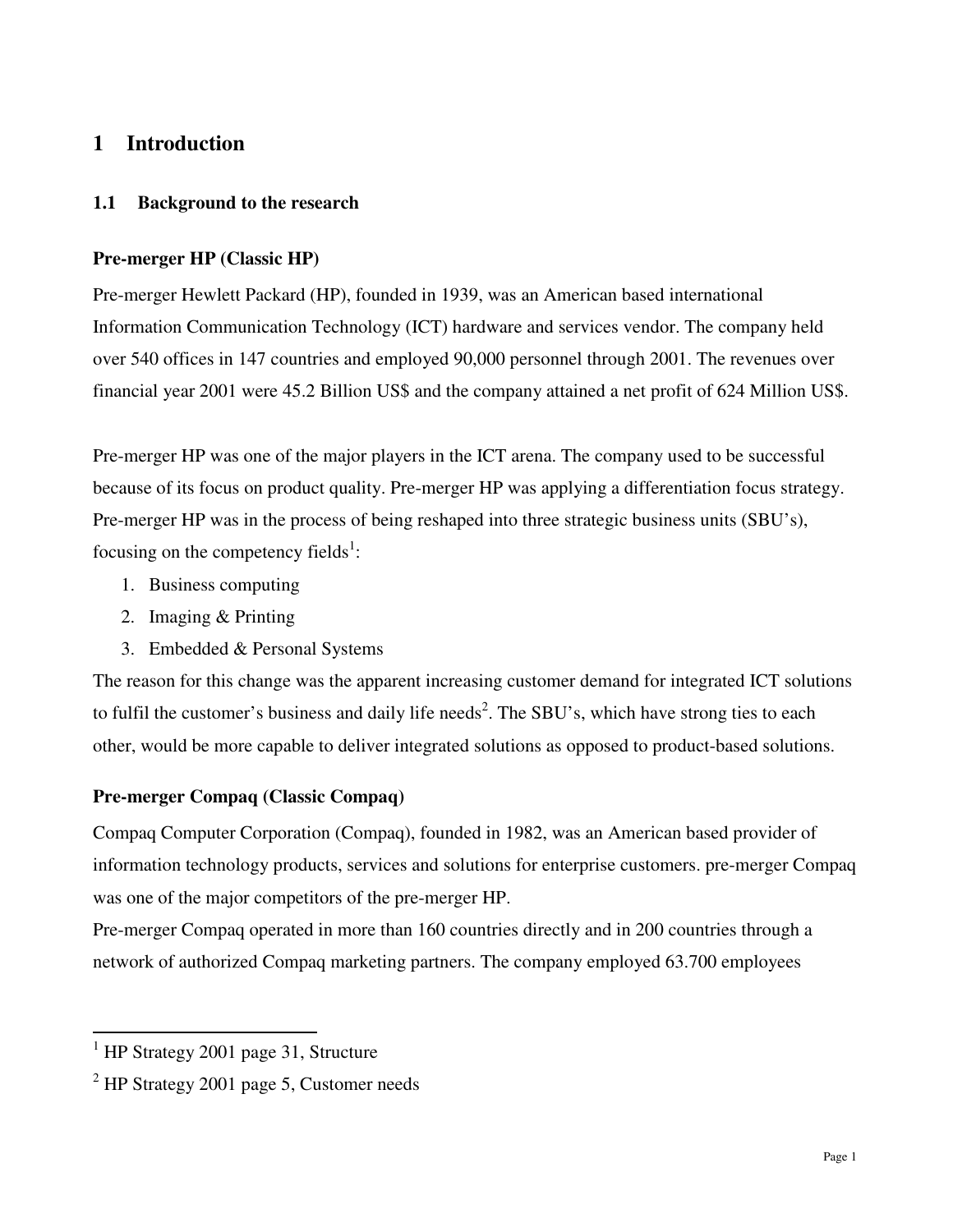# 1 Introduction

## 1.1 Background to the research

### Pre-merger HP (Classic HP)

Pre-merger Hewlett Packard (HP), founded in 1939, was an American based international Information Communication Technology (ICT) hardware and services vendor. The company held over 540 offices in 147 countries and employed 90,000 personnel through 2001. The revenues over financial year 2001 were 45.2 Billion US$ and the company attained a net profit of 624 Million US$.

Pre-merger HP was one of the major players in the ICT arena. The company used to be successful because of its focus on product quality. Pre-merger HP was applying a differentiation focus strategy. Pre-merger HP was in the process of being reshaped into three strategic business units (SBU's), focusing on the competency fields[1]:

1. Business computing
2. Imaging & Printing
3. Embedded & Personal Systems

The reason for this change was the apparent increasing customer demand for integrated ICT solutions to fulfil the customer's business and daily life needs[2]. The SBU's, which have strong ties to each other, would be more capable to deliver integrated solutions as opposed to product-based solutions.

### Pre-merger Compaq (Classic Compaq)

Compaq Computer Corporation (Compaq), founded in 1982, was an American based provider of information technology products, services and solutions for enterprise customers. pre-merger Compaq was one of the major competitors of the pre-merger HP.

Pre-merger Compaq operated in more than 160 countries directly and in 200 countries through a network of authorized Compaq marketing partners. The company employed 63.700 employees

---

[1] HP Strategy 2001 page 31, Structure

[2] HP Strategy 2001 page 5, Customer needs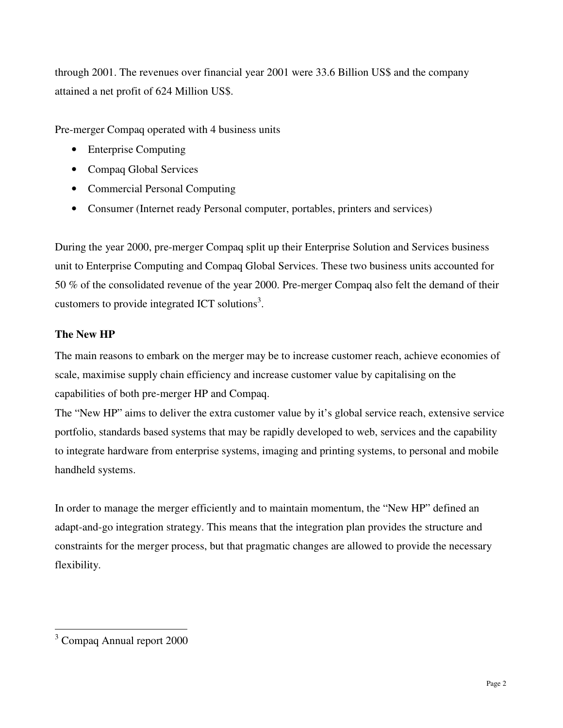through 2001. The revenues over financial year 2001 were 33.6 Billion US$ and the company attained a net profit of 624 Million US$.

Pre-merger Compaq operated with 4 business units

- Enterprise Computing
- Compaq Global Services
- Commercial Personal Computing
- Consumer (Internet ready Personal computer, portables, printers and services)

During the year 2000, pre-merger Compaq split up their Enterprise Solution and Services business unit to Enterprise Computing and Compaq Global Services. These two business units accounted for 50 % of the consolidated revenue of the year 2000. Pre-merger Compaq also felt the demand of their customers to provide integrated ICT solutions[3].

**The New HP**

The main reasons to embark on the merger may be to increase customer reach, achieve economies of scale, maximise supply chain efficiency and increase customer value by capitalising on the capabilities of both pre-merger HP and Compaq.

The "New HP" aims to deliver the extra customer value by it's global service reach, extensive service portfolio, standards based systems that may be rapidly developed to web, services and the capability to integrate hardware from enterprise systems, imaging and printing systems, to personal and mobile handheld systems.

In order to manage the merger efficiently and to maintain momentum, the "New HP" defined an adapt-and-go integration strategy. This means that the integration plan provides the structure and constraints for the merger process, but that pragmatic changes are allowed to provide the necessary flexibility.

---

[3] Compaq Annual report 2000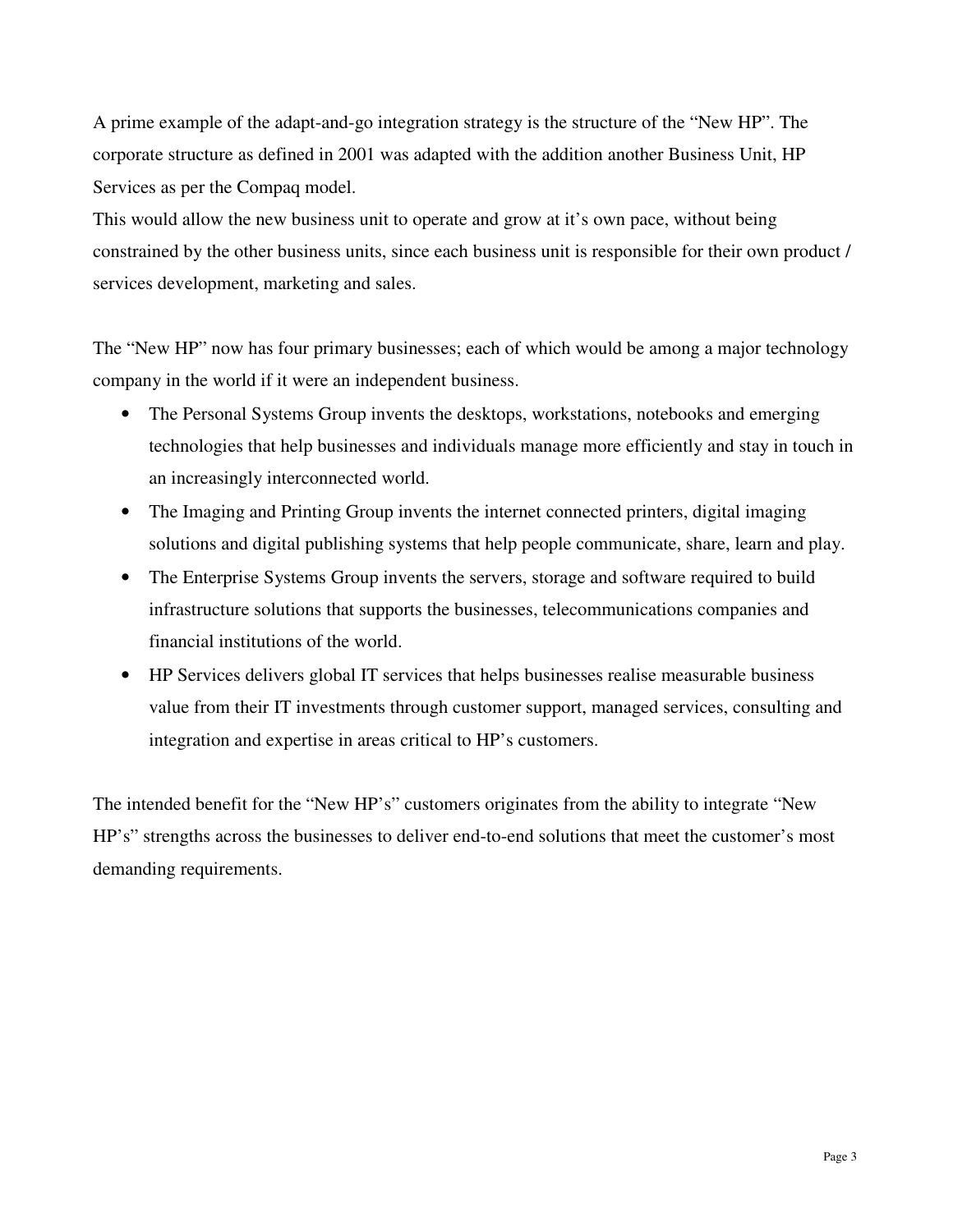A prime example of the adapt-and-go integration strategy is the structure of the "New HP". The corporate structure as defined in 2001 was adapted with the addition another Business Unit, HP Services as per the Compaq model.

This would allow the new business unit to operate and grow at it's own pace, without being constrained by the other business units, since each business unit is responsible for their own product / services development, marketing and sales.

The "New HP" now has four primary businesses; each of which would be among a major technology company in the world if it were an independent business.

- The Personal Systems Group invents the desktops, workstations, notebooks and emerging technologies that help businesses and individuals manage more efficiently and stay in touch in an increasingly interconnected world.
- The Imaging and Printing Group invents the internet connected printers, digital imaging solutions and digital publishing systems that help people communicate, share, learn and play.
- The Enterprise Systems Group invents the servers, storage and software required to build infrastructure solutions that supports the businesses, telecommunications companies and financial institutions of the world.
- HP Services delivers global IT services that helps businesses realise measurable business value from their IT investments through customer support, managed services, consulting and integration and expertise in areas critical to HP's customers.

The intended benefit for the "New HP's" customers originates from the ability to integrate "New HP's" strengths across the businesses to deliver end-to-end solutions that meet the customer's most demanding requirements.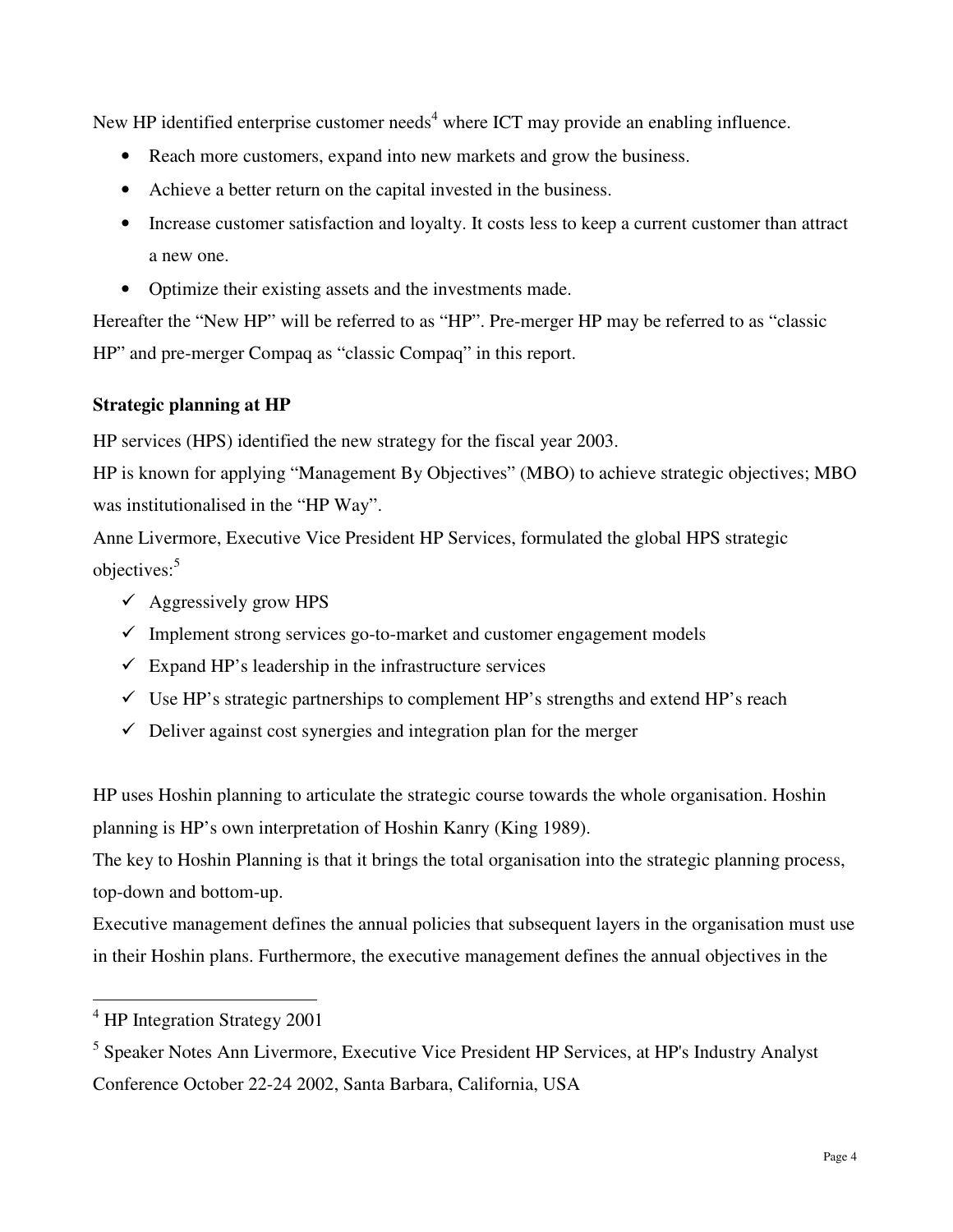New HP identified enterprise customer needs[4] where ICT may provide an enabling influence.

- Reach more customers, expand into new markets and grow the business.
- Achieve a better return on the capital invested in the business.
- Increase customer satisfaction and loyalty. It costs less to keep a current customer than attract a new one.
- Optimize their existing assets and the investments made.

Hereafter the "New HP" will be referred to as "HP". Pre-merger HP may be referred to as "classic HP" and pre-merger Compaq as "classic Compaq" in this report.

**Strategic planning at HP**

HP services (HPS) identified the new strategy for the fiscal year 2003.

HP is known for applying "Management By Objectives" (MBO) to achieve strategic objectives; MBO was institutionalised in the "HP Way".

Anne Livermore, Executive Vice President HP Services, formulated the global HPS strategic objectives:[5]

- ✓ Aggressively grow HPS
- ✓ Implement strong services go-to-market and customer engagement models
- ✓ Expand HP's leadership in the infrastructure services
- ✓ Use HP's strategic partnerships to complement HP's strengths and extend HP's reach
- ✓ Deliver against cost synergies and integration plan for the merger

HP uses Hoshin planning to articulate the strategic course towards the whole organisation. Hoshin planning is HP's own interpretation of Hoshin Kanry (King 1989).

The key to Hoshin Planning is that it brings the total organisation into the strategic planning process, top-down and bottom-up.

Executive management defines the annual policies that subsequent layers in the organisation must use in their Hoshin plans. Furthermore, the executive management defines the annual objectives in the

---

[4] HP Integration Strategy 2001

[5] Speaker Notes Ann Livermore, Executive Vice President HP Services, at HP's Industry Analyst Conference October 22-24 2002, Santa Barbara, California, USA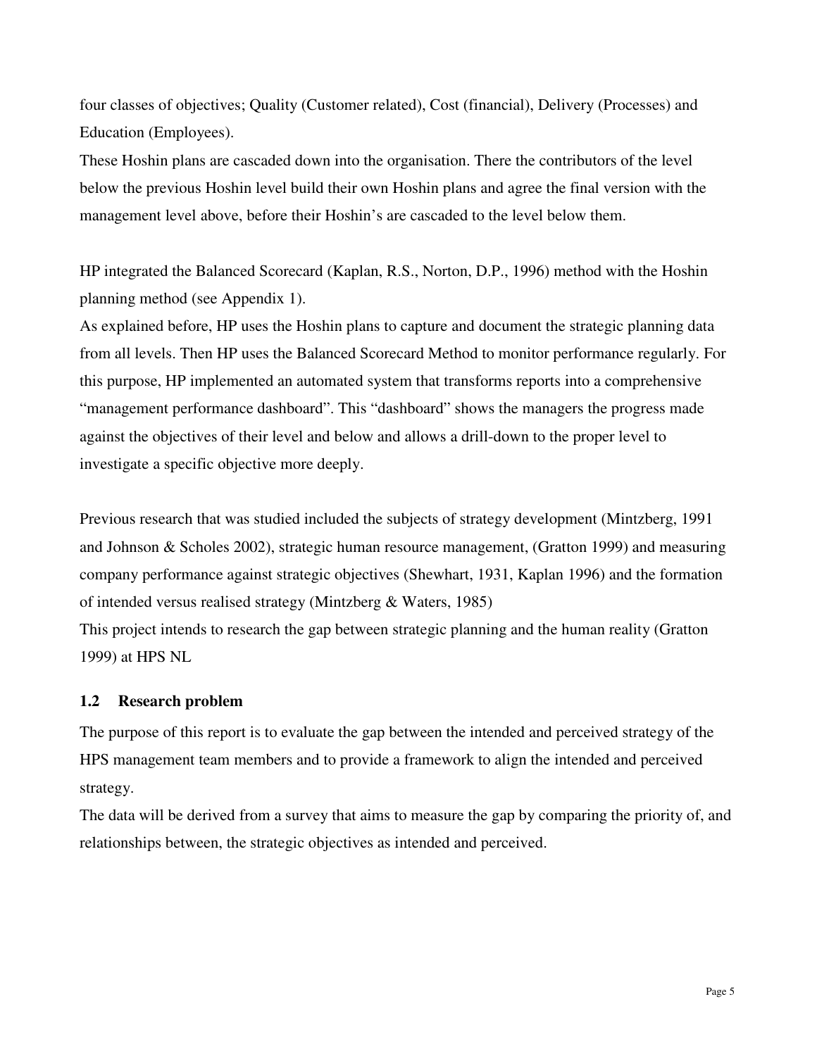four classes of objectives; Quality (Customer related), Cost (financial), Delivery (Processes) and Education (Employees).

These Hoshin plans are cascaded down into the organisation. There the contributors of the level below the previous Hoshin level build their own Hoshin plans and agree the final version with the management level above, before their Hoshin's are cascaded to the level below them.

HP integrated the Balanced Scorecard (Kaplan, R.S., Norton, D.P., 1996) method with the Hoshin planning method (see Appendix 1).

As explained before, HP uses the Hoshin plans to capture and document the strategic planning data from all levels. Then HP uses the Balanced Scorecard Method to monitor performance regularly. For this purpose, HP implemented an automated system that transforms reports into a comprehensive "management performance dashboard". This "dashboard" shows the managers the progress made against the objectives of their level and below and allows a drill-down to the proper level to investigate a specific objective more deeply.

Previous research that was studied included the subjects of strategy development (Mintzberg, 1991 and Johnson & Scholes 2002), strategic human resource management, (Gratton 1999) and measuring company performance against strategic objectives (Shewhart, 1931, Kaplan 1996) and the formation of intended versus realised strategy (Mintzberg & Waters, 1985)

This project intends to research the gap between strategic planning and the human reality (Gratton 1999) at HPS NL

### 1.2 Research problem

The purpose of this report is to evaluate the gap between the intended and perceived strategy of the HPS management team members and to provide a framework to align the intended and perceived strategy.

The data will be derived from a survey that aims to measure the gap by comparing the priority of, and relationships between, the strategic objectives as intended and perceived.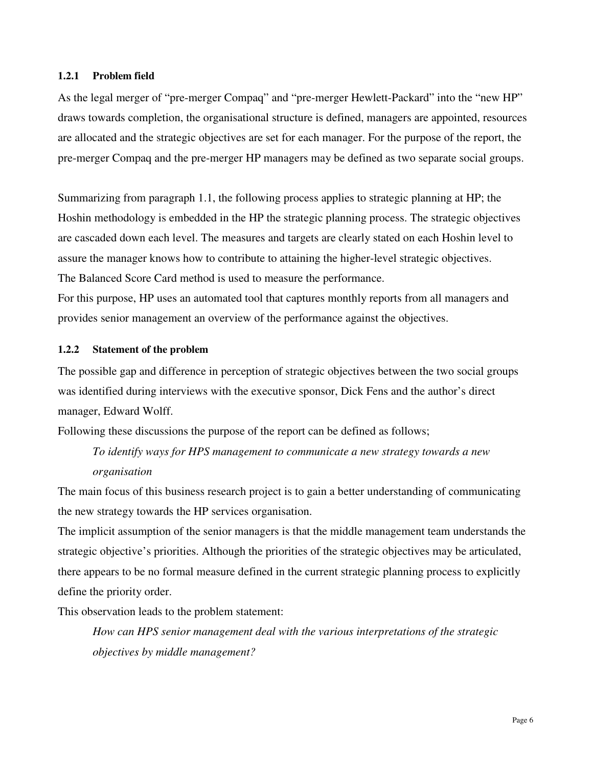### 1.2.1 Problem field

As the legal merger of "pre-merger Compaq" and "pre-merger Hewlett-Packard" into the "new HP" draws towards completion, the organisational structure is defined, managers are appointed, resources are allocated and the strategic objectives are set for each manager. For the purpose of the report, the pre-merger Compaq and the pre-merger HP managers may be defined as two separate social groups.

Summarizing from paragraph 1.1, the following process applies to strategic planning at HP; the Hoshin methodology is embedded in the HP the strategic planning process. The strategic objectives are cascaded down each level. The measures and targets are clearly stated on each Hoshin level to assure the manager knows how to contribute to attaining the higher-level strategic objectives. The Balanced Score Card method is used to measure the performance.
For this purpose, HP uses an automated tool that captures monthly reports from all managers and provides senior management an overview of the performance against the objectives.

### 1.2.2 Statement of the problem

The possible gap and difference in perception of strategic objectives between the two social groups was identified during interviews with the executive sponsor, Dick Fens and the author's direct manager, Edward Wolff.
Following these discussions the purpose of the report can be defined as follows;

> *To identify ways for HPS management to communicate a new strategy towards a new organisation*

The main focus of this business research project is to gain a better understanding of communicating the new strategy towards the HP services organisation.
The implicit assumption of the senior managers is that the middle management team understands the strategic objective's priorities. Although the priorities of the strategic objectives may be articulated, there appears to be no formal measure defined in the current strategic planning process to explicitly define the priority order.
This observation leads to the problem statement:

> *How can HPS senior management deal with the various interpretations of the strategic objectives by middle management?*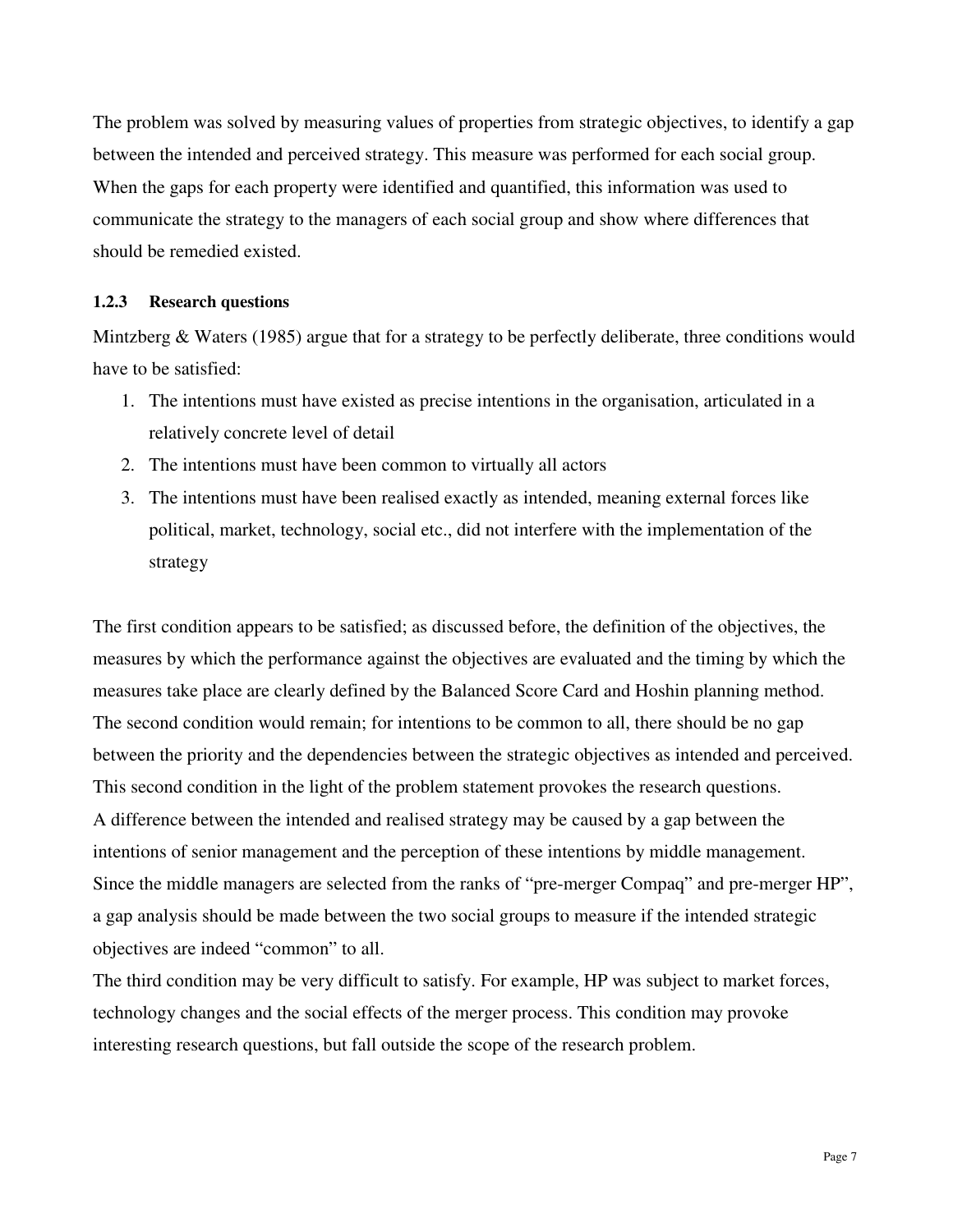The problem was solved by measuring values of properties from strategic objectives, to identify a gap between the intended and perceived strategy. This measure was performed for each social group. When the gaps for each property were identified and quantified, this information was used to communicate the strategy to the managers of each social group and show where differences that should be remedied existed.

### 1.2.3 Research questions

Mintzberg & Waters (1985) argue that for a strategy to be perfectly deliberate, three conditions would have to be satisfied:

1. The intentions must have existed as precise intentions in the organisation, articulated in a relatively concrete level of detail
2. The intentions must have been common to virtually all actors
3. The intentions must have been realised exactly as intended, meaning external forces like political, market, technology, social etc., did not interfere with the implementation of the strategy

The first condition appears to be satisfied; as discussed before, the definition of the objectives, the measures by which the performance against the objectives are evaluated and the timing by which the measures take place are clearly defined by the Balanced Score Card and Hoshin planning method. The second condition would remain; for intentions to be common to all, there should be no gap between the priority and the dependencies between the strategic objectives as intended and perceived. This second condition in the light of the problem statement provokes the research questions.
A difference between the intended and realised strategy may be caused by a gap between the intentions of senior management and the perception of these intentions by middle management. Since the middle managers are selected from the ranks of "pre-merger Compaq" and pre-merger HP", a gap analysis should be made between the two social groups to measure if the intended strategic objectives are indeed "common" to all.
The third condition may be very difficult to satisfy. For example, HP was subject to market forces, technology changes and the social effects of the merger process. This condition may provoke interesting research questions, but fall outside the scope of the research problem.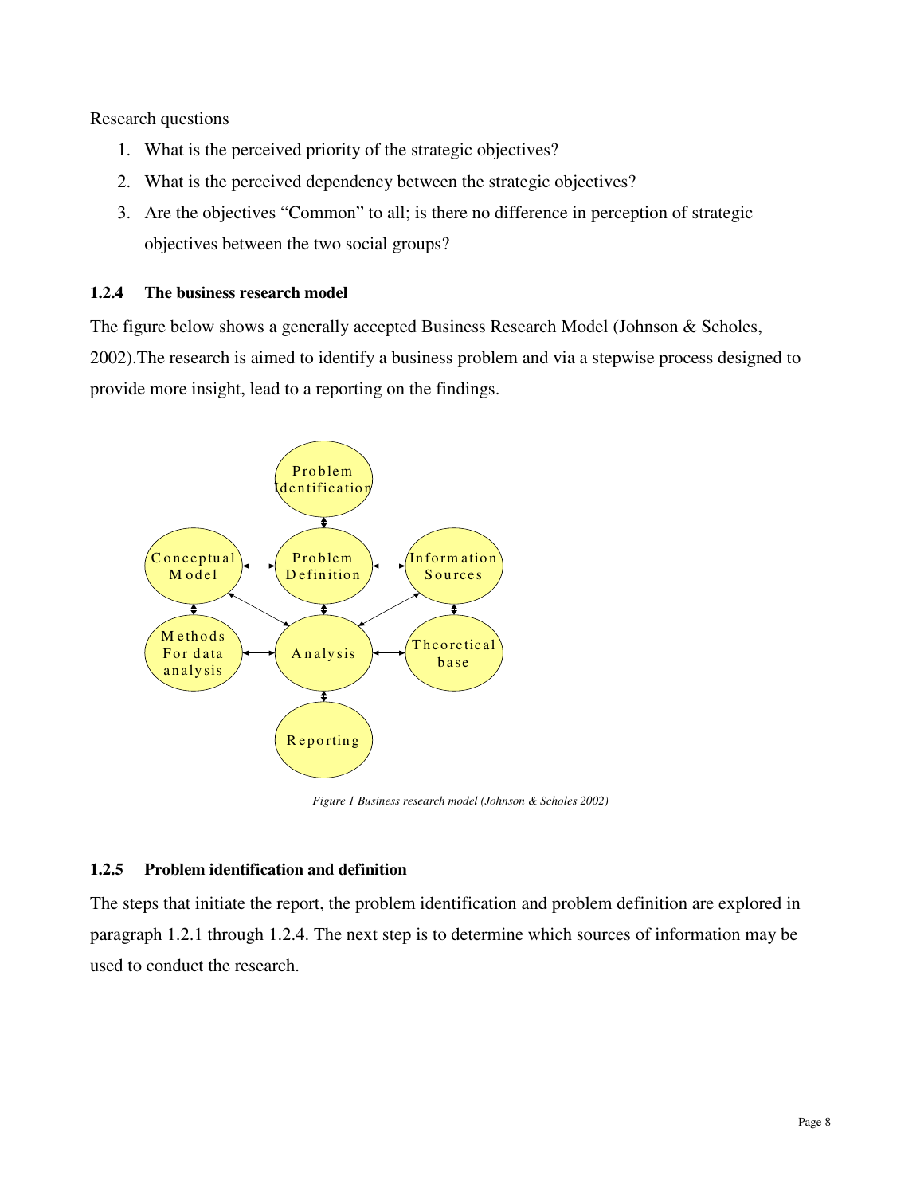Research questions

1. What is the perceived priority of the strategic objectives?
2. What is the perceived dependency between the strategic objectives?
3. Are the objectives “Common” to all; is there no difference in perception of strategic objectives between the two social groups?

#### 1.2.4 The business research model

The figure below shows a generally accepted Business Research Model (Johnson & Scholes, 2002).The research is aimed to identify a business problem and via a stepwise process designed to provide more insight, lead to a reporting on the findings.

*Figure 1 Business research model (Johnson & Scholes 2002)*

#### 1.2.5 Problem identification and definition

The steps that initiate the report, the problem identification and problem definition are explored in paragraph 1.2.1 through 1.2.4. The next step is to determine which sources of information may be used to conduct the research.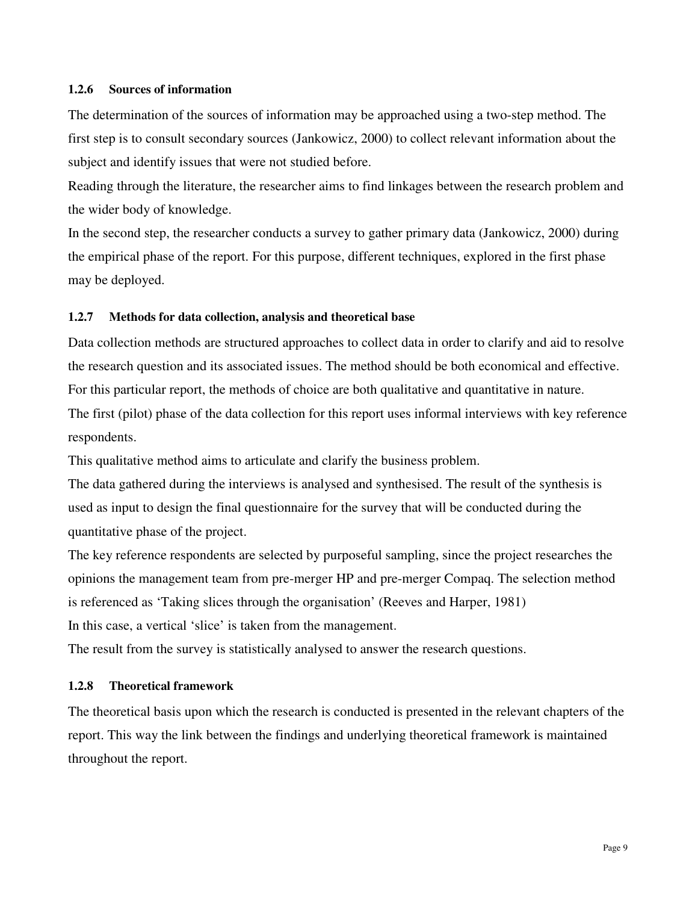### 1.2.6 Sources of information

The determination of the sources of information may be approached using a two-step method. The first step is to consult secondary sources (Jankowicz, 2000) to collect relevant information about the subject and identify issues that were not studied before.

Reading through the literature, the researcher aims to find linkages between the research problem and the wider body of knowledge.

In the second step, the researcher conducts a survey to gather primary data (Jankowicz, 2000) during the empirical phase of the report. For this purpose, different techniques, explored in the first phase may be deployed.

### 1.2.7 Methods for data collection, analysis and theoretical base

Data collection methods are structured approaches to collect data in order to clarify and aid to resolve the research question and its associated issues. The method should be both economical and effective. For this particular report, the methods of choice are both qualitative and quantitative in nature.

The first (pilot) phase of the data collection for this report uses informal interviews with key reference respondents.

This qualitative method aims to articulate and clarify the business problem.

The data gathered during the interviews is analysed and synthesised. The result of the synthesis is used as input to design the final questionnaire for the survey that will be conducted during the quantitative phase of the project.

The key reference respondents are selected by purposeful sampling, since the project researches the opinions the management team from pre-merger HP and pre-merger Compaq. The selection method is referenced as 'Taking slices through the organisation' (Reeves and Harper, 1981)

In this case, a vertical 'slice' is taken from the management.

The result from the survey is statistically analysed to answer the research questions.

### 1.2.8 Theoretical framework

The theoretical basis upon which the research is conducted is presented in the relevant chapters of the report. This way the link between the findings and underlying theoretical framework is maintained throughout the report.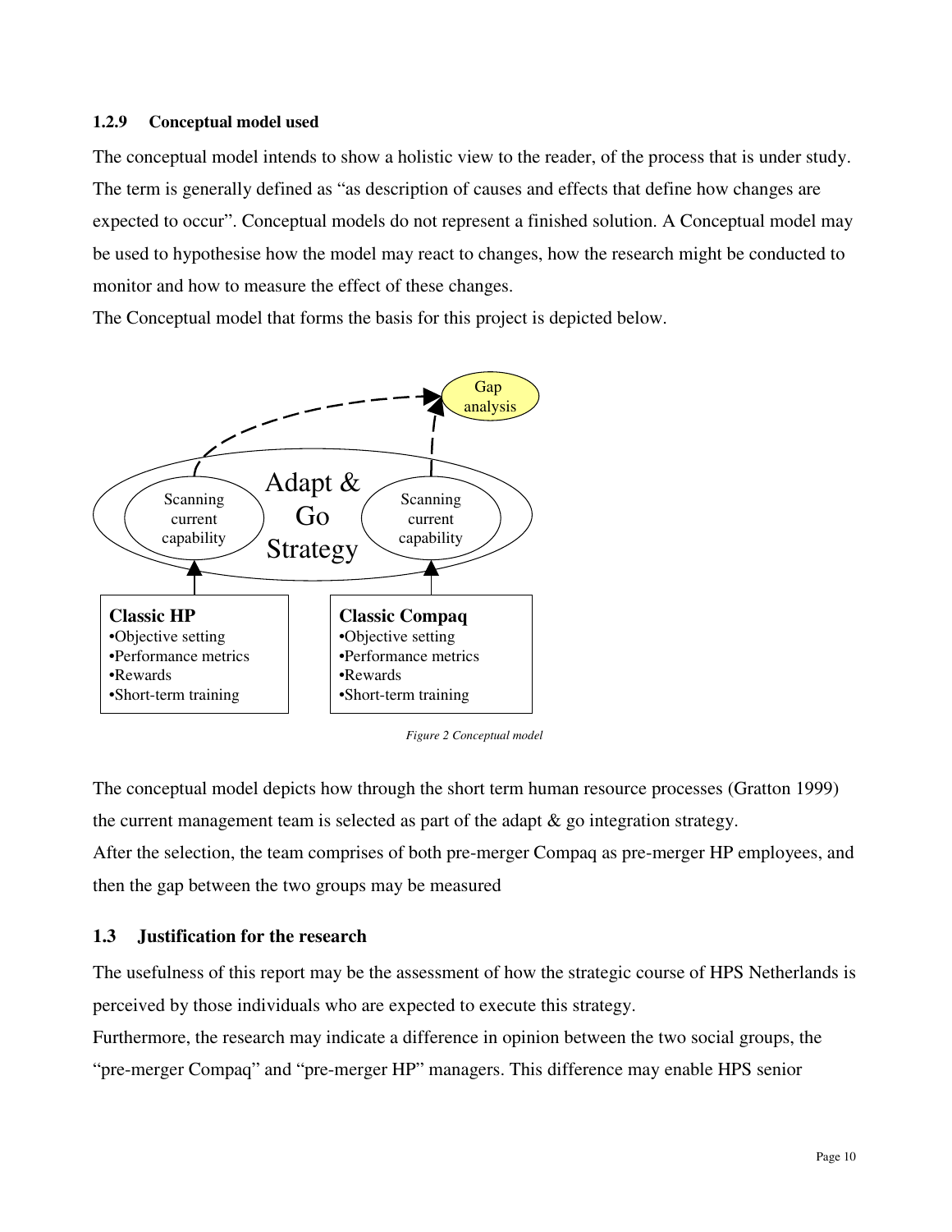### 1.2.9 Conceptual model used

The conceptual model intends to show a holistic view to the reader, of the process that is under study. The term is generally defined as "as description of causes and effects that define how changes are expected to occur". Conceptual models do not represent a finished solution. A Conceptual model may be used to hypothesise how the model may react to changes, how the research might be conducted to monitor and how to measure the effect of these changes.

The Conceptual model that forms the basis for this project is depicted below.

*Figure 2 Conceptual model*

The conceptual model depicts how through the short term human resource processes (Gratton 1999) the current management team is selected as part of the adapt & go integration strategy.

After the selection, the team comprises of both pre-merger Compaq as pre-merger HP employees, and then the gap between the two groups may be measured

## 1.3 Justification for the research

The usefulness of this report may be the assessment of how the strategic course of HPS Netherlands is perceived by those individuals who are expected to execute this strategy.

Furthermore, the research may indicate a difference in opinion between the two social groups, the "pre-merger Compaq" and "pre-merger HP" managers. This difference may enable HPS senior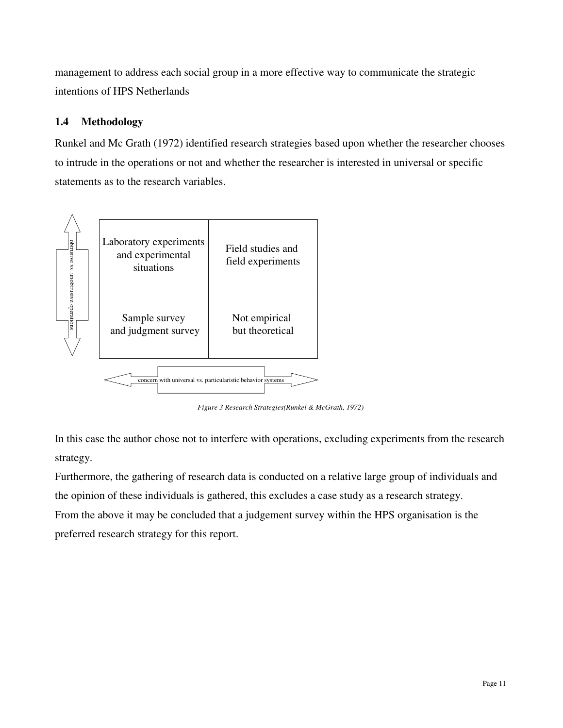management to address each social group in a more effective way to communicate the strategic intentions of HPS Netherlands

## 1.4 Methodology

Runkel and Mc Grath (1972) identified research strategies based upon whether the researcher chooses to intrude in the operations or not and whether the researcher is interested in universal or specific statements as to the research variables.

| Laboratory experiments and experimental situations | Field studies and field experiments |
|---|---|
| Sample survey and judgment survey | Not empirical but theoretical |

obtrusive vs unobtrusive operations

concern with universal vs. particularistic behavior systems

*Figure 3 Research Strategies(Runkel & McGrath, 1972)*

In this case the author chose not to interfere with operations, excluding experiments from the research strategy.

Furthermore, the gathering of research data is conducted on a relative large group of individuals and the opinion of these individuals is gathered, this excludes a case study as a research strategy.

From the above it may be concluded that a judgement survey within the HPS organisation is the preferred research strategy for this report.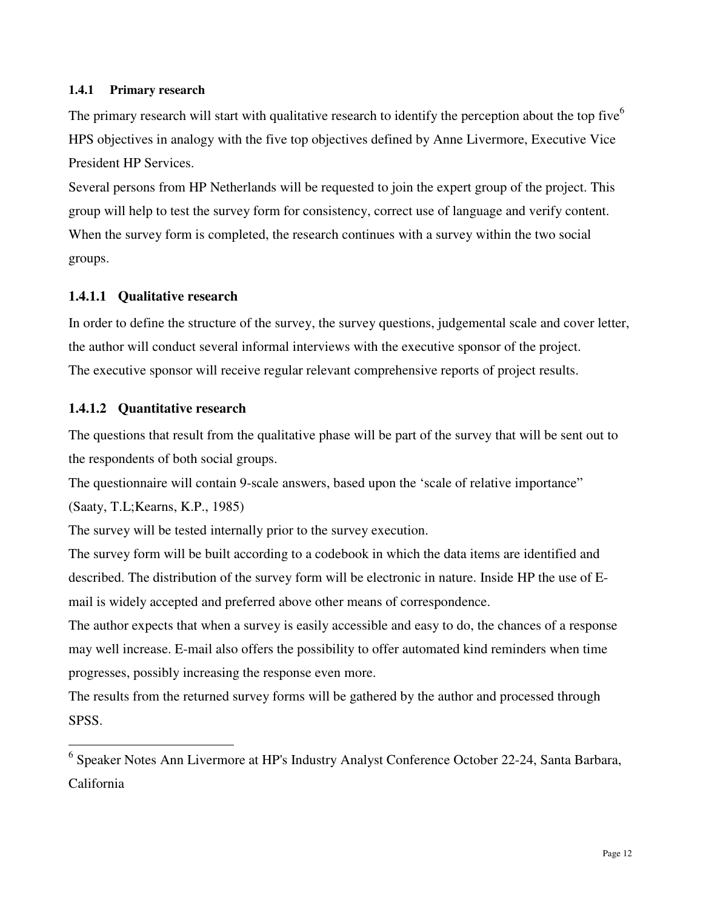### 1.4.1 Primary research

The primary research will start with qualitative research to identify the perception about the top five[6] HPS objectives in analogy with the five top objectives defined by Anne Livermore, Executive Vice President HP Services.

Several persons from HP Netherlands will be requested to join the expert group of the project. This group will help to test the survey form for consistency, correct use of language and verify content. When the survey form is completed, the research continues with a survey within the two social groups.

#### 1.4.1.1 Qualitative research

In order to define the structure of the survey, the survey questions, judgemental scale and cover letter, the author will conduct several informal interviews with the executive sponsor of the project. The executive sponsor will receive regular relevant comprehensive reports of project results.

#### 1.4.1.2 Quantitative research

The questions that result from the qualitative phase will be part of the survey that will be sent out to the respondents of both social groups.

The questionnaire will contain 9-scale answers, based upon the 'scale of relative importance" (Saaty, T.L;Kearns, K.P., 1985)

The survey will be tested internally prior to the survey execution.

The survey form will be built according to a codebook in which the data items are identified and described. The distribution of the survey form will be electronic in nature. Inside HP the use of E-mail is widely accepted and preferred above other means of correspondence.

The author expects that when a survey is easily accessible and easy to do, the chances of a response may well increase. E-mail also offers the possibility to offer automated kind reminders when time progresses, possibly increasing the response even more.

The results from the returned survey forms will be gathered by the author and processed through SPSS.

---

[6] Speaker Notes Ann Livermore at HP's Industry Analyst Conference October 22-24, Santa Barbara, California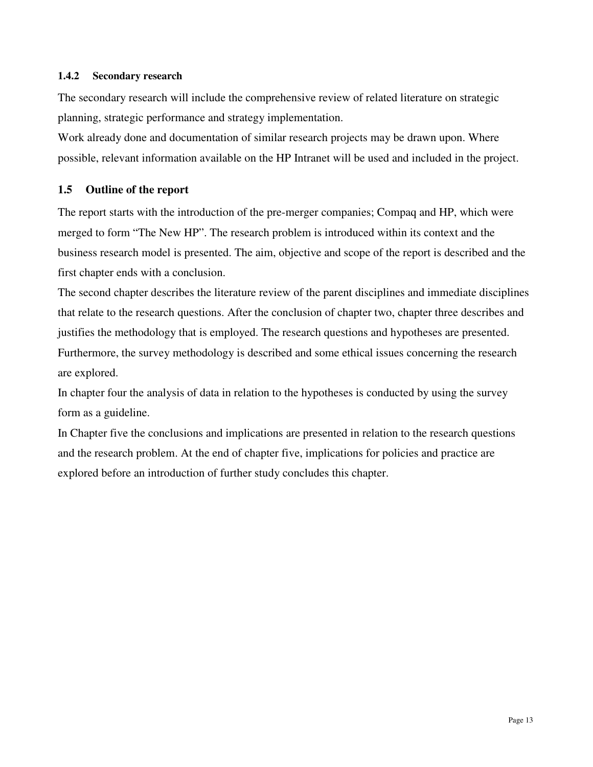### 1.4.2 Secondary research

The secondary research will include the comprehensive review of related literature on strategic planning, strategic performance and strategy implementation.

Work already done and documentation of similar research projects may be drawn upon. Where possible, relevant information available on the HP Intranet will be used and included in the project.

## 1.5 Outline of the report

The report starts with the introduction of the pre-merger companies; Compaq and HP, which were merged to form "The New HP". The research problem is introduced within its context and the business research model is presented. The aim, objective and scope of the report is described and the first chapter ends with a conclusion.

The second chapter describes the literature review of the parent disciplines and immediate disciplines that relate to the research questions. After the conclusion of chapter two, chapter three describes and justifies the methodology that is employed. The research questions and hypotheses are presented. Furthermore, the survey methodology is described and some ethical issues concerning the research are explored.

In chapter four the analysis of data in relation to the hypotheses is conducted by using the survey form as a guideline.

In Chapter five the conclusions and implications are presented in relation to the research questions and the research problem. At the end of chapter five, implications for policies and practice are explored before an introduction of further study concludes this chapter.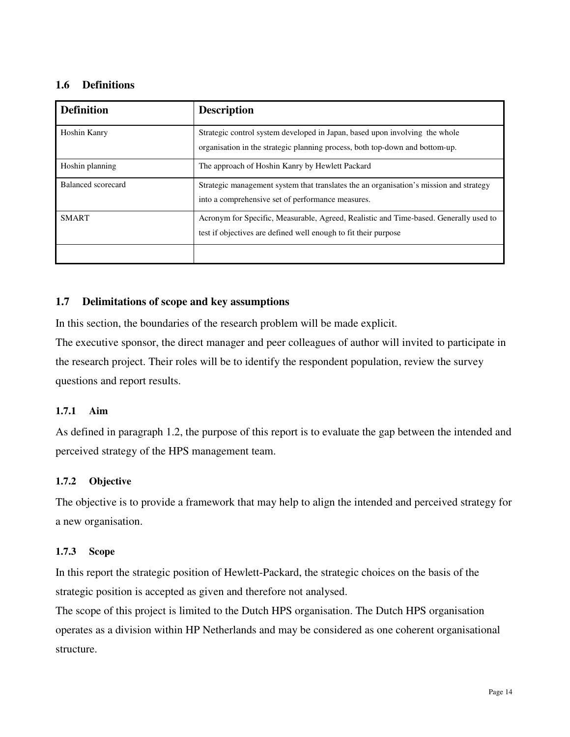## 1.6 Definitions

| Definition | Description |
|---|---|
| Hoshin Kanry | Strategic control system developed in Japan, based upon involving the whole organisation in the strategic planning process, both top-down and bottom-up. |
| Hoshin planning | The approach of Hoshin Kanry by Hewlett Packard |
| Balanced scorecard | Strategic management system that translates the an organisation's mission and strategy into a comprehensive set of performance measures. |
| SMART | Acronym for Specific, Measurable, Agreed, Realistic and Time-based. Generally used to test if objectives are defined well enough to fit their purpose |
| | |

## 1.7 Delimitations of scope and key assumptions

In this section, the boundaries of the research problem will be made explicit.

The executive sponsor, the direct manager and peer colleagues of author will invited to participate in the research project. Their roles will be to identify the respondent population, review the survey questions and report results.

### 1.7.1 Aim

As defined in paragraph 1.2, the purpose of this report is to evaluate the gap between the intended and perceived strategy of the HPS management team.

### 1.7.2 Objective

The objective is to provide a framework that may help to align the intended and perceived strategy for a new organisation.

### 1.7.3 Scope

In this report the strategic position of Hewlett-Packard, the strategic choices on the basis of the strategic position is accepted as given and therefore not analysed.

The scope of this project is limited to the Dutch HPS organisation. The Dutch HPS organisation operates as a division within HP Netherlands and may be considered as one coherent organisational structure.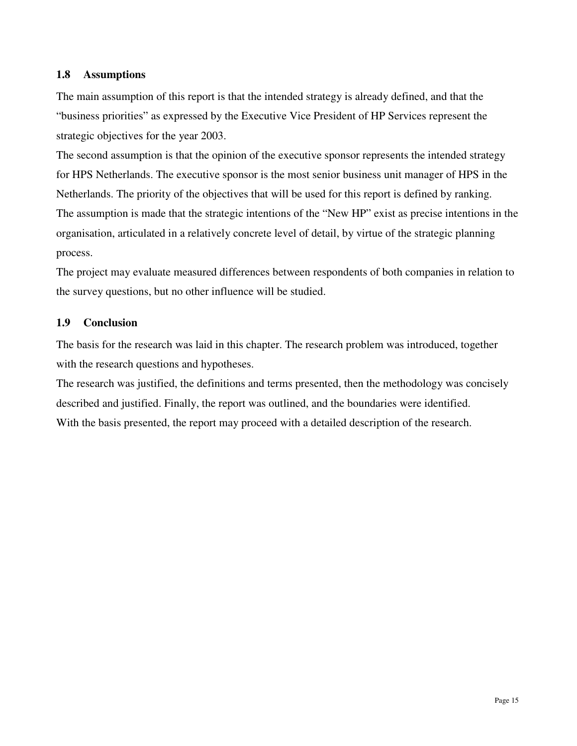### 1.8 Assumptions

The main assumption of this report is that the intended strategy is already defined, and that the "business priorities" as expressed by the Executive Vice President of HP Services represent the strategic objectives for the year 2003.

The second assumption is that the opinion of the executive sponsor represents the intended strategy for HPS Netherlands. The executive sponsor is the most senior business unit manager of HPS in the Netherlands. The priority of the objectives that will be used for this report is defined by ranking.

The assumption is made that the strategic intentions of the "New HP" exist as precise intentions in the organisation, articulated in a relatively concrete level of detail, by virtue of the strategic planning process.

The project may evaluate measured differences between respondents of both companies in relation to the survey questions, but no other influence will be studied.

### 1.9 Conclusion

The basis for the research was laid in this chapter. The research problem was introduced, together with the research questions and hypotheses.

The research was justified, the definitions and terms presented, then the methodology was concisely described and justified. Finally, the report was outlined, and the boundaries were identified.

With the basis presented, the report may proceed with a detailed description of the research.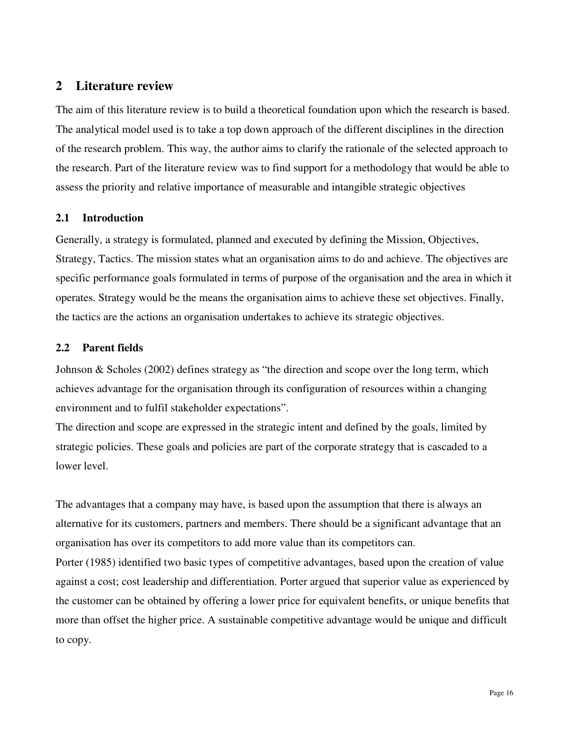## 2 Literature review

The aim of this literature review is to build a theoretical foundation upon which the research is based. The analytical model used is to take a top down approach of the different disciplines in the direction of the research problem. This way, the author aims to clarify the rationale of the selected approach to the research. Part of the literature review was to find support for a methodology that would be able to assess the priority and relative importance of measurable and intangible strategic objectives

### 2.1 Introduction

Generally, a strategy is formulated, planned and executed by defining the Mission, Objectives, Strategy, Tactics. The mission states what an organisation aims to do and achieve. The objectives are specific performance goals formulated in terms of purpose of the organisation and the area in which it operates. Strategy would be the means the organisation aims to achieve these set objectives. Finally, the tactics are the actions an organisation undertakes to achieve its strategic objectives.

### 2.2 Parent fields

Johnson & Scholes (2002) defines strategy as "the direction and scope over the long term, which achieves advantage for the organisation through its configuration of resources within a changing environment and to fulfil stakeholder expectations".

The direction and scope are expressed in the strategic intent and defined by the goals, limited by strategic policies. These goals and policies are part of the corporate strategy that is cascaded to a lower level.

The advantages that a company may have, is based upon the assumption that there is always an alternative for its customers, partners and members. There should be a significant advantage that an organisation has over its competitors to add more value than its competitors can.

Porter (1985) identified two basic types of competitive advantages, based upon the creation of value against a cost; cost leadership and differentiation. Porter argued that superior value as experienced by the customer can be obtained by offering a lower price for equivalent benefits, or unique benefits that more than offset the higher price. A sustainable competitive advantage would be unique and difficult to copy.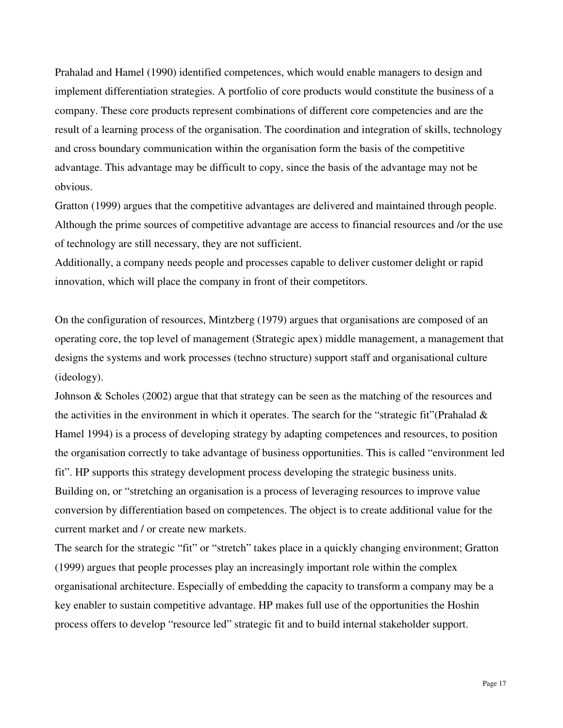Prahalad and Hamel (1990) identified competences, which would enable managers to design and implement differentiation strategies. A portfolio of core products would constitute the business of a company. These core products represent combinations of different core competencies and are the result of a learning process of the organisation. The coordination and integration of skills, technology and cross boundary communication within the organisation form the basis of the competitive advantage. This advantage may be difficult to copy, since the basis of the advantage may not be obvious.

Gratton (1999) argues that the competitive advantages are delivered and maintained through people. Although the prime sources of competitive advantage are access to financial resources and /or the use of technology are still necessary, they are not sufficient.

Additionally, a company needs people and processes capable to deliver customer delight or rapid innovation, which will place the company in front of their competitors.

On the configuration of resources, Mintzberg (1979) argues that organisations are composed of an operating core, the top level of management (Strategic apex) middle management, a management that designs the systems and work processes (techno structure) support staff and organisational culture (ideology).

Johnson & Scholes (2002) argue that that strategy can be seen as the matching of the resources and the activities in the environment in which it operates. The search for the "strategic fit"(Prahalad & Hamel 1994) is a process of developing strategy by adapting competences and resources, to position the organisation correctly to take advantage of business opportunities. This is called "environment led fit". HP supports this strategy development process developing the strategic business units.

Building on, or "stretching an organisation is a process of leveraging resources to improve value conversion by differentiation based on competences. The object is to create additional value for the current market and / or create new markets.

The search for the strategic "fit" or "stretch" takes place in a quickly changing environment; Gratton (1999) argues that people processes play an increasingly important role within the complex organisational architecture. Especially of embedding the capacity to transform a company may be a key enabler to sustain competitive advantage. HP makes full use of the opportunities the Hoshin process offers to develop "resource led" strategic fit and to build internal stakeholder support.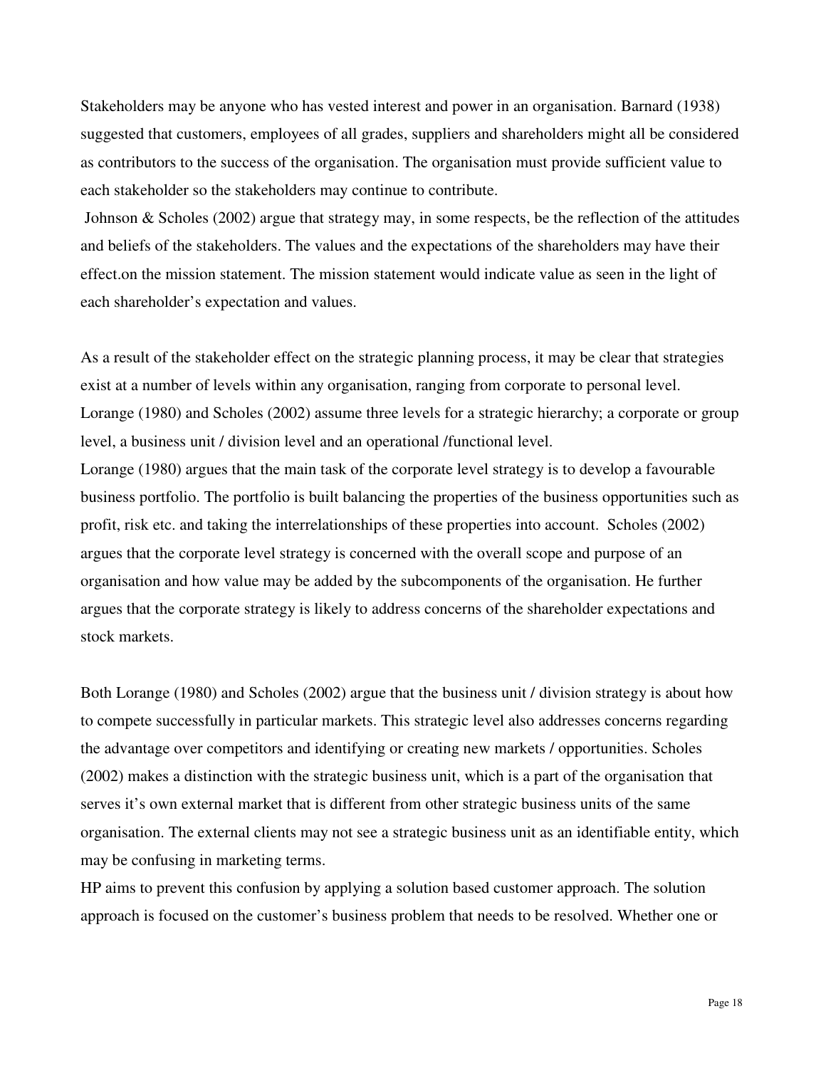Stakeholders may be anyone who has vested interest and power in an organisation. Barnard (1938) suggested that customers, employees of all grades, suppliers and shareholders might all be considered as contributors to the success of the organisation. The organisation must provide sufficient value to each stakeholder so the stakeholders may continue to contribute.

Johnson & Scholes (2002) argue that strategy may, in some respects, be the reflection of the attitudes and beliefs of the stakeholders. The values and the expectations of the shareholders may have their effect.on the mission statement. The mission statement would indicate value as seen in the light of each shareholder's expectation and values.

As a result of the stakeholder effect on the strategic planning process, it may be clear that strategies exist at a number of levels within any organisation, ranging from corporate to personal level. Lorange (1980) and Scholes (2002) assume three levels for a strategic hierarchy; a corporate or group level, a business unit / division level and an operational /functional level.

Lorange (1980) argues that the main task of the corporate level strategy is to develop a favourable business portfolio. The portfolio is built balancing the properties of the business opportunities such as profit, risk etc. and taking the interrelationships of these properties into account. Scholes (2002) argues that the corporate level strategy is concerned with the overall scope and purpose of an organisation and how value may be added by the subcomponents of the organisation. He further argues that the corporate strategy is likely to address concerns of the shareholder expectations and stock markets.

Both Lorange (1980) and Scholes (2002) argue that the business unit / division strategy is about how to compete successfully in particular markets. This strategic level also addresses concerns regarding the advantage over competitors and identifying or creating new markets / opportunities. Scholes (2002) makes a distinction with the strategic business unit, which is a part of the organisation that serves it's own external market that is different from other strategic business units of the same organisation. The external clients may not see a strategic business unit as an identifiable entity, which may be confusing in marketing terms.

HP aims to prevent this confusion by applying a solution based customer approach. The solution approach is focused on the customer's business problem that needs to be resolved. Whether one or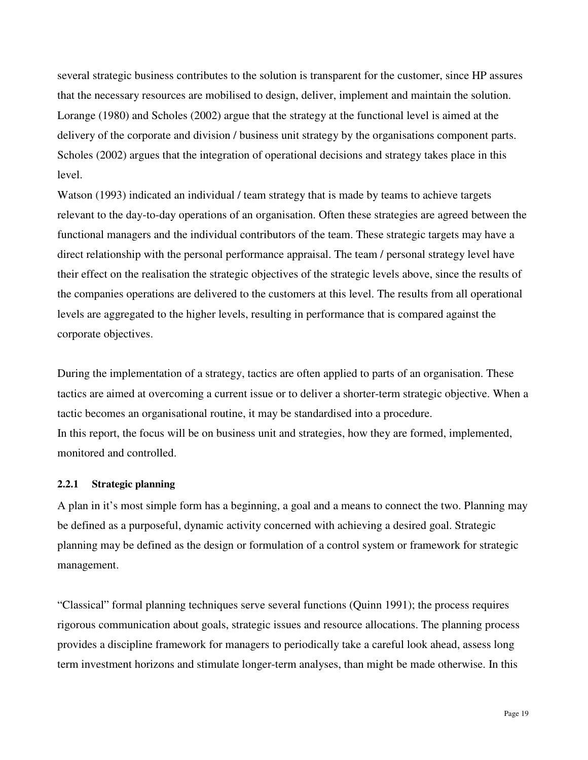several strategic business contributes to the solution is transparent for the customer, since HP assures that the necessary resources are mobilised to design, deliver, implement and maintain the solution. Lorange (1980) and Scholes (2002) argue that the strategy at the functional level is aimed at the delivery of the corporate and division / business unit strategy by the organisations component parts. Scholes (2002) argues that the integration of operational decisions and strategy takes place in this level.

Watson (1993) indicated an individual / team strategy that is made by teams to achieve targets relevant to the day-to-day operations of an organisation. Often these strategies are agreed between the functional managers and the individual contributors of the team. These strategic targets may have a direct relationship with the personal performance appraisal. The team / personal strategy level have their effect on the realisation the strategic objectives of the strategic levels above, since the results of the companies operations are delivered to the customers at this level. The results from all operational levels are aggregated to the higher levels, resulting in performance that is compared against the corporate objectives.

During the implementation of a strategy, tactics are often applied to parts of an organisation. These tactics are aimed at overcoming a current issue or to deliver a shorter-term strategic objective. When a tactic becomes an organisational routine, it may be standardised into a procedure.

In this report, the focus will be on business unit and strategies, how they are formed, implemented, monitored and controlled.

### 2.2.1 Strategic planning

A plan in it's most simple form has a beginning, a goal and a means to connect the two. Planning may be defined as a purposeful, dynamic activity concerned with achieving a desired goal. Strategic planning may be defined as the design or formulation of a control system or framework for strategic management.

"Classical" formal planning techniques serve several functions (Quinn 1991); the process requires rigorous communication about goals, strategic issues and resource allocations. The planning process provides a discipline framework for managers to periodically take a careful look ahead, assess long term investment horizons and stimulate longer-term analyses, than might be made otherwise. In this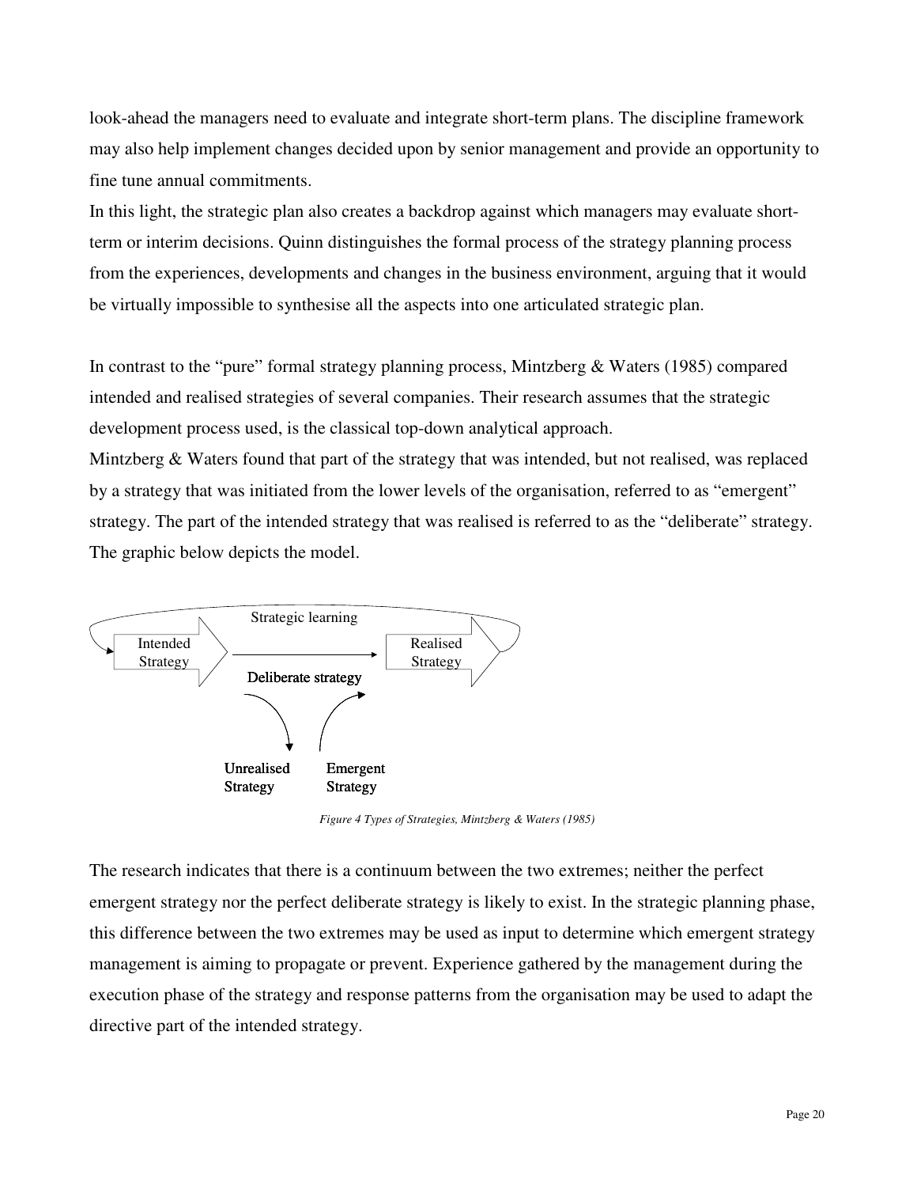look-ahead the managers need to evaluate and integrate short-term plans. The discipline framework may also help implement changes decided upon by senior management and provide an opportunity to fine tune annual commitments.

In this light, the strategic plan also creates a backdrop against which managers may evaluate short-term or interim decisions. Quinn distinguishes the formal process of the strategy planning process from the experiences, developments and changes in the business environment, arguing that it would be virtually impossible to synthesise all the aspects into one articulated strategic plan.

In contrast to the "pure" formal strategy planning process, Mintzberg & Waters (1985) compared intended and realised strategies of several companies. Their research assumes that the strategic development process used, is the classical top-down analytical approach.

Mintzberg & Waters found that part of the strategy that was intended, but not realised, was replaced by a strategy that was initiated from the lower levels of the organisation, referred to as "emergent" strategy. The part of the intended strategy that was realised is referred to as the "deliberate" strategy. The graphic below depicts the model.

Strategic learning

Intended Strategy → Deliberate strategy → Realised Strategy

Unrealised Strategy

Emergent Strategy

*Figure 4 Types of Strategies, Mintzberg & Waters (1985)*

The research indicates that there is a continuum between the two extremes; neither the perfect emergent strategy nor the perfect deliberate strategy is likely to exist. In the strategic planning phase, this difference between the two extremes may be used as input to determine which emergent strategy management is aiming to propagate or prevent. Experience gathered by the management during the execution phase of the strategy and response patterns from the organisation may be used to adapt the directive part of the intended strategy.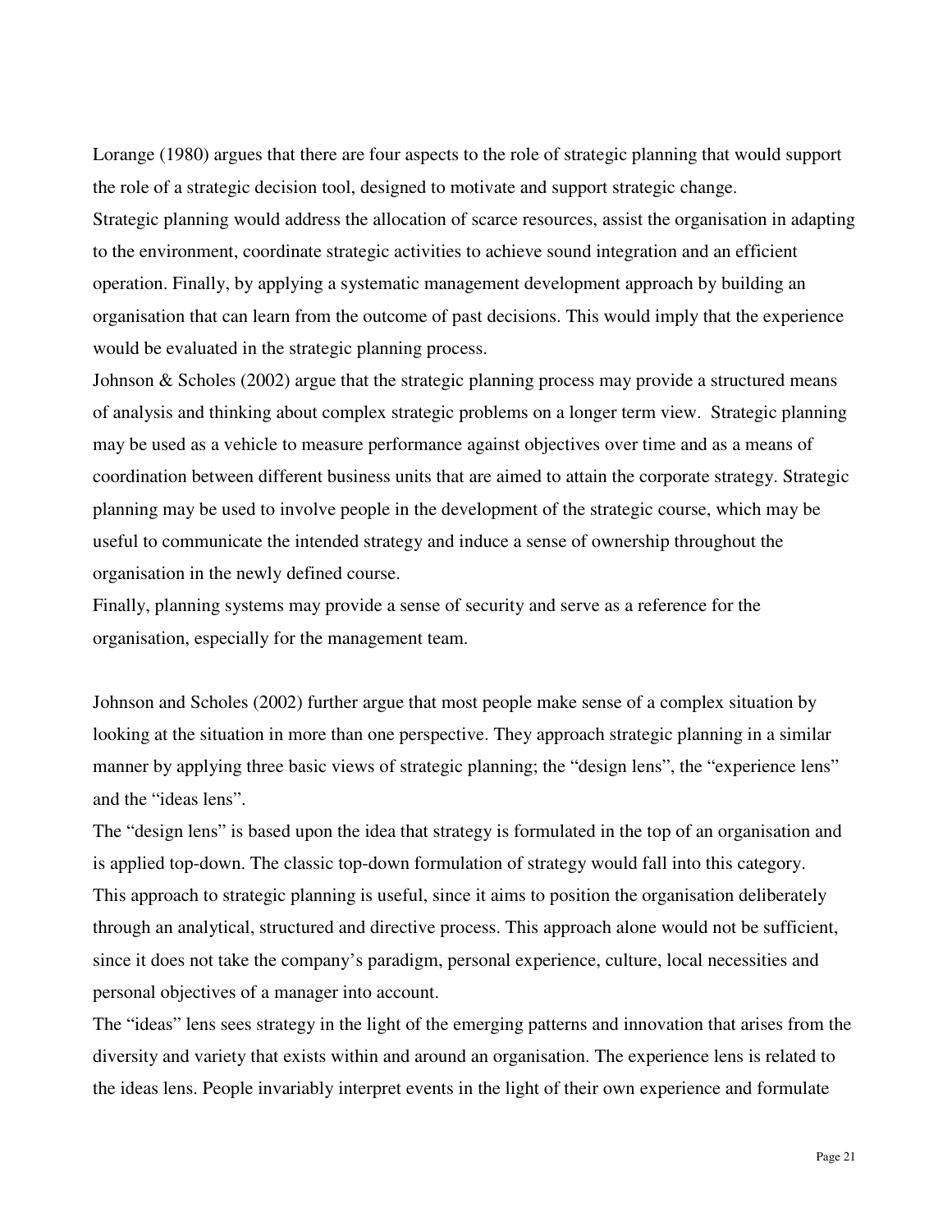Lorange (1980) argues that there are four aspects to the role of strategic planning that would support the role of a strategic decision tool, designed to motivate and support strategic change.

Strategic planning would address the allocation of scarce resources, assist the organisation in adapting to the environment, coordinate strategic activities to achieve sound integration and an efficient operation. Finally, by applying a systematic management development approach by building an organisation that can learn from the outcome of past decisions. This would imply that the experience would be evaluated in the strategic planning process.

Johnson & Scholes (2002) argue that the strategic planning process may provide a structured means of analysis and thinking about complex strategic problems on a longer term view. Strategic planning may be used as a vehicle to measure performance against objectives over time and as a means of coordination between different business units that are aimed to attain the corporate strategy. Strategic planning may be used to involve people in the development of the strategic course, which may be useful to communicate the intended strategy and induce a sense of ownership throughout the organisation in the newly defined course.

Finally, planning systems may provide a sense of security and serve as a reference for the organisation, especially for the management team.

Johnson and Scholes (2002) further argue that most people make sense of a complex situation by looking at the situation in more than one perspective. They approach strategic planning in a similar manner by applying three basic views of strategic planning; the "design lens", the "experience lens" and the "ideas lens".

The "design lens" is based upon the idea that strategy is formulated in the top of an organisation and is applied top-down. The classic top-down formulation of strategy would fall into this category. This approach to strategic planning is useful, since it aims to position the organisation deliberately through an analytical, structured and directive process. This approach alone would not be sufficient, since it does not take the company's paradigm, personal experience, culture, local necessities and personal objectives of a manager into account.

The "ideas" lens sees strategy in the light of the emerging patterns and innovation that arises from the diversity and variety that exists within and around an organisation. The experience lens is related to the ideas lens. People invariably interpret events in the light of their own experience and formulate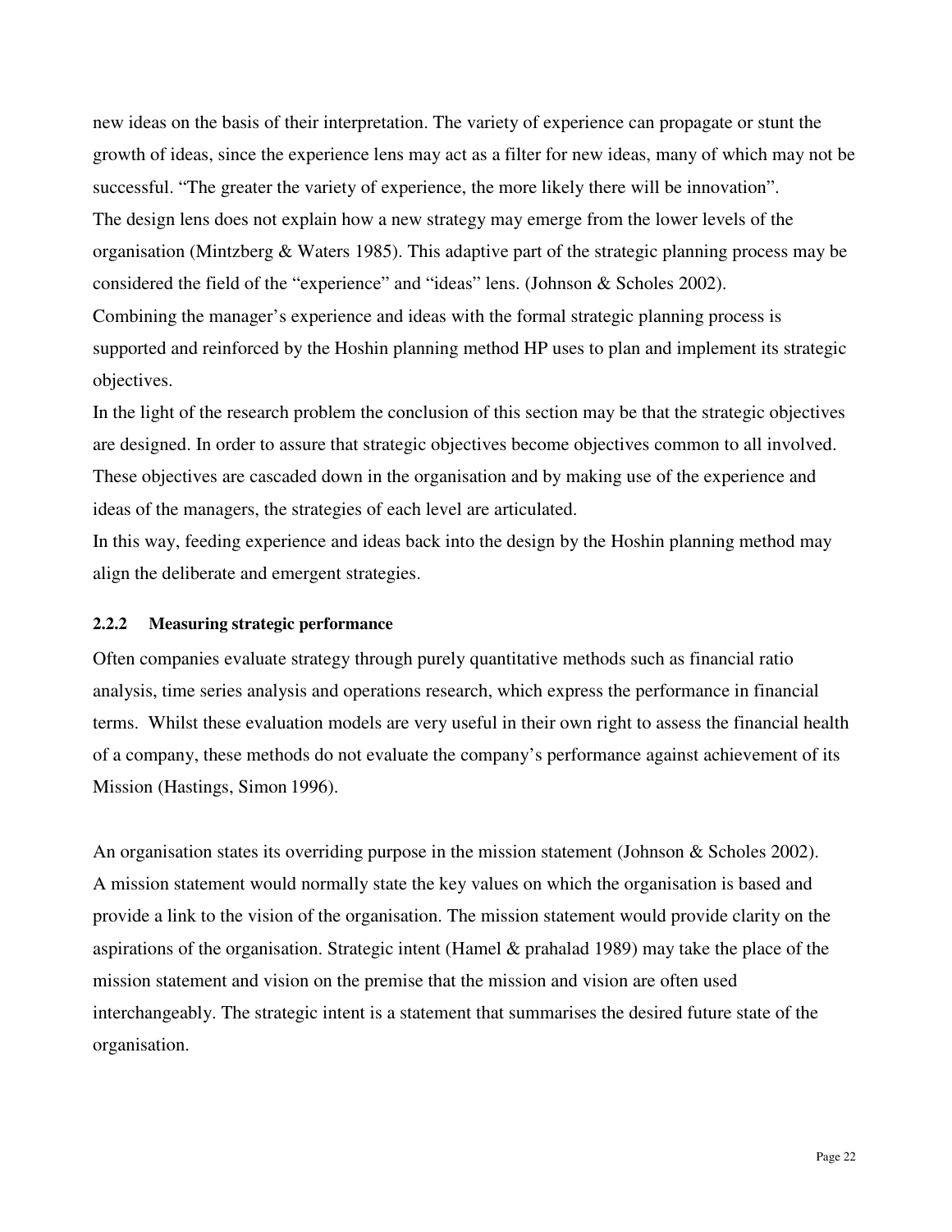new ideas on the basis of their interpretation. The variety of experience can propagate or stunt the growth of ideas, since the experience lens may act as a filter for new ideas, many of which may not be successful. "The greater the variety of experience, the more likely there will be innovation".

The design lens does not explain how a new strategy may emerge from the lower levels of the organisation (Mintzberg & Waters 1985). This adaptive part of the strategic planning process may be considered the field of the "experience" and "ideas" lens. (Johnson & Scholes 2002).

Combining the manager's experience and ideas with the formal strategic planning process is supported and reinforced by the Hoshin planning method HP uses to plan and implement its strategic objectives.

In the light of the research problem the conclusion of this section may be that the strategic objectives are designed. In order to assure that strategic objectives become objectives common to all involved. These objectives are cascaded down in the organisation and by making use of the experience and ideas of the managers, the strategies of each level are articulated.

In this way, feeding experience and ideas back into the design by the Hoshin planning method may align the deliberate and emergent strategies.

#### 2.2.2 Measuring strategic performance

Often companies evaluate strategy through purely quantitative methods such as financial ratio analysis, time series analysis and operations research, which express the performance in financial terms. Whilst these evaluation models are very useful in their own right to assess the financial health of a company, these methods do not evaluate the company's performance against achievement of its Mission (Hastings, Simon 1996).

An organisation states its overriding purpose in the mission statement (Johnson & Scholes 2002). A mission statement would normally state the key values on which the organisation is based and provide a link to the vision of the organisation. The mission statement would provide clarity on the aspirations of the organisation. Strategic intent (Hamel & prahalad 1989) may take the place of the mission statement and vision on the premise that the mission and vision are often used interchangeably. The strategic intent is a statement that summarises the desired future state of the organisation.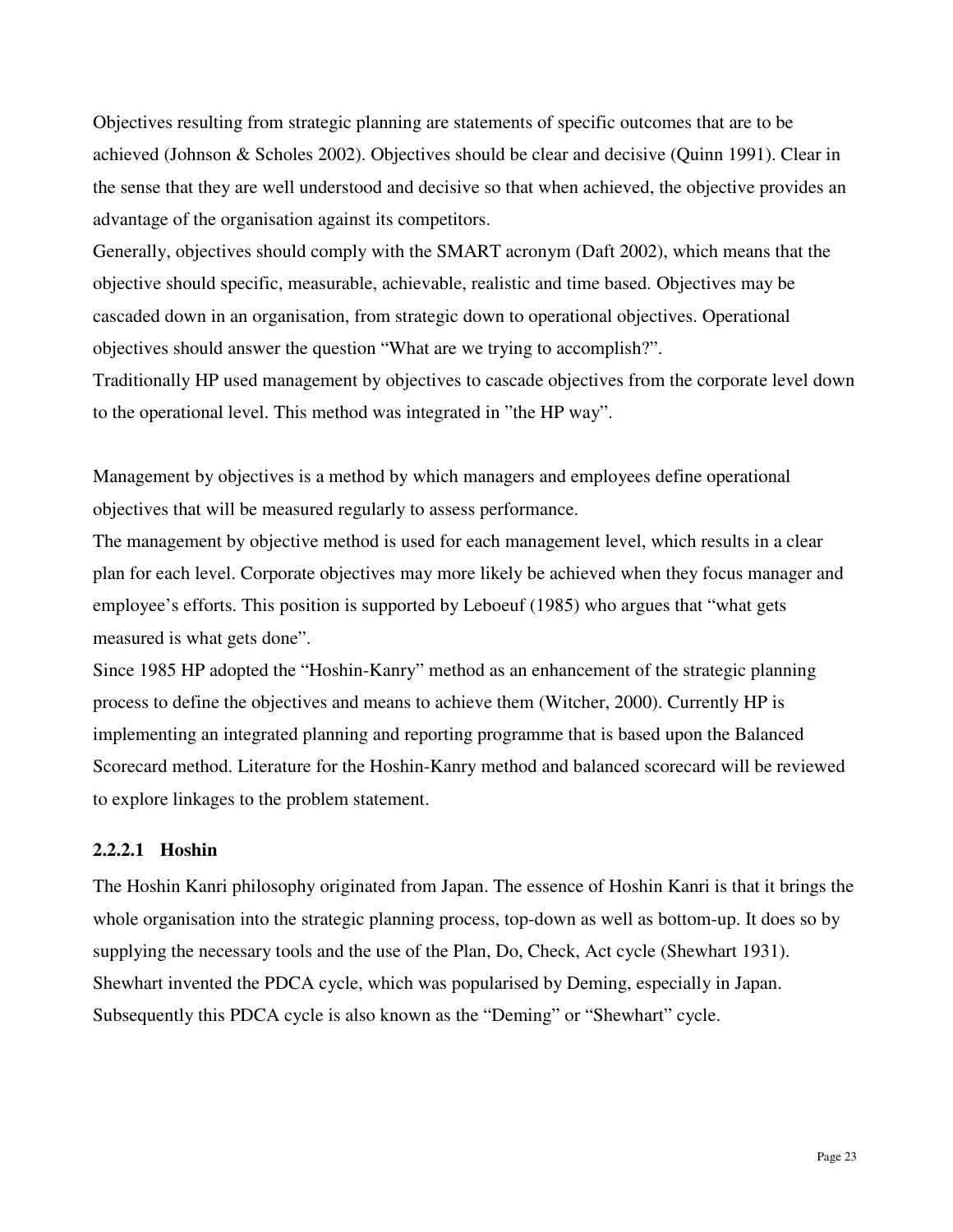Objectives resulting from strategic planning are statements of specific outcomes that are to be achieved (Johnson & Scholes 2002). Objectives should be clear and decisive (Quinn 1991). Clear in the sense that they are well understood and decisive so that when achieved, the objective provides an advantage of the organisation against its competitors.

Generally, objectives should comply with the SMART acronym (Daft 2002), which means that the objective should specific, measurable, achievable, realistic and time based. Objectives may be cascaded down in an organisation, from strategic down to operational objectives. Operational objectives should answer the question "What are we trying to accomplish?".

Traditionally HP used management by objectives to cascade objectives from the corporate level down to the operational level. This method was integrated in "the HP way".

Management by objectives is a method by which managers and employees define operational objectives that will be measured regularly to assess performance.

The management by objective method is used for each management level, which results in a clear plan for each level. Corporate objectives may more likely be achieved when they focus manager and employee's efforts. This position is supported by Leboeuf (1985) who argues that "what gets measured is what gets done".

Since 1985 HP adopted the "Hoshin-Kanry" method as an enhancement of the strategic planning process to define the objectives and means to achieve them (Witcher, 2000). Currently HP is implementing an integrated planning and reporting programme that is based upon the Balanced Scorecard method. Literature for the Hoshin-Kanry method and balanced scorecard will be reviewed to explore linkages to the problem statement.

#### 2.2.2.1 Hoshin

The Hoshin Kanri philosophy originated from Japan. The essence of Hoshin Kanri is that it brings the whole organisation into the strategic planning process, top-down as well as bottom-up. It does so by supplying the necessary tools and the use of the Plan, Do, Check, Act cycle (Shewhart 1931). Shewhart invented the PDCA cycle, which was popularised by Deming, especially in Japan. Subsequently this PDCA cycle is also known as the "Deming" or "Shewhart" cycle.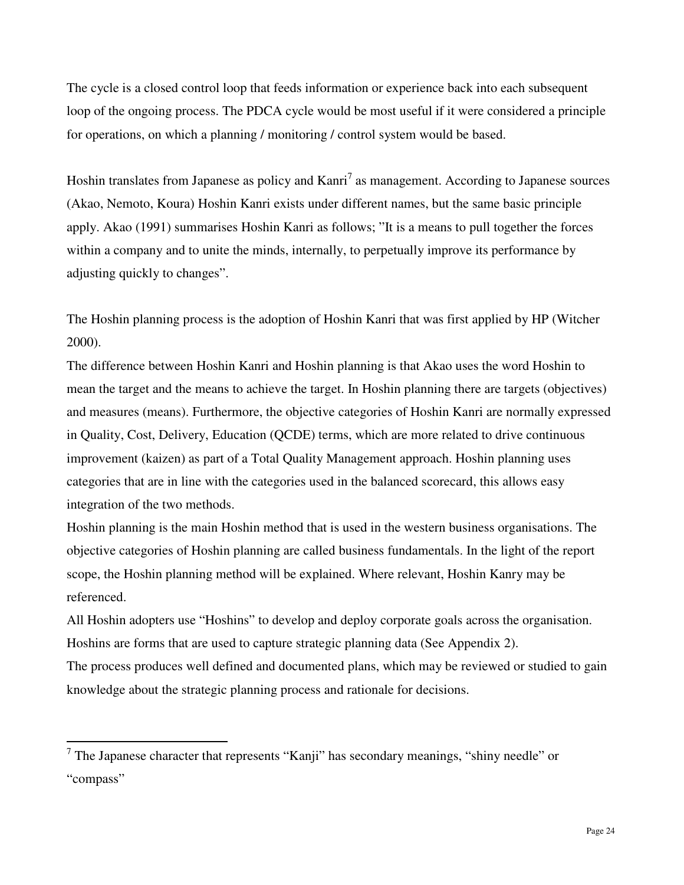The cycle is a closed control loop that feeds information or experience back into each subsequent loop of the ongoing process. The PDCA cycle would be most useful if it were considered a principle for operations, on which a planning / monitoring / control system would be based.

Hoshin translates from Japanese as policy and Kanri[7] as management. According to Japanese sources (Akao, Nemoto, Koura) Hoshin Kanri exists under different names, but the same basic principle apply. Akao (1991) summarises Hoshin Kanri as follows; "It is a means to pull together the forces within a company and to unite the minds, internally, to perpetually improve its performance by adjusting quickly to changes".

The Hoshin planning process is the adoption of Hoshin Kanri that was first applied by HP (Witcher 2000).

The difference between Hoshin Kanri and Hoshin planning is that Akao uses the word Hoshin to mean the target and the means to achieve the target. In Hoshin planning there are targets (objectives) and measures (means). Furthermore, the objective categories of Hoshin Kanri are normally expressed in Quality, Cost, Delivery, Education (QCDE) terms, which are more related to drive continuous improvement (kaizen) as part of a Total Quality Management approach. Hoshin planning uses categories that are in line with the categories used in the balanced scorecard, this allows easy integration of the two methods.

Hoshin planning is the main Hoshin method that is used in the western business organisations. The objective categories of Hoshin planning are called business fundamentals. In the light of the report scope, the Hoshin planning method will be explained. Where relevant, Hoshin Kanry may be referenced.

All Hoshin adopters use "Hoshins" to develop and deploy corporate goals across the organisation. Hoshins are forms that are used to capture strategic planning data (See Appendix 2).

The process produces well defined and documented plans, which may be reviewed or studied to gain knowledge about the strategic planning process and rationale for decisions.

---

[7] The Japanese character that represents "Kanji" has secondary meanings, "shiny needle" or "compass"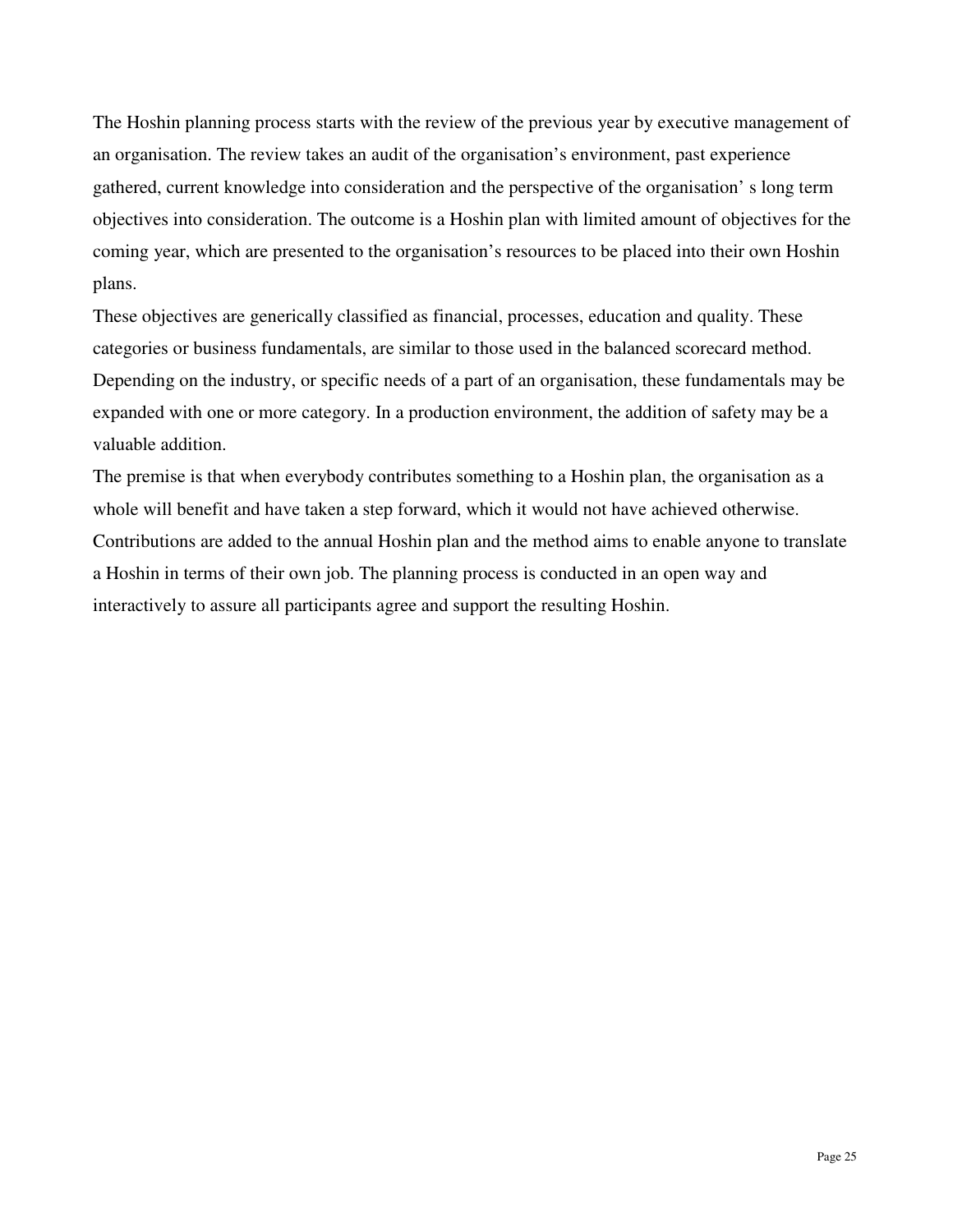The Hoshin planning process starts with the review of the previous year by executive management of an organisation. The review takes an audit of the organisation's environment, past experience gathered, current knowledge into consideration and the perspective of the organisation' s long term objectives into consideration. The outcome is a Hoshin plan with limited amount of objectives for the coming year, which are presented to the organisation's resources to be placed into their own Hoshin plans.

These objectives are generically classified as financial, processes, education and quality. These categories or business fundamentals, are similar to those used in the balanced scorecard method. Depending on the industry, or specific needs of a part of an organisation, these fundamentals may be expanded with one or more category. In a production environment, the addition of safety may be a valuable addition.

The premise is that when everybody contributes something to a Hoshin plan, the organisation as a whole will benefit and have taken a step forward, which it would not have achieved otherwise. Contributions are added to the annual Hoshin plan and the method aims to enable anyone to translate a Hoshin in terms of their own job. The planning process is conducted in an open way and interactively to assure all participants agree and support the resulting Hoshin.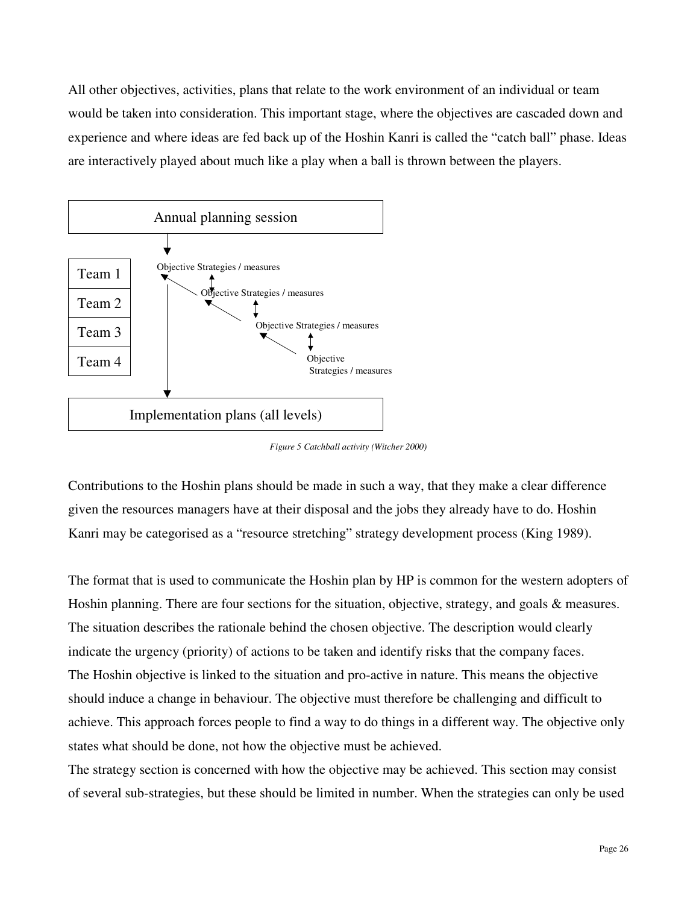All other objectives, activities, plans that relate to the work environment of an individual or team would be taken into consideration. This important stage, where the objectives are cascaded down and experience and where ideas are fed back up of the Hoshin Kanri is called the “catch ball” phase. Ideas are interactively played about much like a play when a ball is thrown between the players.

Annual planning session

Team 1
Team 2
Team 3
Team 4

Objective Strategies / measures

Objective Strategies / measures

Objective Strategies / measures

Objective
Strategies / measures

Implementation plans (all levels)

*Figure 5 Catchball activity (Witcher 2000)*

Contributions to the Hoshin plans should be made in such a way, that they make a clear difference given the resources managers have at their disposal and the jobs they already have to do. Hoshin Kanri may be categorised as a “resource stretching” strategy development process (King 1989).

The format that is used to communicate the Hoshin plan by HP is common for the western adopters of Hoshin planning. There are four sections for the situation, objective, strategy, and goals & measures. The situation describes the rationale behind the chosen objective. The description would clearly indicate the urgency (priority) of actions to be taken and identify risks that the company faces.
The Hoshin objective is linked to the situation and pro-active in nature. This means the objective should induce a change in behaviour. The objective must therefore be challenging and difficult to achieve. This approach forces people to find a way to do things in a different way. The objective only states what should be done, not how the objective must be achieved.
The strategy section is concerned with how the objective may be achieved. This section may consist of several sub-strategies, but these should be limited in number. When the strategies can only be used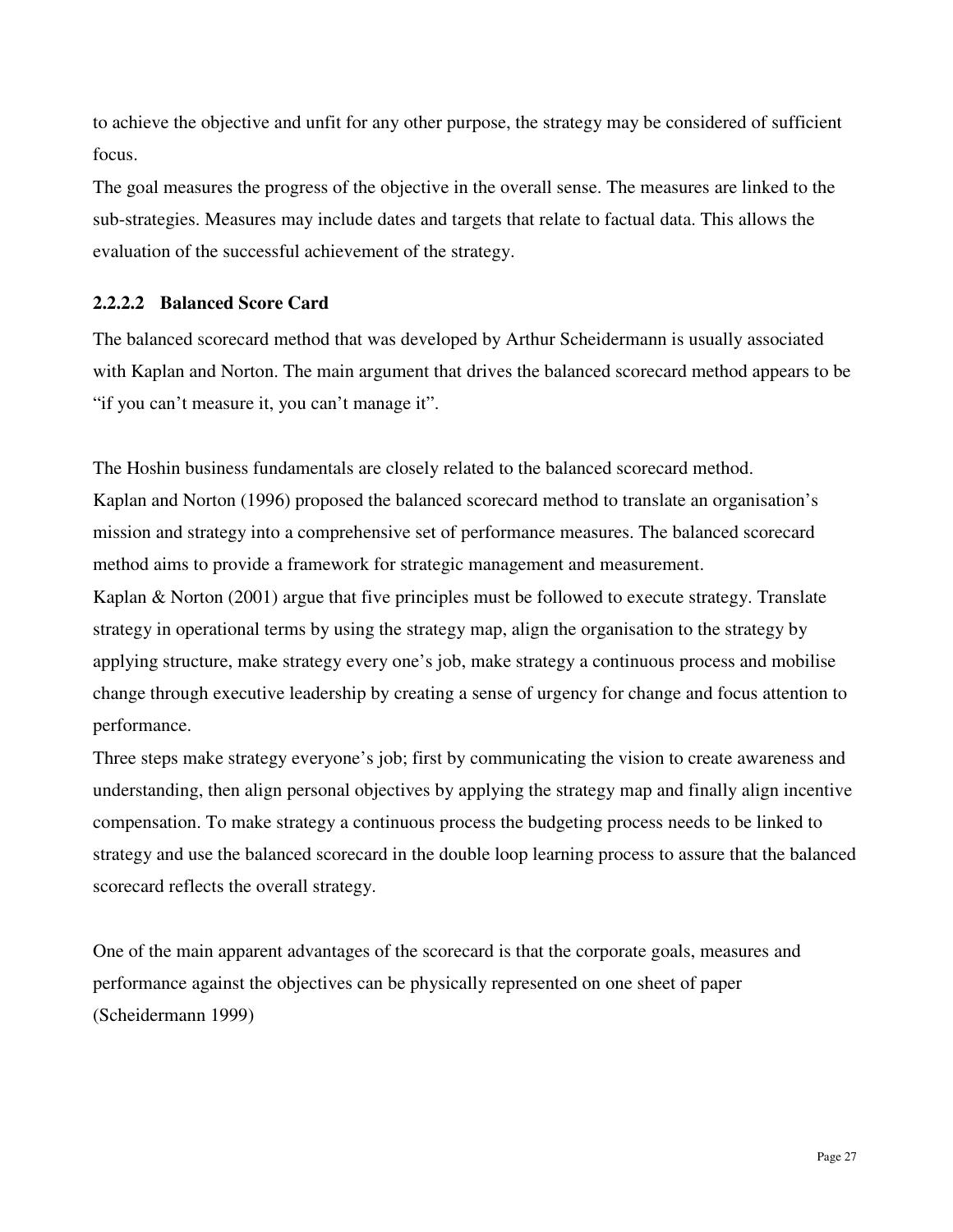to achieve the objective and unfit for any other purpose, the strategy may be considered of sufficient focus.

The goal measures the progress of the objective in the overall sense. The measures are linked to the sub-strategies. Measures may include dates and targets that relate to factual data. This allows the evaluation of the successful achievement of the strategy.

#### 2.2.2.2 Balanced Score Card

The balanced scorecard method that was developed by Arthur Scheidermann is usually associated with Kaplan and Norton. The main argument that drives the balanced scorecard method appears to be "if you can't measure it, you can't manage it".

The Hoshin business fundamentals are closely related to the balanced scorecard method.

Kaplan and Norton (1996) proposed the balanced scorecard method to translate an organisation's mission and strategy into a comprehensive set of performance measures. The balanced scorecard method aims to provide a framework for strategic management and measurement.

Kaplan & Norton (2001) argue that five principles must be followed to execute strategy. Translate strategy in operational terms by using the strategy map, align the organisation to the strategy by applying structure, make strategy every one's job, make strategy a continuous process and mobilise change through executive leadership by creating a sense of urgency for change and focus attention to performance.

Three steps make strategy everyone's job; first by communicating the vision to create awareness and understanding, then align personal objectives by applying the strategy map and finally align incentive compensation. To make strategy a continuous process the budgeting process needs to be linked to strategy and use the balanced scorecard in the double loop learning process to assure that the balanced scorecard reflects the overall strategy.

One of the main apparent advantages of the scorecard is that the corporate goals, measures and performance against the objectives can be physically represented on one sheet of paper (Scheidermann 1999)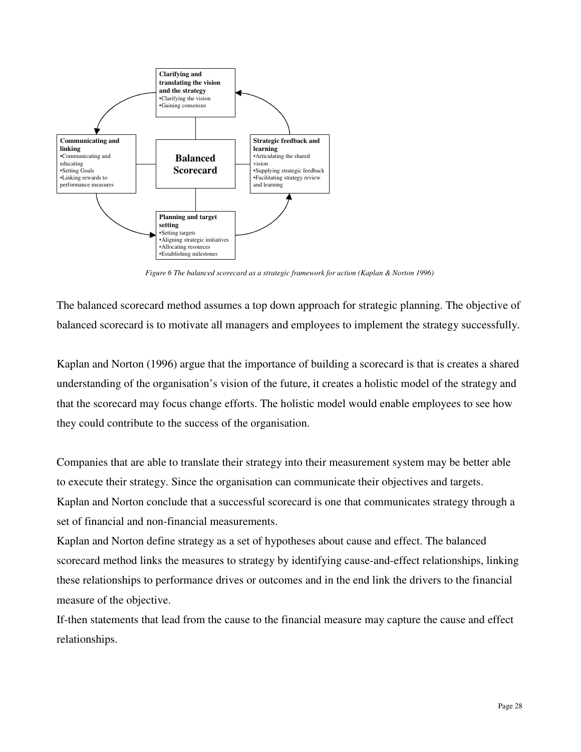**Clarifying and translating the vision and the strategy**
- Clarifying the vision
- Gaining consensus

**Communicating and linking**
- Communicating and educating
- Setting Goals
- Linking rewards to performance measures

**Balanced Scorecard**

**Strategic feedback and learning**
- Articulating the shared vision
- Supplying strategic feedback
- Facilitating strategy review and learning

**Planning and target setting**
- Setting targets
- Aligning strategic initiatives
- Allocating resources
- Establishing milestones

*Figure 6 The balanced scorecard as a strategic framework for action (Kaplan & Norton 1996)*

The balanced scorecard method assumes a top down approach for strategic planning. The objective of balanced scorecard is to motivate all managers and employees to implement the strategy successfully.

Kaplan and Norton (1996) argue that the importance of building a scorecard is that is creates a shared understanding of the organisation's vision of the future, it creates a holistic model of the strategy and that the scorecard may focus change efforts. The holistic model would enable employees to see how they could contribute to the success of the organisation.

Companies that are able to translate their strategy into their measurement system may be better able to execute their strategy. Since the organisation can communicate their objectives and targets. Kaplan and Norton conclude that a successful scorecard is one that communicates strategy through a set of financial and non-financial measurements.

Kaplan and Norton define strategy as a set of hypotheses about cause and effect. The balanced scorecard method links the measures to strategy by identifying cause-and-effect relationships, linking these relationships to performance drives or outcomes and in the end link the drivers to the financial measure of the objective.

If-then statements that lead from the cause to the financial measure may capture the cause and effect relationships.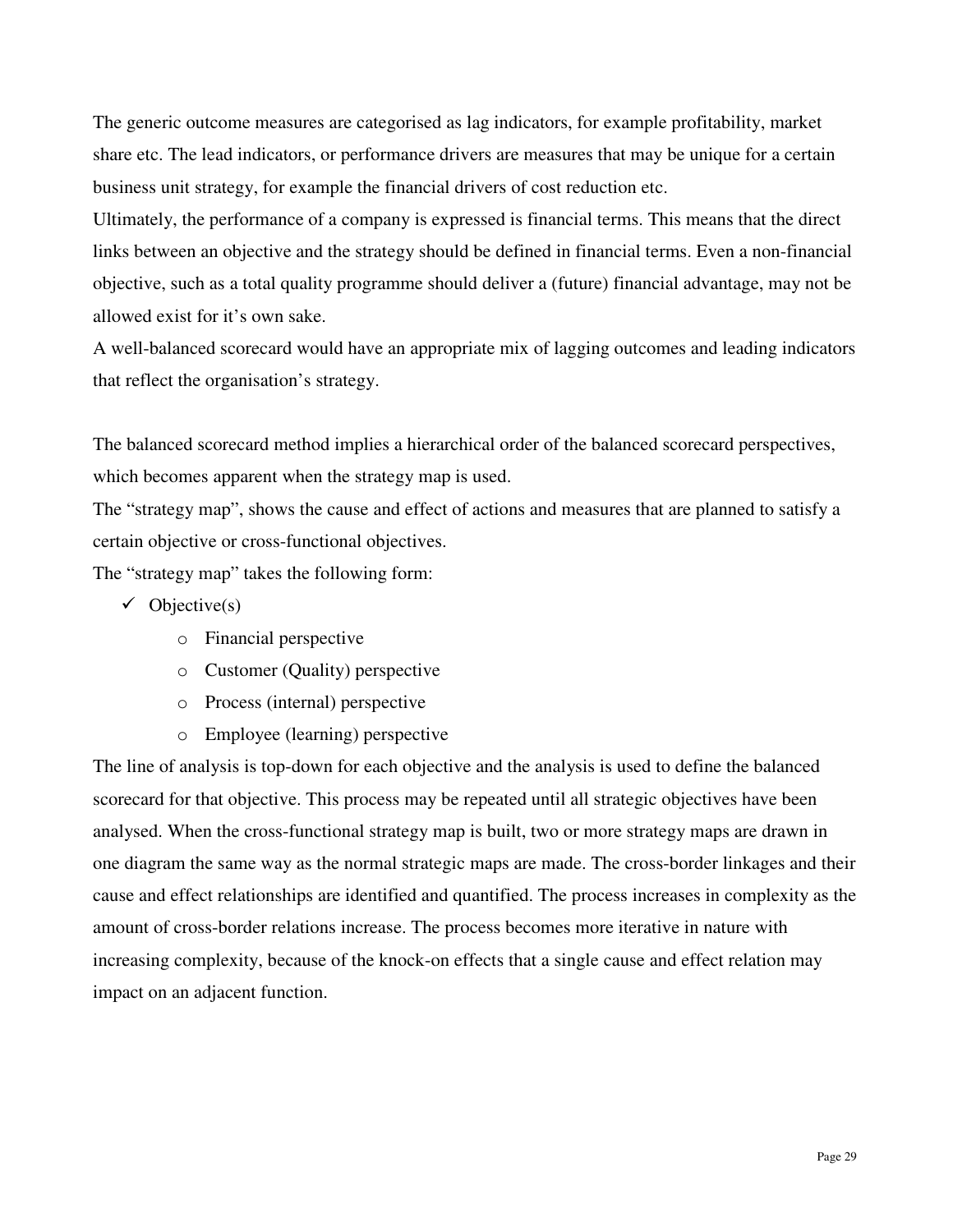The generic outcome measures are categorised as lag indicators, for example profitability, market share etc. The lead indicators, or performance drivers are measures that may be unique for a certain business unit strategy, for example the financial drivers of cost reduction etc.

Ultimately, the performance of a company is expressed is financial terms. This means that the direct links between an objective and the strategy should be defined in financial terms. Even a non-financial objective, such as a total quality programme should deliver a (future) financial advantage, may not be allowed exist for it's own sake.

A well-balanced scorecard would have an appropriate mix of lagging outcomes and leading indicators that reflect the organisation's strategy.

The balanced scorecard method implies a hierarchical order of the balanced scorecard perspectives, which becomes apparent when the strategy map is used.

The "strategy map", shows the cause and effect of actions and measures that are planned to satisfy a certain objective or cross-functional objectives.

The "strategy map" takes the following form:

- ✓ Objective(s)
  - Financial perspective
  - Customer (Quality) perspective
  - Process (internal) perspective
  - Employee (learning) perspective

The line of analysis is top-down for each objective and the analysis is used to define the balanced scorecard for that objective. This process may be repeated until all strategic objectives have been analysed. When the cross-functional strategy map is built, two or more strategy maps are drawn in one diagram the same way as the normal strategic maps are made. The cross-border linkages and their cause and effect relationships are identified and quantified. The process increases in complexity as the amount of cross-border relations increase. The process becomes more iterative in nature with increasing complexity, because of the knock-on effects that a single cause and effect relation may impact on an adjacent function.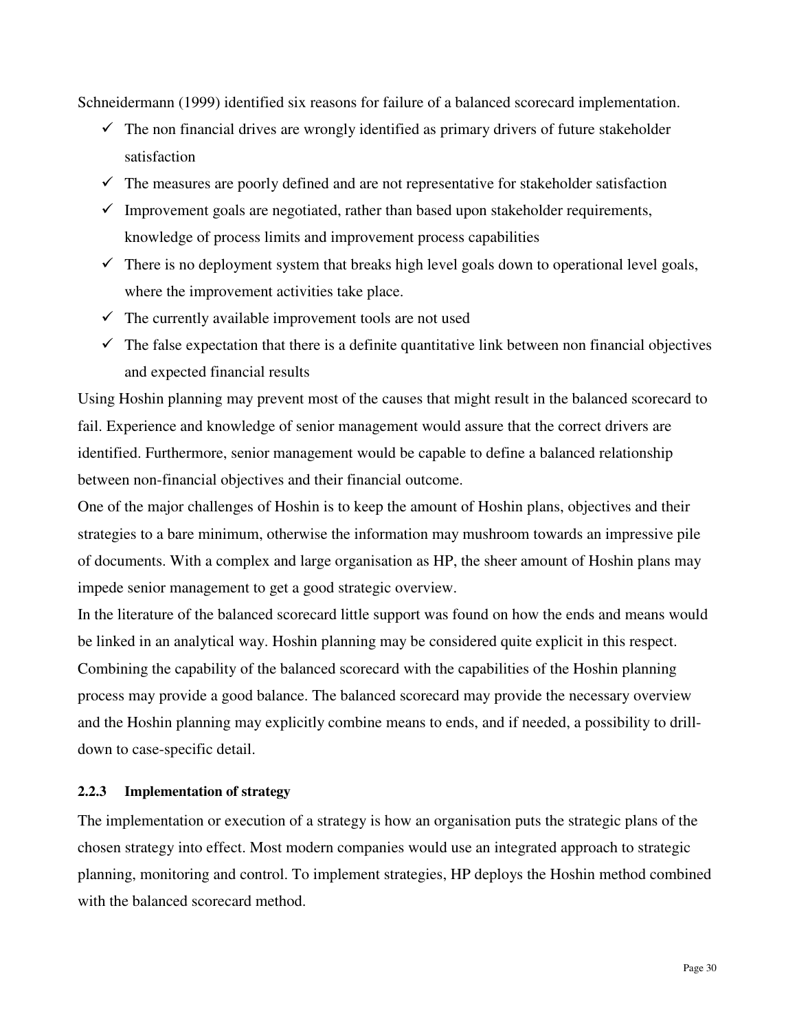Schneidermann (1999) identified six reasons for failure of a balanced scorecard implementation.

- ✓ The non financial drives are wrongly identified as primary drivers of future stakeholder satisfaction
- ✓ The measures are poorly defined and are not representative for stakeholder satisfaction
- ✓ Improvement goals are negotiated, rather than based upon stakeholder requirements, knowledge of process limits and improvement process capabilities
- ✓ There is no deployment system that breaks high level goals down to operational level goals, where the improvement activities take place.
- ✓ The currently available improvement tools are not used
- ✓ The false expectation that there is a definite quantitative link between non financial objectives and expected financial results

Using Hoshin planning may prevent most of the causes that might result in the balanced scorecard to fail. Experience and knowledge of senior management would assure that the correct drivers are identified. Furthermore, senior management would be capable to define a balanced relationship between non-financial objectives and their financial outcome.

One of the major challenges of Hoshin is to keep the amount of Hoshin plans, objectives and their strategies to a bare minimum, otherwise the information may mushroom towards an impressive pile of documents. With a complex and large organisation as HP, the sheer amount of Hoshin plans may impede senior management to get a good strategic overview.

In the literature of the balanced scorecard little support was found on how the ends and means would be linked in an analytical way. Hoshin planning may be considered quite explicit in this respect. Combining the capability of the balanced scorecard with the capabilities of the Hoshin planning process may provide a good balance. The balanced scorecard may provide the necessary overview and the Hoshin planning may explicitly combine means to ends, and if needed, a possibility to drill-down to case-specific detail.

### 2.2.3 Implementation of strategy

The implementation or execution of a strategy is how an organisation puts the strategic plans of the chosen strategy into effect. Most modern companies would use an integrated approach to strategic planning, monitoring and control. To implement strategies, HP deploys the Hoshin method combined with the balanced scorecard method.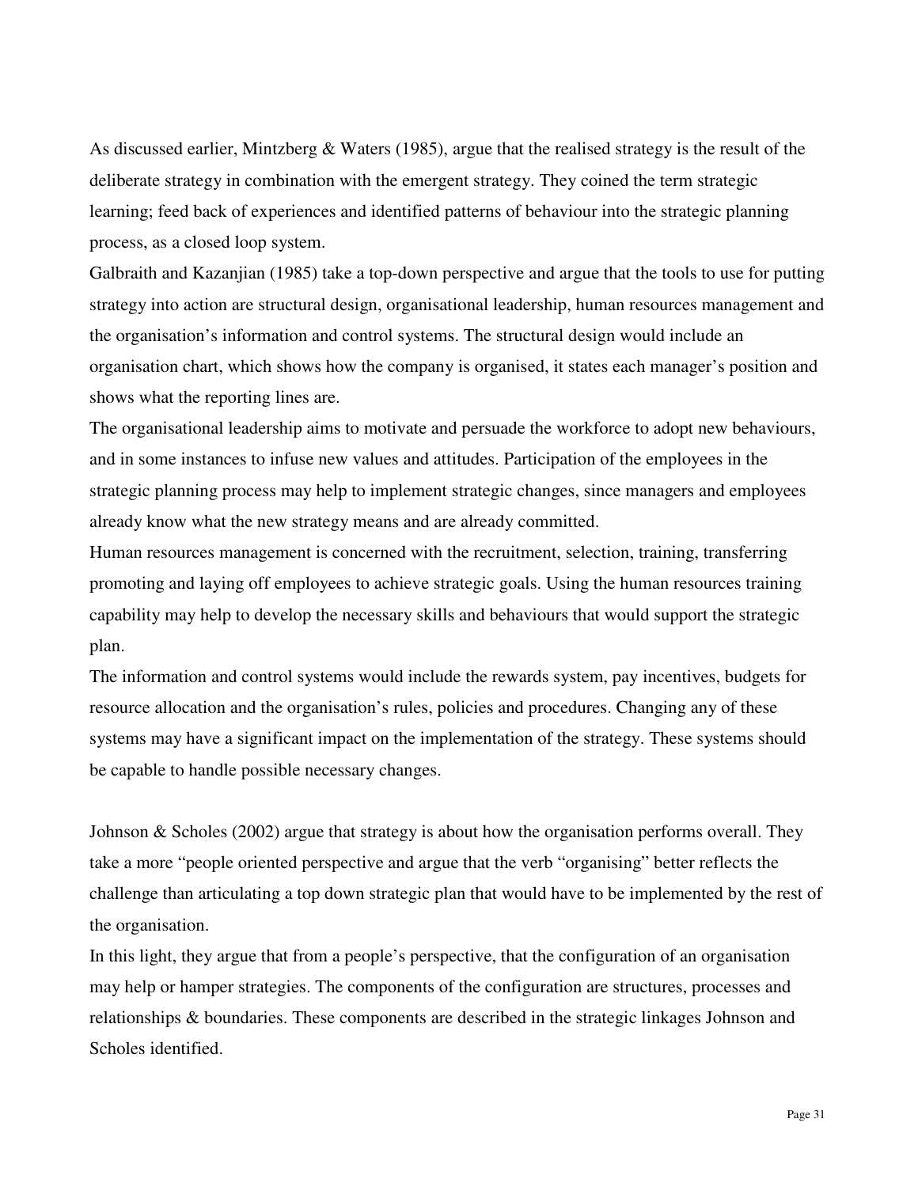As discussed earlier, Mintzberg & Waters (1985), argue that the realised strategy is the result of the deliberate strategy in combination with the emergent strategy. They coined the term strategic learning; feed back of experiences and identified patterns of behaviour into the strategic planning process, as a closed loop system.

Galbraith and Kazanjian (1985) take a top-down perspective and argue that the tools to use for putting strategy into action are structural design, organisational leadership, human resources management and the organisation's information and control systems. The structural design would include an organisation chart, which shows how the company is organised, it states each manager's position and shows what the reporting lines are.

The organisational leadership aims to motivate and persuade the workforce to adopt new behaviours, and in some instances to infuse new values and attitudes. Participation of the employees in the strategic planning process may help to implement strategic changes, since managers and employees already know what the new strategy means and are already committed.

Human resources management is concerned with the recruitment, selection, training, transferring promoting and laying off employees to achieve strategic goals. Using the human resources training capability may help to develop the necessary skills and behaviours that would support the strategic plan.

The information and control systems would include the rewards system, pay incentives, budgets for resource allocation and the organisation's rules, policies and procedures. Changing any of these systems may have a significant impact on the implementation of the strategy. These systems should be capable to handle possible necessary changes.

Johnson & Scholes (2002) argue that strategy is about how the organisation performs overall. They take a more "people oriented perspective and argue that the verb "organising" better reflects the challenge than articulating a top down strategic plan that would have to be implemented by the rest of the organisation.

In this light, they argue that from a people's perspective, that the configuration of an organisation may help or hamper strategies. The components of the configuration are structures, processes and relationships & boundaries. These components are described in the strategic linkages Johnson and Scholes identified.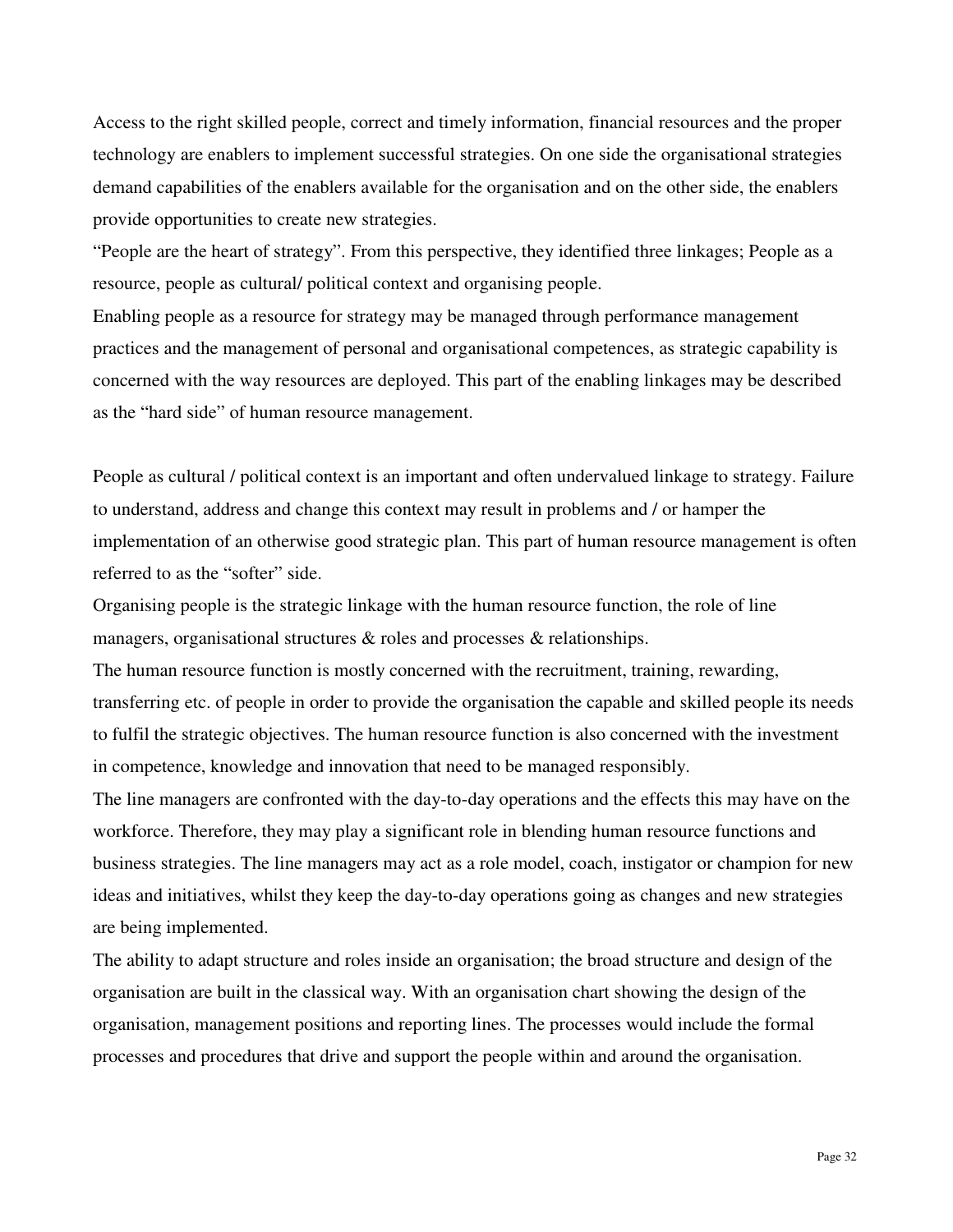Access to the right skilled people, correct and timely information, financial resources and the proper technology are enablers to implement successful strategies. On one side the organisational strategies demand capabilities of the enablers available for the organisation and on the other side, the enablers provide opportunities to create new strategies.

"People are the heart of strategy". From this perspective, they identified three linkages; People as a resource, people as cultural/ political context and organising people.

Enabling people as a resource for strategy may be managed through performance management practices and the management of personal and organisational competences, as strategic capability is concerned with the way resources are deployed. This part of the enabling linkages may be described as the "hard side" of human resource management.

People as cultural / political context is an important and often undervalued linkage to strategy. Failure to understand, address and change this context may result in problems and / or hamper the implementation of an otherwise good strategic plan. This part of human resource management is often referred to as the "softer" side.

Organising people is the strategic linkage with the human resource function, the role of line managers, organisational structures & roles and processes & relationships.

The human resource function is mostly concerned with the recruitment, training, rewarding, transferring etc. of people in order to provide the organisation the capable and skilled people its needs to fulfil the strategic objectives. The human resource function is also concerned with the investment in competence, knowledge and innovation that need to be managed responsibly.

The line managers are confronted with the day-to-day operations and the effects this may have on the workforce. Therefore, they may play a significant role in blending human resource functions and business strategies. The line managers may act as a role model, coach, instigator or champion for new ideas and initiatives, whilst they keep the day-to-day operations going as changes and new strategies are being implemented.

The ability to adapt structure and roles inside an organisation; the broad structure and design of the organisation are built in the classical way. With an organisation chart showing the design of the organisation, management positions and reporting lines. The processes would include the formal processes and procedures that drive and support the people within and around the organisation.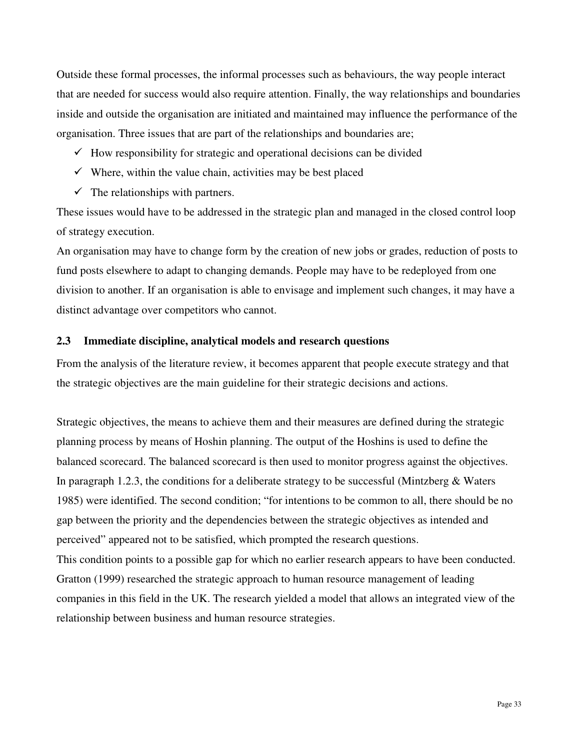Outside these formal processes, the informal processes such as behaviours, the way people interact that are needed for success would also require attention. Finally, the way relationships and boundaries inside and outside the organisation are initiated and maintained may influence the performance of the organisation. Three issues that are part of the relationships and boundaries are;

- ✓ How responsibility for strategic and operational decisions can be divided
- ✓ Where, within the value chain, activities may be best placed
- ✓ The relationships with partners.

These issues would have to be addressed in the strategic plan and managed in the closed control loop of strategy execution.

An organisation may have to change form by the creation of new jobs or grades, reduction of posts to fund posts elsewhere to adapt to changing demands. People may have to be redeployed from one division to another. If an organisation is able to envisage and implement such changes, it may have a distinct advantage over competitors who cannot.

### 2.3 Immediate discipline, analytical models and research questions

From the analysis of the literature review, it becomes apparent that people execute strategy and that the strategic objectives are the main guideline for their strategic decisions and actions.

Strategic objectives, the means to achieve them and their measures are defined during the strategic planning process by means of Hoshin planning. The output of the Hoshins is used to define the balanced scorecard. The balanced scorecard is then used to monitor progress against the objectives. In paragraph 1.2.3, the conditions for a deliberate strategy to be successful (Mintzberg & Waters 1985) were identified. The second condition; "for intentions to be common to all, there should be no gap between the priority and the dependencies between the strategic objectives as intended and perceived" appeared not to be satisfied, which prompted the research questions.

This condition points to a possible gap for which no earlier research appears to have been conducted. Gratton (1999) researched the strategic approach to human resource management of leading companies in this field in the UK. The research yielded a model that allows an integrated view of the relationship between business and human resource strategies.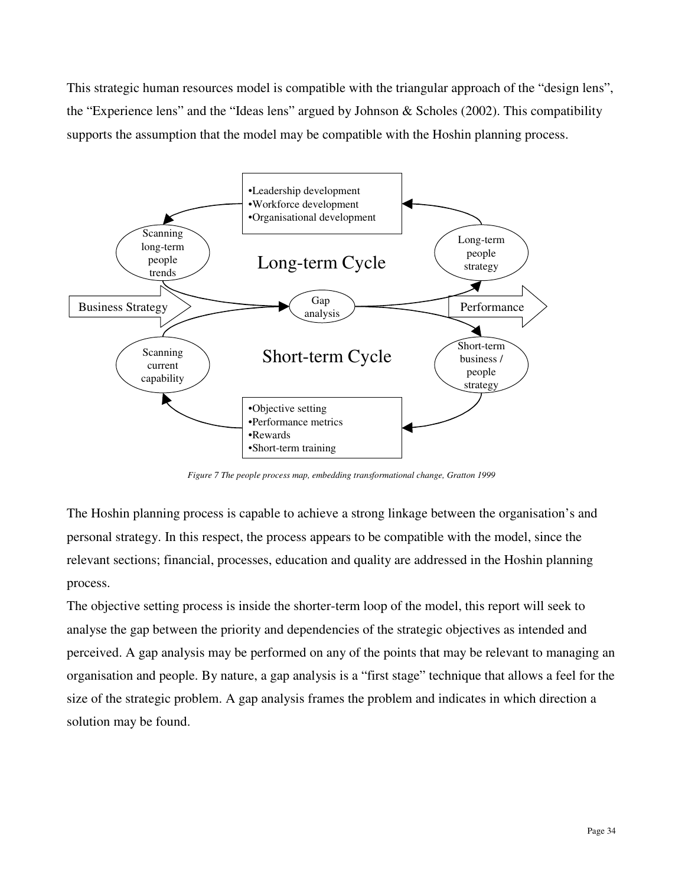This strategic human resources model is compatible with the triangular approach of the “design lens”, the “Experience lens” and the “Ideas lens” argued by Johnson & Scholes (2002). This compatibility supports the assumption that the model may be compatible with the Hoshin planning process.

•Leadership development
•Workforce development
•Organisational development

Scanning long-term people trends

Long-term Cycle

Long-term people strategy

Business Strategy

Gap analysis

Performance

Scanning current capability

Short-term Cycle

Short-term business / people strategy

•Objective setting
•Performance metrics
•Rewards
•Short-term training

*Figure 7 The people process map, embedding transformational change, Gratton 1999*

The Hoshin planning process is capable to achieve a strong linkage between the organisation’s and personal strategy. In this respect, the process appears to be compatible with the model, since the relevant sections; financial, processes, education and quality are addressed in the Hoshin planning process.

The objective setting process is inside the shorter-term loop of the model, this report will seek to analyse the gap between the priority and dependencies of the strategic objectives as intended and perceived. A gap analysis may be performed on any of the points that may be relevant to managing an organisation and people. By nature, a gap analysis is a “first stage” technique that allows a feel for the size of the strategic problem. A gap analysis frames the problem and indicates in which direction a solution may be found.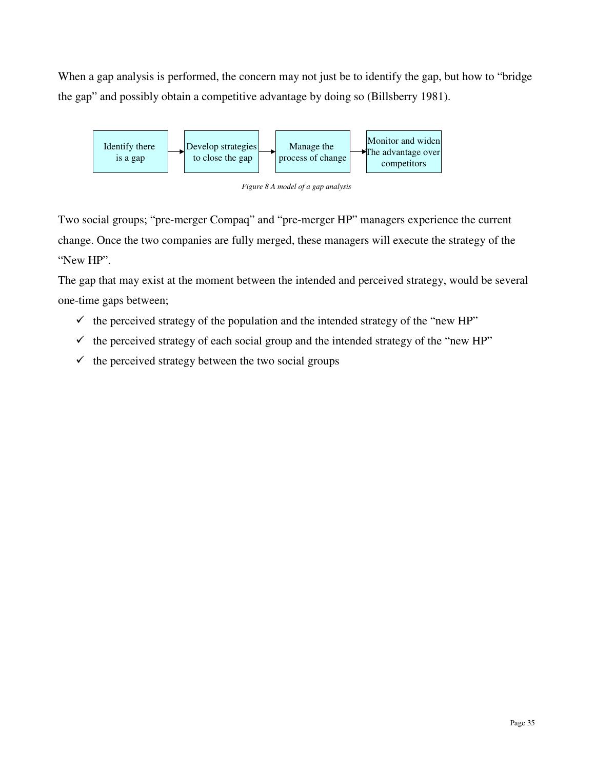When a gap analysis is performed, the concern may not just be to identify the gap, but how to "bridge the gap" and possibly obtain a competitive advantage by doing so (Billsberry 1981).

Identify there is a gap → Develop strategies to close the gap → Manage the process of change → Monitor and widen The advantage over competitors

*Figure 8 A model of a gap analysis*

Two social groups; "pre-merger Compaq" and "pre-merger HP" managers experience the current change. Once the two companies are fully merged, these managers will execute the strategy of the "New HP".

The gap that may exist at the moment between the intended and perceived strategy, would be several one-time gaps between;

- ✓ the perceived strategy of the population and the intended strategy of the "new HP"
- ✓ the perceived strategy of each social group and the intended strategy of the "new HP"
- ✓ the perceived strategy between the two social groups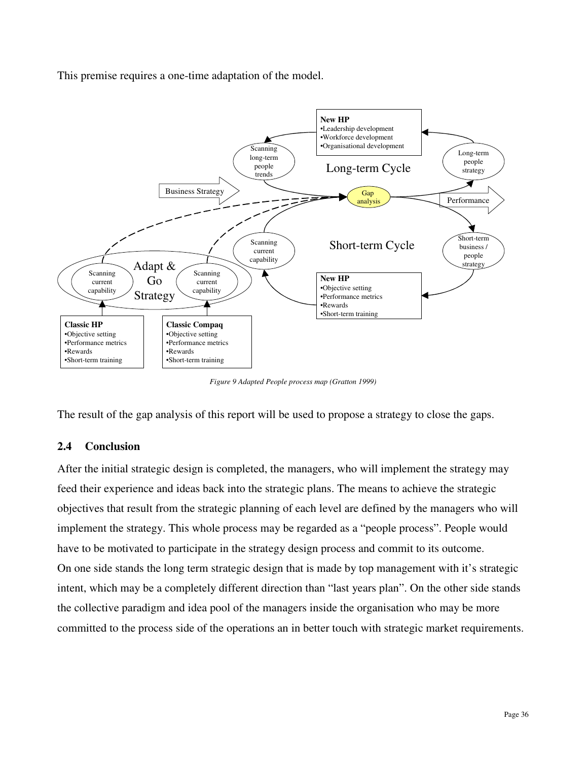This premise requires a one-time adaptation of the model.

*Figure 9 Adapted People process map (Gratton 1999)*

The result of the gap analysis of this report will be used to propose a strategy to close the gaps.

## 2.4 Conclusion

After the initial strategic design is completed, the managers, who will implement the strategy may feed their experience and ideas back into the strategic plans. The means to achieve the strategic objectives that result from the strategic planning of each level are defined by the managers who will implement the strategy. This whole process may be regarded as a "people process". People would have to be motivated to participate in the strategy design process and commit to its outcome.
On one side stands the long term strategic design that is made by top management with it's strategic intent, which may be a completely different direction than "last years plan". On the other side stands the collective paradigm and idea pool of the managers inside the organisation who may be more committed to the process side of the operations an in better touch with strategic market requirements.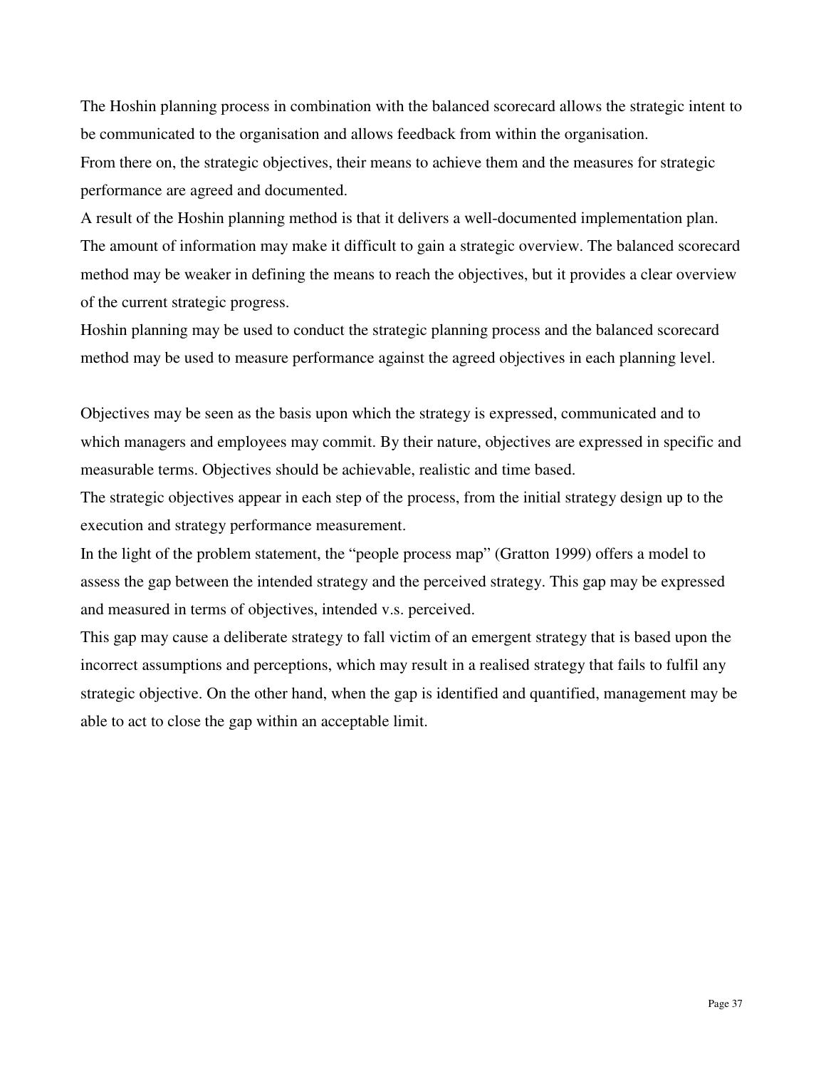The Hoshin planning process in combination with the balanced scorecard allows the strategic intent to be communicated to the organisation and allows feedback from within the organisation.
From there on, the strategic objectives, their means to achieve them and the measures for strategic performance are agreed and documented.
A result of the Hoshin planning method is that it delivers a well-documented implementation plan. The amount of information may make it difficult to gain a strategic overview. The balanced scorecard method may be weaker in defining the means to reach the objectives, but it provides a clear overview of the current strategic progress.
Hoshin planning may be used to conduct the strategic planning process and the balanced scorecard method may be used to measure performance against the agreed objectives in each planning level.

Objectives may be seen as the basis upon which the strategy is expressed, communicated and to which managers and employees may commit. By their nature, objectives are expressed in specific and measurable terms. Objectives should be achievable, realistic and time based.
The strategic objectives appear in each step of the process, from the initial strategy design up to the execution and strategy performance measurement.
In the light of the problem statement, the "people process map" (Gratton 1999) offers a model to assess the gap between the intended strategy and the perceived strategy. This gap may be expressed and measured in terms of objectives, intended v.s. perceived.
This gap may cause a deliberate strategy to fall victim of an emergent strategy that is based upon the incorrect assumptions and perceptions, which may result in a realised strategy that fails to fulfil any strategic objective. On the other hand, when the gap is identified and quantified, management may be able to act to close the gap within an acceptable limit.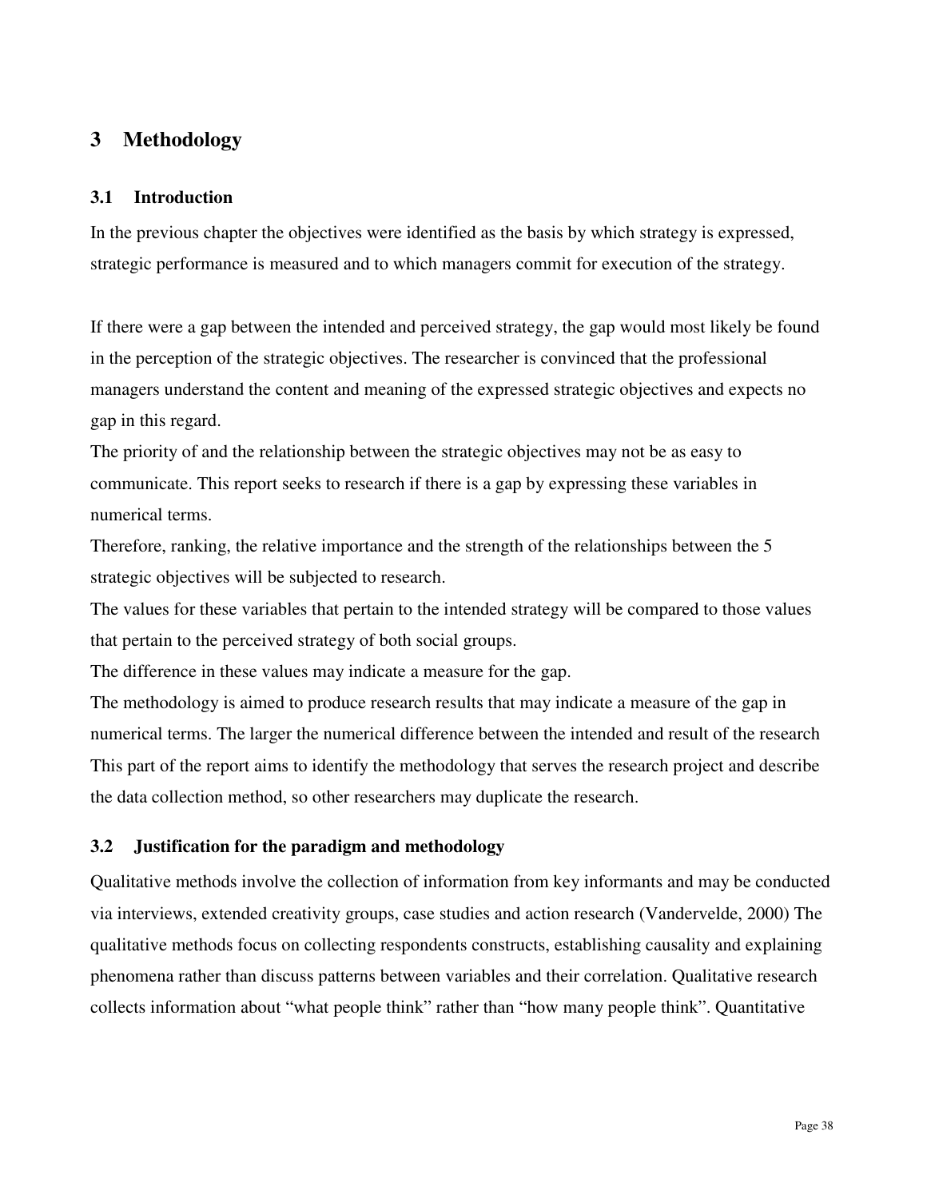# 3 Methodology

## 3.1 Introduction

In the previous chapter the objectives were identified as the basis by which strategy is expressed, strategic performance is measured and to which managers commit for execution of the strategy.

If there were a gap between the intended and perceived strategy, the gap would most likely be found in the perception of the strategic objectives. The researcher is convinced that the professional managers understand the content and meaning of the expressed strategic objectives and expects no gap in this regard.

The priority of and the relationship between the strategic objectives may not be as easy to communicate. This report seeks to research if there is a gap by expressing these variables in numerical terms.

Therefore, ranking, the relative importance and the strength of the relationships between the 5 strategic objectives will be subjected to research.

The values for these variables that pertain to the intended strategy will be compared to those values that pertain to the perceived strategy of both social groups.

The difference in these values may indicate a measure for the gap.

The methodology is aimed to produce research results that may indicate a measure of the gap in numerical terms. The larger the numerical difference between the intended and result of the research This part of the report aims to identify the methodology that serves the research project and describe the data collection method, so other researchers may duplicate the research.

## 3.2 Justification for the paradigm and methodology

Qualitative methods involve the collection of information from key informants and may be conducted via interviews, extended creativity groups, case studies and action research (Vandervelde, 2000) The qualitative methods focus on collecting respondents constructs, establishing causality and explaining phenomena rather than discuss patterns between variables and their correlation. Qualitative research collects information about "what people think" rather than "how many people think". Quantitative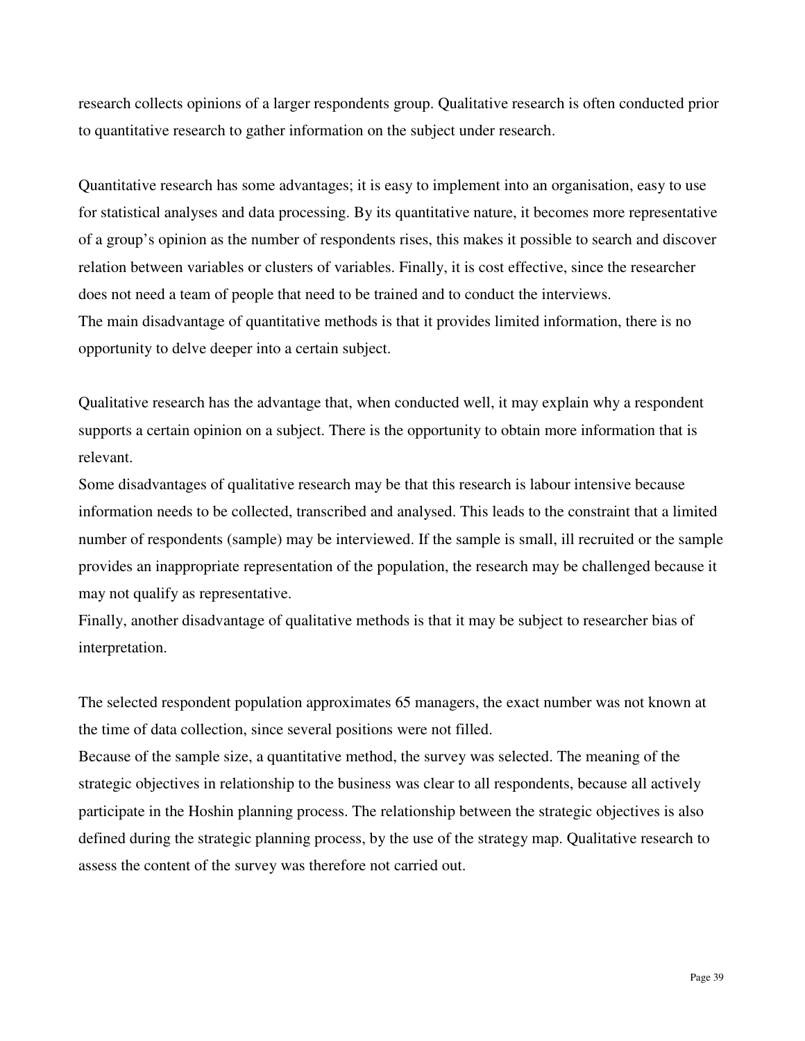research collects opinions of a larger respondents group. Qualitative research is often conducted prior to quantitative research to gather information on the subject under research.

Quantitative research has some advantages; it is easy to implement into an organisation, easy to use for statistical analyses and data processing. By its quantitative nature, it becomes more representative of a group's opinion as the number of respondents rises, this makes it possible to search and discover relation between variables or clusters of variables. Finally, it is cost effective, since the researcher does not need a team of people that need to be trained and to conduct the interviews.
The main disadvantage of quantitative methods is that it provides limited information, there is no opportunity to delve deeper into a certain subject.

Qualitative research has the advantage that, when conducted well, it may explain why a respondent supports a certain opinion on a subject. There is the opportunity to obtain more information that is relevant.
Some disadvantages of qualitative research may be that this research is labour intensive because information needs to be collected, transcribed and analysed. This leads to the constraint that a limited number of respondents (sample) may be interviewed. If the sample is small, ill recruited or the sample provides an inappropriate representation of the population, the research may be challenged because it may not qualify as representative.
Finally, another disadvantage of qualitative methods is that it may be subject to researcher bias of interpretation.

The selected respondent population approximates 65 managers, the exact number was not known at the time of data collection, since several positions were not filled.
Because of the sample size, a quantitative method, the survey was selected. The meaning of the strategic objectives in relationship to the business was clear to all respondents, because all actively participate in the Hoshin planning process. The relationship between the strategic objectives is also defined during the strategic planning process, by the use of the strategy map. Qualitative research to assess the content of the survey was therefore not carried out.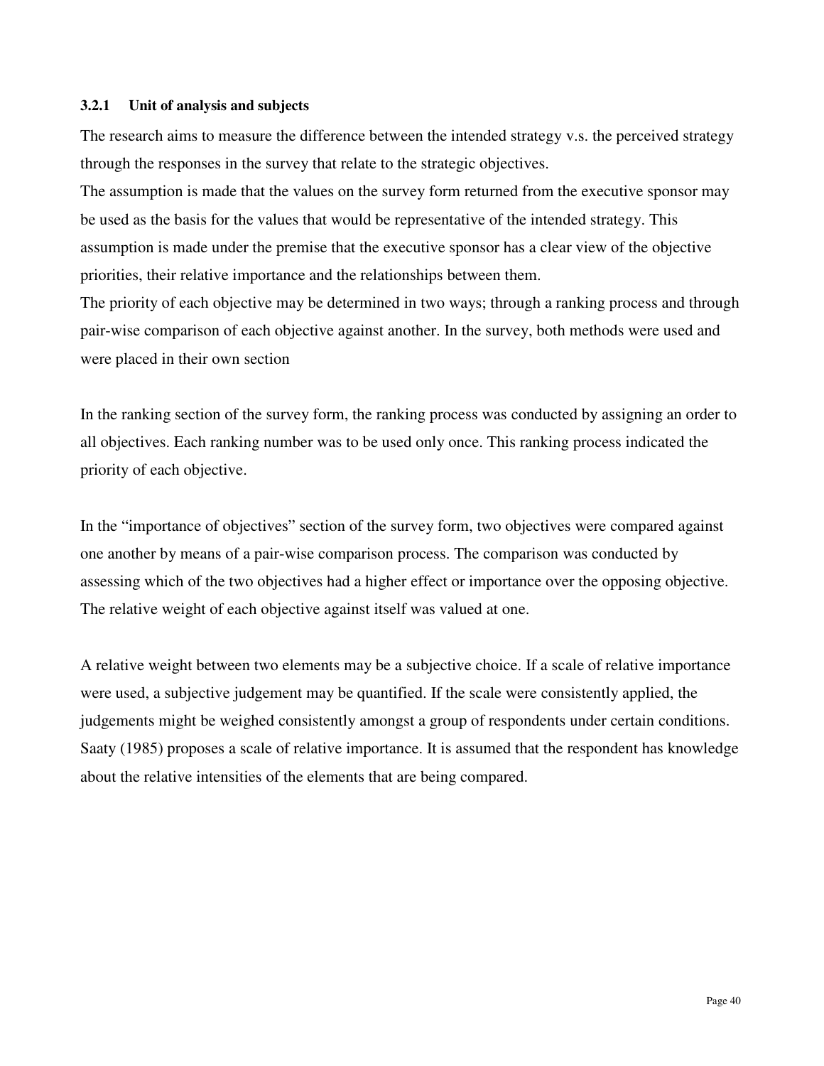### 3.2.1 Unit of analysis and subjects

The research aims to measure the difference between the intended strategy v.s. the perceived strategy through the responses in the survey that relate to the strategic objectives.

The assumption is made that the values on the survey form returned from the executive sponsor may be used as the basis for the values that would be representative of the intended strategy. This assumption is made under the premise that the executive sponsor has a clear view of the objective priorities, their relative importance and the relationships between them.

The priority of each objective may be determined in two ways; through a ranking process and through pair-wise comparison of each objective against another. In the survey, both methods were used and were placed in their own section

In the ranking section of the survey form, the ranking process was conducted by assigning an order to all objectives. Each ranking number was to be used only once. This ranking process indicated the priority of each objective.

In the "importance of objectives" section of the survey form, two objectives were compared against one another by means of a pair-wise comparison process. The comparison was conducted by assessing which of the two objectives had a higher effect or importance over the opposing objective. The relative weight of each objective against itself was valued at one.

A relative weight between two elements may be a subjective choice. If a scale of relative importance were used, a subjective judgement may be quantified. If the scale were consistently applied, the judgements might be weighed consistently amongst a group of respondents under certain conditions. Saaty (1985) proposes a scale of relative importance. It is assumed that the respondent has knowledge about the relative intensities of the elements that are being compared.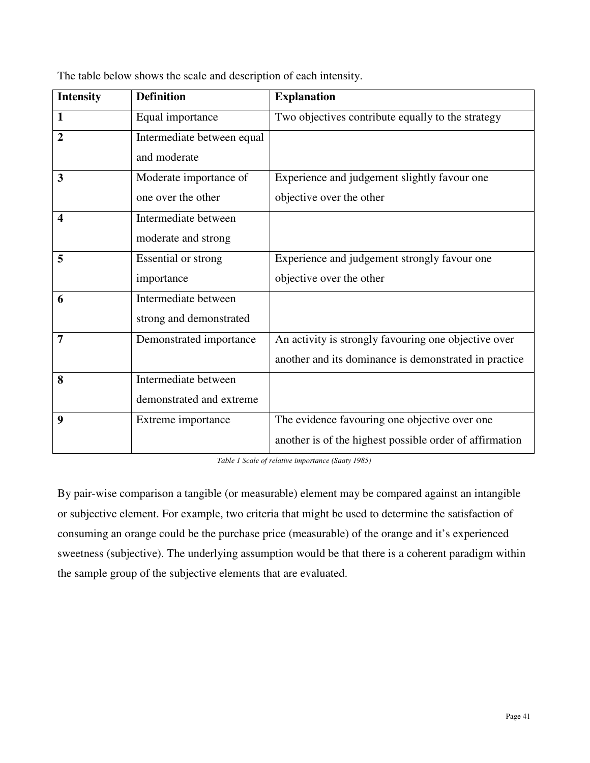The table below shows the scale and description of each intensity.

| Intensity | Definition | Explanation |
|---|---|---|
| **1** | Equal importance | Two objectives contribute equally to the strategy |
| **2** | Intermediate between equal and moderate | |
| **3** | Moderate importance of one over the other | Experience and judgement slightly favour one objective over the other |
| **4** | Intermediate between moderate and strong | |
| **5** | Essential or strong importance | Experience and judgement strongly favour one objective over the other |
| **6** | Intermediate between strong and demonstrated | |
| **7** | Demonstrated importance | An activity is strongly favouring one objective over another and its dominance is demonstrated in practice |
| **8** | Intermediate between demonstrated and extreme | |
| **9** | Extreme importance | The evidence favouring one objective over one another is of the highest possible order of affirmation |

*Table 1 Scale of relative importance (Saaty 1985)*

By pair-wise comparison a tangible (or measurable) element may be compared against an intangible or subjective element. For example, two criteria that might be used to determine the satisfaction of consuming an orange could be the purchase price (measurable) of the orange and it's experienced sweetness (subjective). The underlying assumption would be that there is a coherent paradigm within the sample group of the subjective elements that are evaluated.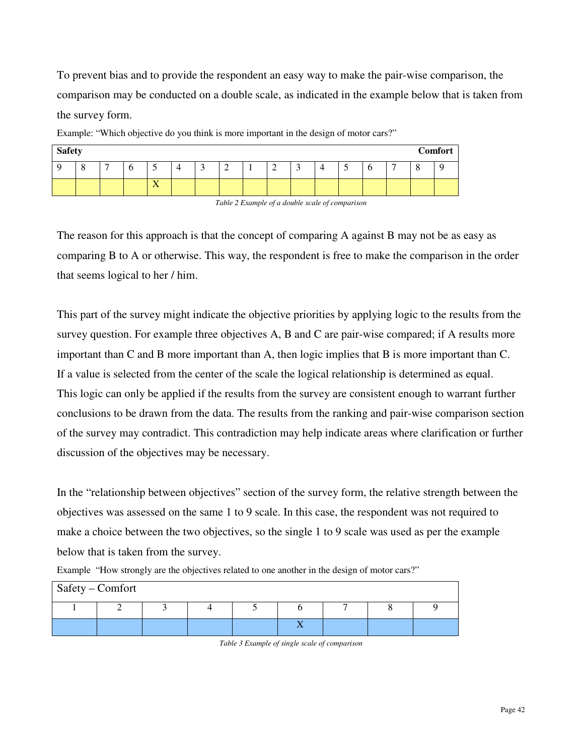To prevent bias and to provide the respondent an easy way to make the pair-wise comparison, the comparison may be conducted on a double scale, as indicated in the example below that is taken from the survey form.

Example: "Which objective do you think is more important in the design of motor cars?"

| **Safety** | | | | | | | | | | | | | | | | **Comfort** |
|---|---|---|---|---|---|---|---|---|---|---|---|---|---|---|---|---|
| 9 | 8 | 7 | 6 | 5 | 4 | 3 | 2 | 1 | 2 | 3 | 4 | 5 | 6 | 7 | 8 | 9 |
| | | | | X | | | | | | | | | | | | |

*Table 2 Example of a double scale of comparison*

The reason for this approach is that the concept of comparing A against B may not be as easy as comparing B to A or otherwise. This way, the respondent is free to make the comparison in the order that seems logical to her / him.

This part of the survey might indicate the objective priorities by applying logic to the results from the survey question. For example three objectives A, B and C are pair-wise compared; if A results more important than C and B more important than A, then logic implies that B is more important than C. If a value is selected from the center of the scale the logical relationship is determined as equal. This logic can only be applied if the results from the survey are consistent enough to warrant further conclusions to be drawn from the data. The results from the ranking and pair-wise comparison section of the survey may contradict. This contradiction may help indicate areas where clarification or further discussion of the objectives may be necessary.

In the "relationship between objectives" section of the survey form, the relative strength between the objectives was assessed on the same 1 to 9 scale. In this case, the respondent was not required to make a choice between the two objectives, so the single 1 to 9 scale was used as per the example below that is taken from the survey.

Example "How strongly are the objectives related to one another in the design of motor cars?"

| Safety – Comfort | | | | | | | | |
|---|---|---|---|---|---|---|---|---|
| 1 | 2 | 3 | 4 | 5 | 6 | 7 | 8 | 9 |
| | | | | | X | | | |

*Table 3 Example of single scale of comparison*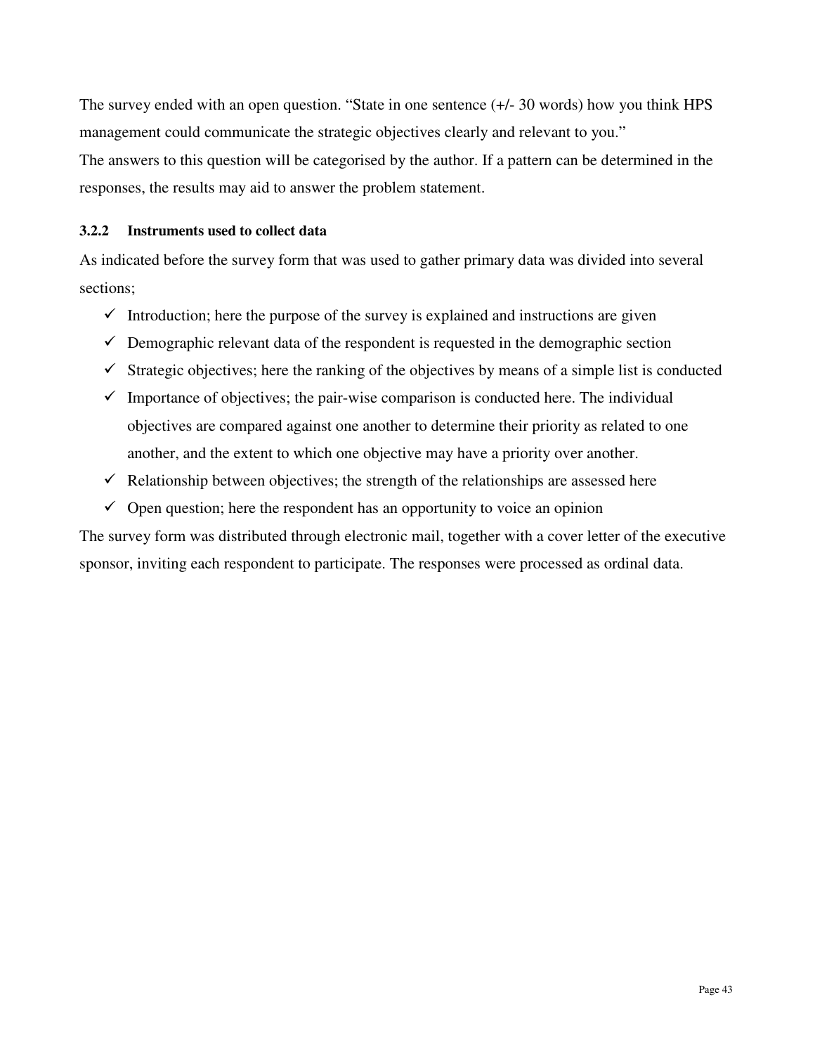The survey ended with an open question. "State in one sentence (+/- 30 words) how you think HPS management could communicate the strategic objectives clearly and relevant to you."
The answers to this question will be categorised by the author. If a pattern can be determined in the responses, the results may aid to answer the problem statement.

### 3.2.2 Instruments used to collect data

As indicated before the survey form that was used to gather primary data was divided into several sections;

- ✓ Introduction; here the purpose of the survey is explained and instructions are given
- ✓ Demographic relevant data of the respondent is requested in the demographic section
- ✓ Strategic objectives; here the ranking of the objectives by means of a simple list is conducted
- ✓ Importance of objectives; the pair-wise comparison is conducted here. The individual objectives are compared against one another to determine their priority as related to one another, and the extent to which one objective may have a priority over another.
- ✓ Relationship between objectives; the strength of the relationships are assessed here
- ✓ Open question; here the respondent has an opportunity to voice an opinion

The survey form was distributed through electronic mail, together with a cover letter of the executive sponsor, inviting each respondent to participate. The responses were processed as ordinal data.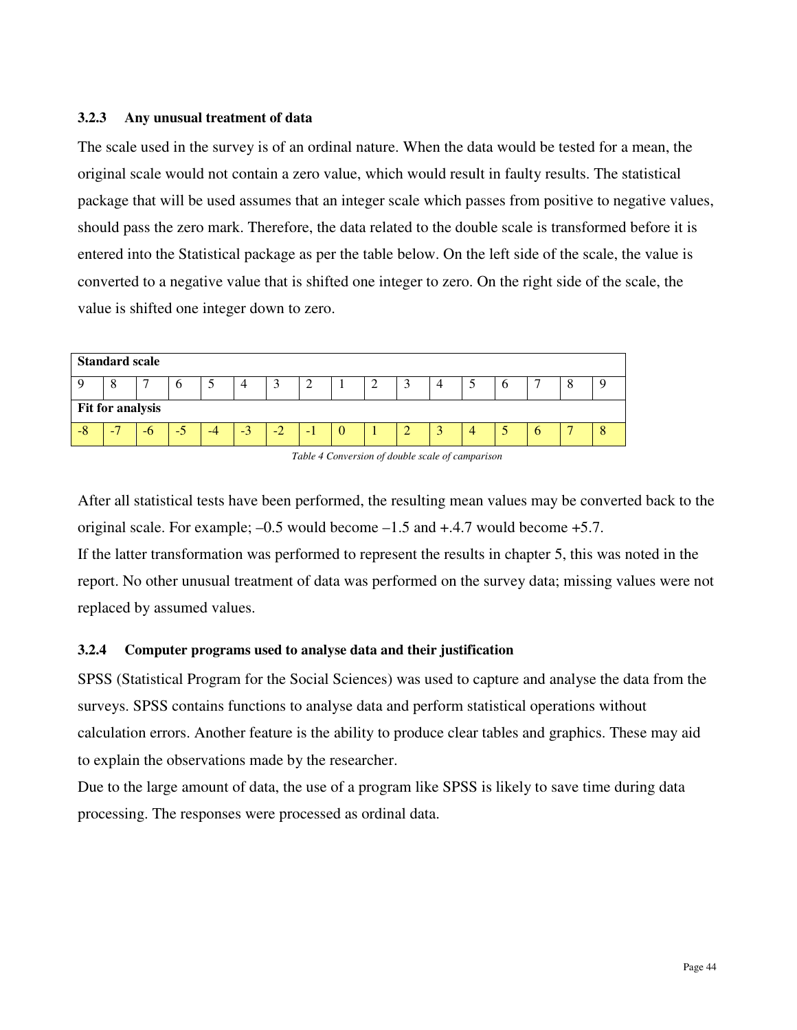### 3.2.3 Any unusual treatment of data

The scale used in the survey is of an ordinal nature. When the data would be tested for a mean, the original scale would not contain a zero value, which would result in faulty results. The statistical package that will be used assumes that an integer scale which passes from positive to negative values, should pass the zero mark. Therefore, the data related to the double scale is transformed before it is entered into the Statistical package as per the table below. On the left side of the scale, the value is converted to a negative value that is shifted one integer to zero. On the right side of the scale, the value is shifted one integer down to zero.

| **Standard scale** | | | | | | | | | | | | | | | | |
|---|---|---|---|---|---|---|---|---|---|---|---|---|---|---|---|---|
| 9 | 8 | 7 | 6 | 5 | 4 | 3 | 2 | 1 | 2 | 3 | 4 | 5 | 6 | 7 | 8 | 9 |
| **Fit for analysis** | | | | | | | | | | | | | | | | |
| -8 | -7 | -6 | -5 | -4 | -3 | -2 | -1 | 0 | 1 | 2 | 3 | 4 | 5 | 6 | 7 | 8 |

*Table 4 Conversion of double scale of camparison*

After all statistical tests have been performed, the resulting mean values may be converted back to the original scale. For example; –0.5 would become –1.5 and +.4.7 would become +5.7.
If the latter transformation was performed to represent the results in chapter 5, this was noted in the report. No other unusual treatment of data was performed on the survey data; missing values were not replaced by assumed values.

### 3.2.4 Computer programs used to analyse data and their justification

SPSS (Statistical Program for the Social Sciences) was used to capture and analyse the data from the surveys. SPSS contains functions to analyse data and perform statistical operations without calculation errors. Another feature is the ability to produce clear tables and graphics. These may aid to explain the observations made by the researcher.
Due to the large amount of data, the use of a program like SPSS is likely to save time during data processing. The responses were processed as ordinal data.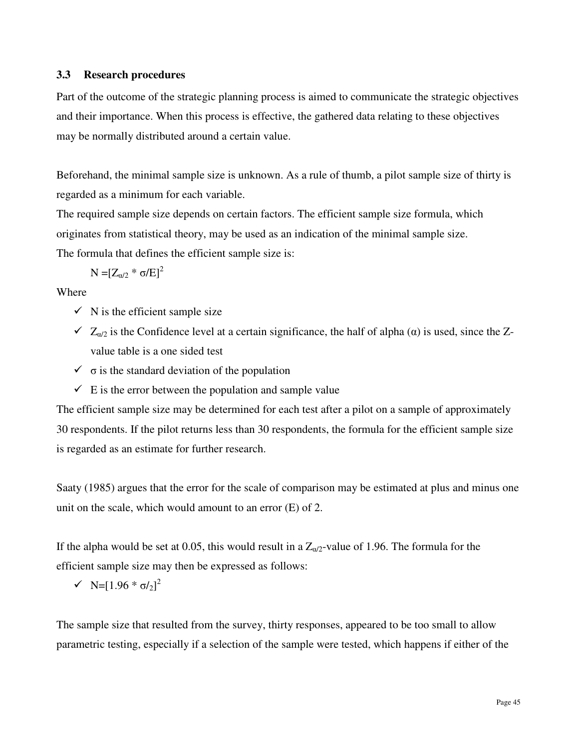### 3.3 Research procedures

Part of the outcome of the strategic planning process is aimed to communicate the strategic objectives and their importance. When this process is effective, the gathered data relating to these objectives may be normally distributed around a certain value.

Beforehand, the minimal sample size is unknown. As a rule of thumb, a pilot sample size of thirty is regarded as a minimum for each variable.

The required sample size depends on certain factors. The efficient sample size formula, which originates from statistical theory, may be used as an indication of the minimal sample size.

The formula that defines the efficient sample size is:

$$N = [Z_{\alpha/2} * \sigma/E]^2$$

Where

- ✓ N is the efficient sample size
- ✓ $Z_{\alpha/2}$ is the Confidence level at a certain significance, the half of alpha (α) is used, since the Z-value table is a one sided test
- ✓ σ is the standard deviation of the population
- ✓ E is the error between the population and sample value

The efficient sample size may be determined for each test after a pilot on a sample of approximately 30 respondents. If the pilot returns less than 30 respondents, the formula for the efficient sample size is regarded as an estimate for further research.

Saaty (1985) argues that the error for the scale of comparison may be estimated at plus and minus one unit on the scale, which would amount to an error (E) of 2.

If the alpha would be set at 0.05, this would result in a $Z_{\alpha/2}$-value of 1.96. The formula for the efficient sample size may then be expressed as follows:

- ✓ $N=[1.96 * \sigma/_2]^2$

The sample size that resulted from the survey, thirty responses, appeared to be too small to allow parametric testing, especially if a selection of the sample were tested, which happens if either of the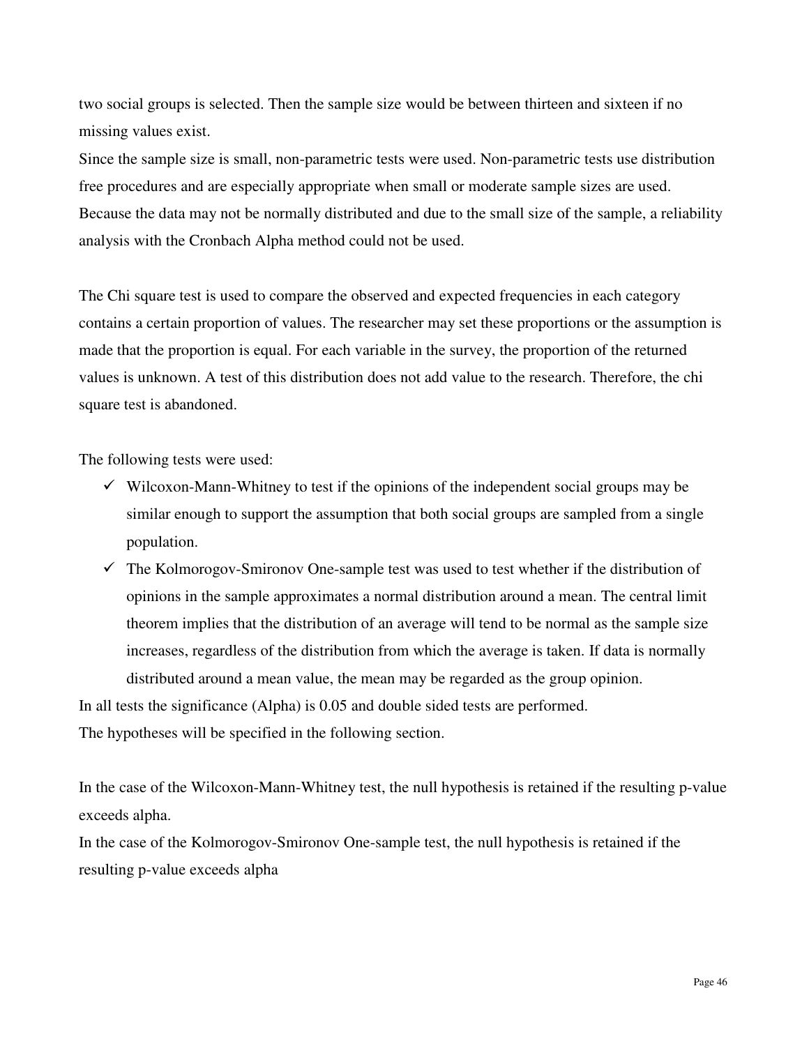two social groups is selected. Then the sample size would be between thirteen and sixteen if no missing values exist.

Since the sample size is small, non-parametric tests were used. Non-parametric tests use distribution free procedures and are especially appropriate when small or moderate sample sizes are used. Because the data may not be normally distributed and due to the small size of the sample, a reliability analysis with the Cronbach Alpha method could not be used.

The Chi square test is used to compare the observed and expected frequencies in each category contains a certain proportion of values. The researcher may set these proportions or the assumption is made that the proportion is equal. For each variable in the survey, the proportion of the returned values is unknown. A test of this distribution does not add value to the research. Therefore, the chi square test is abandoned.

The following tests were used:

- ✓ Wilcoxon-Mann-Whitney to test if the opinions of the independent social groups may be similar enough to support the assumption that both social groups are sampled from a single population.
- ✓ The Kolmorogov-Smironov One-sample test was used to test whether if the distribution of opinions in the sample approximates a normal distribution around a mean. The central limit theorem implies that the distribution of an average will tend to be normal as the sample size increases, regardless of the distribution from which the average is taken. If data is normally distributed around a mean value, the mean may be regarded as the group opinion.

In all tests the significance (Alpha) is 0.05 and double sided tests are performed.
The hypotheses will be specified in the following section.

In the case of the Wilcoxon-Mann-Whitney test, the null hypothesis is retained if the resulting p-value exceeds alpha.
In the case of the Kolmorogov-Smironov One-sample test, the null hypothesis is retained if the resulting p-value exceeds alpha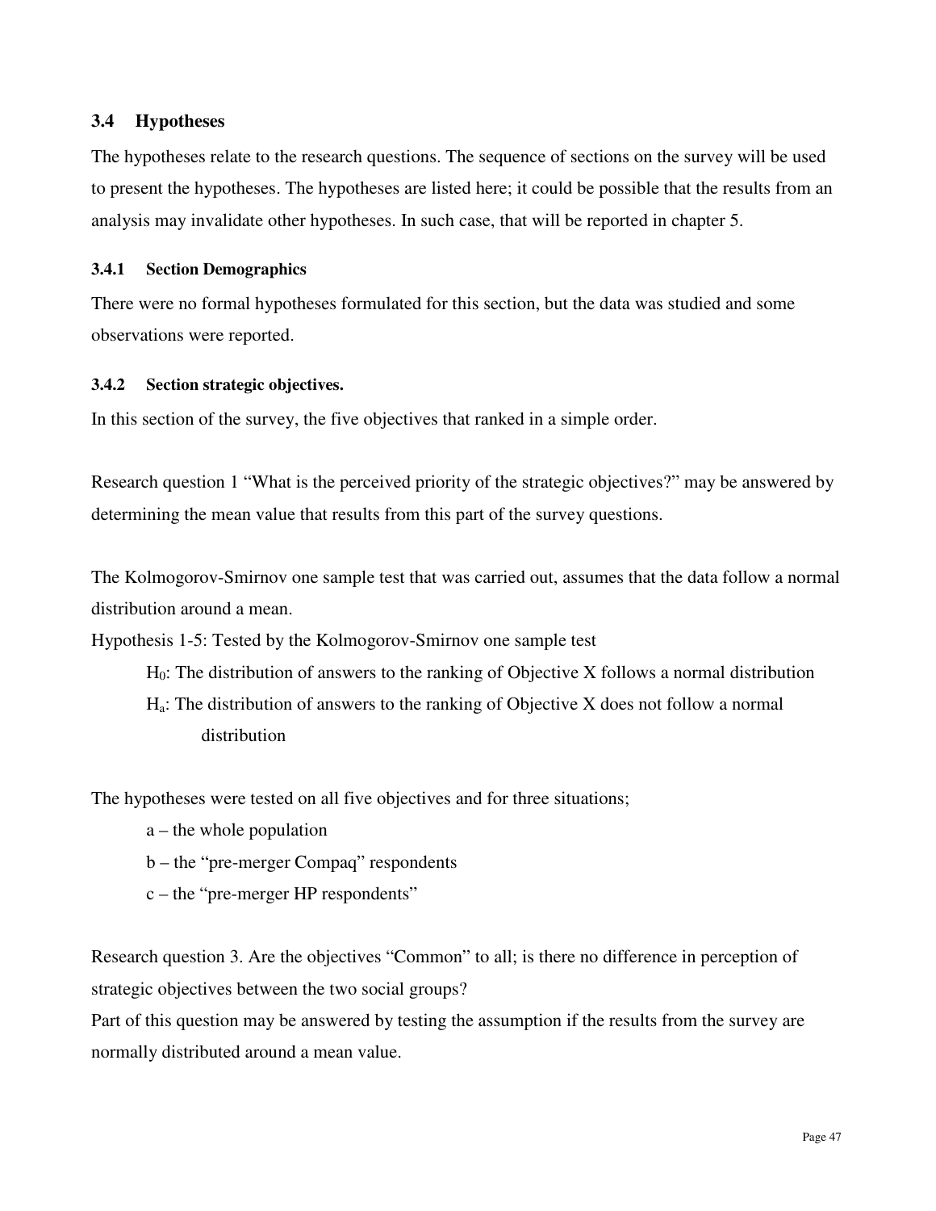## 3.4 Hypotheses

The hypotheses relate to the research questions. The sequence of sections on the survey will be used to present the hypotheses. The hypotheses are listed here; it could be possible that the results from an analysis may invalidate other hypotheses. In such case, that will be reported in chapter 5.

### 3.4.1 Section Demographics

There were no formal hypotheses formulated for this section, but the data was studied and some observations were reported.

### 3.4.2 Section strategic objectives.

In this section of the survey, the five objectives that ranked in a simple order.

Research question 1 “What is the perceived priority of the strategic objectives?” may be answered by determining the mean value that results from this part of the survey questions.

The Kolmogorov-Smirnov one sample test that was carried out, assumes that the data follow a normal distribution around a mean.

Hypothesis 1-5: Tested by the Kolmogorov-Smirnov one sample test

> $H_0$: The distribution of answers to the ranking of Objective X follows a normal distribution
>
> $H_a$: The distribution of answers to the ranking of Objective X does not follow a normal distribution

The hypotheses were tested on all five objectives and for three situations;

- a – the whole population
- b – the “pre-merger Compaq” respondents
- c – the “pre-merger HP respondents”

Research question 3. Are the objectives “Common” to all; is there no difference in perception of strategic objectives between the two social groups?

Part of this question may be answered by testing the assumption if the results from the survey are normally distributed around a mean value.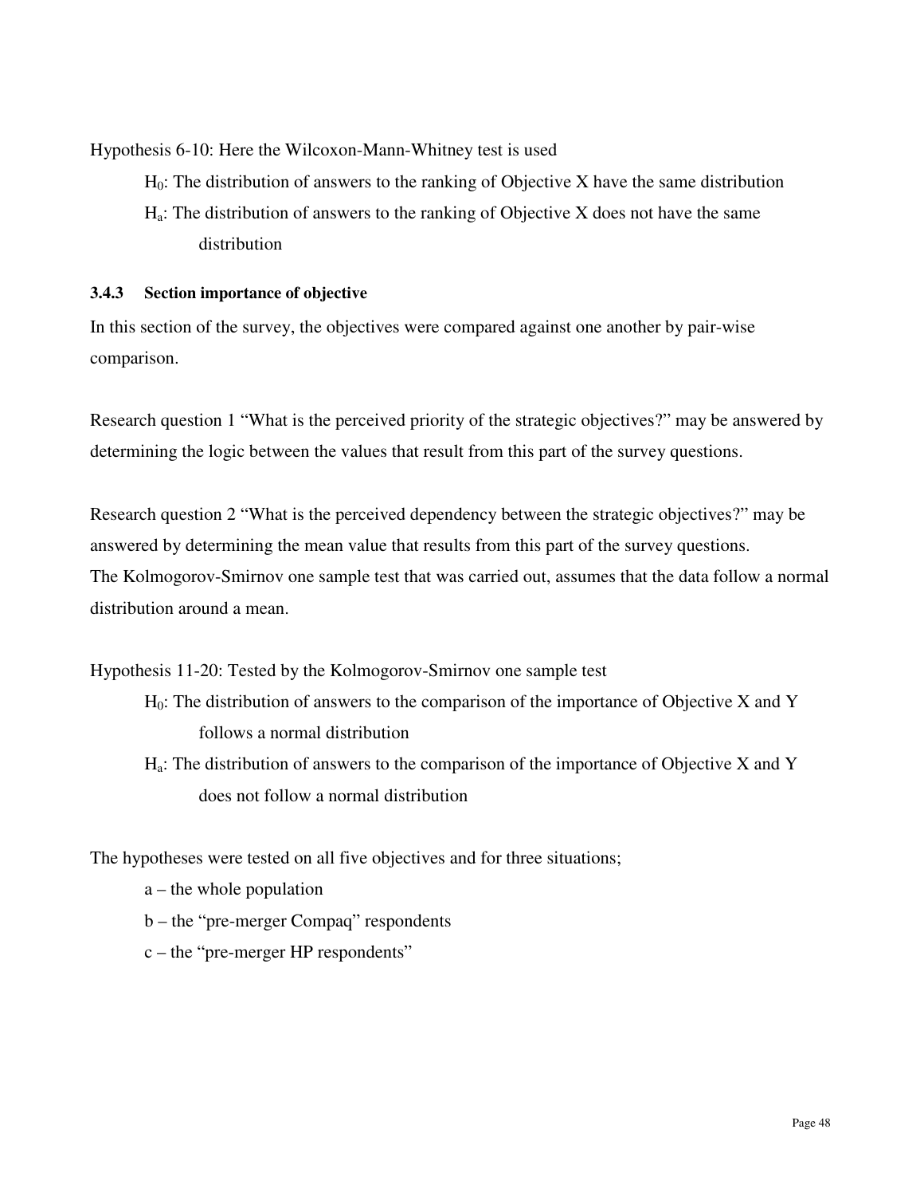Hypothesis 6-10: Here the Wilcoxon-Mann-Whitney test is used

> $H_0$: The distribution of answers to the ranking of Objective X have the same distribution
>
> $H_a$: The distribution of answers to the ranking of Objective X does not have the same distribution

### 3.4.3 Section importance of objective

In this section of the survey, the objectives were compared against one another by pair-wise comparison.

Research question 1 "What is the perceived priority of the strategic objectives?" may be answered by determining the logic between the values that result from this part of the survey questions.

Research question 2 "What is the perceived dependency between the strategic objectives?" may be answered by determining the mean value that results from this part of the survey questions.
The Kolmogorov-Smirnov one sample test that was carried out, assumes that the data follow a normal distribution around a mean.

Hypothesis 11-20: Tested by the Kolmogorov-Smirnov one sample test

> $H_0$: The distribution of answers to the comparison of the importance of Objective X and Y follows a normal distribution
>
> $H_a$: The distribution of answers to the comparison of the importance of Objective X and Y does not follow a normal distribution

The hypotheses were tested on all five objectives and for three situations;

- a – the whole population
- b – the "pre-merger Compaq" respondents
- c – the "pre-merger HP respondents"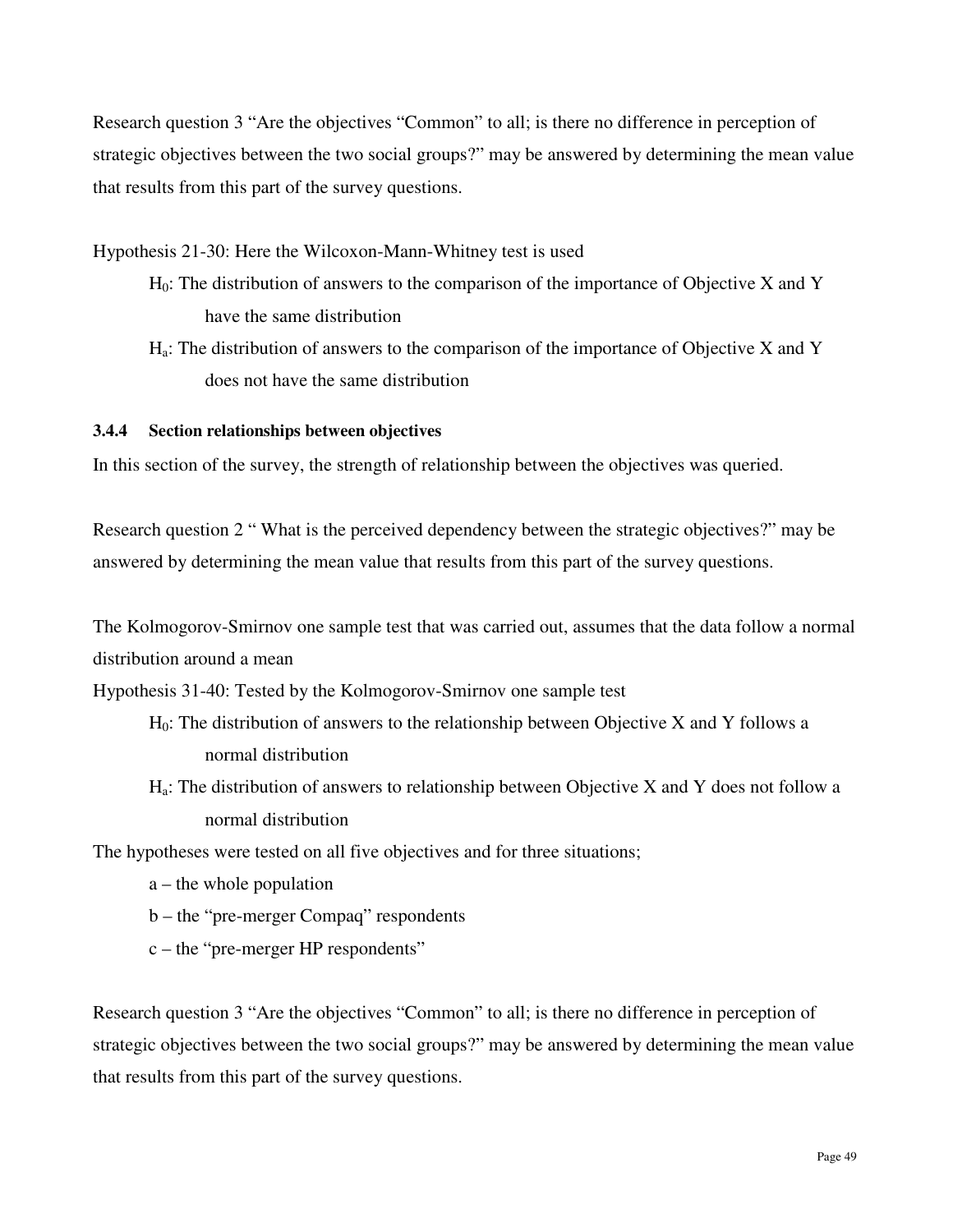Research question 3 “Are the objectives “Common” to all; is there no difference in perception of strategic objectives between the two social groups?” may be answered by determining the mean value that results from this part of the survey questions.

Hypothesis 21-30: Here the Wilcoxon-Mann-Whitney test is used

- $H_0$: The distribution of answers to the comparison of the importance of Objective X and Y have the same distribution
- $H_a$: The distribution of answers to the comparison of the importance of Objective X and Y does not have the same distribution

### 3.4.4 Section relationships between objectives

In this section of the survey, the strength of relationship between the objectives was queried.

Research question 2 “ What is the perceived dependency between the strategic objectives?” may be answered by determining the mean value that results from this part of the survey questions.

The Kolmogorov-Smirnov one sample test that was carried out, assumes that the data follow a normal distribution around a mean

Hypothesis 31-40: Tested by the Kolmogorov-Smirnov one sample test

- $H_0$: The distribution of answers to the relationship between Objective X and Y follows a normal distribution
- $H_a$: The distribution of answers to relationship between Objective X and Y does not follow a normal distribution

The hypotheses were tested on all five objectives and for three situations;

- a – the whole population
- b – the “pre-merger Compaq” respondents
- c – the “pre-merger HP respondents”

Research question 3 “Are the objectives “Common” to all; is there no difference in perception of strategic objectives between the two social groups?” may be answered by determining the mean value that results from this part of the survey questions.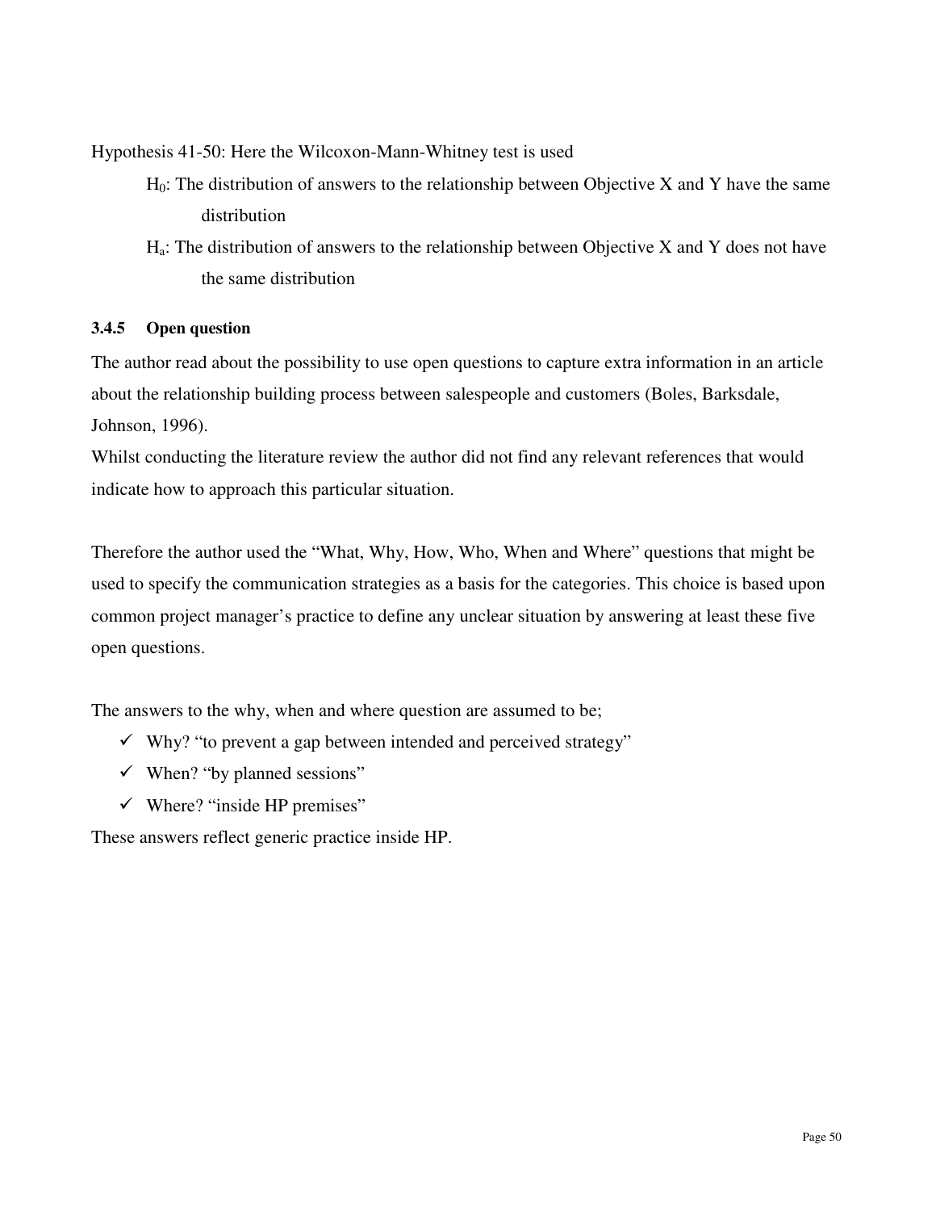Hypothesis 41-50: Here the Wilcoxon-Mann-Whitney test is used

$H_0$: The distribution of answers to the relationship between Objective X and Y have the same distribution

$H_a$: The distribution of answers to the relationship between Objective X and Y does not have the same distribution

#### 3.4.5 Open question

The author read about the possibility to use open questions to capture extra information in an article about the relationship building process between salespeople and customers (Boles, Barksdale, Johnson, 1996).

Whilst conducting the literature review the author did not find any relevant references that would indicate how to approach this particular situation.

Therefore the author used the "What, Why, How, Who, When and Where" questions that might be used to specify the communication strategies as a basis for the categories. This choice is based upon common project manager's practice to define any unclear situation by answering at least these five open questions.

The answers to the why, when and where question are assumed to be;

- ✓ Why? "to prevent a gap between intended and perceived strategy"
- ✓ When? "by planned sessions"
- ✓ Where? "inside HP premises"

These answers reflect generic practice inside HP.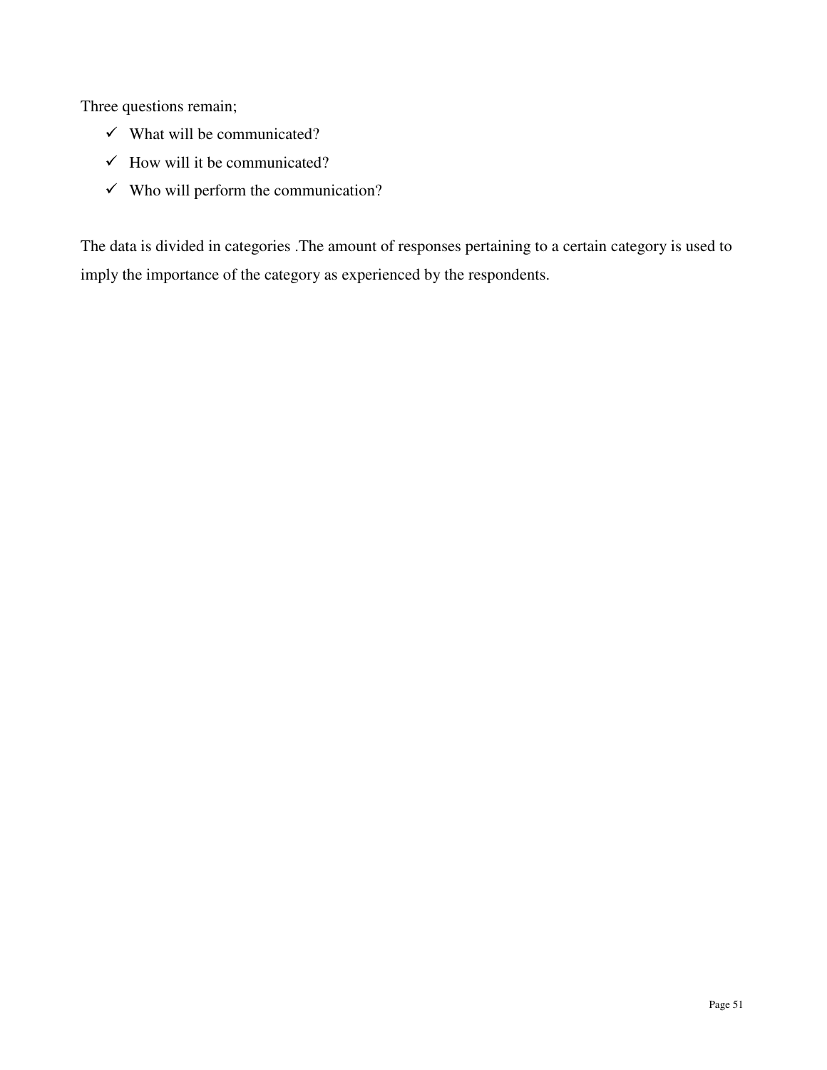Three questions remain;

- ✓ What will be communicated?
- ✓ How will it be communicated?
- ✓ Who will perform the communication?

The data is divided in categories .The amount of responses pertaining to a certain category is used to imply the importance of the category as experienced by the respondents.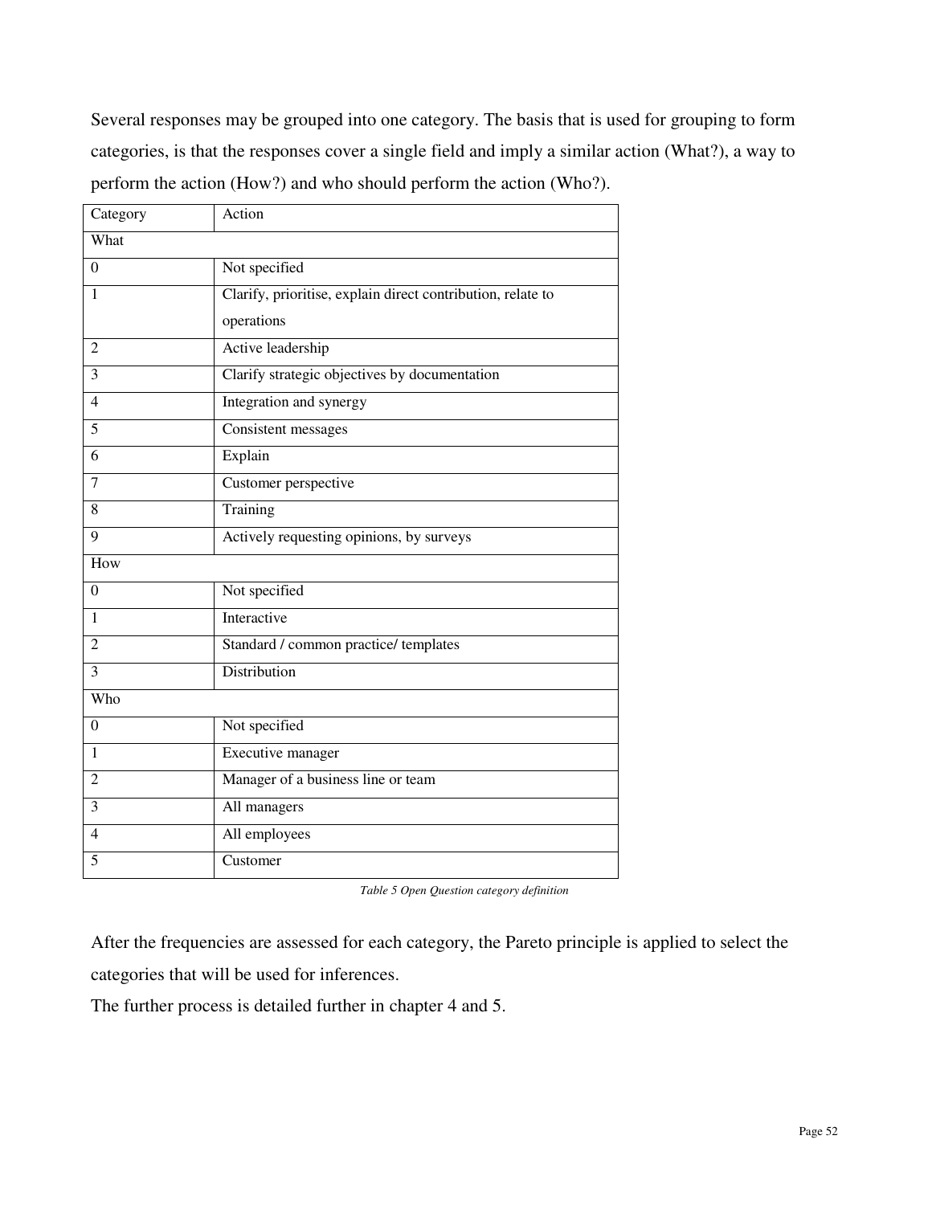Several responses may be grouped into one category. The basis that is used for grouping to form categories, is that the responses cover a single field and imply a similar action (What?), a way to perform the action (How?) and who should perform the action (Who?).

| Category | Action |
|---|---|
| What | |
| 0 | Not specified |
| 1 | Clarify, prioritise, explain direct contribution, relate to operations |
| 2 | Active leadership |
| 3 | Clarify strategic objectives by documentation |
| 4 | Integration and synergy |
| 5 | Consistent messages |
| 6 | Explain |
| 7 | Customer perspective |
| 8 | Training |
| 9 | Actively requesting opinions, by surveys |
| How | |
| 0 | Not specified |
| 1 | Interactive |
| 2 | Standard / common practice/ templates |
| 3 | Distribution |
| Who | |
| 0 | Not specified |
| 1 | Executive manager |
| 2 | Manager of a business line or team |
| 3 | All managers |
| 4 | All employees |
| 5 | Customer |

*Table 5 Open Question category definition*

After the frequencies are assessed for each category, the Pareto principle is applied to select the categories that will be used for inferences.

The further process is detailed further in chapter 4 and 5.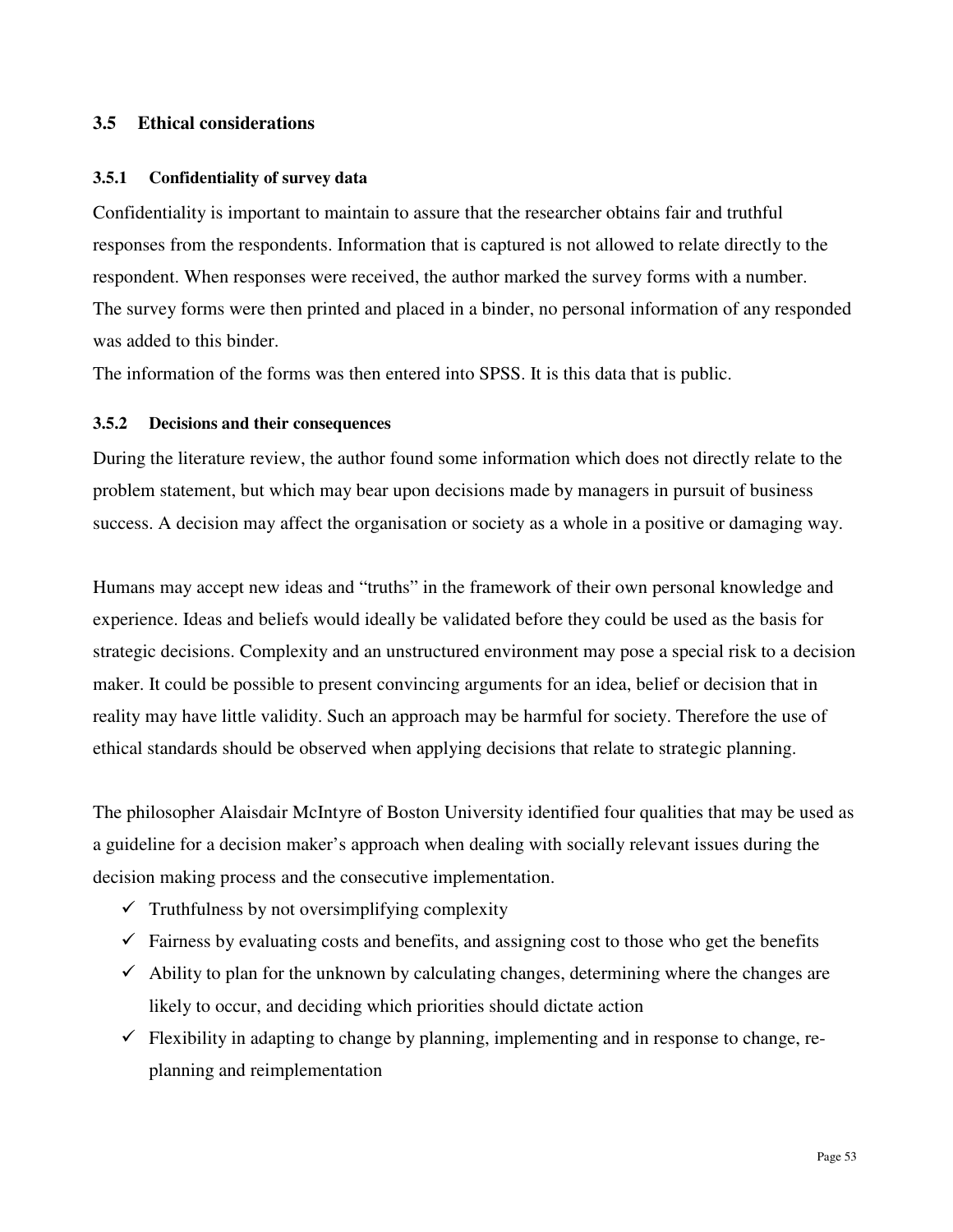## 3.5 Ethical considerations

### 3.5.1 Confidentiality of survey data

Confidentiality is important to maintain to assure that the researcher obtains fair and truthful responses from the respondents. Information that is captured is not allowed to relate directly to the respondent. When responses were received, the author marked the survey forms with a number. The survey forms were then printed and placed in a binder, no personal information of any responded was added to this binder.

The information of the forms was then entered into SPSS. It is this data that is public.

### 3.5.2 Decisions and their consequences

During the literature review, the author found some information which does not directly relate to the problem statement, but which may bear upon decisions made by managers in pursuit of business success. A decision may affect the organisation or society as a whole in a positive or damaging way.

Humans may accept new ideas and "truths" in the framework of their own personal knowledge and experience. Ideas and beliefs would ideally be validated before they could be used as the basis for strategic decisions. Complexity and an unstructured environment may pose a special risk to a decision maker. It could be possible to present convincing arguments for an idea, belief or decision that in reality may have little validity. Such an approach may be harmful for society. Therefore the use of ethical standards should be observed when applying decisions that relate to strategic planning.

The philosopher Alaisdair McIntyre of Boston University identified four qualities that may be used as a guideline for a decision maker's approach when dealing with socially relevant issues during the decision making process and the consecutive implementation.

- ✓ Truthfulness by not oversimplifying complexity
- ✓ Fairness by evaluating costs and benefits, and assigning cost to those who get the benefits
- ✓ Ability to plan for the unknown by calculating changes, determining where the changes are likely to occur, and deciding which priorities should dictate action
- ✓ Flexibility in adapting to change by planning, implementing and in response to change, re-planning and reimplementation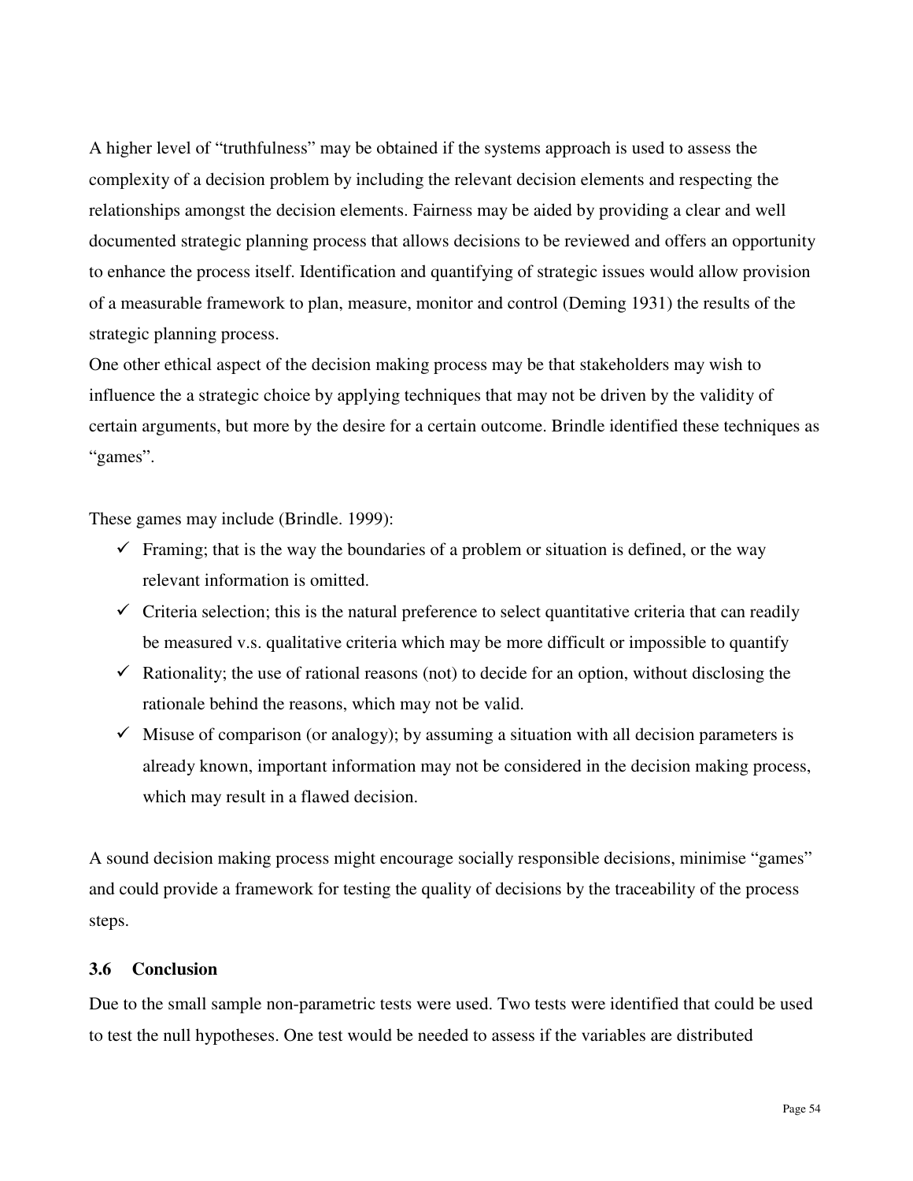A higher level of "truthfulness" may be obtained if the systems approach is used to assess the complexity of a decision problem by including the relevant decision elements and respecting the relationships amongst the decision elements. Fairness may be aided by providing a clear and well documented strategic planning process that allows decisions to be reviewed and offers an opportunity to enhance the process itself. Identification and quantifying of strategic issues would allow provision of a measurable framework to plan, measure, monitor and control (Deming 1931) the results of the strategic planning process.

One other ethical aspect of the decision making process may be that stakeholders may wish to influence the a strategic choice by applying techniques that may not be driven by the validity of certain arguments, but more by the desire for a certain outcome. Brindle identified these techniques as "games".

These games may include (Brindle. 1999):

- ✓ Framing; that is the way the boundaries of a problem or situation is defined, or the way relevant information is omitted.
- ✓ Criteria selection; this is the natural preference to select quantitative criteria that can readily be measured v.s. qualitative criteria which may be more difficult or impossible to quantify
- ✓ Rationality; the use of rational reasons (not) to decide for an option, without disclosing the rationale behind the reasons, which may not be valid.
- ✓ Misuse of comparison (or analogy); by assuming a situation with all decision parameters is already known, important information may not be considered in the decision making process, which may result in a flawed decision.

A sound decision making process might encourage socially responsible decisions, minimise "games" and could provide a framework for testing the quality of decisions by the traceability of the process steps.

### 3.6 Conclusion

Due to the small sample non-parametric tests were used. Two tests were identified that could be used to test the null hypotheses. One test would be needed to assess if the variables are distributed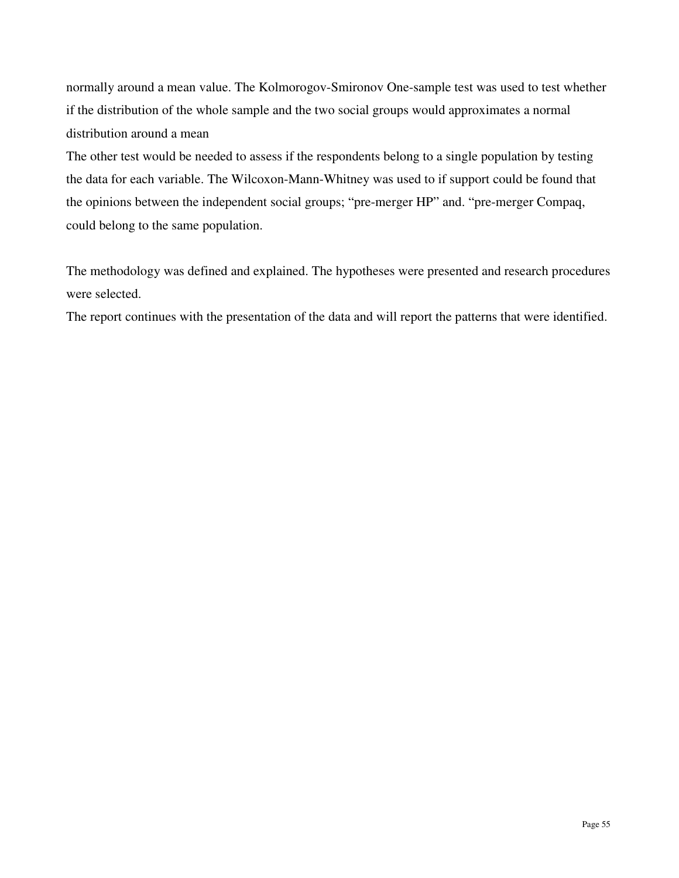normally around a mean value. The Kolmorogov-Smironov One-sample test was used to test whether if the distribution of the whole sample and the two social groups would approximates a normal distribution around a mean

The other test would be needed to assess if the respondents belong to a single population by testing the data for each variable. The Wilcoxon-Mann-Whitney was used to if support could be found that the opinions between the independent social groups; "pre-merger HP" and. "pre-merger Compaq, could belong to the same population.

The methodology was defined and explained. The hypotheses were presented and research procedures were selected.

The report continues with the presentation of the data and will report the patterns that were identified.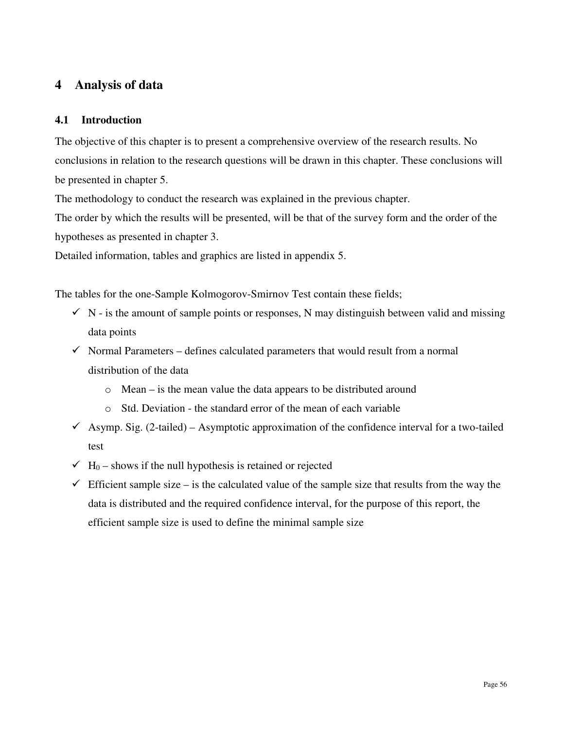# 4 Analysis of data

## 4.1 Introduction

The objective of this chapter is to present a comprehensive overview of the research results. No conclusions in relation to the research questions will be drawn in this chapter. These conclusions will be presented in chapter 5.

The methodology to conduct the research was explained in the previous chapter.

The order by which the results will be presented, will be that of the survey form and the order of the hypotheses as presented in chapter 3.

Detailed information, tables and graphics are listed in appendix 5.

The tables for the one-Sample Kolmogorov-Smirnov Test contain these fields;

- ✓ N - is the amount of sample points or responses, N may distinguish between valid and missing data points
- ✓ Normal Parameters – defines calculated parameters that would result from a normal distribution of the data
  - o Mean – is the mean value the data appears to be distributed around
  - o Std. Deviation - the standard error of the mean of each variable
- ✓ Asymp. Sig. (2-tailed) – Asymptotic approximation of the confidence interval for a two-tailed test
- ✓ $H_0$ – shows if the null hypothesis is retained or rejected
- ✓ Efficient sample size – is the calculated value of the sample size that results from the way the data is distributed and the required confidence interval, for the purpose of this report, the efficient sample size is used to define the minimal sample size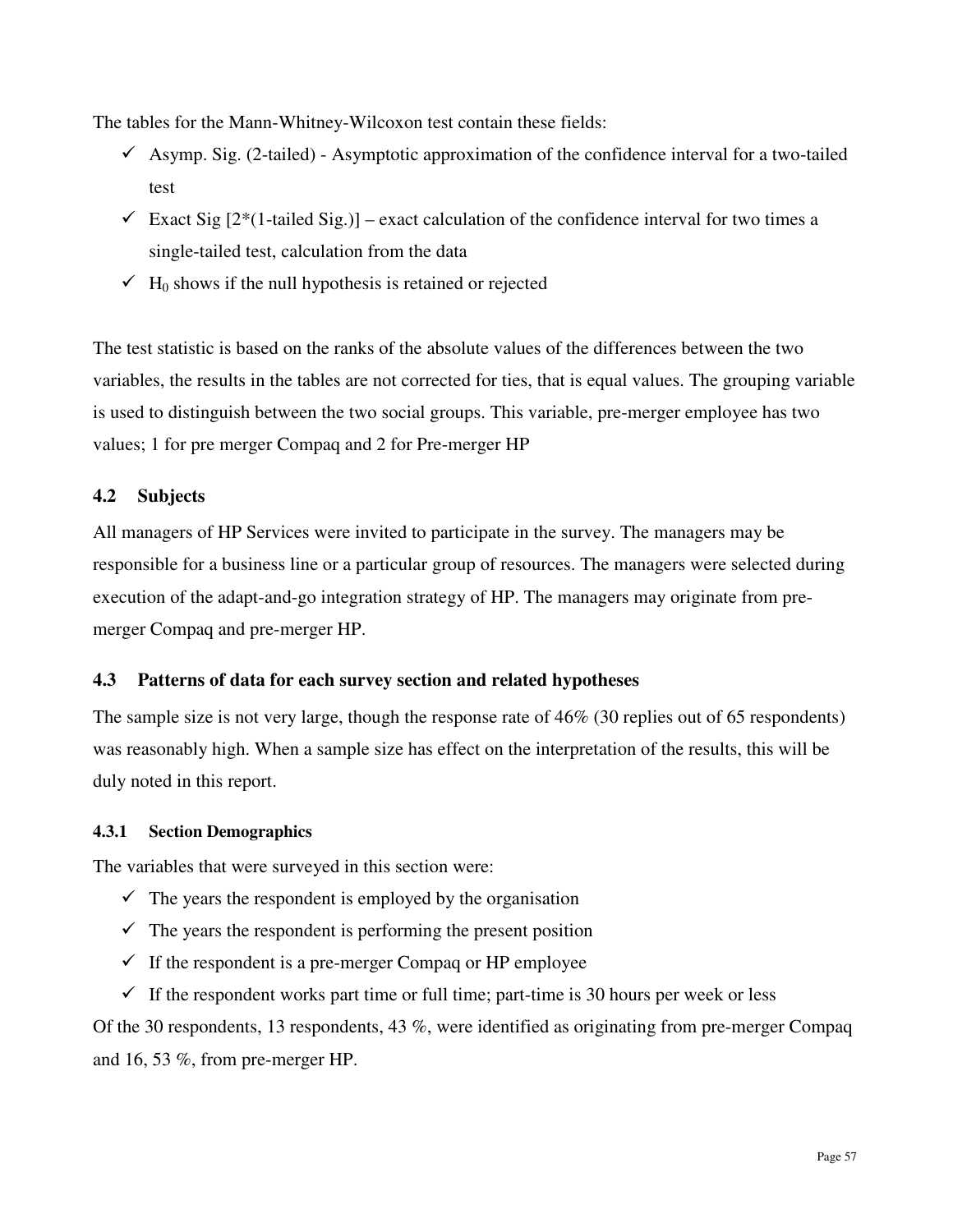The tables for the Mann-Whitney-Wilcoxon test contain these fields:

- ✓ Asymp. Sig. (2-tailed) - Asymptotic approximation of the confidence interval for a two-tailed test
- ✓ Exact Sig [2*(1-tailed Sig.)] – exact calculation of the confidence interval for two times a single-tailed test, calculation from the data
- ✓ $H_0$ shows if the null hypothesis is retained or rejected

The test statistic is based on the ranks of the absolute values of the differences between the two variables, the results in the tables are not corrected for ties, that is equal values. The grouping variable is used to distinguish between the two social groups. This variable, pre-merger employee has two values; 1 for pre merger Compaq and 2 for Pre-merger HP

## 4.2 Subjects

All managers of HP Services were invited to participate in the survey. The managers may be responsible for a business line or a particular group of resources. The managers were selected during execution of the adapt-and-go integration strategy of HP. The managers may originate from pre-merger Compaq and pre-merger HP.

## 4.3 Patterns of data for each survey section and related hypotheses

The sample size is not very large, though the response rate of 46% (30 replies out of 65 respondents) was reasonably high. When a sample size has effect on the interpretation of the results, this will be duly noted in this report.

### 4.3.1 Section Demographics

The variables that were surveyed in this section were:

- ✓ The years the respondent is employed by the organisation
- ✓ The years the respondent is performing the present position
- ✓ If the respondent is a pre-merger Compaq or HP employee
- ✓ If the respondent works part time or full time; part-time is 30 hours per week or less

Of the 30 respondents, 13 respondents, 43 %, were identified as originating from pre-merger Compaq and 16, 53 %, from pre-merger HP.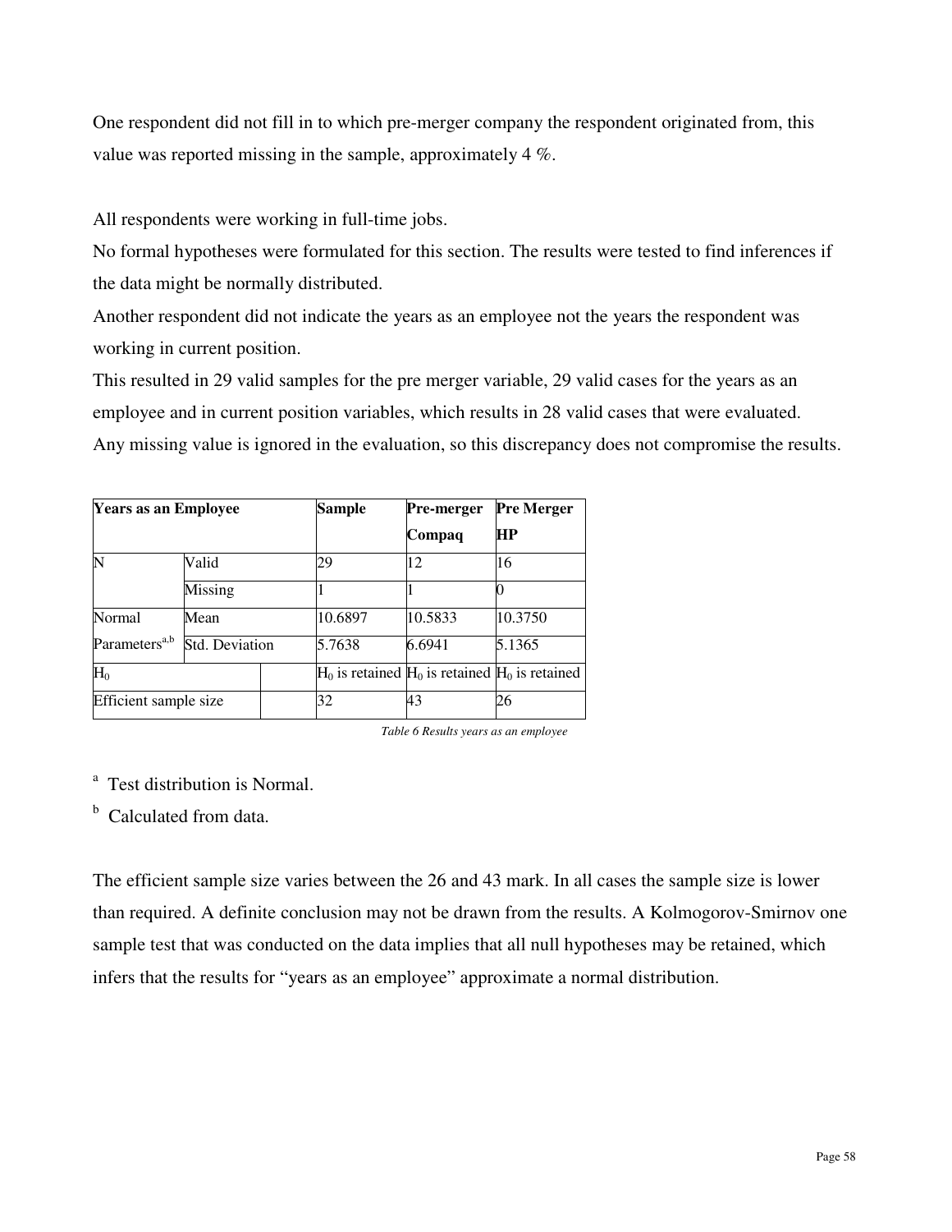One respondent did not fill in to which pre-merger company the respondent originated from, this value was reported missing in the sample, approximately 4 %.

All respondents were working in full-time jobs.

No formal hypotheses were formulated for this section. The results were tested to find inferences if the data might be normally distributed.

Another respondent did not indicate the years as an employee not the years the respondent was working in current position.

This resulted in 29 valid samples for the pre merger variable, 29 valid cases for the years as an employee and in current position variables, which results in 28 valid cases that were evaluated. Any missing value is ignored in the evaluation, so this discrepancy does not compromise the results.

| **Years as an Employee** | | | **Sample** | **Pre-merger Compaq** | **Pre Merger HP** |
|---|---|---|---|---|---|
| N | Valid | | 29 | 12 | 16 |
| | Missing | | 1 | 1 | 0 |
| Normal Parameters[a,b] | Mean | | 10.6897 | 10.5833 | 10.3750 |
| | Std. Deviation | | 5.7638 | 6.6941 | 5.1365 |
| $H_0$ | | | $H_0$ is retained | $H_0$ is retained | $H_0$ is retained |
| Efficient sample size | | | 32 | 43 | 26 |

*Table 6 Results years as an employee*

[a] Test distribution is Normal.

[b] Calculated from data.

The efficient sample size varies between the 26 and 43 mark. In all cases the sample size is lower than required. A definite conclusion may not be drawn from the results. A Kolmogorov-Smirnov one sample test that was conducted on the data implies that all null hypotheses may be retained, which infers that the results for "years as an employee" approximate a normal distribution.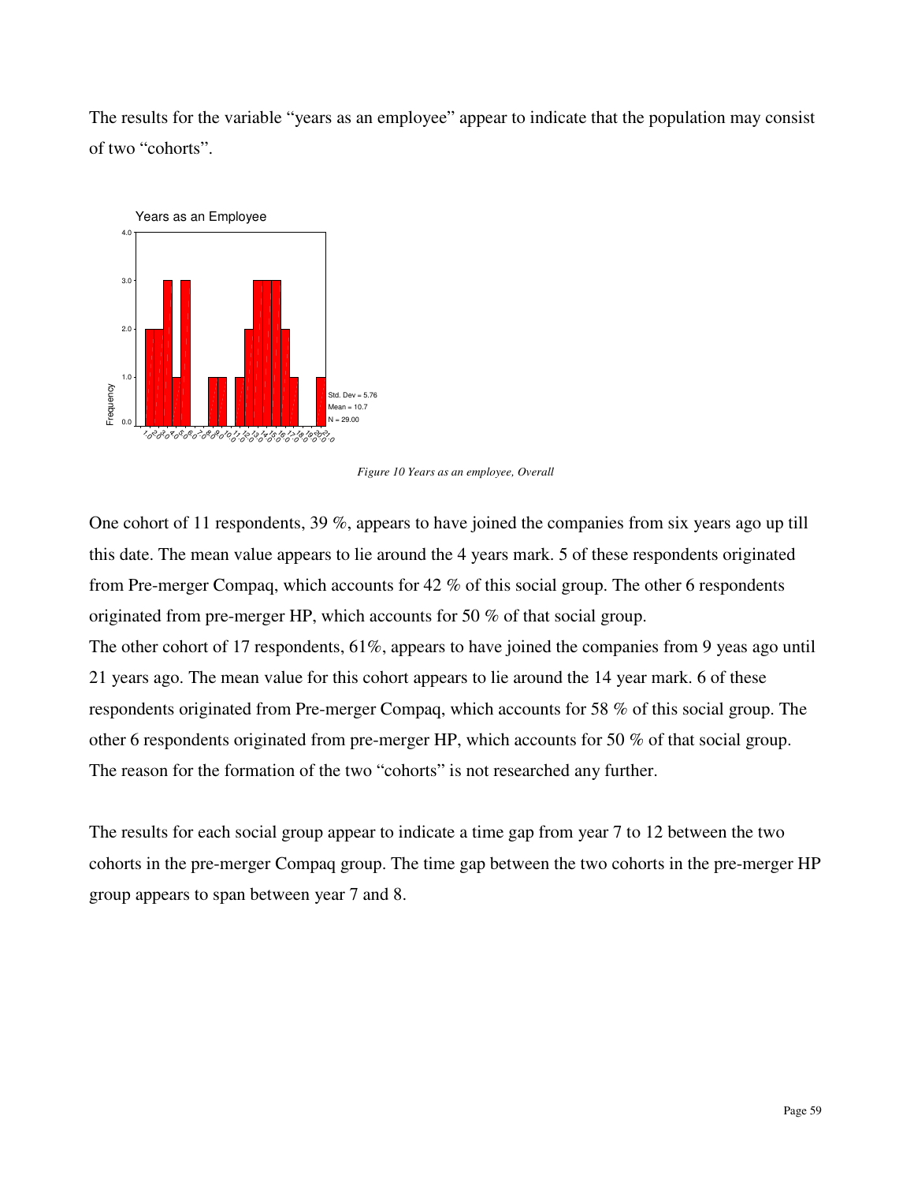The results for the variable “years as an employee” appear to indicate that the population may consist of two “cohorts”.

*Figure 10 Years as an employee, Overall*

One cohort of 11 respondents, 39 %, appears to have joined the companies from six years ago up till this date. The mean value appears to lie around the 4 years mark. 5 of these respondents originated from Pre-merger Compaq, which accounts for 42 % of this social group. The other 6 respondents originated from pre-merger HP, which accounts for 50 % of that social group.

The other cohort of 17 respondents, 61%, appears to have joined the companies from 9 yeas ago until 21 years ago. The mean value for this cohort appears to lie around the 14 year mark. 6 of these respondents originated from Pre-merger Compaq, which accounts for 58 % of this social group. The other 6 respondents originated from pre-merger HP, which accounts for 50 % of that social group. The reason for the formation of the two “cohorts” is not researched any further.

The results for each social group appear to indicate a time gap from year 7 to 12 between the two cohorts in the pre-merger Compaq group. The time gap between the two cohorts in the pre-merger HP group appears to span between year 7 and 8.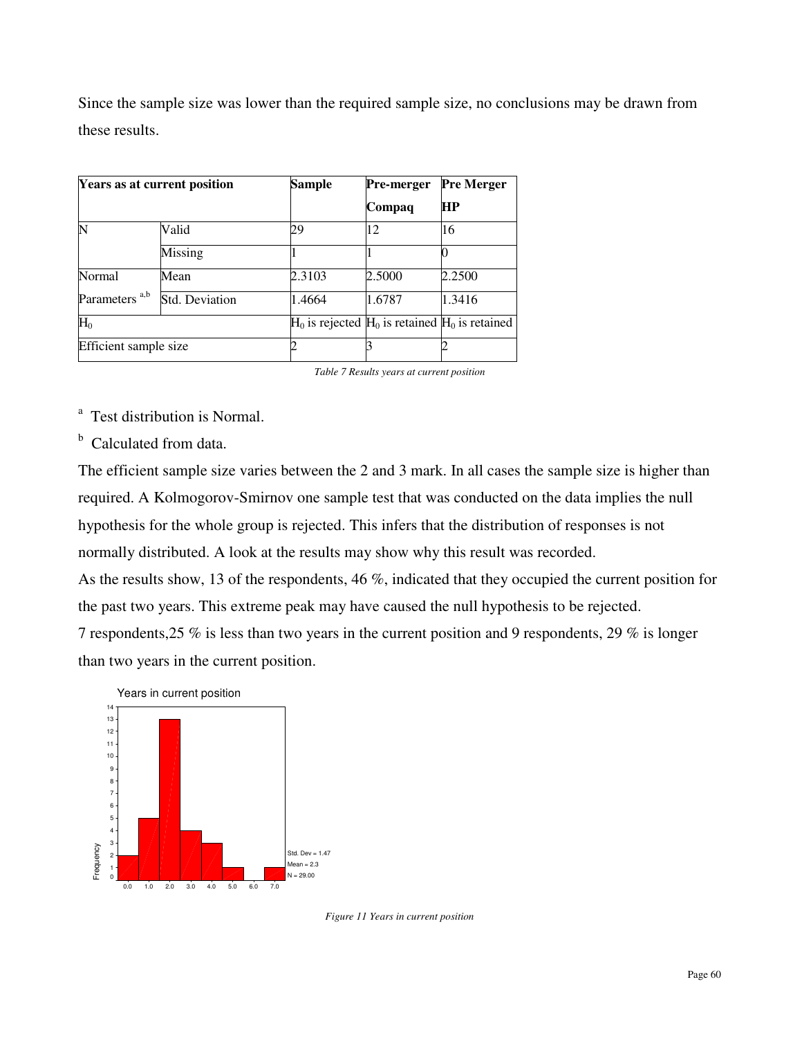Since the sample size was lower than the required sample size, no conclusions may be drawn from these results.

| Years as at current position | | Sample | Pre-merger Compaq | Pre Merger HP |
|---|---|---|---|---|
| N | Valid | 29 | 12 | 16 |
| | Missing | 1 | 1 | 0 |
| Normal Parameters [a,b] | Mean | 2.3103 | 2.5000 | 2.2500 |
| | Std. Deviation | 1.4664 | 1.6787 | 1.3416 |
| $H_0$ | | $H_0$ is rejected | $H_0$ is retained | $H_0$ is retained |
| Efficient sample size | | 2 | 3 | 2 |

*Table 7 Results years at current position*

[a] Test distribution is Normal.

[b] Calculated from data.

The efficient sample size varies between the 2 and 3 mark. In all cases the sample size is higher than required. A Kolmogorov-Smirnov one sample test that was conducted on the data implies the null hypothesis for the whole group is rejected. This infers that the distribution of responses is not normally distributed. A look at the results may show why this result was recorded.

As the results show, 13 of the respondents, 46 %, indicated that they occupied the current position for the past two years. This extreme peak may have caused the null hypothesis to be rejected.

7 respondents,25 % is less than two years in the current position and 9 respondents, 29 % is longer than two years in the current position.

*Figure 11 Years in current position*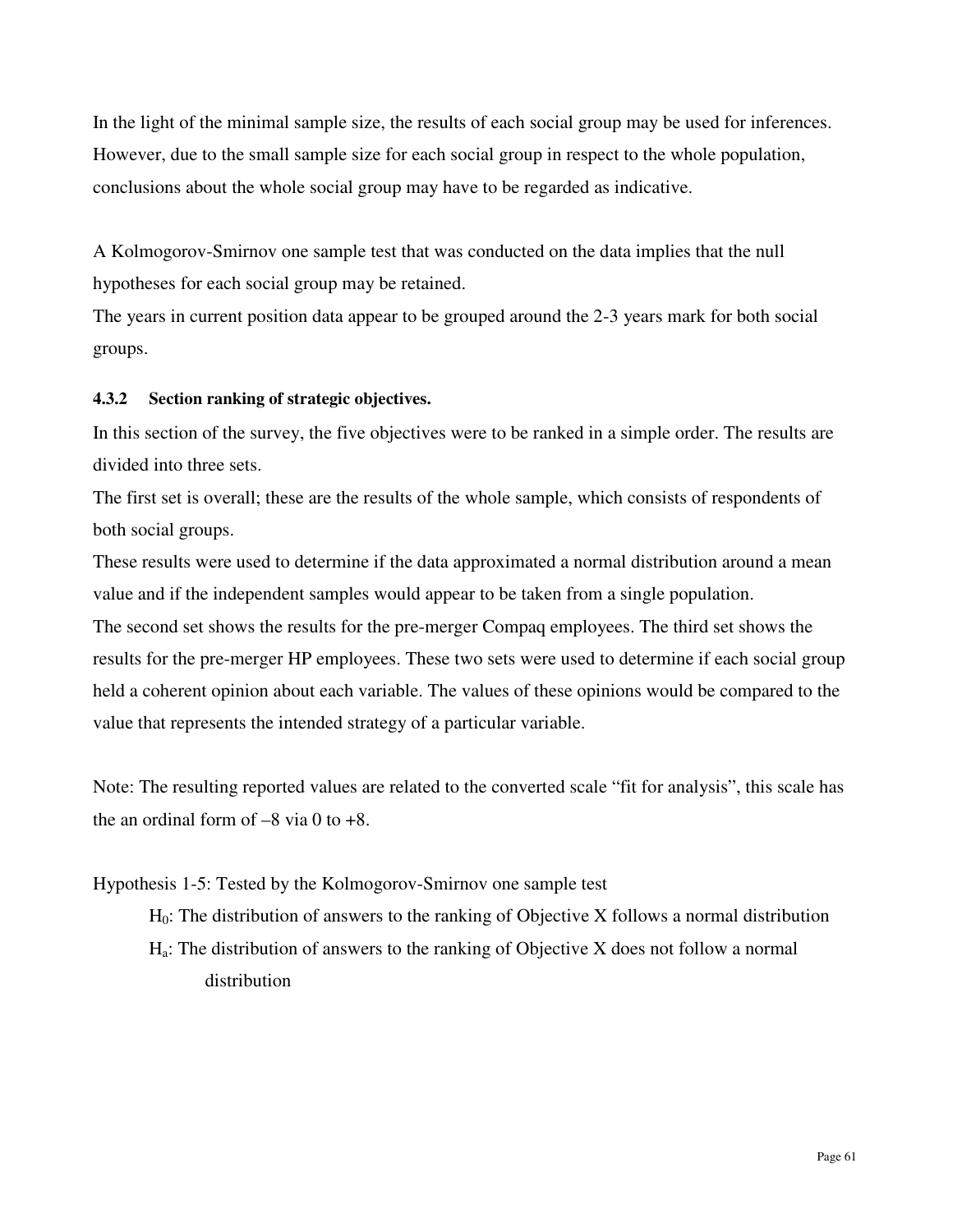In the light of the minimal sample size, the results of each social group may be used for inferences. However, due to the small sample size for each social group in respect to the whole population, conclusions about the whole social group may have to be regarded as indicative.

A Kolmogorov-Smirnov one sample test that was conducted on the data implies that the null hypotheses for each social group may be retained.
The years in current position data appear to be grouped around the 2-3 years mark for both social groups.

#### 4.3.2 Section ranking of strategic objectives.

In this section of the survey, the five objectives were to be ranked in a simple order. The results are divided into three sets.
The first set is overall; these are the results of the whole sample, which consists of respondents of both social groups.
These results were used to determine if the data approximated a normal distribution around a mean value and if the independent samples would appear to be taken from a single population.
The second set shows the results for the pre-merger Compaq employees. The third set shows the results for the pre-merger HP employees. These two sets were used to determine if each social group held a coherent opinion about each variable. The values of these opinions would be compared to the value that represents the intended strategy of a particular variable.

Note: The resulting reported values are related to the converted scale "fit for analysis", this scale has the an ordinal form of –8 via 0 to +8.

Hypothesis 1-5: Tested by the Kolmogorov-Smirnov one sample test

$H_0$: The distribution of answers to the ranking of Objective X follows a normal distribution

$H_a$: The distribution of answers to the ranking of Objective X does not follow a normal distribution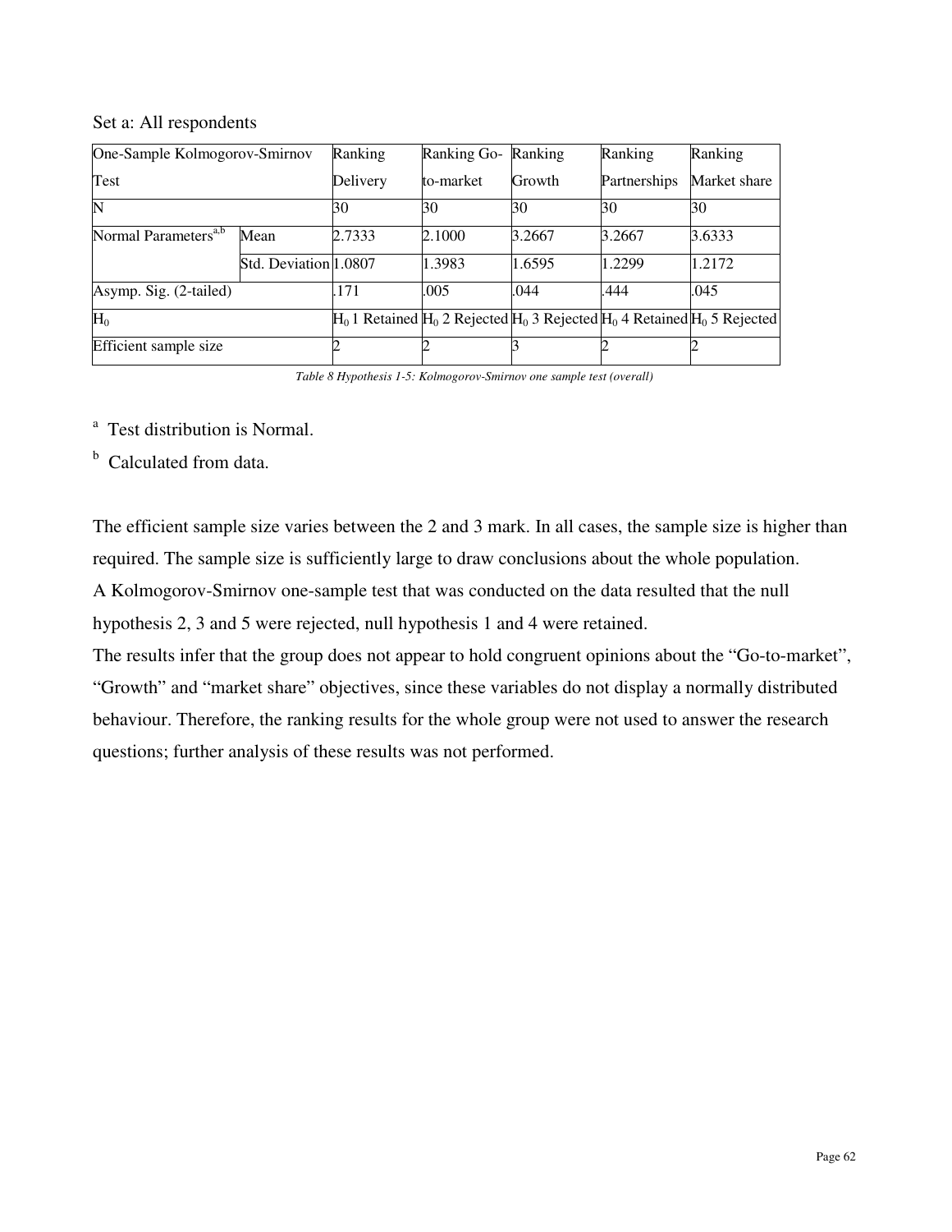Set a: All respondents

| One-Sample Kolmogorov-Smirnov Test | | Ranking Delivery | Ranking Go-to-market | Ranking Growth | Ranking Partnerships | Ranking Market share |
|---|---|---|---|---|---|---|
| N | | 30 | 30 | 30 | 30 | 30 |
| Normal Parameters[a,b] | Mean | 2.7333 | 2.1000 | 3.2667 | 3.2667 | 3.6333 |
| | Std. Deviation | 1.0807 | 1.3983 | 1.6595 | 1.2299 | 1.2172 |
| Asymp. Sig. (2-tailed) | | .171 | .005 | .044 | .444 | .045 |
| $H_0$ | | $H_0$ 1 Retained | $H_0$ 2 Rejected | $H_0$ 3 Rejected | $H_0$ 4 Retained | $H_0$ 5 Rejected |
| Efficient sample size | | 2 | 2 | 3 | 2 | 2 |

*Table 8 Hypothesis 1-5: Kolmogorov-Smirnov one sample test (overall)*

[a] Test distribution is Normal.

[b] Calculated from data.

The efficient sample size varies between the 2 and 3 mark. In all cases, the sample size is higher than required. The sample size is sufficiently large to draw conclusions about the whole population.
A Kolmogorov-Smirnov one-sample test that was conducted on the data resulted that the null hypothesis 2, 3 and 5 were rejected, null hypothesis 1 and 4 were retained.
The results infer that the group does not appear to hold congruent opinions about the "Go-to-market", "Growth" and "market share" objectives, since these variables do not display a normally distributed behaviour. Therefore, the ranking results for the whole group were not used to answer the research questions; further analysis of these results was not performed.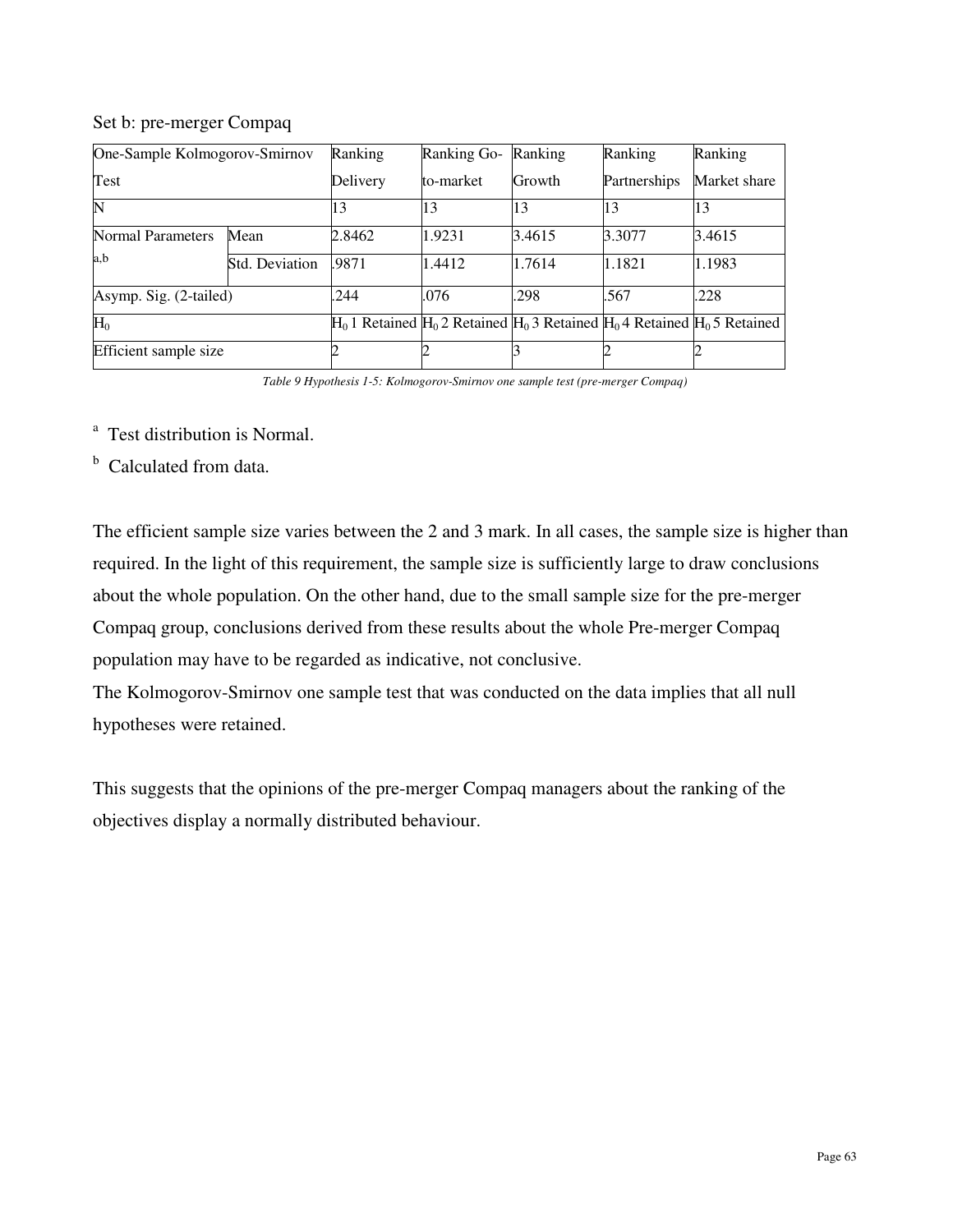Set b: pre-merger Compaq

| One-Sample Kolmogorov-Smirnov Test | | Ranking Delivery | Ranking Go-to-market | Ranking Growth | Ranking Partnerships | Ranking Market share |
|---|---|---|---|---|---|---|
| N | | 13 | 13 | 13 | 13 | 13 |
| Normal Parameters [a,b] | Mean | 2.8462 | 1.9231 | 3.4615 | 3.3077 | 3.4615 |
| | Std. Deviation | .9871 | 1.4412 | 1.7614 | 1.1821 | 1.1983 |
| Asymp. Sig. (2-tailed) | | .244 | .076 | .298 | .567 | .228 |
| $H_0$ | | $H_0$ 1 Retained | $H_0$ 2 Retained | $H_0$ 3 Retained | $H_0$ 4 Retained | $H_0$ 5 Retained |
| Efficient sample size | | 2 | 2 | 3 | 2 | 2 |

*Table 9 Hypothesis 1-5: Kolmogorov-Smirnov one sample test (pre-merger Compaq)*

[a] Test distribution is Normal.

[b] Calculated from data.

The efficient sample size varies between the 2 and 3 mark. In all cases, the sample size is higher than required. In the light of this requirement, the sample size is sufficiently large to draw conclusions about the whole population. On the other hand, due to the small sample size for the pre-merger Compaq group, conclusions derived from these results about the whole Pre-merger Compaq population may have to be regarded as indicative, not conclusive.
The Kolmogorov-Smirnov one sample test that was conducted on the data implies that all null hypotheses were retained.

This suggests that the opinions of the pre-merger Compaq managers about the ranking of the objectives display a normally distributed behaviour.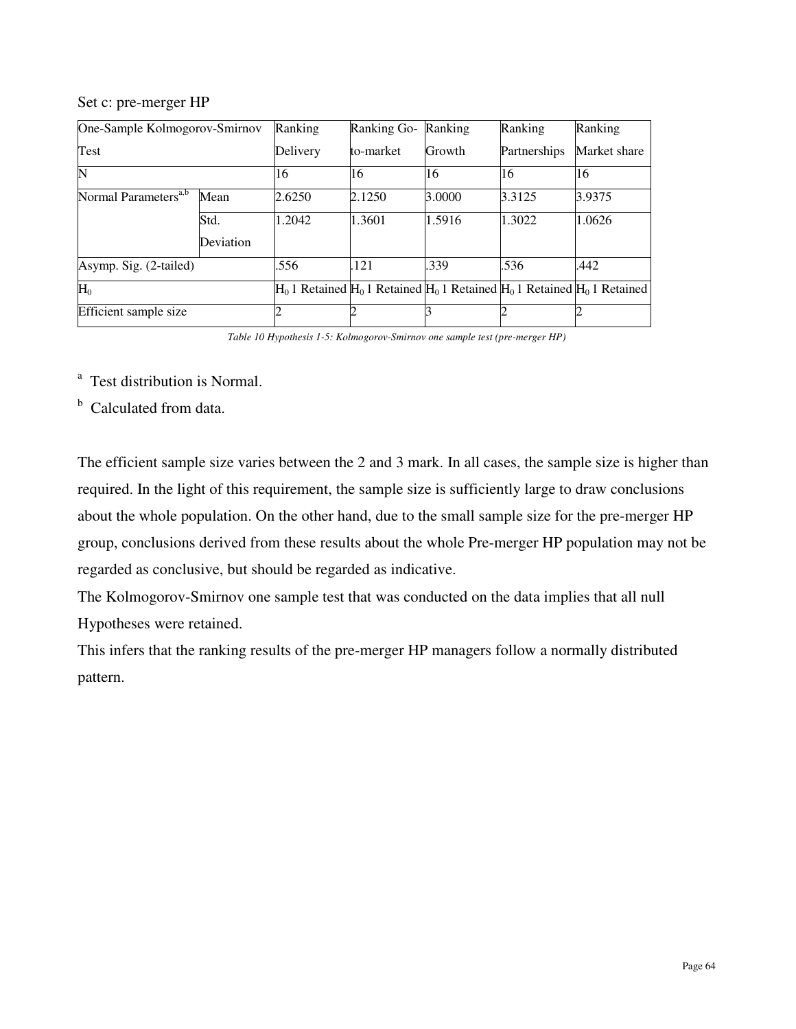Set c: pre-merger HP

| One-Sample Kolmogorov-Smirnov Test | | Ranking Delivery | Ranking Go-to-market | Ranking Growth | Ranking Partnerships | Ranking Market share |
|---|---|---|---|---|---|---|
| N | | 16 | 16 | 16 | 16 | 16 |
| Normal Parameters[a,b] | Mean | 2.6250 | 2.1250 | 3.0000 | 3.3125 | 3.9375 |
| | Std. Deviation | 1.2042 | 1.3601 | 1.5916 | 1.3022 | 1.0626 |
| Asymp. Sig. (2-tailed) | | .556 | .121 | .339 | .536 | .442 |
| $H_0$ | | $H_0$ 1 Retained | $H_0$ 1 Retained | $H_0$ 1 Retained | $H_0$ 1 Retained | $H_0$ 1 Retained |
| Efficient sample size | | 2 | 2 | 3 | 2 | 2 |

*Table 10 Hypothesis 1-5: Kolmogorov-Smirnov one sample test (pre-merger HP)*

[a] Test distribution is Normal.

[b] Calculated from data.

The efficient sample size varies between the 2 and 3 mark. In all cases, the sample size is higher than required. In the light of this requirement, the sample size is sufficiently large to draw conclusions about the whole population. On the other hand, due to the small sample size for the pre-merger HP group, conclusions derived from these results about the whole Pre-merger HP population may not be regarded as conclusive, but should be regarded as indicative.

The Kolmogorov-Smirnov one sample test that was conducted on the data implies that all null Hypotheses were retained.

This infers that the ranking results of the pre-merger HP managers follow a normally distributed pattern.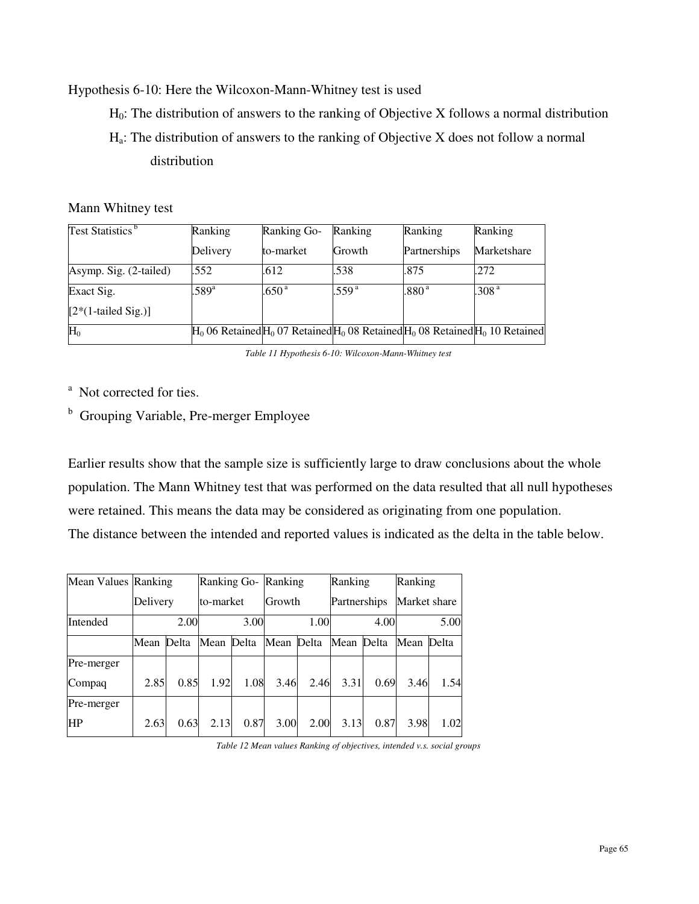Hypothesis 6-10: Here the Wilcoxon-Mann-Whitney test is used

$H_0$: The distribution of answers to the ranking of Objective X follows a normal distribution

$H_a$: The distribution of answers to the ranking of Objective X does not follow a normal distribution

Mann Whitney test

| Test Statistics [b] | Ranking Delivery | Ranking Go-to-market | Ranking Growth | Ranking Partnerships | Ranking Marketshare |
|---|---|---|---|---|---|
| Asymp. Sig. (2-tailed) | .552 | .612 | .538 | .875 | .272 |
| Exact Sig. [2*(1-tailed Sig.)] | .589 [a] | .650 [a] | .559 [a] | .880 [a] | .308 [a] |
| $H_0$ | $H_0$ 06 Retained | $H_0$ 07 Retained | $H_0$ 08 Retained | $H_0$ 08 Retained | $H_0$ 10 Retained |

*Table 11 Hypothesis 6-10: Wilcoxon-Mann-Whitney test*

[a] Not corrected for ties.

[b] Grouping Variable, Pre-merger Employee

Earlier results show that the sample size is sufficiently large to draw conclusions about the whole population. The Mann Whitney test that was performed on the data resulted that all null hypotheses were retained. This means the data may be considered as originating from one population.
The distance between the intended and reported values is indicated as the delta in the table below.

| Mean Values | Ranking Delivery | | Ranking Go-to-market | | Ranking Growth | | Ranking Partnerships | | Ranking Market share | |
|---|---|---|---|---|---|---|---|---|---|---|
| Intended | | 2.00 | | 3.00 | | 1.00 | | 4.00 | | 5.00 |
| | Mean | Delta | Mean | Delta | Mean | Delta | Mean | Delta | Mean | Delta |
| Pre-merger Compaq | 2.85 | 0.85 | 1.92 | 1.08 | 3.46 | 2.46 | 3.31 | 0.69 | 3.46 | 1.54 |
| Pre-merger HP | 2.63 | 0.63 | 2.13 | 0.87 | 3.00 | 2.00 | 3.13 | 0.87 | 3.98 | 1.02 |

*Table 12 Mean values Ranking of objectives, intended v.s. social groups*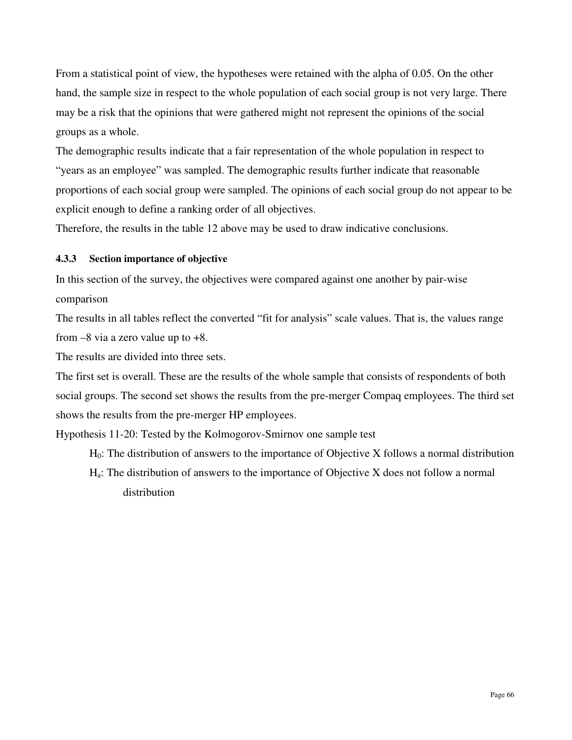From a statistical point of view, the hypotheses were retained with the alpha of 0.05. On the other hand, the sample size in respect to the whole population of each social group is not very large. There may be a risk that the opinions that were gathered might not represent the opinions of the social groups as a whole.

The demographic results indicate that a fair representation of the whole population in respect to "years as an employee" was sampled. The demographic results further indicate that reasonable proportions of each social group were sampled. The opinions of each social group do not appear to be explicit enough to define a ranking order of all objectives.

Therefore, the results in the table 12 above may be used to draw indicative conclusions.

#### 4.3.3 Section importance of objective

In this section of the survey, the objectives were compared against one another by pair-wise comparison

The results in all tables reflect the converted "fit for analysis" scale values. That is, the values range from –8 via a zero value up to +8.

The results are divided into three sets.

The first set is overall. These are the results of the whole sample that consists of respondents of both social groups. The second set shows the results from the pre-merger Compaq employees. The third set shows the results from the pre-merger HP employees.

Hypothesis 11-20: Tested by the Kolmogorov-Smirnov one sample test

$H_0$: The distribution of answers to the importance of Objective X follows a normal distribution

$H_a$: The distribution of answers to the importance of Objective X does not follow a normal distribution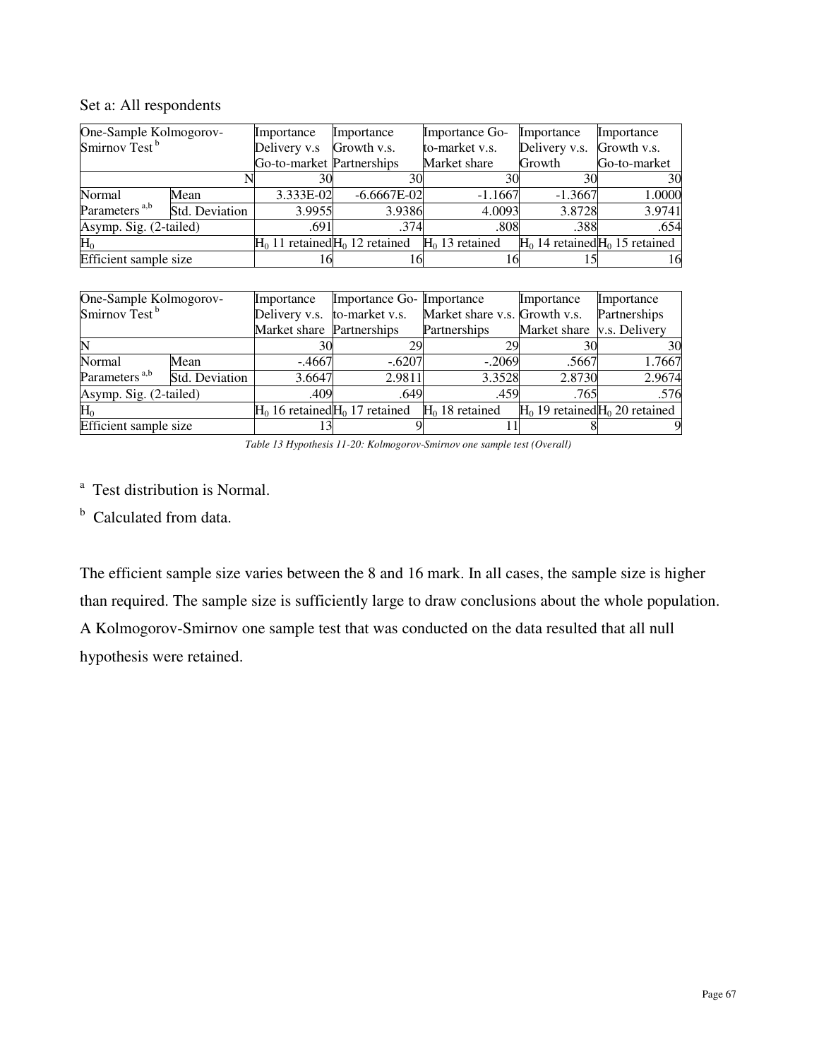Set a: All respondents

| One-Sample Kolmogorov-Smirnov Test [b] | | Importance Delivery v.s Go-to-market | Importance Growth v.s. Partnerships | Importance Go-to-market v.s. Market share | Importance Delivery v.s. Growth | Importance Growth v.s. Go-to-market |
|---|---|---|---|---|---|---|
| | N | 30 | 30 | 30 | 30 | 30 |
| Normal Parameters [a,b] | Mean | 3.333E-02 | -6.6667E-02 | -1.1667 | -1.3667 | 1.0000 |
| | Std. Deviation | 3.9955 | 3.9386 | 4.0093 | 3.8728 | 3.9741 |
| Asymp. Sig. (2-tailed) | | .691 | .374 | .808 | .388 | .654 |
| $H_0$ | | $H_0$ 11 retained | $H_0$ 12 retained | $H_0$ 13 retained | $H_0$ 14 retained | $H_0$ 15 retained |
| Efficient sample size | | 16 | 16 | 16 | 15 | 16 |

| One-Sample Kolmogorov-Smirnov Test [b] | | Importance Delivery v.s. Market share | Importance Go-to-market v.s. Partnerships | Importance Market share v.s. Partnerships | Importance Growth v.s. Market share | Importance Partnerships v.s. Delivery |
|---|---|---|---|---|---|---|
| N | | 30 | 29 | 29 | 30 | 30 |
| Normal Parameters [a,b] | Mean | -.4667 | -.6207 | -.2069 | .5667 | 1.7667 |
| | Std. Deviation | 3.6647 | 2.9811 | 3.3528 | 2.8730 | 2.9674 |
| Asymp. Sig. (2-tailed) | | .409 | .649 | .459 | .765 | .576 |
| $H_0$ | | $H_0$ 16 retained | $H_0$ 17 retained | $H_0$ 18 retained | $H_0$ 19 retained | $H_0$ 20 retained |
| Efficient sample size | | 13 | 9 | 11 | 8 | 9 |

*Table 13 Hypothesis 11-20: Kolmogorov-Smirnov one sample test (Overall)*

[a] Test distribution is Normal.

[b] Calculated from data.

The efficient sample size varies between the 8 and 16 mark. In all cases, the sample size is higher than required. The sample size is sufficiently large to draw conclusions about the whole population. A Kolmogorov-Smirnov one sample test that was conducted on the data resulted that all null hypothesis were retained.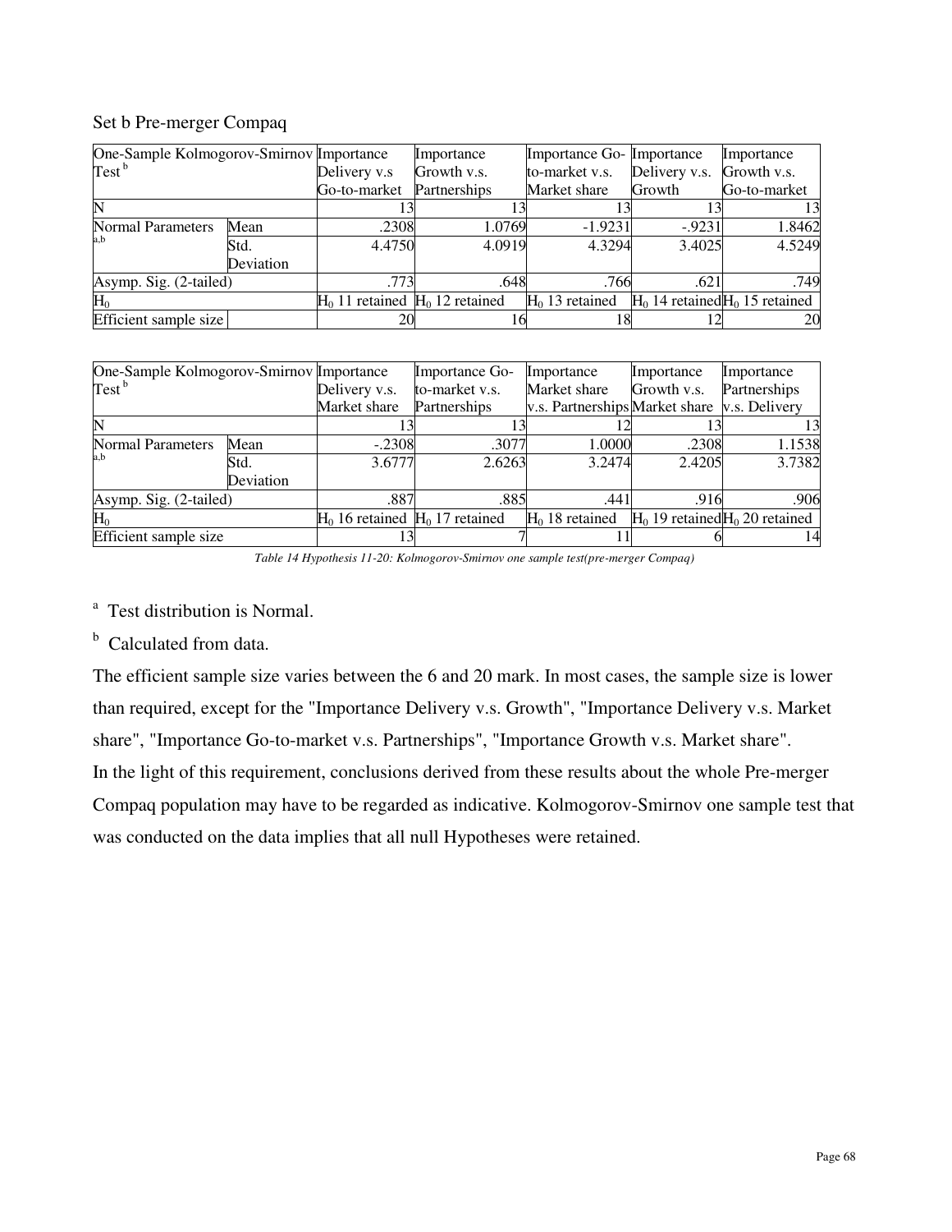Set b Pre-merger Compaq

| One-Sample Kolmogorov-Smirnov Test [b] | | Importance Delivery v.s Go-to-market | Importance Growth v.s. Partnerships | Importance Go-to-market v.s. Market share | Importance Delivery v.s. Growth | Importance Growth v.s. Go-to-market |
|---|---|---|---|---|---|---|
| N | | 13 | 13 | 13 | 13 | 13 |
| Normal Parameters [a,b] | Mean | .2308 | 1.0769 | -1.9231 | -.9231 | 1.8462 |
| | Std. Deviation | 4.4750 | 4.0919 | 4.3294 | 3.4025 | 4.5249 |
| Asymp. Sig. (2-tailed) | | .773 | .648 | .766 | .621 | .749 |
| $H_0$ | | $H_0$ 11 retained | $H_0$ 12 retained | $H_0$ 13 retained | $H_0$ 14 retained | $H_0$ 15 retained |
| Efficient sample size | | 20 | 16 | 18 | 12 | 20 |

| One-Sample Kolmogorov-Smirnov Test [b] | | Importance Delivery v.s. Market share | Importance Go-to-market v.s. Partnerships | Importance Market share v.s. Partnerships | Importance Growth v.s. Market share | Importance Partnerships v.s. Delivery |
|---|---|---|---|---|---|---|
| N | | 13 | 13 | 12 | 13 | 13 |
| Normal Parameters [a,b] | Mean | -.2308 | .3077 | 1.0000 | .2308 | 1.1538 |
| | Std. Deviation | 3.6777 | 2.6263 | 3.2474 | 2.4205 | 3.7382 |
| Asymp. Sig. (2-tailed) | | .887 | .885 | .441 | .916 | .906 |
| $H_0$ | | $H_0$ 16 retained | $H_0$ 17 retained | $H_0$ 18 retained | $H_0$ 19 retained | $H_0$ 20 retained |
| Efficient sample size | | 13 | 7 | 11 | 6 | 14 |

*Table 14 Hypothesis 11-20: Kolmogorov-Smirnov one sample test(pre-merger Compaq)*

[a] Test distribution is Normal.

[b] Calculated from data.

The efficient sample size varies between the 6 and 20 mark. In most cases, the sample size is lower than required, except for the "Importance Delivery v.s. Growth", "Importance Delivery v.s. Market share", "Importance Go-to-market v.s. Partnerships", "Importance Growth v.s. Market share".

In the light of this requirement, conclusions derived from these results about the whole Pre-merger Compaq population may have to be regarded as indicative. Kolmogorov-Smirnov one sample test that was conducted on the data implies that all null Hypotheses were retained.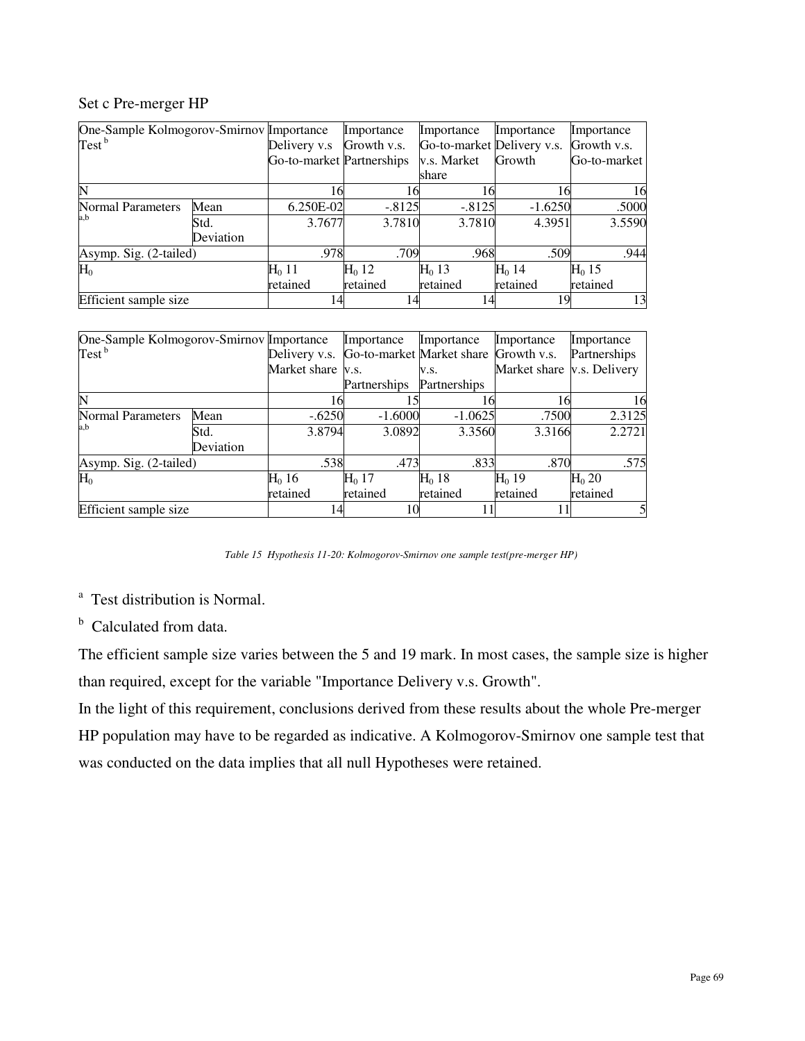Set c Pre-merger HP

| One-Sample Kolmogorov-Smirnov Test [b] | | Importance Delivery v.s Go-to-market | Importance Growth v.s. Partnerships | Importance Go-to-market v.s. Market share | Importance Delivery v.s. Growth | Importance Growth v.s. Go-to-market |
|---|---|---|---|---|---|---|
| N | | 16 | 16 | 16 | 16 | 16 |
| Normal Parameters [a,b] | Mean | 6.250E-02 | -.8125 | -.8125 | -1.6250 | .5000 |
| | Std. Deviation | 3.7677 | 3.7810 | 3.7810 | 4.3951 | 3.5590 |
| Asymp. Sig. (2-tailed) | | .978 | .709 | .968 | .509 | .944 |
| $H_0$ | | $H_0$ 11 retained | $H_0$ 12 retained | $H_0$ 13 retained | $H_0$ 14 retained | $H_0$ 15 retained |
| Efficient sample size | | 14 | 14 | 14 | 19 | 13 |

| One-Sample Kolmogorov-Smirnov Test [b] | | Importance Delivery v.s. Market share | Importance Go-to-market v.s. Partnerships | Importance Market share v.s. Partnerships | Importance Growth v.s. Market share | Importance Partnerships v.s. Delivery |
|---|---|---|---|---|---|---|
| N | | 16 | 15 | 16 | 16 | 16 |
| Normal Parameters [a,b] | Mean | -.6250 | -1.6000 | -1.0625 | .7500 | 2.3125 |
| | Std. Deviation | 3.8794 | 3.0892 | 3.3560 | 3.3166 | 2.2721 |
| Asymp. Sig. (2-tailed) | | .538 | .473 | .833 | .870 | .575 |
| $H_0$ | | $H_0$ 16 retained | $H_0$ 17 retained | $H_0$ 18 retained | $H_0$ 19 retained | $H_0$ 20 retained |
| Efficient sample size | | 14 | 10 | 11 | 11 | 5 |

*Table 15 Hypothesis 11-20: Kolmogorov-Smirnov one sample test(pre-merger HP)*

[a] Test distribution is Normal.

[b] Calculated from data.

The efficient sample size varies between the 5 and 19 mark. In most cases, the sample size is higher than required, except for the variable "Importance Delivery v.s. Growth".

In the light of this requirement, conclusions derived from these results about the whole Pre-merger HP population may have to be regarded as indicative. A Kolmogorov-Smirnov one sample test that was conducted on the data implies that all null Hypotheses were retained.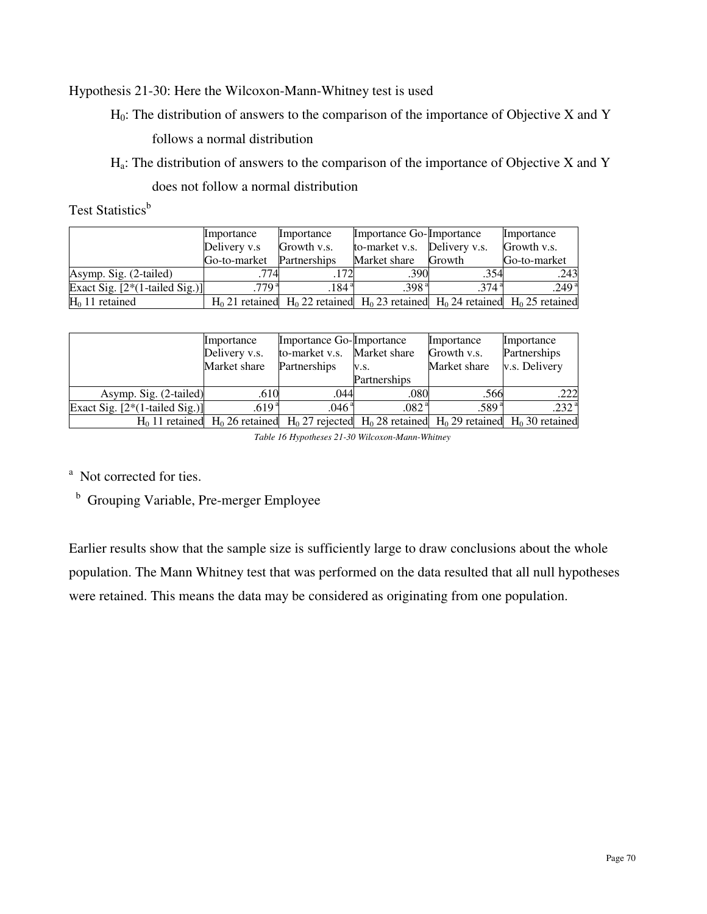Hypothesis 21-30: Here the Wilcoxon-Mann-Whitney test is used

$H_0$: The distribution of answers to the comparison of the importance of Objective X and Y follows a normal distribution

$H_a$: The distribution of answers to the comparison of the importance of Objective X and Y does not follow a normal distribution

Test Statistics[b]

| | Importance Delivery v.s Go-to-market | Importance Growth v.s. Partnerships | Importance Go-to-market v.s. Market share | Importance Delivery v.s. Growth | Importance Growth v.s. Go-to-market |
|---|---|---|---|---|---|
| Asymp. Sig. (2-tailed) | .774 | .172 | .390 | .354 | .243 |
| Exact Sig. [2*(1-tailed Sig.)] | .779[a] | .184[a] | .398[a] | .374[a] | .249[a] |
| $H_0$ 11 retained | $H_0$ 21 retained | $H_0$ 22 retained | $H_0$ 23 retained | $H_0$ 24 retained | $H_0$ 25 retained |

| | Importance Delivery v.s. Market share | Importance Go-to-market v.s. Partnerships | Importance Market share v.s. Partnerships | Importance Growth v.s. Market share | Importance Partnerships v.s. Delivery |
|---|---|---|---|---|---|
| Asymp. Sig. (2-tailed) | .610 | .044 | .080 | .566 | .222 |
| Exact Sig. [2*(1-tailed Sig.)] | .619[a] | .046[a] | .082[a] | .589[a] | .232[a] |
| $H_0$ 11 retained | $H_0$ 26 retained | $H_0$ 27 rejected | $H_0$ 28 retained | $H_0$ 29 retained | $H_0$ 30 retained |

*Table 16 Hypotheses 21-30 Wilcoxon-Mann-Whitney*

[a] Not corrected for ties.

[b] Grouping Variable, Pre-merger Employee

Earlier results show that the sample size is sufficiently large to draw conclusions about the whole population. The Mann Whitney test that was performed on the data resulted that all null hypotheses were retained. This means the data may be considered as originating from one population.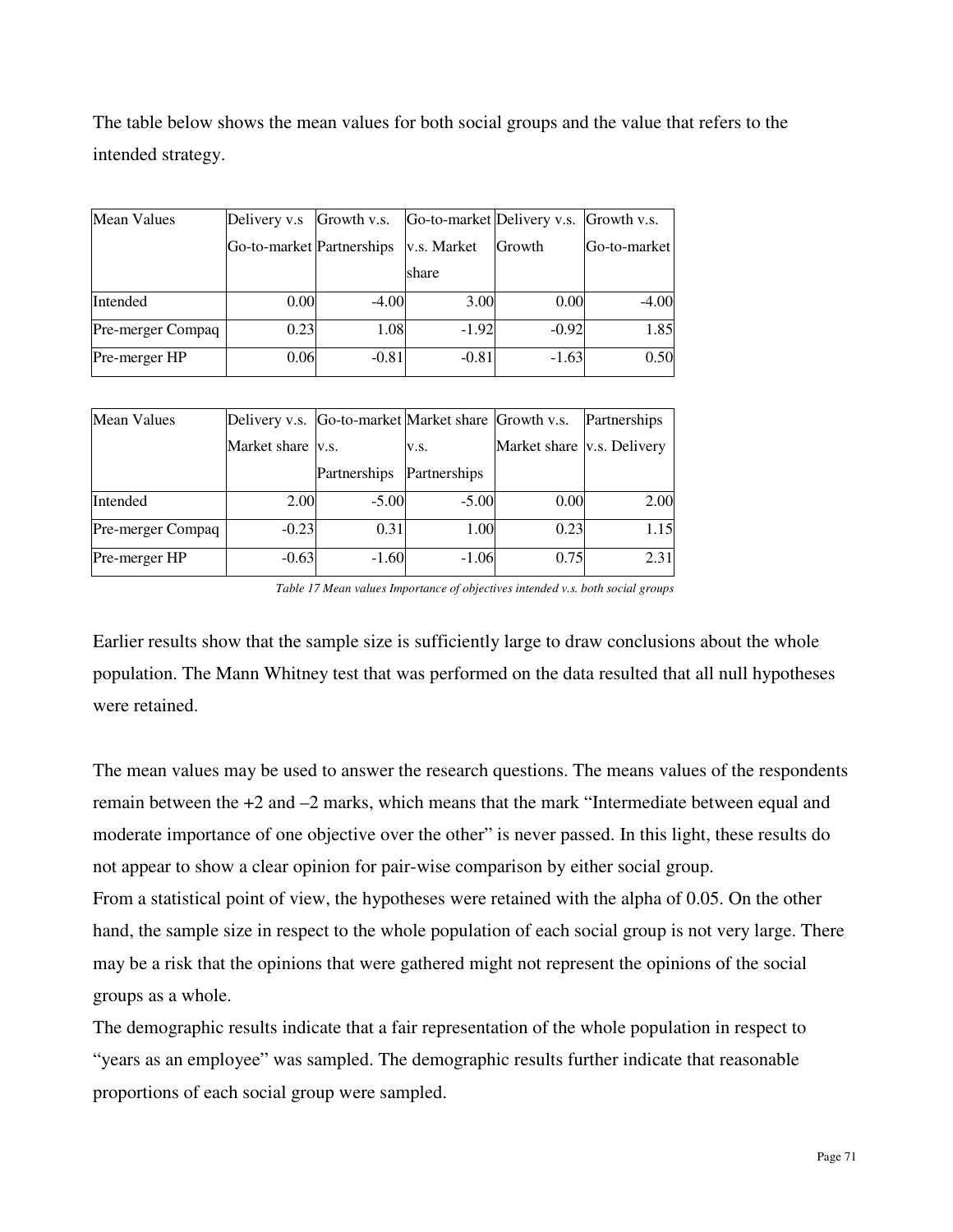The table below shows the mean values for both social groups and the value that refers to the intended strategy.

| Mean Values | Delivery v.s Go-to-market | Growth v.s. Partnerships | Go-to-market v.s. Market share | Delivery v.s. Growth | Growth v.s. Go-to-market |
|---|---|---|---|---|---|
| Intended | 0.00 | -4.00 | 3.00 | 0.00 | -4.00 |
| Pre-merger Compaq | 0.23 | 1.08 | -1.92 | -0.92 | 1.85 |
| Pre-merger HP | 0.06 | -0.81 | -0.81 | -1.63 | 0.50 |

| Mean Values | Delivery v.s. Market share | Go-to-market v.s. Partnerships | Market share v.s. Partnerships | Growth v.s. Market share | Partnerships v.s. Delivery |
|---|---|---|---|---|---|
| Intended | 2.00 | -5.00 | -5.00 | 0.00 | 2.00 |
| Pre-merger Compaq | -0.23 | 0.31 | 1.00 | 0.23 | 1.15 |
| Pre-merger HP | -0.63 | -1.60 | -1.06 | 0.75 | 2.31 |

*Table 17 Mean values Importance of objectives intended v.s. both social groups*

Earlier results show that the sample size is sufficiently large to draw conclusions about the whole population. The Mann Whitney test that was performed on the data resulted that all null hypotheses were retained.

The mean values may be used to answer the research questions. The means values of the respondents remain between the +2 and –2 marks, which means that the mark "Intermediate between equal and moderate importance of one objective over the other" is never passed. In this light, these results do not appear to show a clear opinion for pair-wise comparison by either social group.

From a statistical point of view, the hypotheses were retained with the alpha of 0.05. On the other hand, the sample size in respect to the whole population of each social group is not very large. There may be a risk that the opinions that were gathered might not represent the opinions of the social groups as a whole.

The demographic results indicate that a fair representation of the whole population in respect to "years as an employee" was sampled. The demographic results further indicate that reasonable proportions of each social group were sampled.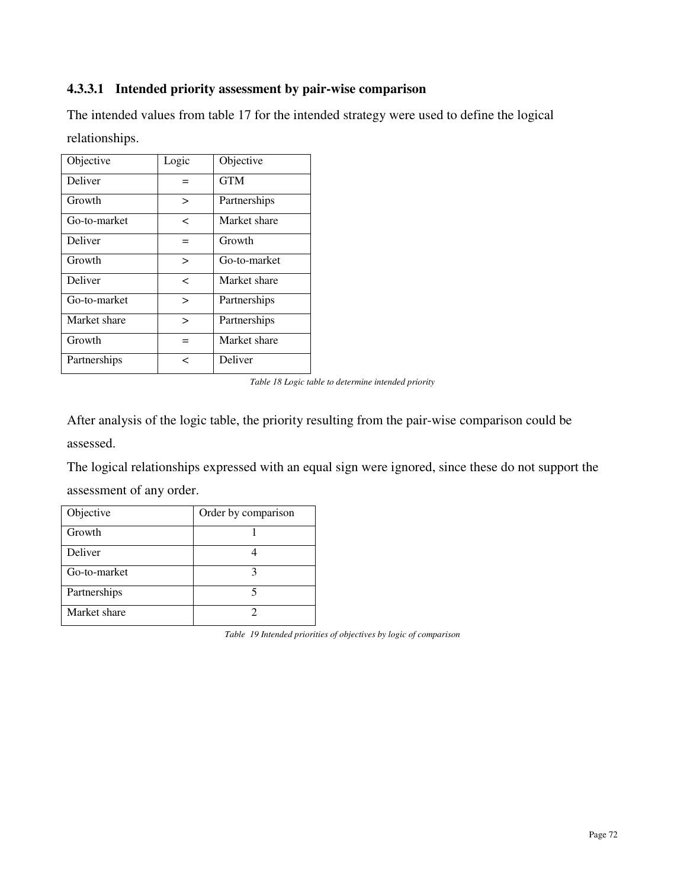#### 4.3.3.1 Intended priority assessment by pair-wise comparison

The intended values from table 17 for the intended strategy were used to define the logical relationships.

| Objective | Logic | Objective |
|---|---|---|
| Deliver | = | GTM |
| Growth | > | Partnerships |
| Go-to-market | < | Market share |
| Deliver | = | Growth |
| Growth | > | Go-to-market |
| Deliver | < | Market share |
| Go-to-market | > | Partnerships |
| Market share | > | Partnerships |
| Growth | = | Market share |
| Partnerships | < | Deliver |

*Table 18 Logic table to determine intended priority*

After analysis of the logic table, the priority resulting from the pair-wise comparison could be assessed.

The logical relationships expressed with an equal sign were ignored, since these do not support the assessment of any order.

| Objective | Order by comparison |
|---|---|
| Growth | 1 |
| Deliver | 4 |
| Go-to-market | 3 |
| Partnerships | 5 |
| Market share | 2 |

*Table 19 Intended priorities of objectives by logic of comparison*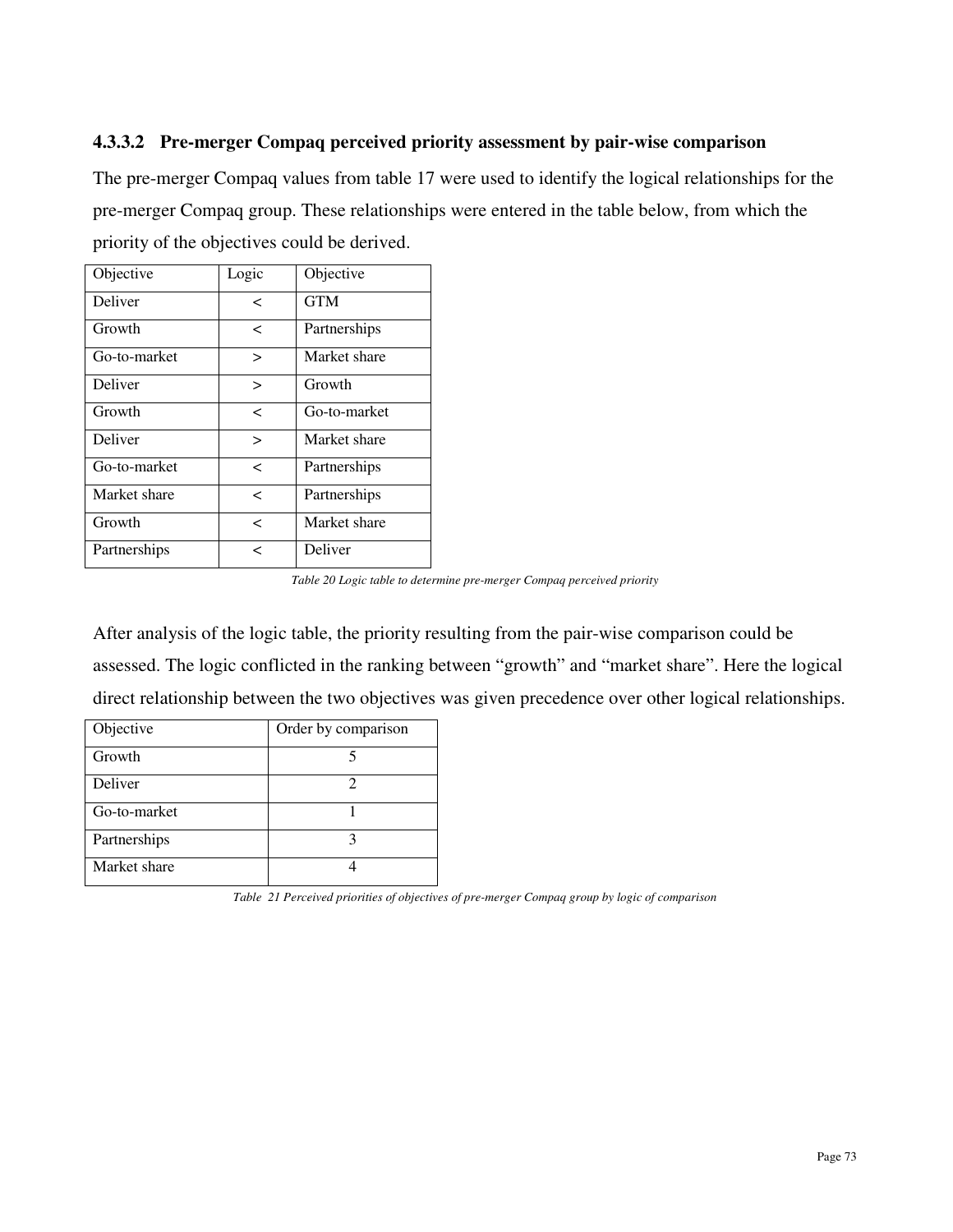#### 4.3.3.2 Pre-merger Compaq perceived priority assessment by pair-wise comparison

The pre-merger Compaq values from table 17 were used to identify the logical relationships for the pre-merger Compaq group. These relationships were entered in the table below, from which the priority of the objectives could be derived.

| Objective | Logic | Objective |
|---|---|---|
| Deliver | < | GTM |
| Growth | < | Partnerships |
| Go-to-market | > | Market share |
| Deliver | > | Growth |
| Growth | < | Go-to-market |
| Deliver | > | Market share |
| Go-to-market | < | Partnerships |
| Market share | < | Partnerships |
| Growth | < | Market share |
| Partnerships | < | Deliver |

*Table 20 Logic table to determine pre-merger Compaq perceived priority*

After analysis of the logic table, the priority resulting from the pair-wise comparison could be assessed. The logic conflicted in the ranking between "growth" and "market share". Here the logical direct relationship between the two objectives was given precedence over other logical relationships.

| Objective | Order by comparison |
|---|---|
| Growth | 5 |
| Deliver | 2 |
| Go-to-market | 1 |
| Partnerships | 3 |
| Market share | 4 |

*Table 21 Perceived priorities of objectives of pre-merger Compaq group by logic of comparison*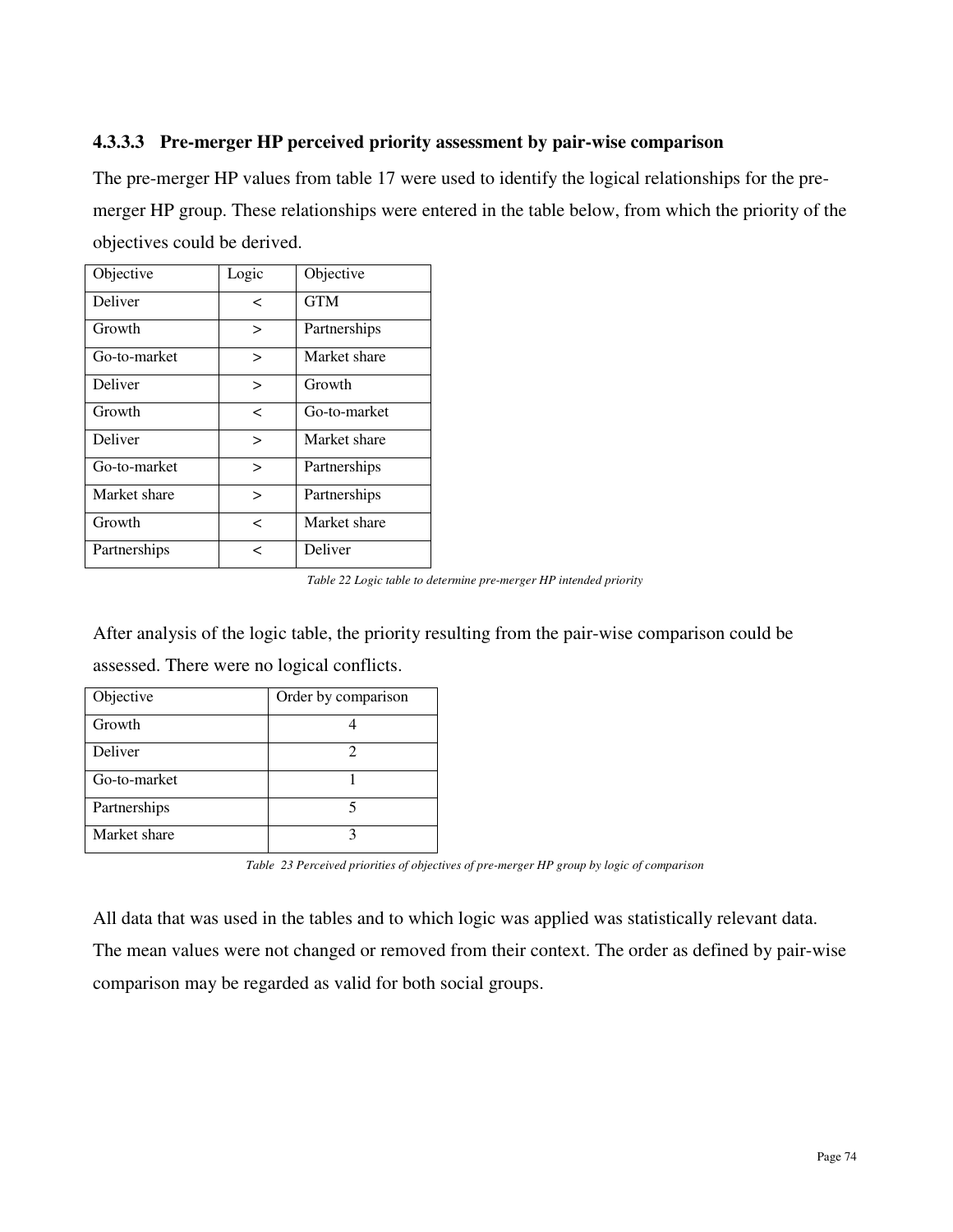#### 4.3.3.3 Pre-merger HP perceived priority assessment by pair-wise comparison

The pre-merger HP values from table 17 were used to identify the logical relationships for the pre-merger HP group. These relationships were entered in the table below, from which the priority of the objectives could be derived.

| Objective | Logic | Objective |
|---|---|---|
| Deliver | < | GTM |
| Growth | > | Partnerships |
| Go-to-market | > | Market share |
| Deliver | > | Growth |
| Growth | < | Go-to-market |
| Deliver | > | Market share |
| Go-to-market | > | Partnerships |
| Market share | > | Partnerships |
| Growth | < | Market share |
| Partnerships | < | Deliver |

*Table 22 Logic table to determine pre-merger HP intended priority*

After analysis of the logic table, the priority resulting from the pair-wise comparison could be assessed. There were no logical conflicts.

| Objective | Order by comparison |
|---|---|
| Growth | 4 |
| Deliver | 2 |
| Go-to-market | 1 |
| Partnerships | 5 |
| Market share | 3 |

*Table 23 Perceived priorities of objectives of pre-merger HP group by logic of comparison*

All data that was used in the tables and to which logic was applied was statistically relevant data. The mean values were not changed or removed from their context. The order as defined by pair-wise comparison may be regarded as valid for both social groups.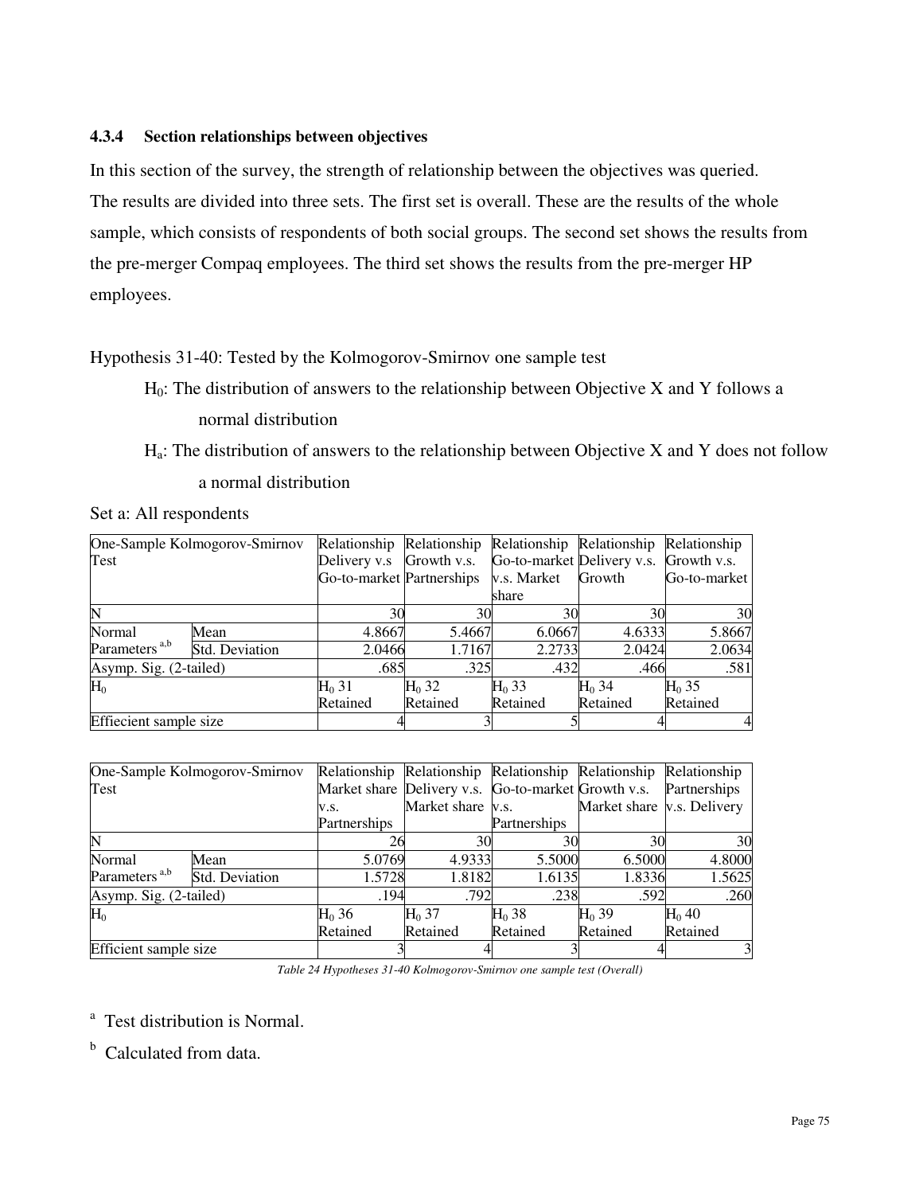### 4.3.4 Section relationships between objectives

In this section of the survey, the strength of relationship between the objectives was queried. The results are divided into three sets. The first set is overall. These are the results of the whole sample, which consists of respondents of both social groups. The second set shows the results from the pre-merger Compaq employees. The third set shows the results from the pre-merger HP employees.

Hypothesis 31-40: Tested by the Kolmogorov-Smirnov one sample test

> $H_0$: The distribution of answers to the relationship between Objective X and Y follows a normal distribution
>
> $H_a$: The distribution of answers to the relationship between Objective X and Y does not follow a normal distribution

Set a: All respondents

| One-Sample Kolmogorov-Smirnov Test | | Relationship Delivery v.s Go-to-market | Relationship Growth v.s. Partnerships | Relationship Go-to-market v.s. Market share | Relationship Delivery v.s. Growth | Relationship Growth v.s. Go-to-market |
|---|---|---|---|---|---|---|
| N | | 30 | 30 | 30 | 30 | 30 |
| Normal Parameters [a,b] | Mean | 4.8667 | 5.4667 | 6.0667 | 4.6333 | 5.8667 |
| | Std. Deviation | 2.0466 | 1.7167 | 2.2733 | 2.0424 | 2.0634 |
| Asymp. Sig. (2-tailed) | | .685 | .325 | .432 | .466 | .581 |
| $H_0$ | | $H_0$ 31 Retained | $H_0$ 32 Retained | $H_0$ 33 Retained | $H_0$ 34 Retained | $H_0$ 35 Retained |
| Effiecient sample size | | 4 | 3 | 5 | 4 | 4 |

| One-Sample Kolmogorov-Smirnov Test | | Relationship Market share v.s. Partnerships | Relationship Delivery v.s. Market share | Relationship Go-to-market v.s. Partnerships | Relationship Growth v.s. Market share | Relationship Partnerships v.s. Delivery |
|---|---|---|---|---|---|---|
| N | | 26 | 30 | 30 | 30 | 30 |
| Normal Parameters [a,b] | Mean | 5.0769 | 4.9333 | 5.5000 | 6.5000 | 4.8000 |
| | Std. Deviation | 1.5728 | 1.8182 | 1.6135 | 1.8336 | 1.5625 |
| Asymp. Sig. (2-tailed) | | .194 | .792 | .238 | .592 | .260 |
| $H_0$ | | $H_0$ 36 Retained | $H_0$ 37 Retained | $H_0$ 38 Retained | $H_0$ 39 Retained | $H_0$ 40 Retained |
| Efficient sample size | | 3 | 4 | 3 | 4 | 3 |

*Table 24 Hypotheses 31-40 Kolmogorov-Smirnov one sample test (Overall)*

[a] Test distribution is Normal.

[b] Calculated from data.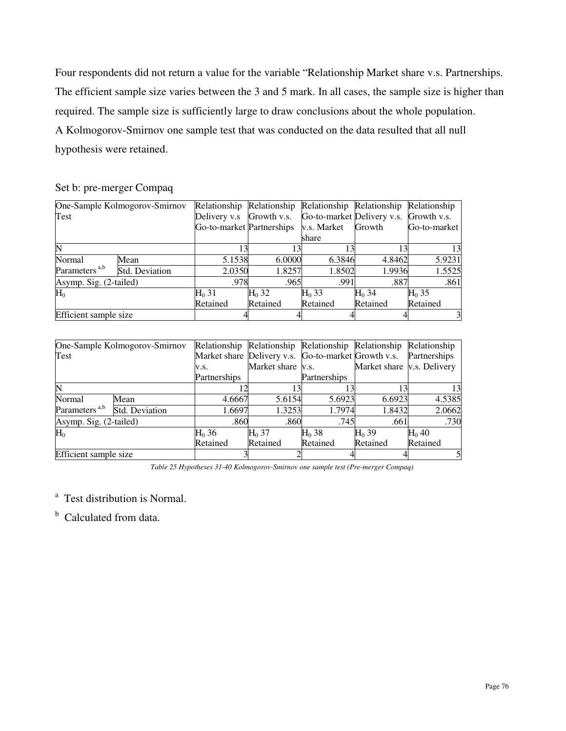Four respondents did not return a value for the variable "Relationship Market share v.s. Partnerships. The efficient sample size varies between the 3 and 5 mark. In all cases, the sample size is higher than required. The sample size is sufficiently large to draw conclusions about the whole population.
A Kolmogorov-Smirnov one sample test that was conducted on the data resulted that all null hypothesis were retained.

Set b: pre-merger Compaq

| One-Sample Kolmogorov-Smirnov Test | | Relationship Delivery v.s Go-to-market | Relationship Growth v.s. Partnerships | Relationship Go-to-market v.s. Market share | Relationship Delivery v.s. Growth | Relationship Growth v.s. Go-to-market |
|---|---|---|---|---|---|---|
| N | | 13 | 13 | 13 | 13 | 13 |
| Normal Parameters [a,b] | Mean | 5.1538 | 6.0000 | 6.3846 | 4.8462 | 5.9231 |
| | Std. Deviation | 2.0350 | 1.8257 | 1.8502 | 1.9936 | 1.5525 |
| Asymp. Sig. (2-tailed) | | .978 | .965 | .991 | .887 | .861 |
| $H_0$ | | $H_0$ 31 Retained | $H_0$ 32 Retained | $H_0$ 33 Retained | $H_0$ 34 Retained | $H_0$ 35 Retained |
| Efficient sample size | | 4 | 4 | 4 | 4 | 3 |

| One-Sample Kolmogorov-Smirnov Test | | Relationship Market share v.s. Partnerships | Relationship Delivery v.s. Market share | Relationship Go-to-market v.s. Partnerships | Relationship Growth v.s. Market share | Relationship Partnerships v.s. Delivery |
|---|---|---|---|---|---|---|
| N | | 12 | 13 | 13 | 13 | 13 |
| Normal Parameters [a,b] | Mean | 4.6667 | 5.6154 | 5.6923 | 6.6923 | 4.5385 |
| | Std. Deviation | 1.6697 | 1.3253 | 1.7974 | 1.8432 | 2.0662 |
| Asymp. Sig. (2-tailed) | | .860 | .860 | .745 | .661 | .730 |
| $H_0$ | | $H_0$ 36 Retained | $H_0$ 37 Retained | $H_0$ 38 Retained | $H_0$ 39 Retained | $H_0$ 40 Retained |
| Efficient sample size | | 3 | 2 | 4 | 4 | 5 |

*Table 25 Hypotheses 31-40 Kolmogorov-Smirnov one sample test (Pre-merger Compaq)*

[a] Test distribution is Normal.

[b] Calculated from data.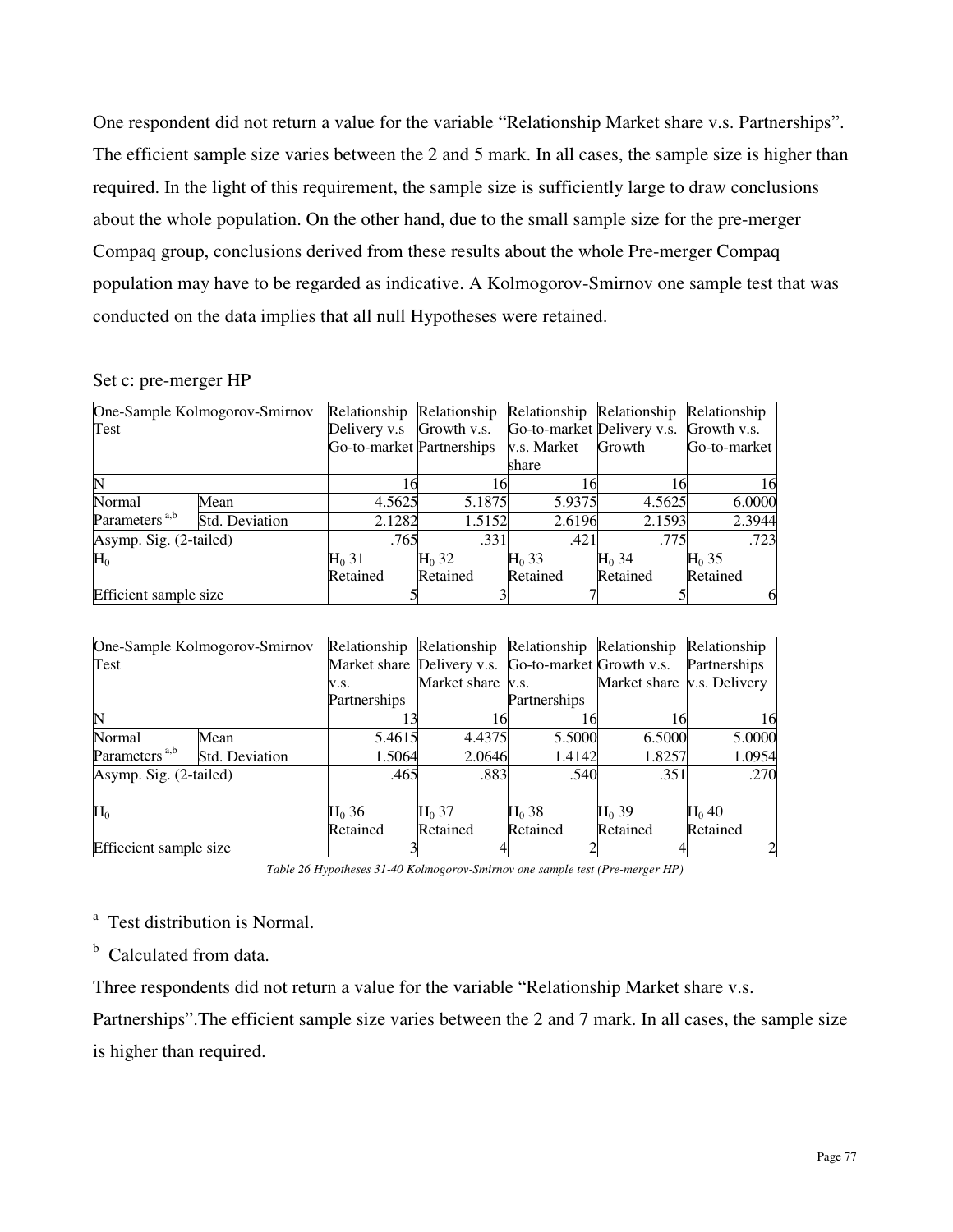One respondent did not return a value for the variable "Relationship Market share v.s. Partnerships". The efficient sample size varies between the 2 and 5 mark. In all cases, the sample size is higher than required. In the light of this requirement, the sample size is sufficiently large to draw conclusions about the whole population. On the other hand, due to the small sample size for the pre-merger Compaq group, conclusions derived from these results about the whole Pre-merger Compaq population may have to be regarded as indicative. A Kolmogorov-Smirnov one sample test that was conducted on the data implies that all null Hypotheses were retained.

Set c: pre-merger HP

| One-Sample Kolmogorov-Smirnov Test | | Relationship Delivery v.s Go-to-market | Relationship Growth v.s. Partnerships | Relationship Go-to-market v.s. Market share | Relationship Delivery v.s. Growth | Relationship Growth v.s. Go-to-market |
|---|---|---|---|---|---|---|
| N | | 16 | 16 | 16 | 16 | 16 |
| Normal Parameters [a,b] | Mean | 4.5625 | 5.1875 | 5.9375 | 4.5625 | 6.0000 |
| | Std. Deviation | 2.1282 | 1.5152 | 2.6196 | 2.1593 | 2.3944 |
| Asymp. Sig. (2-tailed) | | .765 | .331 | .421 | .775 | .723 |
| $H_0$ | | $H_0$ 31 Retained | $H_0$ 32 Retained | $H_0$ 33 Retained | $H_0$ 34 Retained | $H_0$ 35 Retained |
| Efficient sample size | | 5 | 3 | 7 | 5 | 6 |

| One-Sample Kolmogorov-Smirnov Test | | Relationship Market share v.s. Partnerships | Relationship Delivery v.s. Market share | Relationship Go-to-market v.s. Partnerships | Relationship Growth v.s. Market share | Relationship Partnerships v.s. Delivery |
|---|---|---|---|---|---|---|
| N | | 13 | 16 | 16 | 16 | 16 |
| Normal Parameters [a,b] | Mean | 5.4615 | 4.4375 | 5.5000 | 6.5000 | 5.0000 |
| | Std. Deviation | 1.5064 | 2.0646 | 1.4142 | 1.8257 | 1.0954 |
| Asymp. Sig. (2-tailed) | | .465 | .883 | .540 | .351 | .270 |
| $H_0$ | | $H_0$ 36 Retained | $H_0$ 37 Retained | $H_0$ 38 Retained | $H_0$ 39 Retained | $H_0$ 40 Retained |
| Effiecient sample size | | 3 | 4 | 2 | 4 | 2 |

*Table 26 Hypotheses 31-40 Kolmogorov-Smirnov one sample test (Pre-merger HP)*

[a] Test distribution is Normal.

[b] Calculated from data.

Three respondents did not return a value for the variable "Relationship Market share v.s. Partnerships".The efficient sample size varies between the 2 and 7 mark. In all cases, the sample size is higher than required.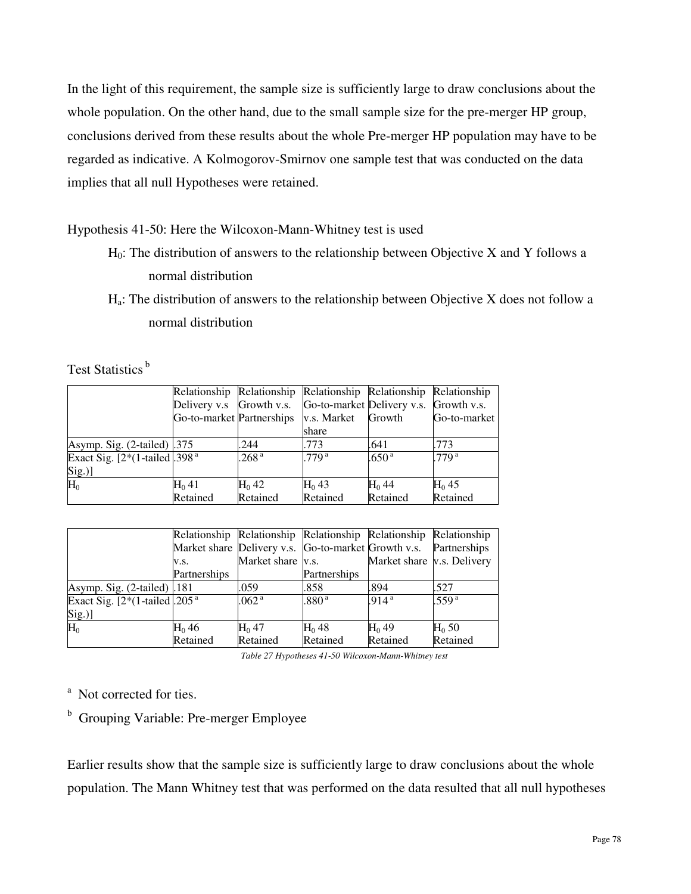In the light of this requirement, the sample size is sufficiently large to draw conclusions about the whole population. On the other hand, due to the small sample size for the pre-merger HP group, conclusions derived from these results about the whole Pre-merger HP population may have to be regarded as indicative. A Kolmogorov-Smirnov one sample test that was conducted on the data implies that all null Hypotheses were retained.

Hypothesis 41-50: Here the Wilcoxon-Mann-Whitney test is used

$H_0$: The distribution of answers to the relationship between Objective X and Y follows a normal distribution

$H_a$: The distribution of answers to the relationship between Objective X does not follow a normal distribution

Test Statistics [b]

| | Relationship Delivery v.s Go-to-market | Relationship Growth v.s. Partnerships | Relationship Go-to-market v.s. Market share | Relationship Delivery v.s. Growth | Relationship Growth v.s. Go-to-market |
|---|---|---|---|---|---|
| Asymp. Sig. (2-tailed) | .375 | .244 | .773 | .641 | .773 |
| Exact Sig. [2*(1-tailed Sig.)] | .398 [a] | .268 [a] | .779 [a] | .650 [a] | .779 [a] |
| $H_0$ | $H_0$ 41 Retained | $H_0$ 42 Retained | $H_0$ 43 Retained | $H_0$ 44 Retained | $H_0$ 45 Retained |

| | Relationship Market share v.s. Partnerships | Relationship Delivery v.s. Market share | Relationship Go-to-market v.s. Partnerships | Relationship Growth v.s. Market share | Relationship Partnerships v.s. Delivery |
|---|---|---|---|---|---|
| Asymp. Sig. (2-tailed) | .181 | .059 | .858 | .894 | .527 |
| Exact Sig. [2*(1-tailed Sig.)] | .205 [a] | .062 [a] | .880 [a] | .914 [a] | .559 [a] |
| $H_0$ | $H_0$ 46 Retained | $H_0$ 47 Retained | $H_0$ 48 Retained | $H_0$ 49 Retained | $H_0$ 50 Retained |

*Table 27 Hypotheses 41-50 Wilcoxon-Mann-Whitney test*

[a] Not corrected for ties.

[b] Grouping Variable: Pre-merger Employee

Earlier results show that the sample size is sufficiently large to draw conclusions about the whole population. The Mann Whitney test that was performed on the data resulted that all null hypotheses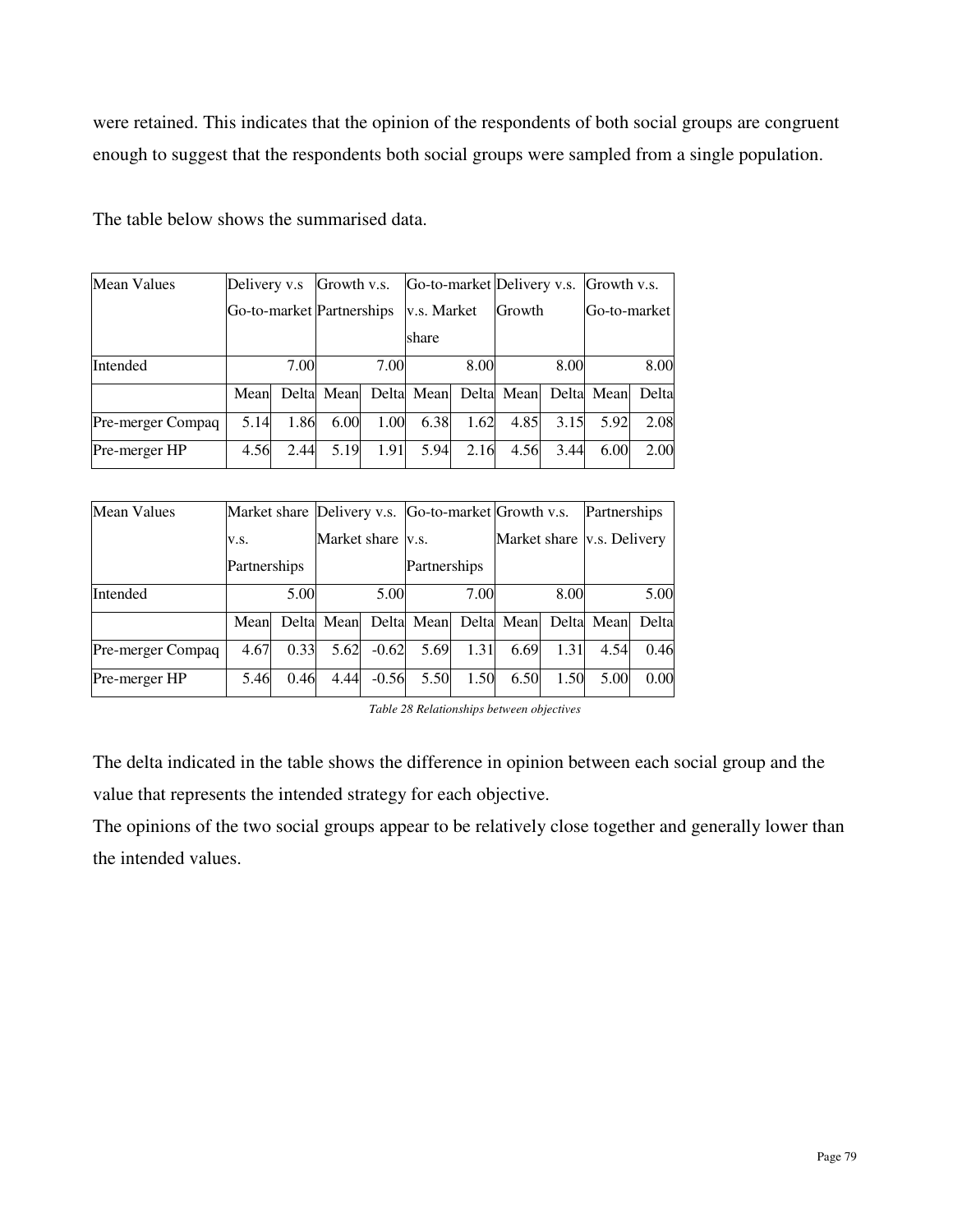were retained. This indicates that the opinion of the respondents of both social groups are congruent enough to suggest that the respondents both social groups were sampled from a single population.

The table below shows the summarised data.

| Mean Values | Delivery v.s Go-to-market | | Growth v.s. Partnerships | | Go-to-market v.s. Market share | | Delivery v.s. Growth | | Growth v.s. Go-to-market | |
|---|---|---|---|---|---|---|---|---|---|---|
| Intended | | 7.00 | | 7.00 | | 8.00 | | 8.00 | | 8.00 |
| | Mean | Delta | Mean | Delta | Mean | Delta | Mean | Delta | Mean | Delta |
| Pre-merger Compaq | 5.14 | 1.86 | 6.00 | 1.00 | 6.38 | 1.62 | 4.85 | 3.15 | 5.92 | 2.08 |
| Pre-merger HP | 4.56 | 2.44 | 5.19 | 1.91 | 5.94 | 2.16 | 4.56 | 3.44 | 6.00 | 2.00 |

| Mean Values | Market share v.s. Partnerships | | Delivery v.s. Market share | | Go-to-market v.s. Partnerships | | Growth v.s. Market share | | Partnerships v.s. Delivery | |
|---|---|---|---|---|---|---|---|---|---|---|
| Intended | | 5.00 | | 5.00 | | 7.00 | | 8.00 | | 5.00 |
| | Mean | Delta | Mean | Delta | Mean | Delta | Mean | Delta | Mean | Delta |
| Pre-merger Compaq | 4.67 | 0.33 | 5.62 | -0.62 | 5.69 | 1.31 | 6.69 | 1.31 | 4.54 | 0.46 |
| Pre-merger HP | 5.46 | 0.46 | 4.44 | -0.56 | 5.50 | 1.50 | 6.50 | 1.50 | 5.00 | 0.00 |

*Table 28 Relationships between objectives*

The delta indicated in the table shows the difference in opinion between each social group and the value that represents the intended strategy for each objective.

The opinions of the two social groups appear to be relatively close together and generally lower than the intended values.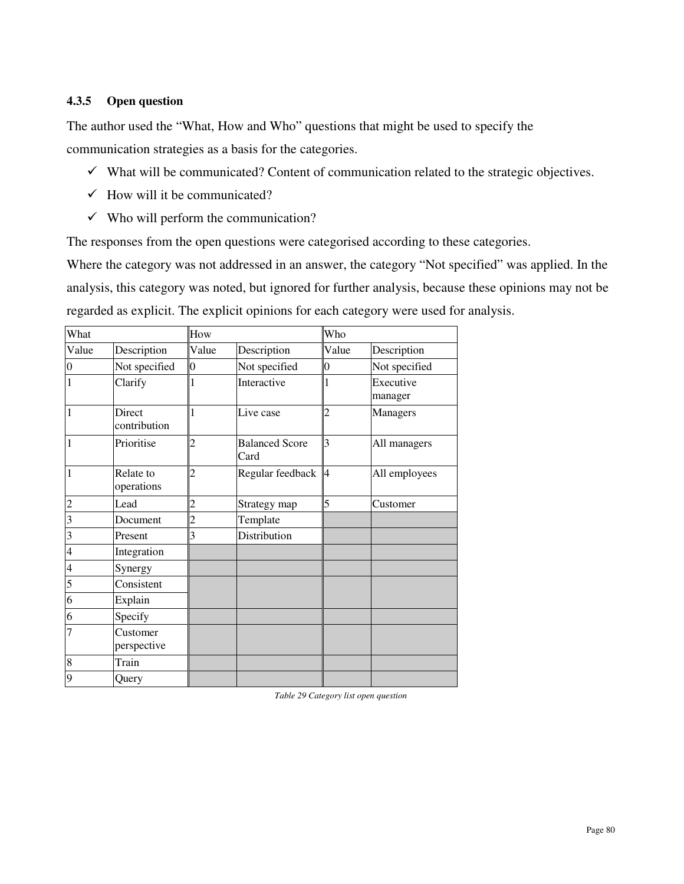### 4.3.5 Open question

The author used the "What, How and Who" questions that might be used to specify the communication strategies as a basis for the categories.

- ✓ What will be communicated? Content of communication related to the strategic objectives.
- ✓ How will it be communicated?
- ✓ Who will perform the communication?

The responses from the open questions were categorised according to these categories.
Where the category was not addressed in an answer, the category "Not specified" was applied. In the analysis, this category was noted, but ignored for further analysis, because these opinions may not be regarded as explicit. The explicit opinions for each category were used for analysis.

| What | | How | | Who | |
|---|---|---|---|---|---|
| Value | Description | Value | Description | Value | Description |
| 0 | Not specified | 0 | Not specified | 0 | Not specified |
| 1 | Clarify | 1 | Interactive | 1 | Executive manager |
| 1 | Direct contribution | 1 | Live case | 2 | Managers |
| 1 | Prioritise | 2 | Balanced Score Card | 3 | All managers |
| 1 | Relate to operations | 2 | Regular feedback | 4 | All employees |
| 2 | Lead | 2 | Strategy map | 5 | Customer |
| 3 | Document | 2 | Template | | |
| 3 | Present | 3 | Distribution | | |
| 4 | Integration | | | | |
| 4 | Synergy | | | | |
| 5 | Consistent | | | | |
| 6 | Explain | | | | |
| 6 | Specify | | | | |
| 7 | Customer perspective | | | | |
| 8 | Train | | | | |
| 9 | Query | | | | |

*Table 29 Category list open question*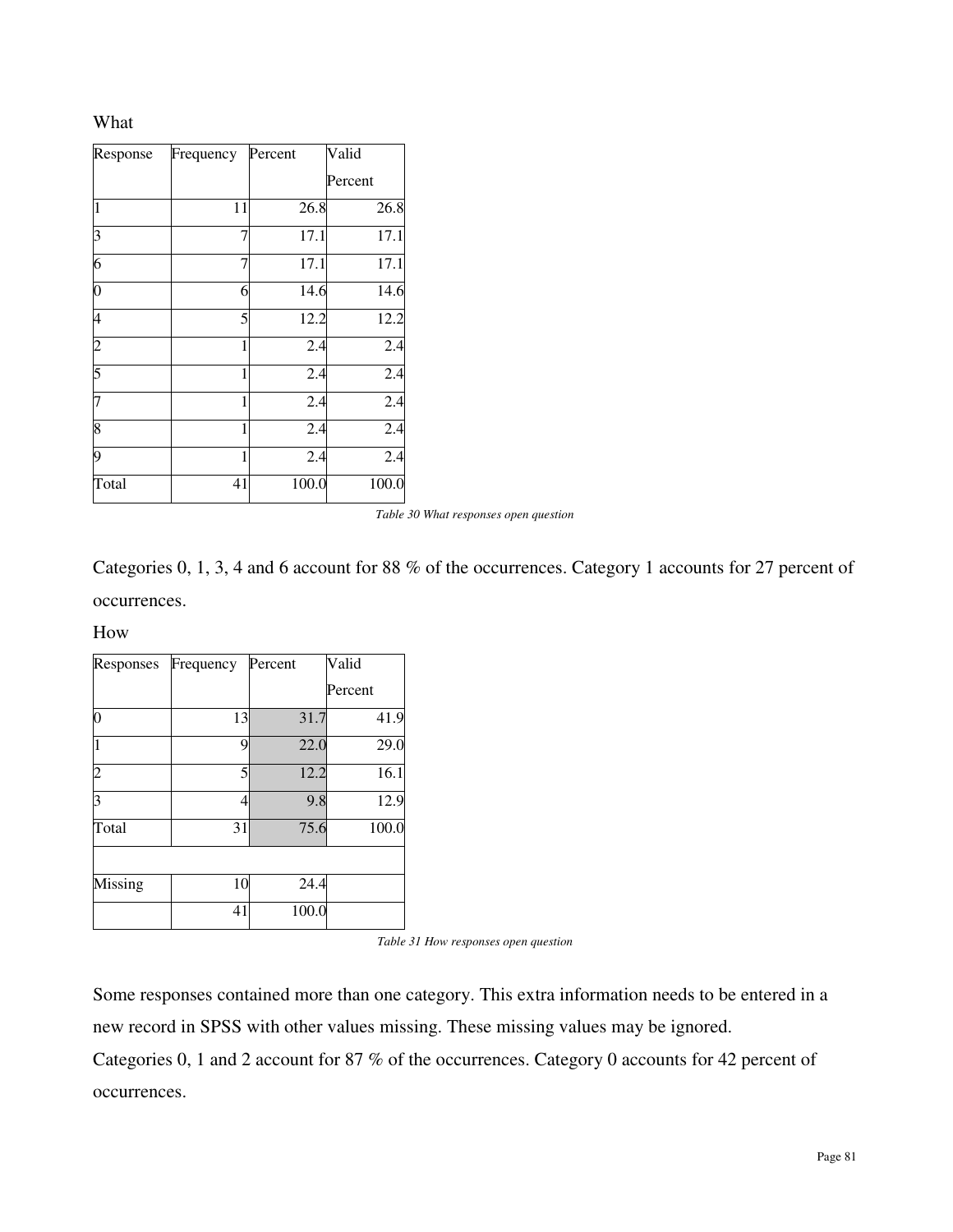What

| Response | Frequency | Percent | Valid Percent |
|---|---|---|---|
| 1 | 11 | 26.8 | 26.8 |
| 3 | 7 | 17.1 | 17.1 |
| 6 | 7 | 17.1 | 17.1 |
| 0 | 6 | 14.6 | 14.6 |
| 4 | 5 | 12.2 | 12.2 |
| 2 | 1 | 2.4 | 2.4 |
| 5 | 1 | 2.4 | 2.4 |
| 7 | 1 | 2.4 | 2.4 |
| 8 | 1 | 2.4 | 2.4 |
| 9 | 1 | 2.4 | 2.4 |
| Total | 41 | 100.0 | 100.0 |

*Table 30 What responses open question*

Categories 0, 1, 3, 4 and 6 account for 88 % of the occurrences. Category 1 accounts for 27 percent of occurrences.

How

| Responses | Frequency | Percent | Valid Percent |
|---|---|---|---|
| 0 | 13 | 31.7 | 41.9 |
| 1 | 9 | 22.0 | 29.0 |
| 2 | 5 | 12.2 | 16.1 |
| 3 | 4 | 9.8 | 12.9 |
| Total | 31 | 75.6 | 100.0 |
| | | | |
| Missing | 10 | 24.4 | |
| | 41 | 100.0 | |

*Table 31 How responses open question*

Some responses contained more than one category. This extra information needs to be entered in a new record in SPSS with other values missing. These missing values may be ignored.

Categories 0, 1 and 2 account for 87 % of the occurrences. Category 0 accounts for 42 percent of occurrences.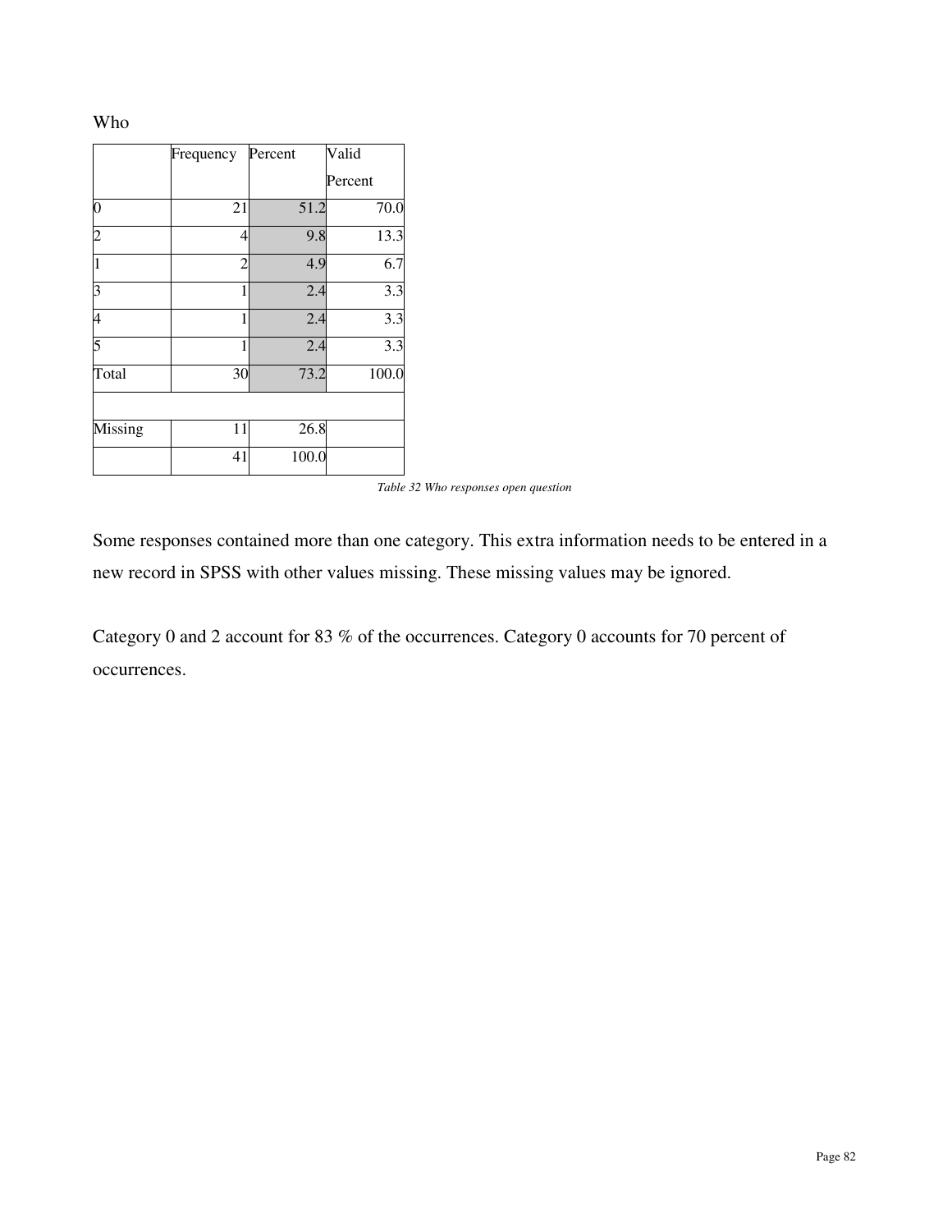Who

| | Frequency | Percent | Valid Percent |
|---|---|---|---|
| 0 | 21 | 51.2 | 70.0 |
| 2 | 4 | 9.8 | 13.3 |
| 1 | 2 | 4.9 | 6.7 |
| 3 | 1 | 2.4 | 3.3 |
| 4 | 1 | 2.4 | 3.3 |
| 5 | 1 | 2.4 | 3.3 |
| Total | 30 | 73.2 | 100.0 |
| | | | |
| Missing | 11 | 26.8 | |
| | 41 | 100.0 | |

*Table 32 Who responses open question*

Some responses contained more than one category. This extra information needs to be entered in a new record in SPSS with other values missing. These missing values may be ignored.

Category 0 and 2 account for 83 % of the occurrences. Category 0 accounts for 70 percent of occurrences.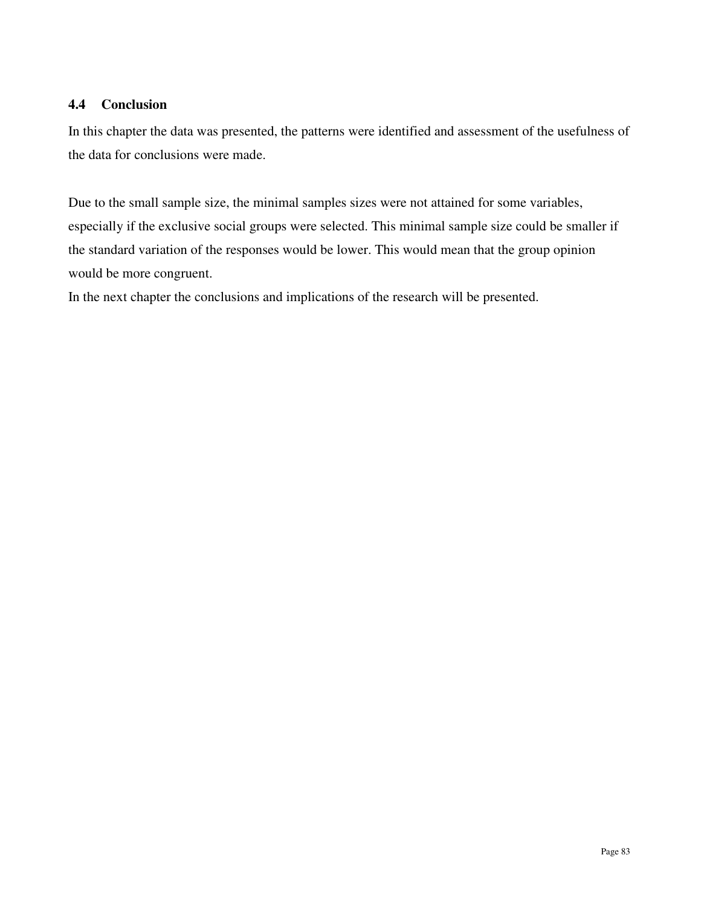### 4.4 Conclusion

In this chapter the data was presented, the patterns were identified and assessment of the usefulness of the data for conclusions were made.

Due to the small sample size, the minimal samples sizes were not attained for some variables, especially if the exclusive social groups were selected. This minimal sample size could be smaller if the standard variation of the responses would be lower. This would mean that the group opinion would be more congruent.

In the next chapter the conclusions and implications of the research will be presented.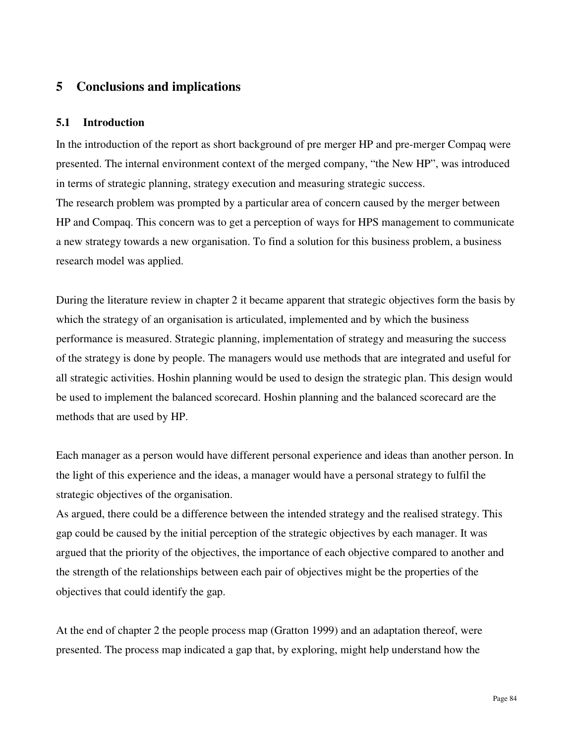# 5 Conclusions and implications

## 5.1 Introduction

In the introduction of the report as short background of pre merger HP and pre-merger Compaq were presented. The internal environment context of the merged company, "the New HP", was introduced in terms of strategic planning, strategy execution and measuring strategic success.
The research problem was prompted by a particular area of concern caused by the merger between HP and Compaq. This concern was to get a perception of ways for HPS management to communicate a new strategy towards a new organisation. To find a solution for this business problem, a business research model was applied.

During the literature review in chapter 2 it became apparent that strategic objectives form the basis by which the strategy of an organisation is articulated, implemented and by which the business performance is measured. Strategic planning, implementation of strategy and measuring the success of the strategy is done by people. The managers would use methods that are integrated and useful for all strategic activities. Hoshin planning would be used to design the strategic plan. This design would be used to implement the balanced scorecard. Hoshin planning and the balanced scorecard are the methods that are used by HP.

Each manager as a person would have different personal experience and ideas than another person. In the light of this experience and the ideas, a manager would have a personal strategy to fulfil the strategic objectives of the organisation.
As argued, there could be a difference between the intended strategy and the realised strategy. This gap could be caused by the initial perception of the strategic objectives by each manager. It was argued that the priority of the objectives, the importance of each objective compared to another and the strength of the relationships between each pair of objectives might be the properties of the objectives that could identify the gap.

At the end of chapter 2 the people process map (Gratton 1999) and an adaptation thereof, were presented. The process map indicated a gap that, by exploring, might help understand how the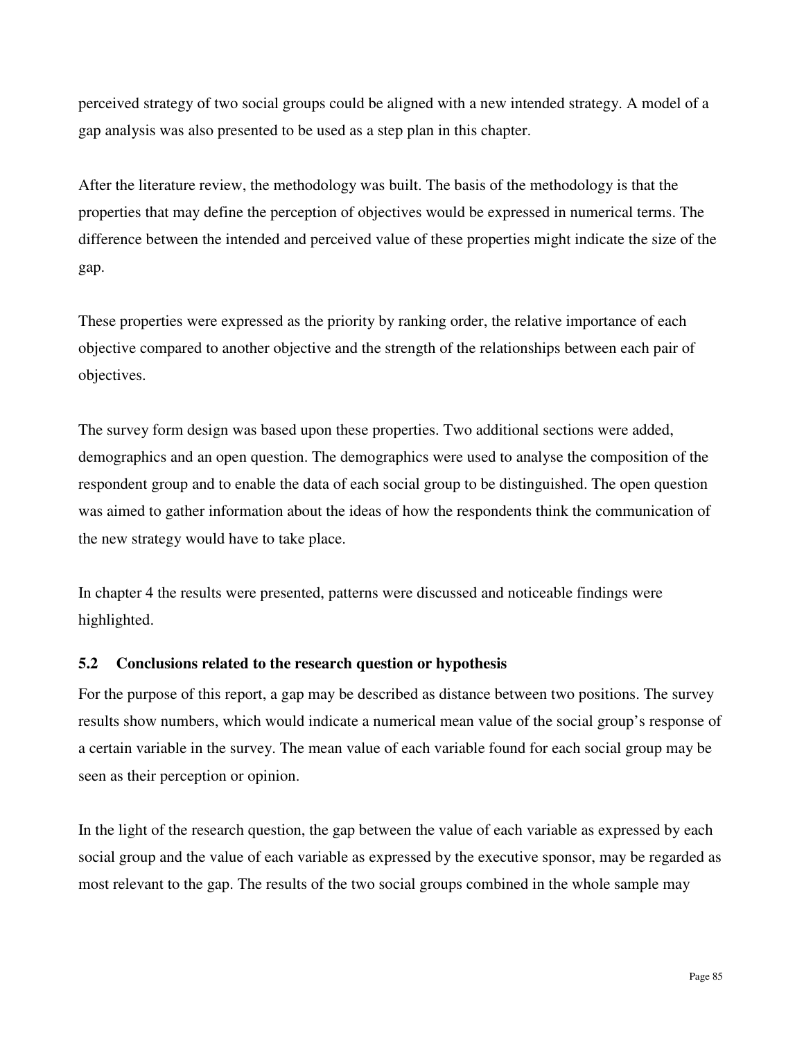perceived strategy of two social groups could be aligned with a new intended strategy. A model of a gap analysis was also presented to be used as a step plan in this chapter.

After the literature review, the methodology was built. The basis of the methodology is that the properties that may define the perception of objectives would be expressed in numerical terms. The difference between the intended and perceived value of these properties might indicate the size of the gap.

These properties were expressed as the priority by ranking order, the relative importance of each objective compared to another objective and the strength of the relationships between each pair of objectives.

The survey form design was based upon these properties. Two additional sections were added, demographics and an open question. The demographics were used to analyse the composition of the respondent group and to enable the data of each social group to be distinguished. The open question was aimed to gather information about the ideas of how the respondents think the communication of the new strategy would have to take place.

In chapter 4 the results were presented, patterns were discussed and noticeable findings were highlighted.

### 5.2 Conclusions related to the research question or hypothesis

For the purpose of this report, a gap may be described as distance between two positions. The survey results show numbers, which would indicate a numerical mean value of the social group's response of a certain variable in the survey. The mean value of each variable found for each social group may be seen as their perception or opinion.

In the light of the research question, the gap between the value of each variable as expressed by each social group and the value of each variable as expressed by the executive sponsor, may be regarded as most relevant to the gap. The results of the two social groups combined in the whole sample may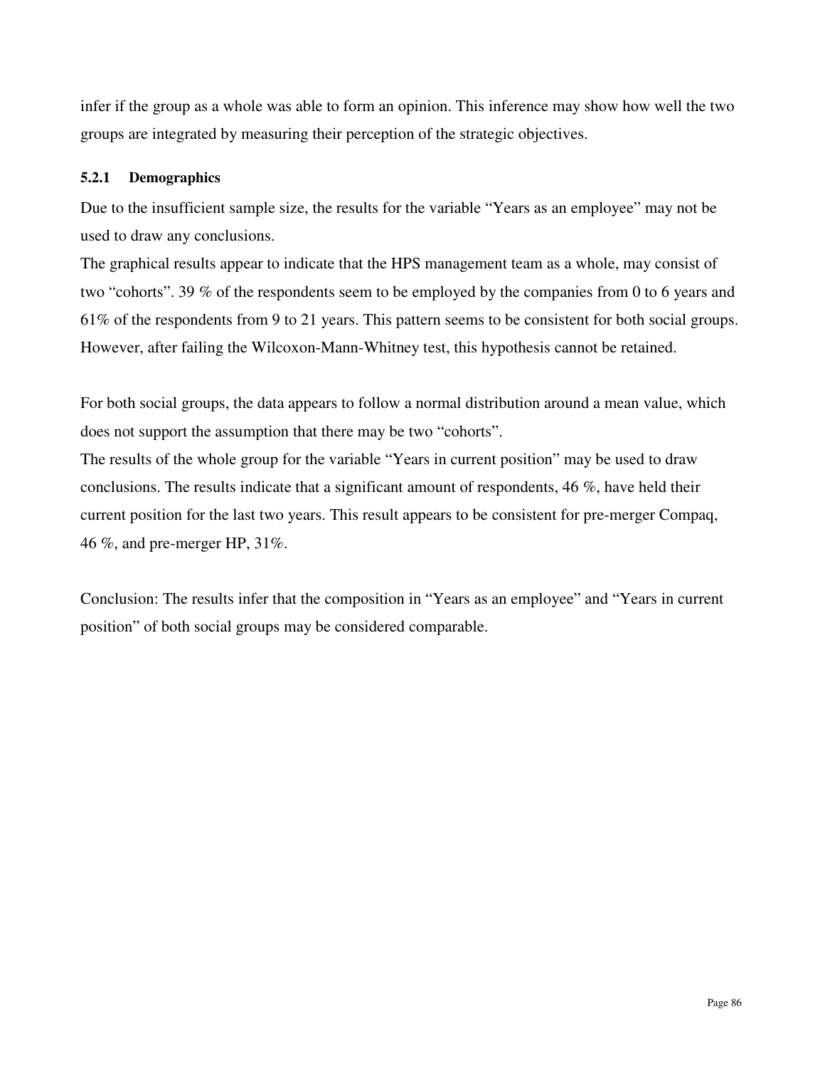infer if the group as a whole was able to form an opinion. This inference may show how well the two groups are integrated by measuring their perception of the strategic objectives.

### 5.2.1 Demographics

Due to the insufficient sample size, the results for the variable "Years as an employee" may not be used to draw any conclusions.

The graphical results appear to indicate that the HPS management team as a whole, may consist of two "cohorts". 39 % of the respondents seem to be employed by the companies from 0 to 6 years and 61% of the respondents from 9 to 21 years. This pattern seems to be consistent for both social groups. However, after failing the Wilcoxon-Mann-Whitney test, this hypothesis cannot be retained.

For both social groups, the data appears to follow a normal distribution around a mean value, which does not support the assumption that there may be two "cohorts".

The results of the whole group for the variable "Years in current position" may be used to draw conclusions. The results indicate that a significant amount of respondents, 46 %, have held their current position for the last two years. This result appears to be consistent for pre-merger Compaq, 46 %, and pre-merger HP, 31%.

Conclusion: The results infer that the composition in "Years as an employee" and "Years in current position" of both social groups may be considered comparable.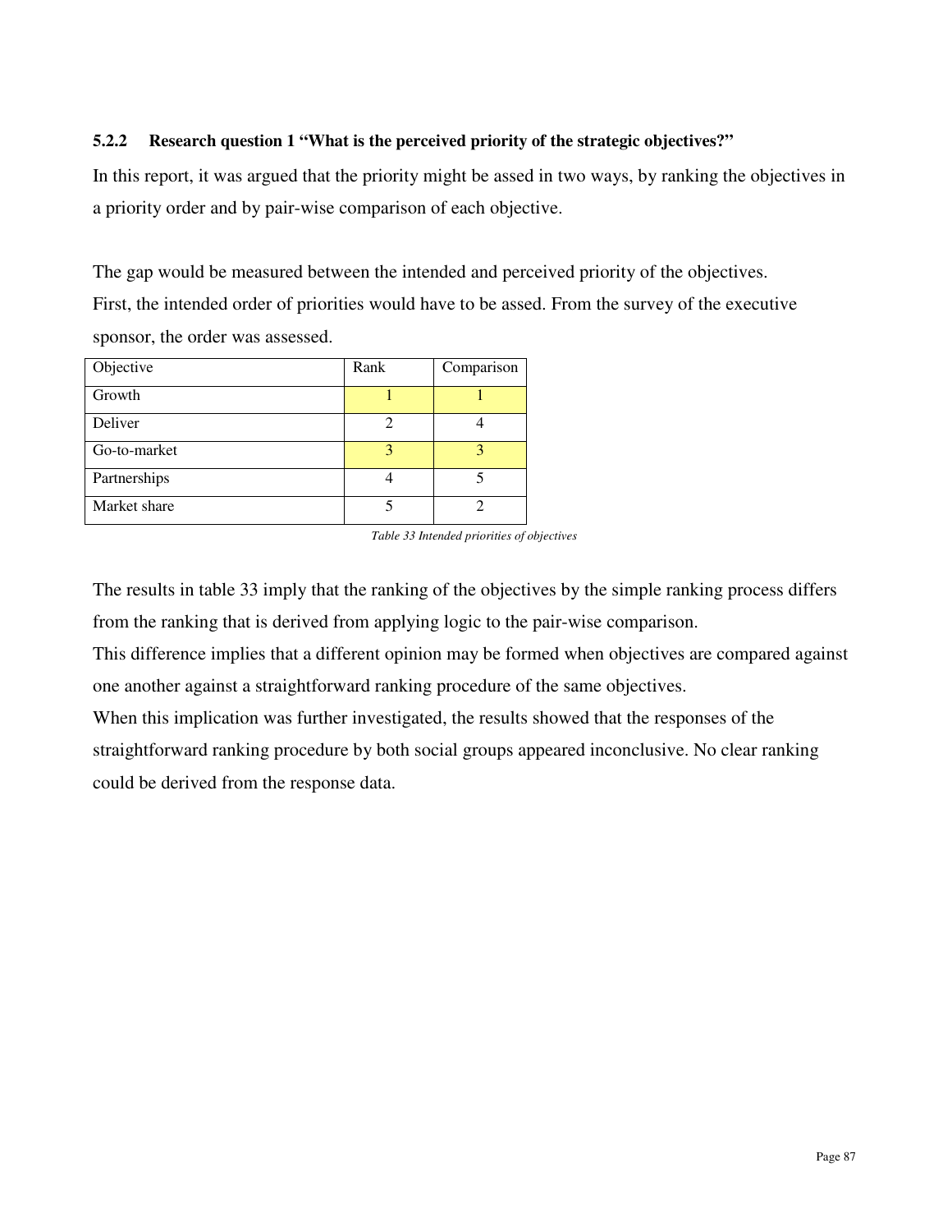### 5.2.2 Research question 1 "What is the perceived priority of the strategic objectives?"

In this report, it was argued that the priority might be assed in two ways, by ranking the objectives in a priority order and by pair-wise comparison of each objective.

The gap would be measured between the intended and perceived priority of the objectives. First, the intended order of priorities would have to be assed. From the survey of the executive sponsor, the order was assessed.

| Objective | Rank | Comparison |
|---|---|---|
| Growth | 1 | 1 |
| Deliver | 2 | 4 |
| Go-to-market | 3 | 3 |
| Partnerships | 4 | 5 |
| Market share | 5 | 2 |

*Table 33 Intended priorities of objectives*

The results in table 33 imply that the ranking of the objectives by the simple ranking process differs from the ranking that is derived from applying logic to the pair-wise comparison.

This difference implies that a different opinion may be formed when objectives are compared against one another against a straightforward ranking procedure of the same objectives.

When this implication was further investigated, the results showed that the responses of the straightforward ranking procedure by both social groups appeared inconclusive. No clear ranking could be derived from the response data.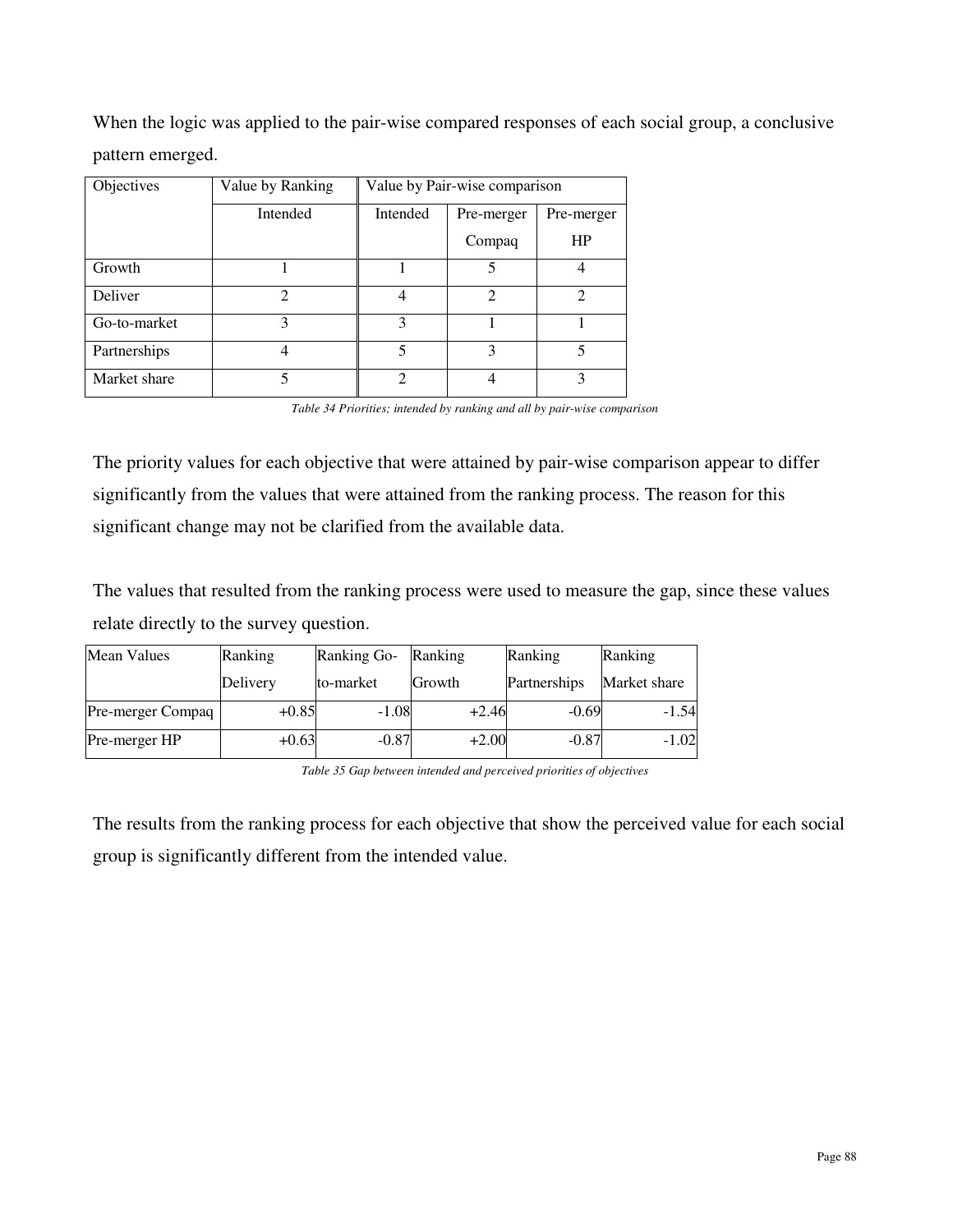When the logic was applied to the pair-wise compared responses of each social group, a conclusive pattern emerged.

| Objectives | Value by Ranking | Value by Pair-wise comparison | | |
|---|---|---|---|---|
| | Intended | Intended | Pre-merger Compaq | Pre-merger HP |
| Growth | 1 | 1 | 5 | 4 |
| Deliver | 2 | 4 | 2 | 2 |
| Go-to-market | 3 | 3 | 1 | 1 |
| Partnerships | 4 | 5 | 3 | 5 |
| Market share | 5 | 2 | 4 | 3 |

*Table 34 Priorities; intended by ranking and all by pair-wise comparison*

The priority values for each objective that were attained by pair-wise comparison appear to differ significantly from the values that were attained from the ranking process. The reason for this significant change may not be clarified from the available data.

The values that resulted from the ranking process were used to measure the gap, since these values relate directly to the survey question.

| Mean Values | Ranking Delivery | Ranking Go-to-market | Ranking Growth | Ranking Partnerships | Ranking Market share |
|---|---|---|---|---|---|
| Pre-merger Compaq | +0.85 | -1.08 | +2.46 | -0.69 | -1.54 |
| Pre-merger HP | +0.63 | -0.87 | +2.00 | -0.87 | -1.02 |

*Table 35 Gap between intended and perceived priorities of objectives*

The results from the ranking process for each objective that show the perceived value for each social group is significantly different from the intended value.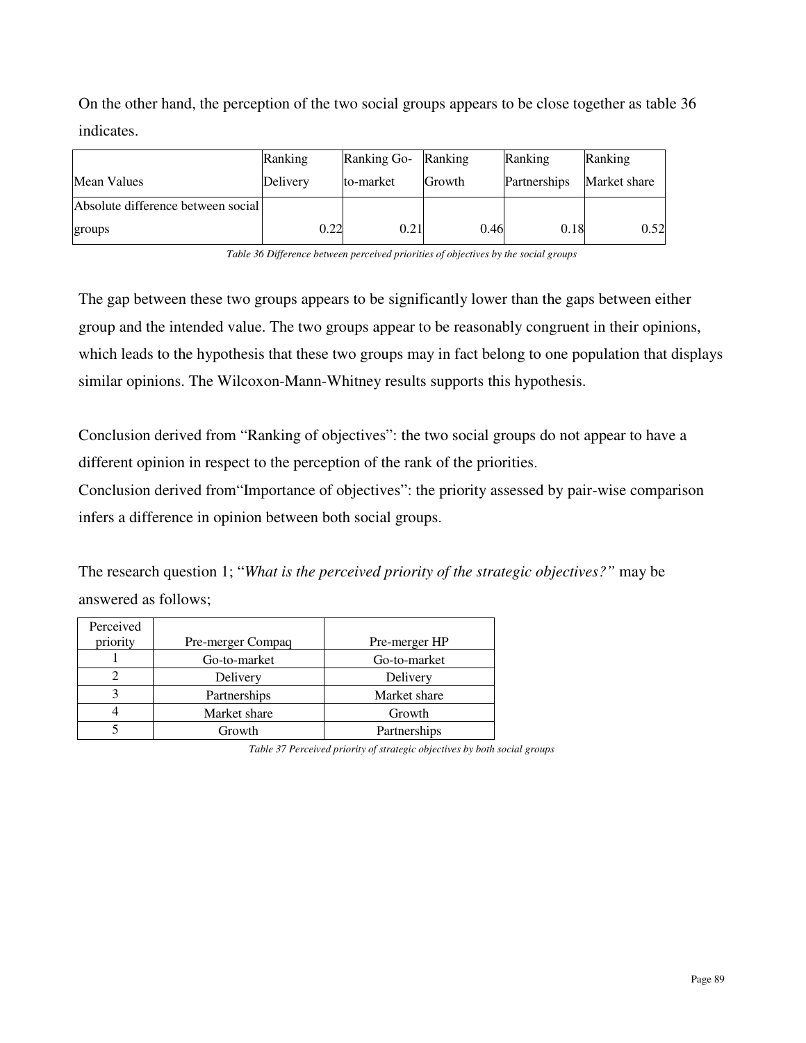On the other hand, the perception of the two social groups appears to be close together as table 36 indicates.

| Mean Values | Ranking Delivery | Ranking Go-to-market | Ranking Growth | Ranking Partnerships | Ranking Market share |
|---|---|---|---|---|---|
| Absolute difference between social groups | 0.22 | 0.21 | 0.46 | 0.18 | 0.52 |

*Table 36 Difference between perceived priorities of objectives by the social groups*

The gap between these two groups appears to be significantly lower than the gaps between either group and the intended value. The two groups appear to be reasonably congruent in their opinions, which leads to the hypothesis that these two groups may in fact belong to one population that displays similar opinions. The Wilcoxon-Mann-Whitney results supports this hypothesis.

Conclusion derived from "Ranking of objectives": the two social groups do not appear to have a different opinion in respect to the perception of the rank of the priorities.
Conclusion derived from"Importance of objectives": the priority assessed by pair-wise comparison infers a difference in opinion between both social groups.

The research question 1; "*What is the perceived priority of the strategic objectives?"* may be answered as follows;

| Perceived priority | Pre-merger Compaq | Pre-merger HP |
|---|---|---|
| 1 | Go-to-market | Go-to-market |
| 2 | Delivery | Delivery |
| 3 | Partnerships | Market share |
| 4 | Market share | Growth |
| 5 | Growth | Partnerships |

*Table 37 Perceived priority of strategic objectives by both social groups*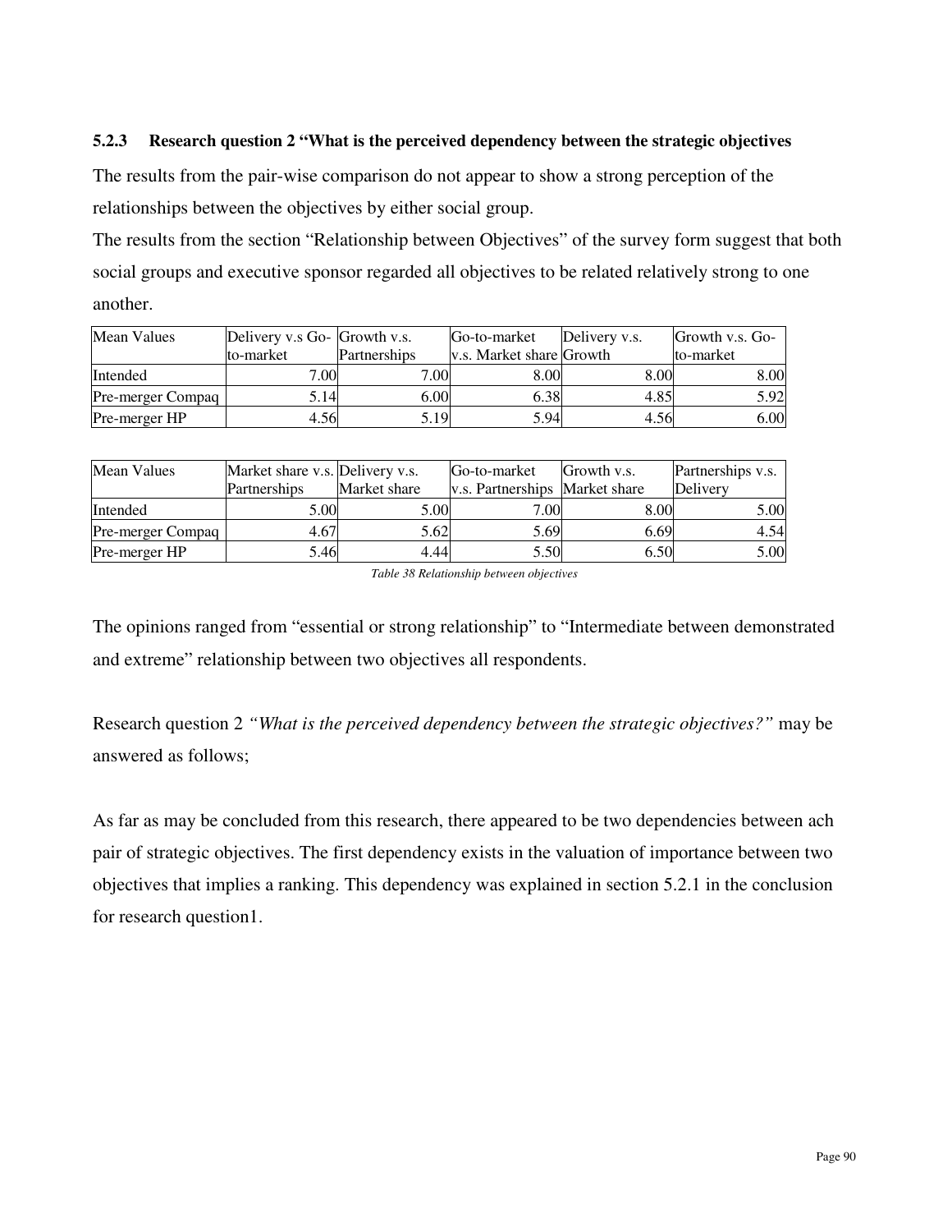### 5.2.3 Research question 2 "What is the perceived dependency between the strategic objectives

The results from the pair-wise comparison do not appear to show a strong perception of the relationships between the objectives by either social group.

The results from the section "Relationship between Objectives" of the survey form suggest that both social groups and executive sponsor regarded all objectives to be related relatively strong to one another.

| Mean Values | Delivery v.s Go-to-market | Growth v.s. Partnerships | Go-to-market v.s. Market share | Delivery v.s. Growth | Growth v.s. Go-to-market |
|---|---|---|---|---|---|
| Intended | 7.00 | 7.00 | 8.00 | 8.00 | 8.00 |
| Pre-merger Compaq | 5.14 | 6.00 | 6.38 | 4.85 | 5.92 |
| Pre-merger HP | 4.56 | 5.19 | 5.94 | 4.56 | 6.00 |

| Mean Values | Market share v.s. Partnerships | Delivery v.s. Market share | Go-to-market v.s. Partnerships | Growth v.s. Market share | Partnerships v.s. Delivery |
|---|---|---|---|---|---|
| Intended | 5.00 | 5.00 | 7.00 | 8.00 | 5.00 |
| Pre-merger Compaq | 4.67 | 5.62 | 5.69 | 6.69 | 4.54 |
| Pre-merger HP | 5.46 | 4.44 | 5.50 | 6.50 | 5.00 |

*Table 38 Relationship between objectives*

The opinions ranged from "essential or strong relationship" to "Intermediate between demonstrated and extreme" relationship between two objectives all respondents.

Research question 2 *"What is the perceived dependency between the strategic objectives?"* may be answered as follows;

As far as may be concluded from this research, there appeared to be two dependencies between ach pair of strategic objectives. The first dependency exists in the valuation of importance between two objectives that implies a ranking. This dependency was explained in section 5.2.1 in the conclusion for research question1.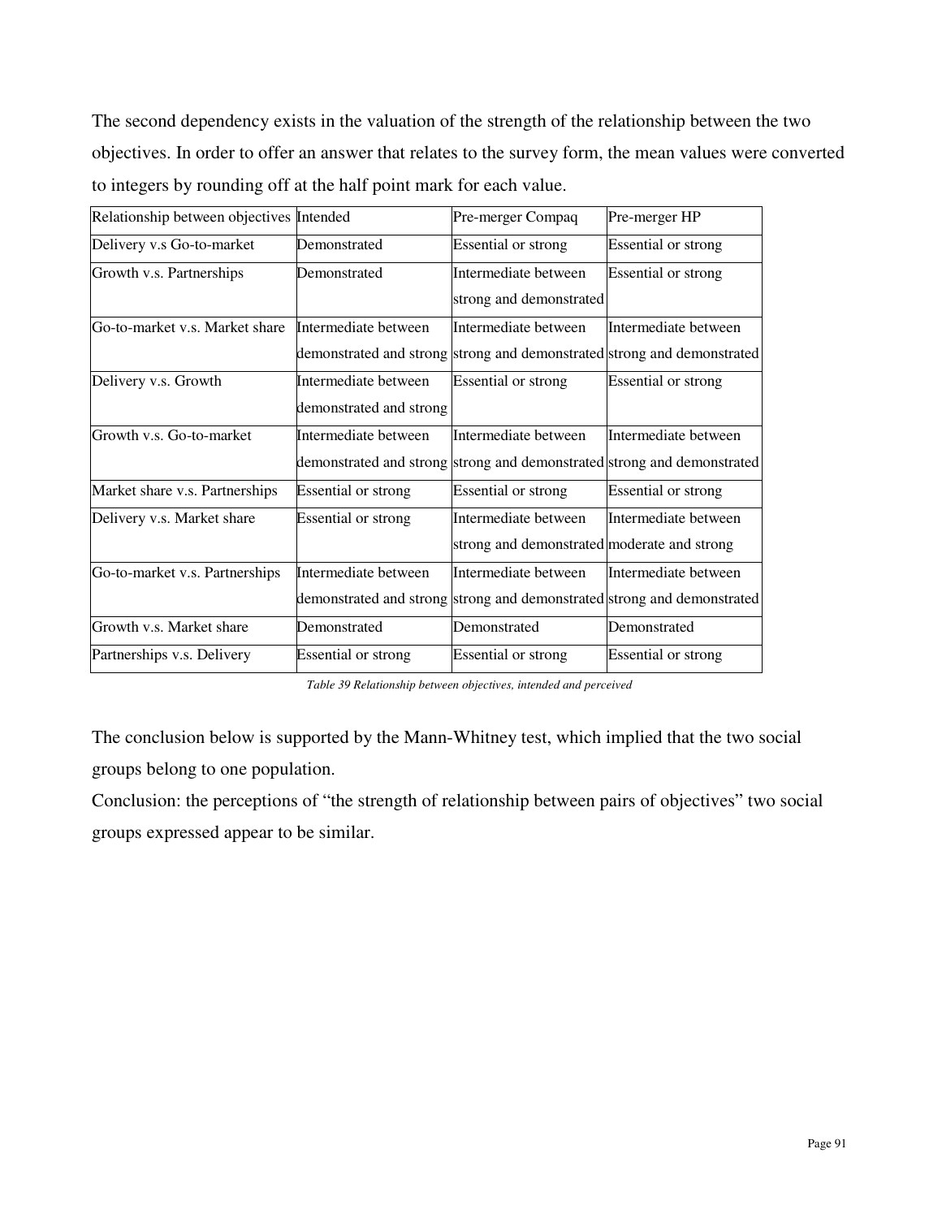The second dependency exists in the valuation of the strength of the relationship between the two objectives. In order to offer an answer that relates to the survey form, the mean values were converted to integers by rounding off at the half point mark for each value.

| Relationship between objectives | Intended | Pre-merger Compaq | Pre-merger HP |
|---|---|---|---|
| Delivery v.s Go-to-market | Demonstrated | Essential or strong | Essential or strong |
| Growth v.s. Partnerships | Demonstrated | Intermediate between strong and demonstrated | Essential or strong |
| Go-to-market v.s. Market share | Intermediate between demonstrated and strong | Intermediate between strong and demonstrated | Intermediate between strong and demonstrated |
| Delivery v.s. Growth | Intermediate between demonstrated and strong | Essential or strong | Essential or strong |
| Growth v.s. Go-to-market | Intermediate between demonstrated and strong | Intermediate between strong and demonstrated | Intermediate between strong and demonstrated |
| Market share v.s. Partnerships | Essential or strong | Essential or strong | Essential or strong |
| Delivery v.s. Market share | Essential or strong | Intermediate between strong and demonstrated | Intermediate between moderate and strong |
| Go-to-market v.s. Partnerships | Intermediate between demonstrated and strong | Intermediate between strong and demonstrated | Intermediate between strong and demonstrated |
| Growth v.s. Market share | Demonstrated | Demonstrated | Demonstrated |
| Partnerships v.s. Delivery | Essential or strong | Essential or strong | Essential or strong |

*Table 39 Relationship between objectives, intended and perceived*

The conclusion below is supported by the Mann-Whitney test, which implied that the two social groups belong to one population.

Conclusion: the perceptions of "the strength of relationship between pairs of objectives" two social groups expressed appear to be similar.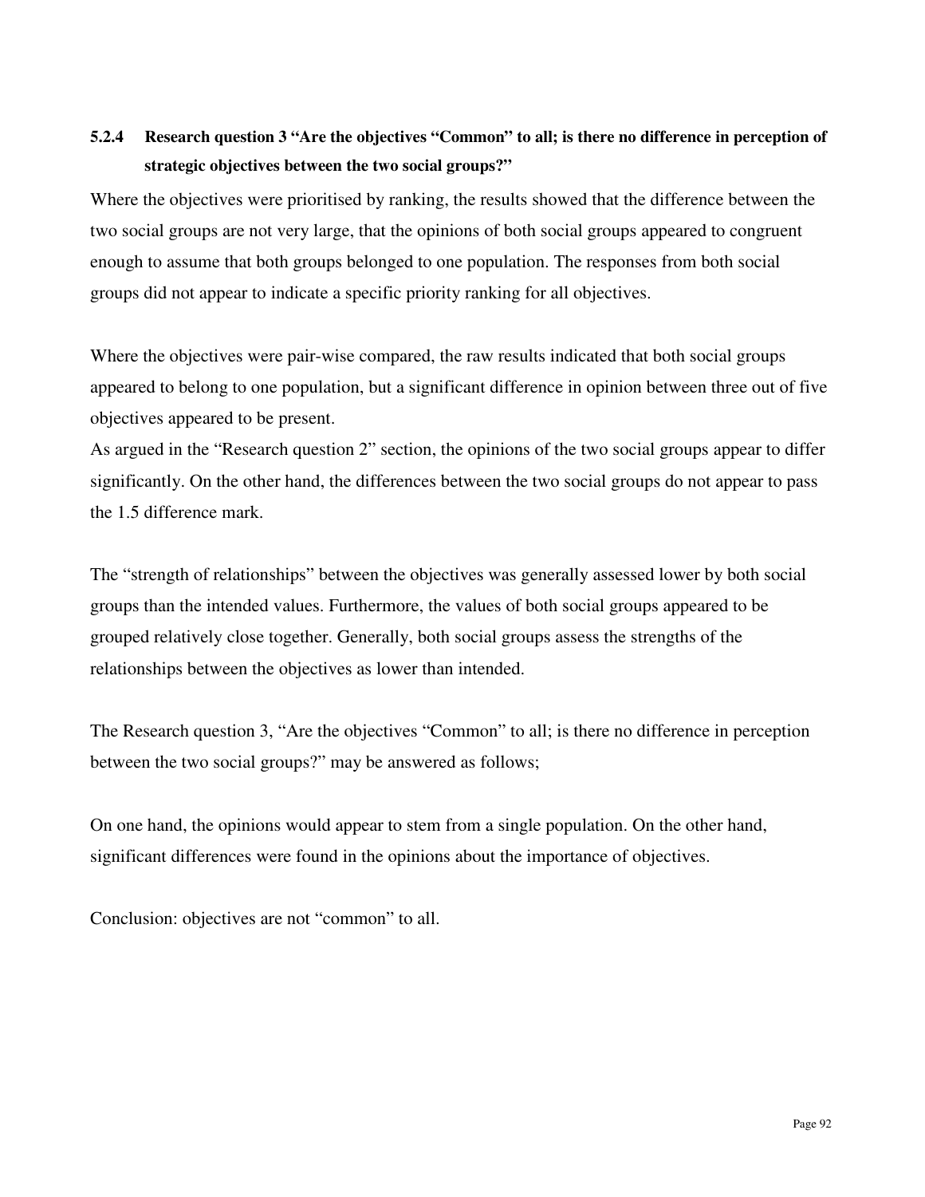### 5.2.4 Research question 3 “Are the objectives “Common” to all; is there no difference in perception of strategic objectives between the two social groups?”

Where the objectives were prioritised by ranking, the results showed that the difference between the two social groups are not very large, that the opinions of both social groups appeared to congruent enough to assume that both groups belonged to one population. The responses from both social groups did not appear to indicate a specific priority ranking for all objectives.

Where the objectives were pair-wise compared, the raw results indicated that both social groups appeared to belong to one population, but a significant difference in opinion between three out of five objectives appeared to be present.
As argued in the “Research question 2” section, the opinions of the two social groups appear to differ significantly. On the other hand, the differences between the two social groups do not appear to pass the 1.5 difference mark.

The “strength of relationships” between the objectives was generally assessed lower by both social groups than the intended values. Furthermore, the values of both social groups appeared to be grouped relatively close together. Generally, both social groups assess the strengths of the relationships between the objectives as lower than intended.

The Research question 3, “Are the objectives “Common” to all; is there no difference in perception between the two social groups?” may be answered as follows;

On one hand, the opinions would appear to stem from a single population. On the other hand, significant differences were found in the opinions about the importance of objectives.

Conclusion: objectives are not “common” to all.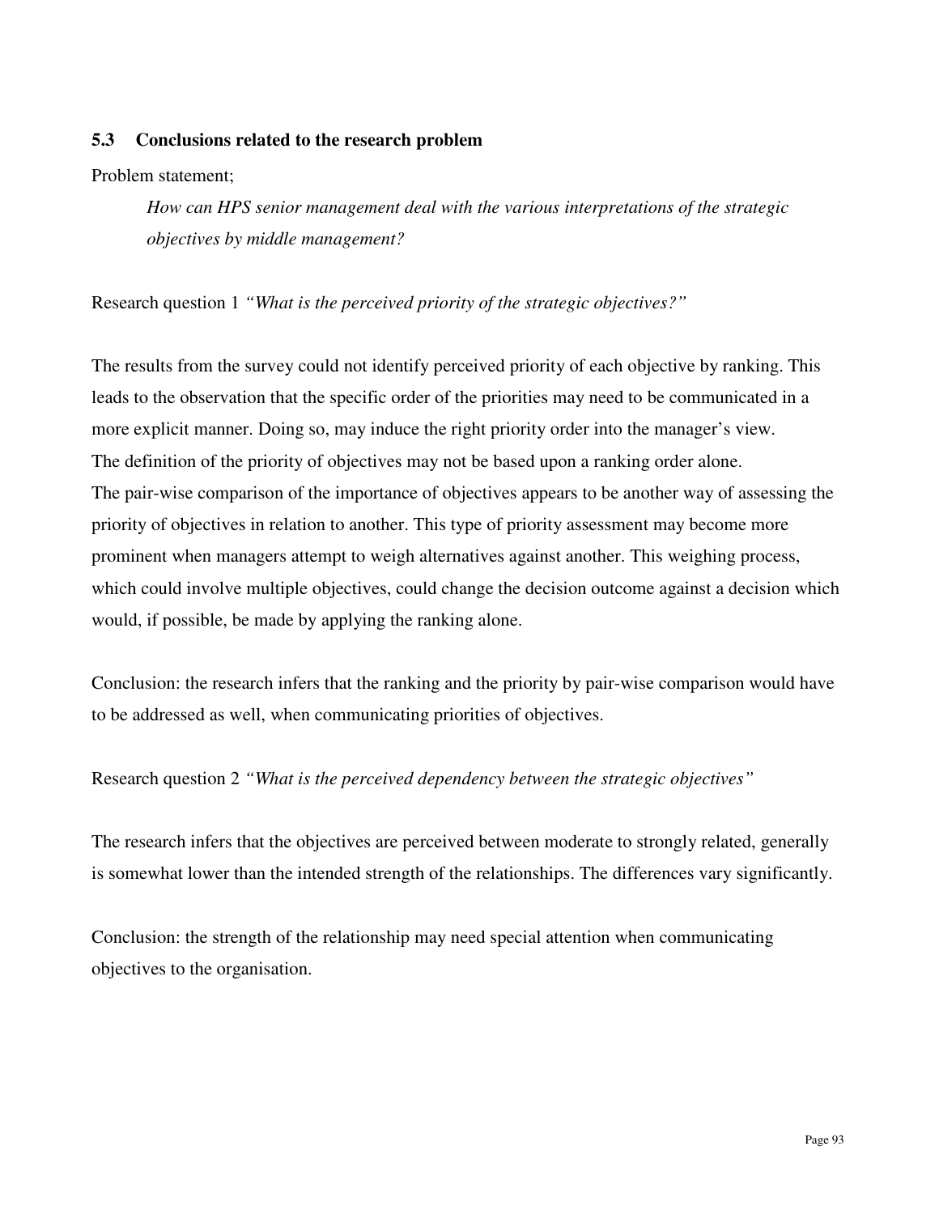### 5.3 Conclusions related to the research problem

Problem statement;

> *How can HPS senior management deal with the various interpretations of the strategic objectives by middle management?*

Research question 1 *"What is the perceived priority of the strategic objectives?"*

The results from the survey could not identify perceived priority of each objective by ranking. This leads to the observation that the specific order of the priorities may need to be communicated in a more explicit manner. Doing so, may induce the right priority order into the manager's view.
The definition of the priority of objectives may not be based upon a ranking order alone.
The pair-wise comparison of the importance of objectives appears to be another way of assessing the priority of objectives in relation to another. This type of priority assessment may become more prominent when managers attempt to weigh alternatives against another. This weighing process, which could involve multiple objectives, could change the decision outcome against a decision which would, if possible, be made by applying the ranking alone.

Conclusion: the research infers that the ranking and the priority by pair-wise comparison would have to be addressed as well, when communicating priorities of objectives.

Research question 2 *"What is the perceived dependency between the strategic objectives"*

The research infers that the objectives are perceived between moderate to strongly related, generally is somewhat lower than the intended strength of the relationships. The differences vary significantly.

Conclusion: the strength of the relationship may need special attention when communicating objectives to the organisation.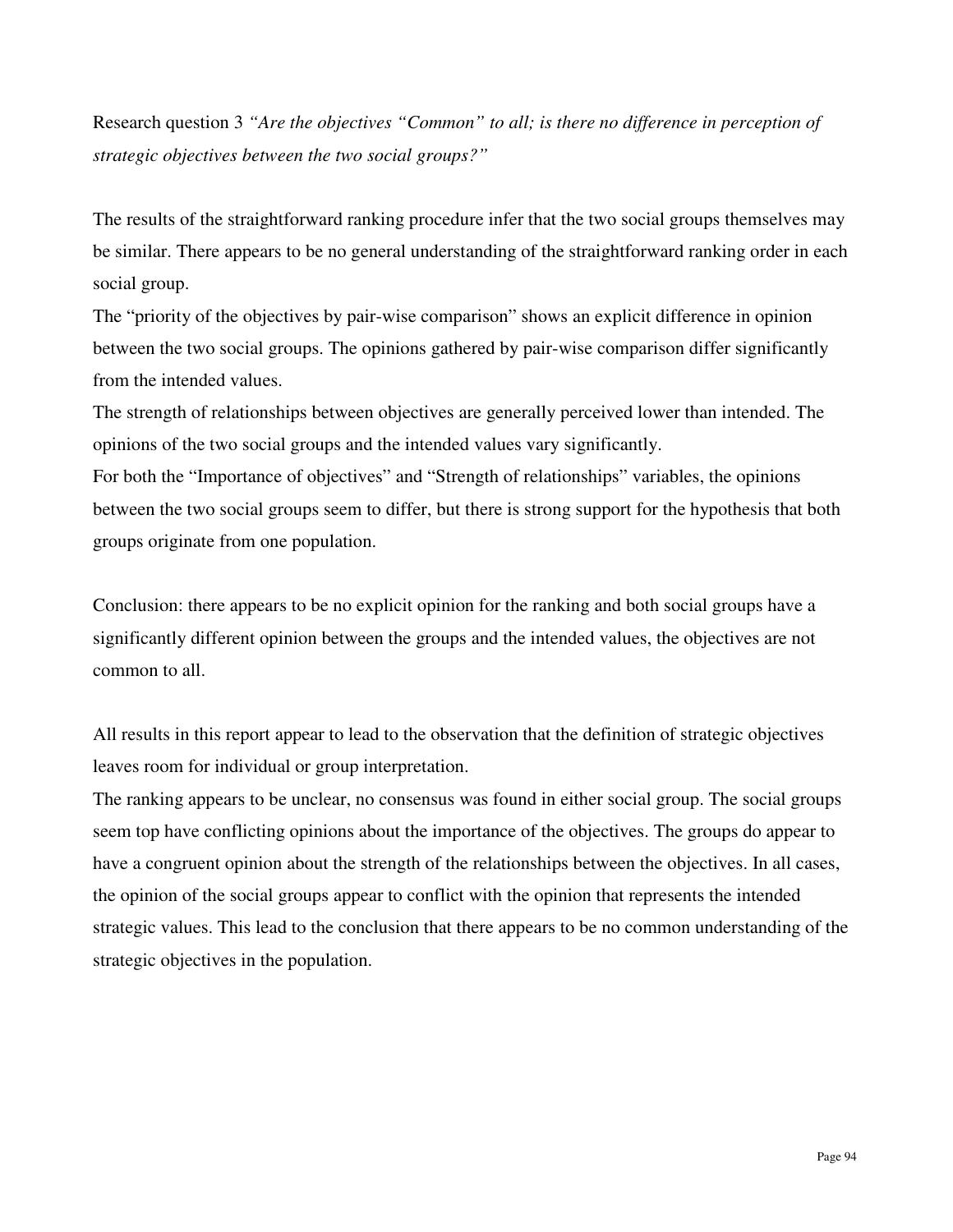Research question 3 *"Are the objectives "Common" to all; is there no difference in perception of strategic objectives between the two social groups?"*

The results of the straightforward ranking procedure infer that the two social groups themselves may be similar. There appears to be no general understanding of the straightforward ranking order in each social group.

The "priority of the objectives by pair-wise comparison" shows an explicit difference in opinion between the two social groups. The opinions gathered by pair-wise comparison differ significantly from the intended values.

The strength of relationships between objectives are generally perceived lower than intended. The opinions of the two social groups and the intended values vary significantly.

For both the "Importance of objectives" and "Strength of relationships" variables, the opinions between the two social groups seem to differ, but there is strong support for the hypothesis that both groups originate from one population.

Conclusion: there appears to be no explicit opinion for the ranking and both social groups have a significantly different opinion between the groups and the intended values, the objectives are not common to all.

All results in this report appear to lead to the observation that the definition of strategic objectives leaves room for individual or group interpretation.

The ranking appears to be unclear, no consensus was found in either social group. The social groups seem top have conflicting opinions about the importance of the objectives. The groups do appear to have a congruent opinion about the strength of the relationships between the objectives. In all cases, the opinion of the social groups appear to conflict with the opinion that represents the intended strategic values. This lead to the conclusion that there appears to be no common understanding of the strategic objectives in the population.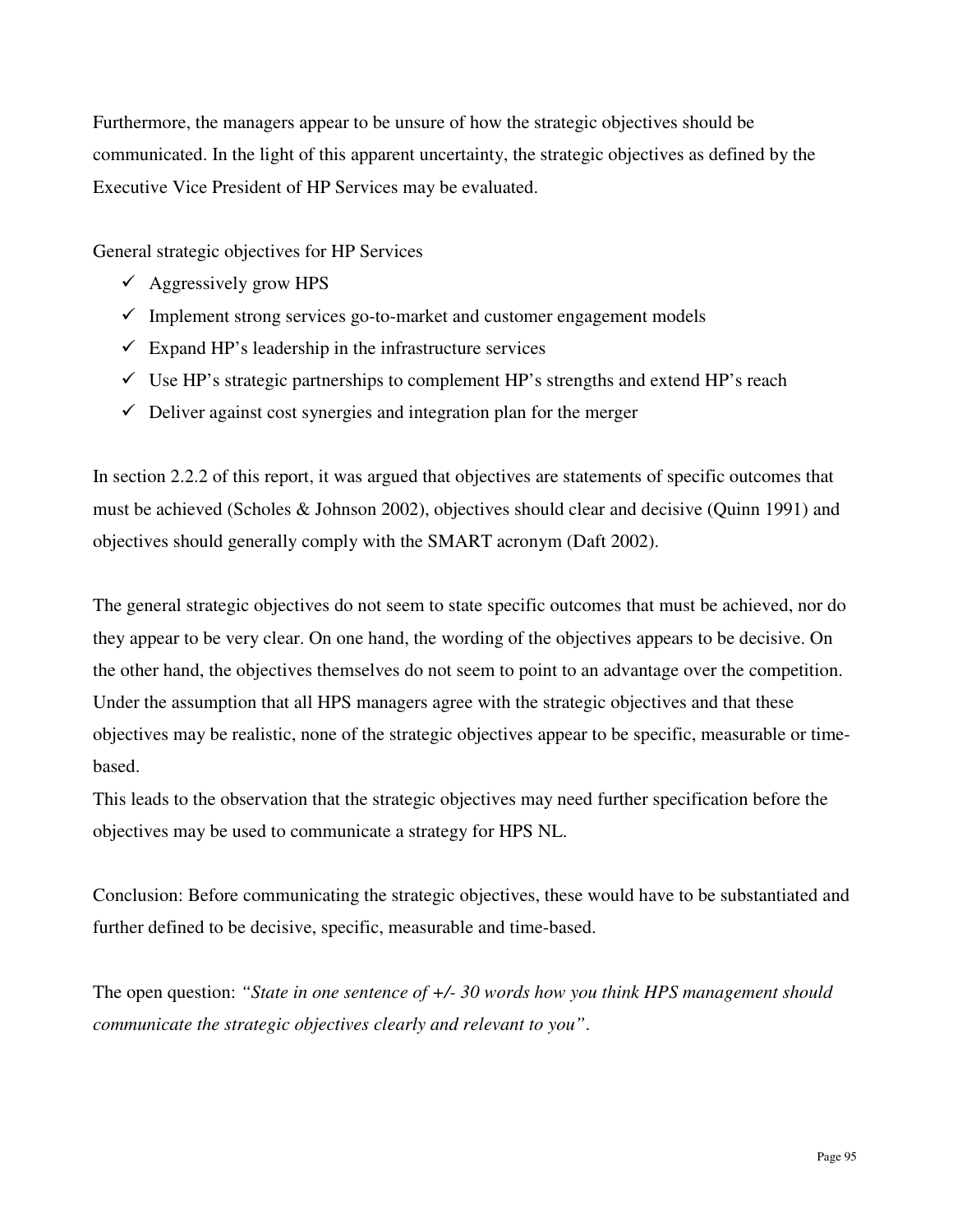Furthermore, the managers appear to be unsure of how the strategic objectives should be communicated. In the light of this apparent uncertainty, the strategic objectives as defined by the Executive Vice President of HP Services may be evaluated.

General strategic objectives for HP Services

- ✓ Aggressively grow HPS
- ✓ Implement strong services go-to-market and customer engagement models
- ✓ Expand HP's leadership in the infrastructure services
- ✓ Use HP's strategic partnerships to complement HP's strengths and extend HP's reach
- ✓ Deliver against cost synergies and integration plan for the merger

In section 2.2.2 of this report, it was argued that objectives are statements of specific outcomes that must be achieved (Scholes & Johnson 2002), objectives should clear and decisive (Quinn 1991) and objectives should generally comply with the SMART acronym (Daft 2002).

The general strategic objectives do not seem to state specific outcomes that must be achieved, nor do they appear to be very clear. On one hand, the wording of the objectives appears to be decisive. On the other hand, the objectives themselves do not seem to point to an advantage over the competition. Under the assumption that all HPS managers agree with the strategic objectives and that these objectives may be realistic, none of the strategic objectives appear to be specific, measurable or time-based.

This leads to the observation that the strategic objectives may need further specification before the objectives may be used to communicate a strategy for HPS NL.

Conclusion: Before communicating the strategic objectives, these would have to be substantiated and further defined to be decisive, specific, measurable and time-based.

The open question: *"State in one sentence of +/- 30 words how you think HPS management should communicate the strategic objectives clearly and relevant to you"*.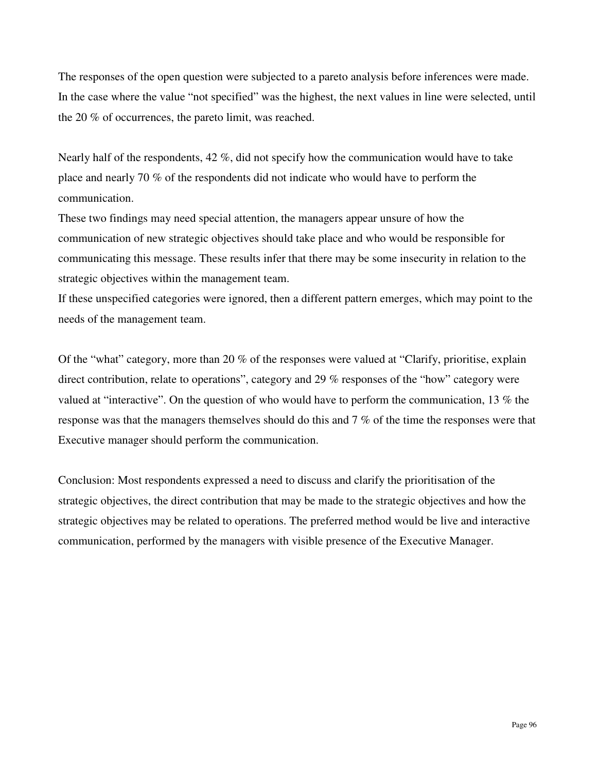The responses of the open question were subjected to a pareto analysis before inferences were made. In the case where the value "not specified" was the highest, the next values in line were selected, until the 20 % of occurrences, the pareto limit, was reached.

Nearly half of the respondents, 42 %, did not specify how the communication would have to take place and nearly 70 % of the respondents did not indicate who would have to perform the communication.
These two findings may need special attention, the managers appear unsure of how the communication of new strategic objectives should take place and who would be responsible for communicating this message. These results infer that there may be some insecurity in relation to the strategic objectives within the management team.
If these unspecified categories were ignored, then a different pattern emerges, which may point to the needs of the management team.

Of the "what" category, more than 20 % of the responses were valued at "Clarify, prioritise, explain direct contribution, relate to operations", category and 29 % responses of the "how" category were valued at "interactive". On the question of who would have to perform the communication, 13 % the response was that the managers themselves should do this and 7 % of the time the responses were that Executive manager should perform the communication.

Conclusion: Most respondents expressed a need to discuss and clarify the prioritisation of the strategic objectives, the direct contribution that may be made to the strategic objectives and how the strategic objectives may be related to operations. The preferred method would be live and interactive communication, performed by the managers with visible presence of the Executive Manager.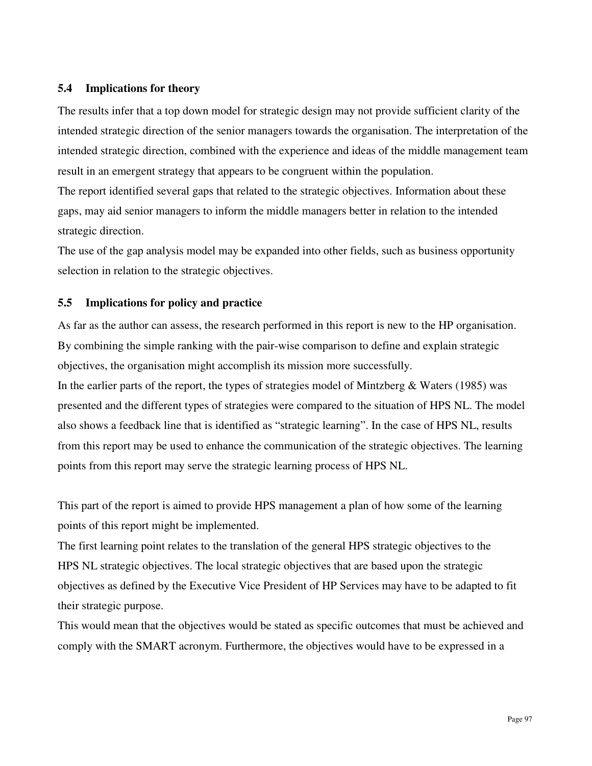### 5.4 Implications for theory

The results infer that a top down model for strategic design may not provide sufficient clarity of the intended strategic direction of the senior managers towards the organisation. The interpretation of the intended strategic direction, combined with the experience and ideas of the middle management team result in an emergent strategy that appears to be congruent within the population.

The report identified several gaps that related to the strategic objectives. Information about these gaps, may aid senior managers to inform the middle managers better in relation to the intended strategic direction.

The use of the gap analysis model may be expanded into other fields, such as business opportunity selection in relation to the strategic objectives.

### 5.5 Implications for policy and practice

As far as the author can assess, the research performed in this report is new to the HP organisation. By combining the simple ranking with the pair-wise comparison to define and explain strategic objectives, the organisation might accomplish its mission more successfully.

In the earlier parts of the report, the types of strategies model of Mintzberg & Waters (1985) was presented and the different types of strategies were compared to the situation of HPS NL. The model also shows a feedback line that is identified as "strategic learning". In the case of HPS NL, results from this report may be used to enhance the communication of the strategic objectives. The learning points from this report may serve the strategic learning process of HPS NL.

This part of the report is aimed to provide HPS management a plan of how some of the learning points of this report might be implemented.

The first learning point relates to the translation of the general HPS strategic objectives to the HPS NL strategic objectives. The local strategic objectives that are based upon the strategic objectives as defined by the Executive Vice President of HP Services may have to be adapted to fit their strategic purpose.

This would mean that the objectives would be stated as specific outcomes that must be achieved and comply with the SMART acronym. Furthermore, the objectives would have to be expressed in a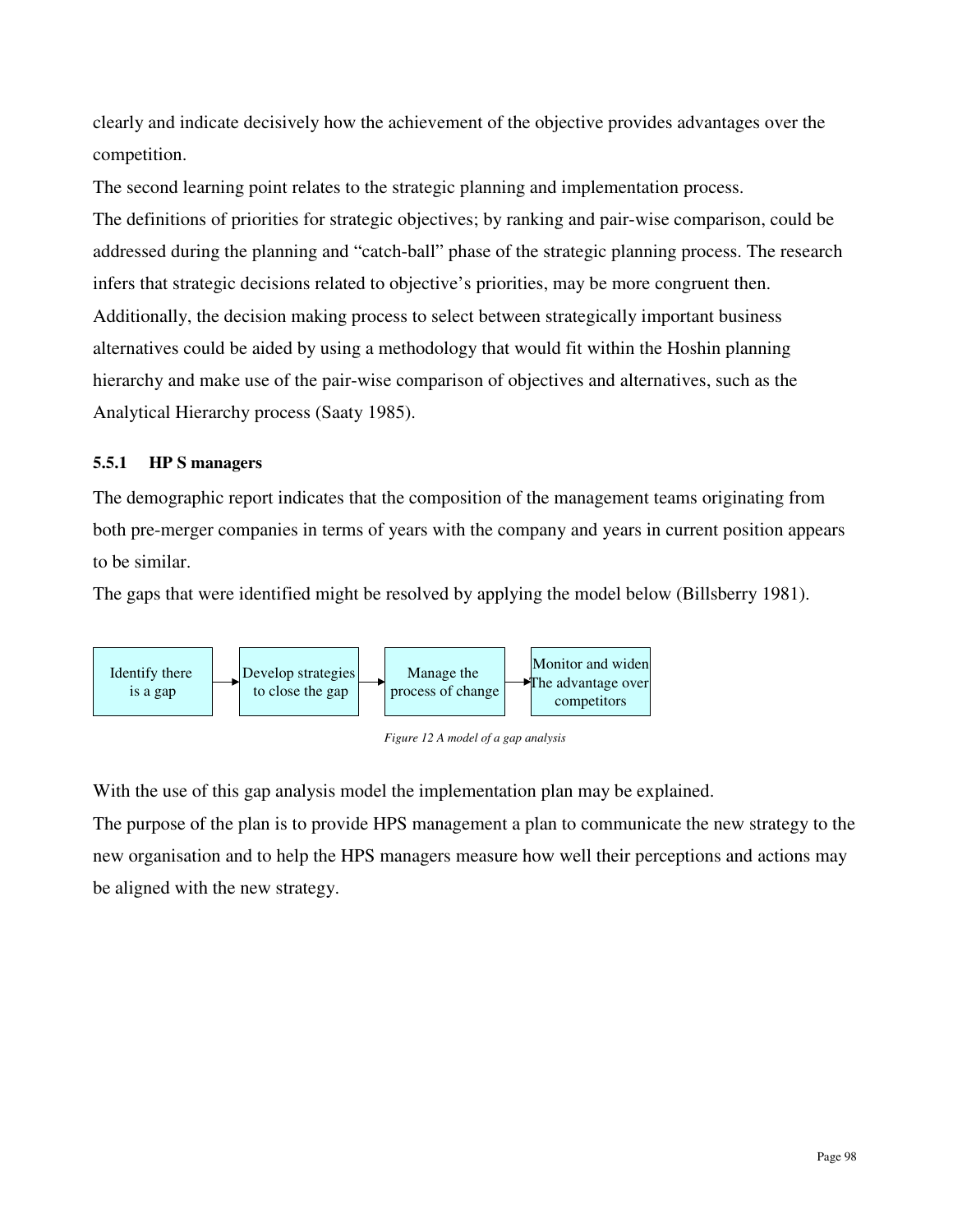clearly and indicate decisively how the achievement of the objective provides advantages over the competition.

The second learning point relates to the strategic planning and implementation process.

The definitions of priorities for strategic objectives; by ranking and pair-wise comparison, could be addressed during the planning and "catch-ball" phase of the strategic planning process. The research infers that strategic decisions related to objective's priorities, may be more congruent then.

Additionally, the decision making process to select between strategically important business alternatives could be aided by using a methodology that would fit within the Hoshin planning hierarchy and make use of the pair-wise comparison of objectives and alternatives, such as the Analytical Hierarchy process (Saaty 1985).

### 5.5.1 HP S managers

The demographic report indicates that the composition of the management teams originating from both pre-merger companies in terms of years with the company and years in current position appears to be similar.

The gaps that were identified might be resolved by applying the model below (Billsberry 1981).

Identify there is a gap → Develop strategies to close the gap → Manage the process of change → Monitor and widen The advantage over competitors

*Figure 12 A model of a gap analysis*

With the use of this gap analysis model the implementation plan may be explained.

The purpose of the plan is to provide HPS management a plan to communicate the new strategy to the new organisation and to help the HPS managers measure how well their perceptions and actions may be aligned with the new strategy.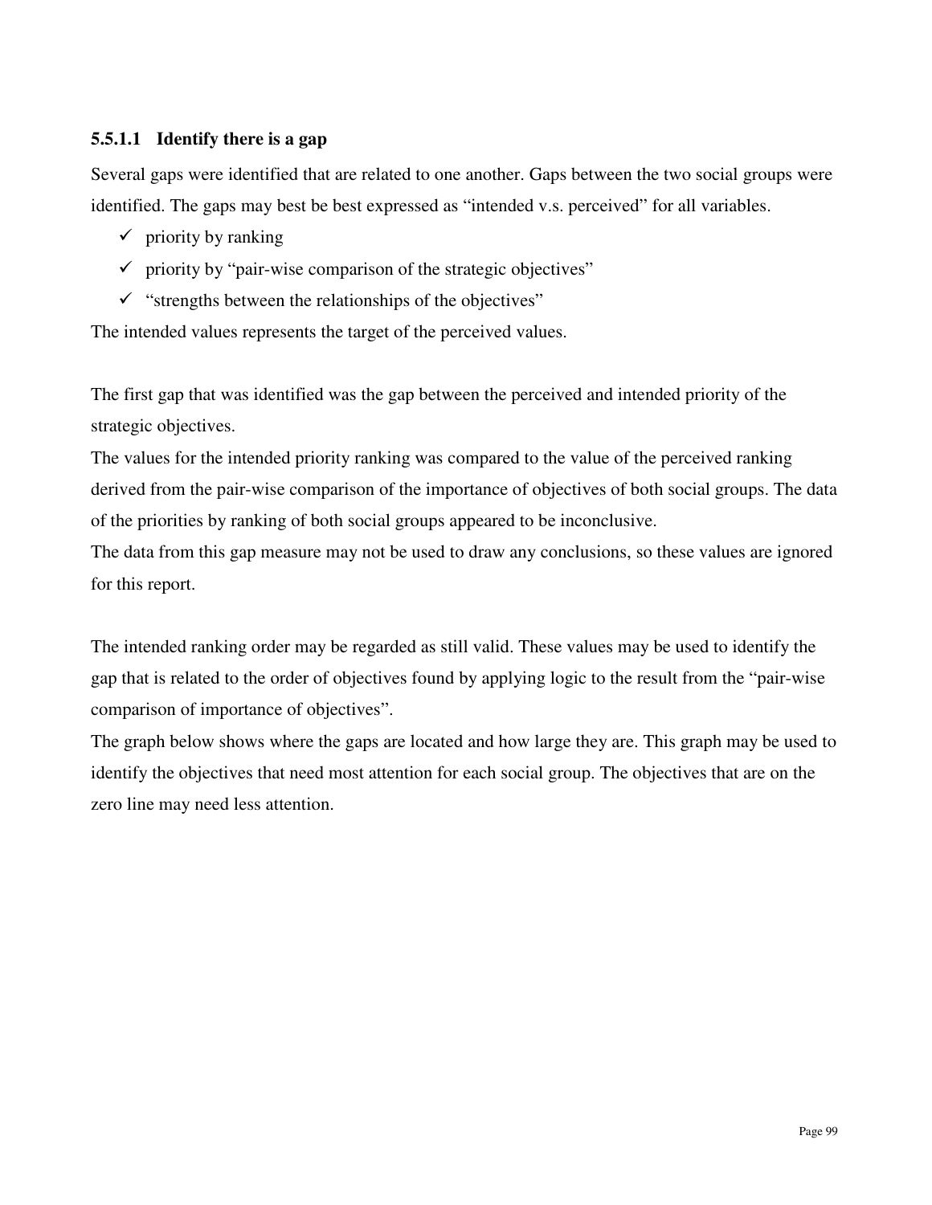#### 5.5.1.1 Identify there is a gap

Several gaps were identified that are related to one another. Gaps between the two social groups were identified. The gaps may best be best expressed as "intended v.s. perceived" for all variables.

- ✓ priority by ranking
- ✓ priority by "pair-wise comparison of the strategic objectives"
- ✓ "strengths between the relationships of the objectives"

The intended values represents the target of the perceived values.

The first gap that was identified was the gap between the perceived and intended priority of the strategic objectives.

The values for the intended priority ranking was compared to the value of the perceived ranking derived from the pair-wise comparison of the importance of objectives of both social groups. The data of the priorities by ranking of both social groups appeared to be inconclusive.

The data from this gap measure may not be used to draw any conclusions, so these values are ignored for this report.

The intended ranking order may be regarded as still valid. These values may be used to identify the gap that is related to the order of objectives found by applying logic to the result from the "pair-wise comparison of importance of objectives".

The graph below shows where the gaps are located and how large they are. This graph may be used to identify the objectives that need most attention for each social group. The objectives that are on the zero line may need less attention.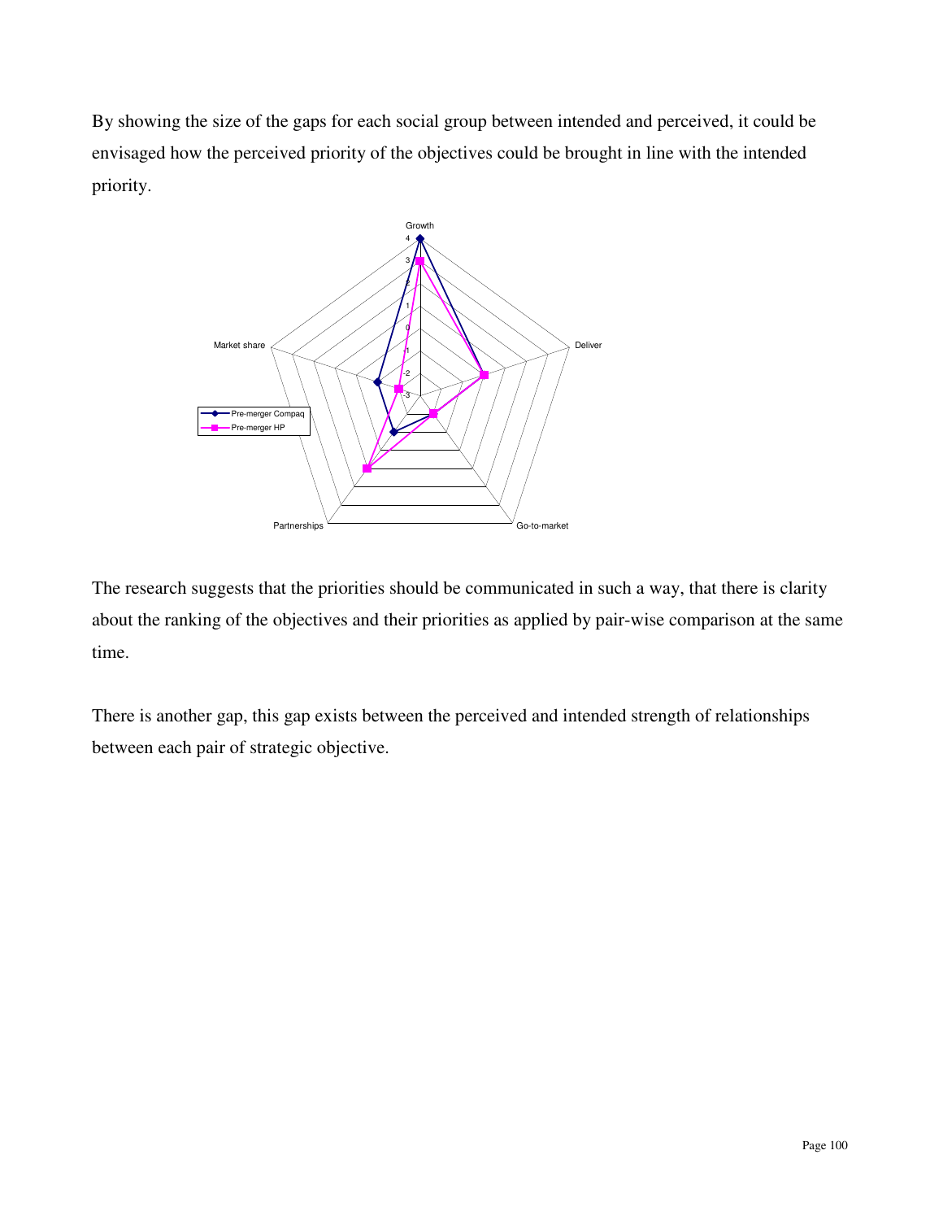By showing the size of the gaps for each social group between intended and perceived, it could be envisaged how the perceived priority of the objectives could be brought in line with the intended priority.

The research suggests that the priorities should be communicated in such a way, that there is clarity about the ranking of the objectives and their priorities as applied by pair-wise comparison at the same time.

There is another gap, this gap exists between the perceived and intended strength of relationships between each pair of strategic objective.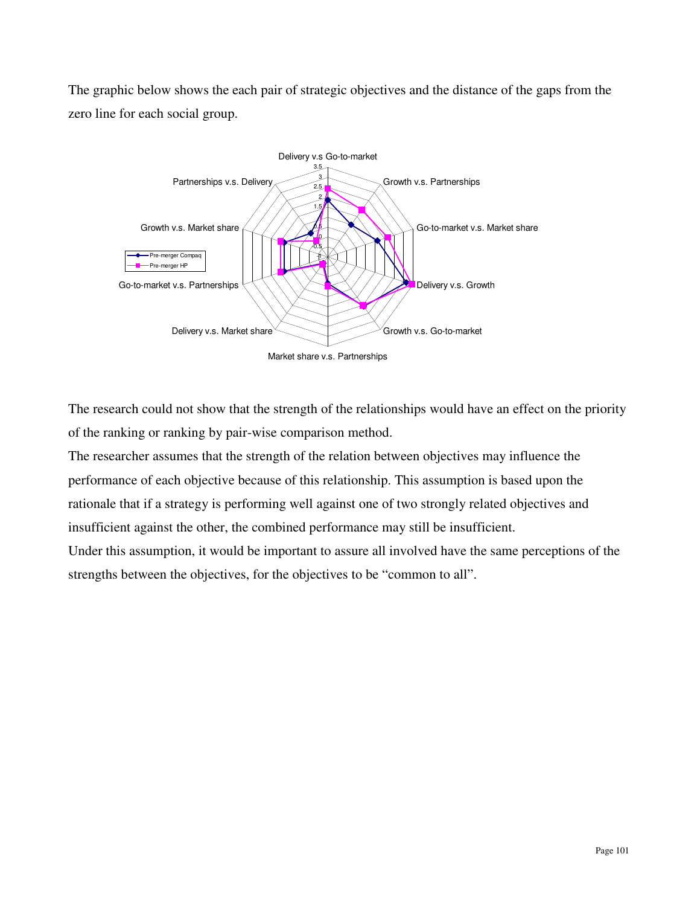The graphic below shows the each pair of strategic objectives and the distance of the gaps from the zero line for each social group.

The research could not show that the strength of the relationships would have an effect on the priority of the ranking or ranking by pair-wise comparison method.

The researcher assumes that the strength of the relation between objectives may influence the performance of each objective because of this relationship. This assumption is based upon the rationale that if a strategy is performing well against one of two strongly related objectives and insufficient against the other, the combined performance may still be insufficient.

Under this assumption, it would be important to assure all involved have the same perceptions of the strengths between the objectives, for the objectives to be “common to all”.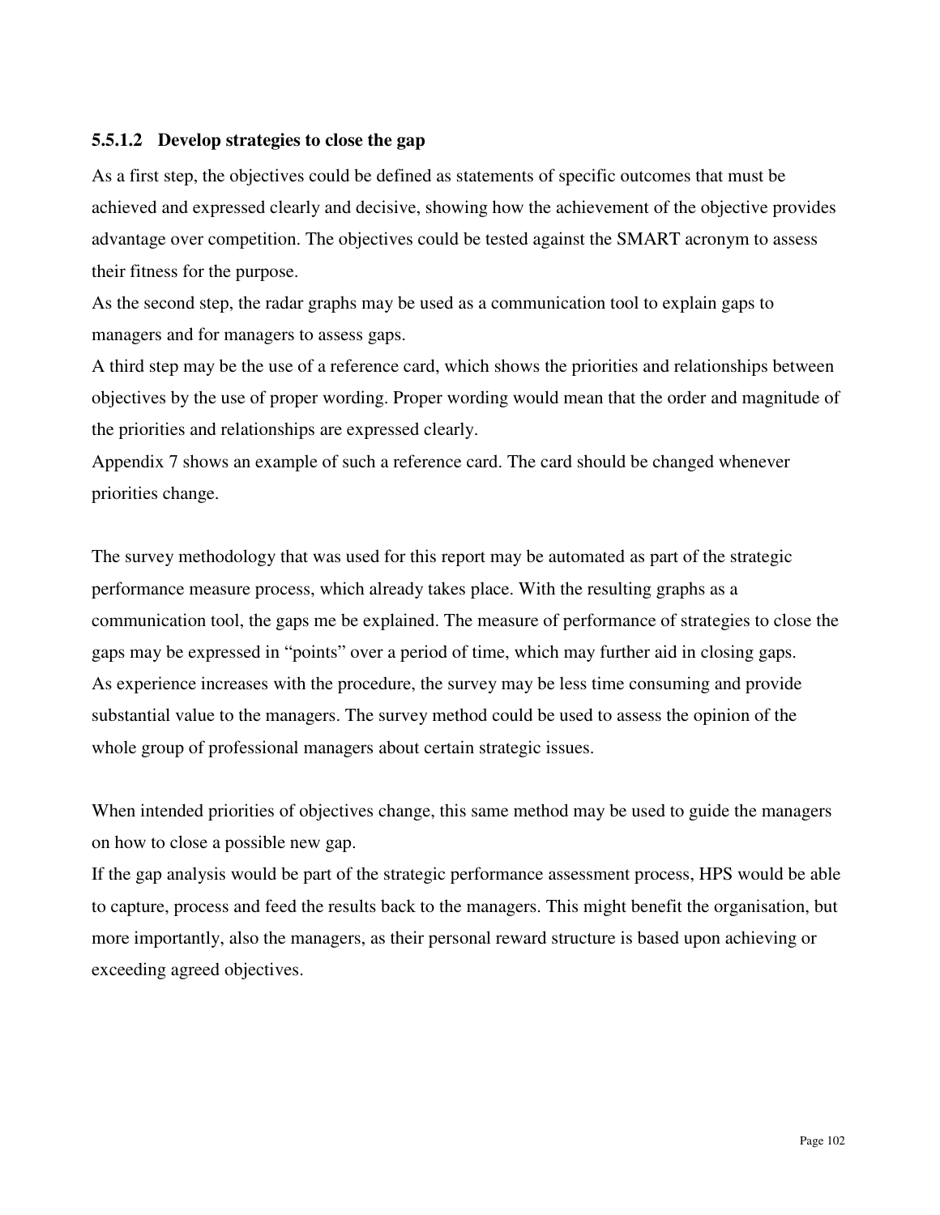#### 5.5.1.2 Develop strategies to close the gap

As a first step, the objectives could be defined as statements of specific outcomes that must be achieved and expressed clearly and decisive, showing how the achievement of the objective provides advantage over competition. The objectives could be tested against the SMART acronym to assess their fitness for the purpose.

As the second step, the radar graphs may be used as a communication tool to explain gaps to managers and for managers to assess gaps.

A third step may be the use of a reference card, which shows the priorities and relationships between objectives by the use of proper wording. Proper wording would mean that the order and magnitude of the priorities and relationships are expressed clearly.

Appendix 7 shows an example of such a reference card. The card should be changed whenever priorities change.

The survey methodology that was used for this report may be automated as part of the strategic performance measure process, which already takes place. With the resulting graphs as a communication tool, the gaps me be explained. The measure of performance of strategies to close the gaps may be expressed in "points" over a period of time, which may further aid in closing gaps. As experience increases with the procedure, the survey may be less time consuming and provide substantial value to the managers. The survey method could be used to assess the opinion of the whole group of professional managers about certain strategic issues.

When intended priorities of objectives change, this same method may be used to guide the managers on how to close a possible new gap.

If the gap analysis would be part of the strategic performance assessment process, HPS would be able to capture, process and feed the results back to the managers. This might benefit the organisation, but more importantly, also the managers, as their personal reward structure is based upon achieving or exceeding agreed objectives.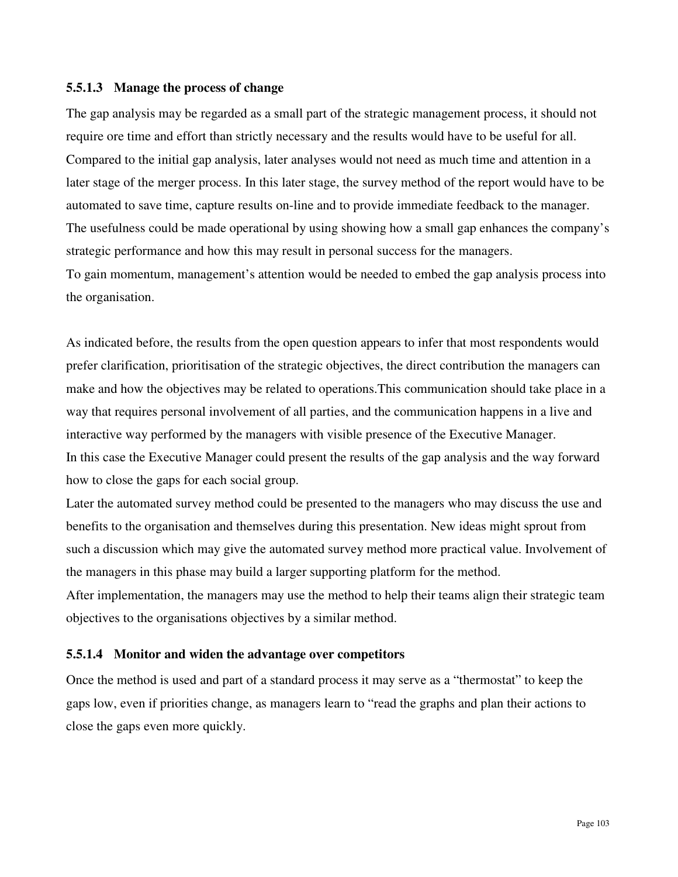#### 5.5.1.3 Manage the process of change

The gap analysis may be regarded as a small part of the strategic management process, it should not require ore time and effort than strictly necessary and the results would have to be useful for all. Compared to the initial gap analysis, later analyses would not need as much time and attention in a later stage of the merger process. In this later stage, the survey method of the report would have to be automated to save time, capture results on-line and to provide immediate feedback to the manager. The usefulness could be made operational by using showing how a small gap enhances the company's strategic performance and how this may result in personal success for the managers.
To gain momentum, management's attention would be needed to embed the gap analysis process into the organisation.

As indicated before, the results from the open question appears to infer that most respondents would prefer clarification, prioritisation of the strategic objectives, the direct contribution the managers can make and how the objectives may be related to operations.This communication should take place in a way that requires personal involvement of all parties, and the communication happens in a live and interactive way performed by the managers with visible presence of the Executive Manager.
In this case the Executive Manager could present the results of the gap analysis and the way forward how to close the gaps for each social group.
Later the automated survey method could be presented to the managers who may discuss the use and benefits to the organisation and themselves during this presentation. New ideas might sprout from such a discussion which may give the automated survey method more practical value. Involvement of the managers in this phase may build a larger supporting platform for the method.
After implementation, the managers may use the method to help their teams align their strategic team objectives to the organisations objectives by a similar method.

#### 5.5.1.4 Monitor and widen the advantage over competitors

Once the method is used and part of a standard process it may serve as a "thermostat" to keep the gaps low, even if priorities change, as managers learn to "read the graphs and plan their actions to close the gaps even more quickly.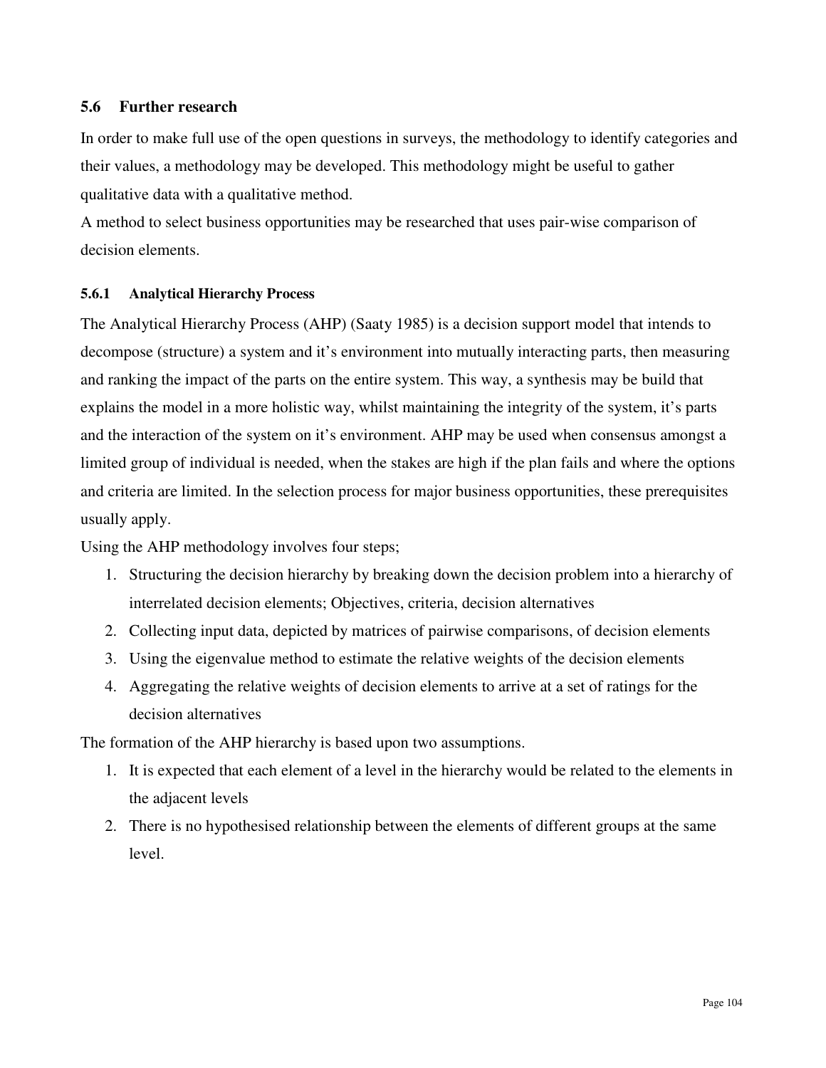## 5.6 Further research

In order to make full use of the open questions in surveys, the methodology to identify categories and their values, a methodology may be developed. This methodology might be useful to gather qualitative data with a qualitative method.

A method to select business opportunities may be researched that uses pair-wise comparison of decision elements.

### 5.6.1 Analytical Hierarchy Process

The Analytical Hierarchy Process (AHP) (Saaty 1985) is a decision support model that intends to decompose (structure) a system and it's environment into mutually interacting parts, then measuring and ranking the impact of the parts on the entire system. This way, a synthesis may be build that explains the model in a more holistic way, whilst maintaining the integrity of the system, it's parts and the interaction of the system on it's environment. AHP may be used when consensus amongst a limited group of individual is needed, when the stakes are high if the plan fails and where the options and criteria are limited. In the selection process for major business opportunities, these prerequisites usually apply.

Using the AHP methodology involves four steps;

1. Structuring the decision hierarchy by breaking down the decision problem into a hierarchy of interrelated decision elements; Objectives, criteria, decision alternatives
2. Collecting input data, depicted by matrices of pairwise comparisons, of decision elements
3. Using the eigenvalue method to estimate the relative weights of the decision elements
4. Aggregating the relative weights of decision elements to arrive at a set of ratings for the decision alternatives

The formation of the AHP hierarchy is based upon two assumptions.

1. It is expected that each element of a level in the hierarchy would be related to the elements in the adjacent levels
2. There is no hypothesised relationship between the elements of different groups at the same level.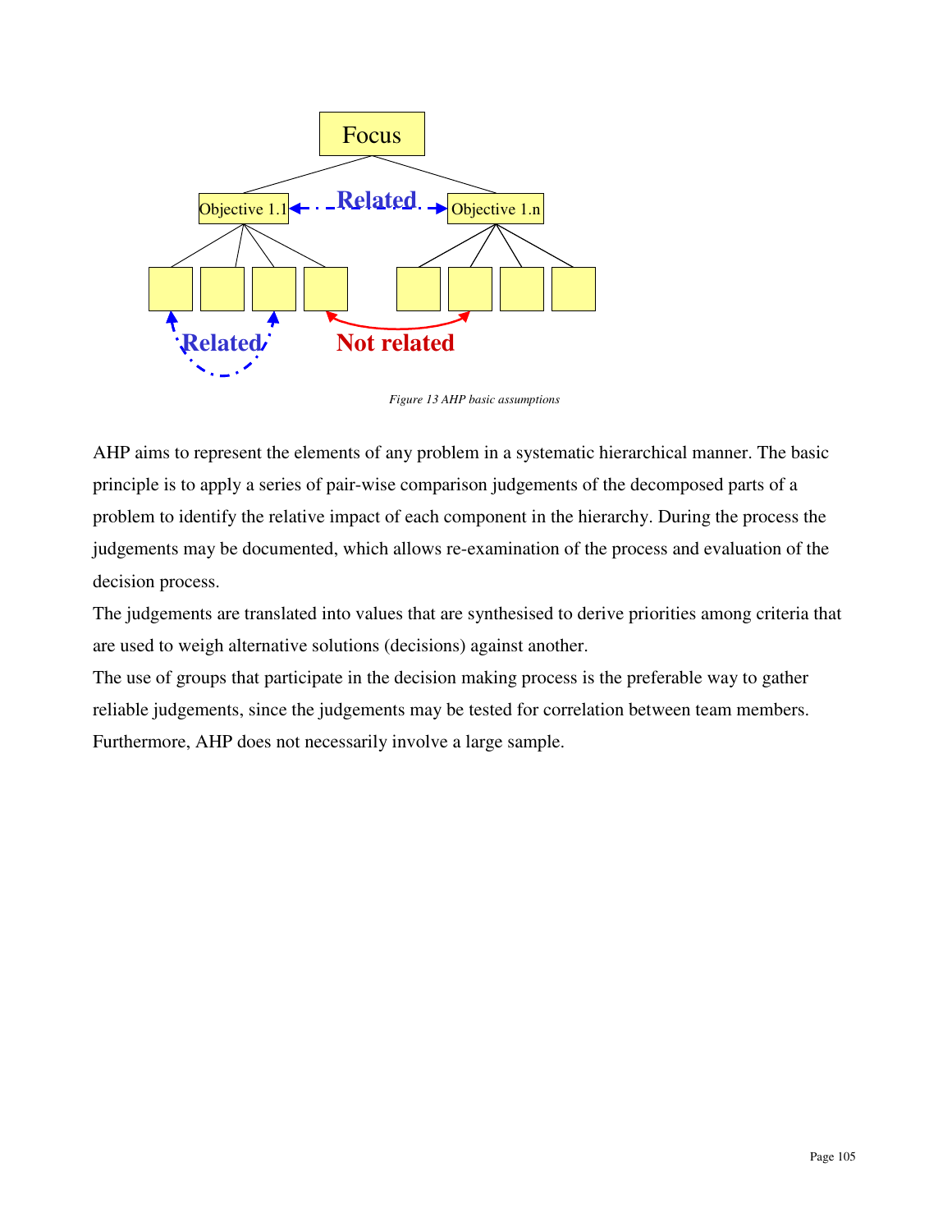Figure 13 AHP basic assumptions

AHP aims to represent the elements of any problem in a systematic hierarchical manner. The basic principle is to apply a series of pair-wise comparison judgements of the decomposed parts of a problem to identify the relative impact of each component in the hierarchy. During the process the judgements may be documented, which allows re-examination of the process and evaluation of the decision process.

The judgements are translated into values that are synthesised to derive priorities among criteria that are used to weigh alternative solutions (decisions) against another.

The use of groups that participate in the decision making process is the preferable way to gather reliable judgements, since the judgements may be tested for correlation between team members. Furthermore, AHP does not necessarily involve a large sample.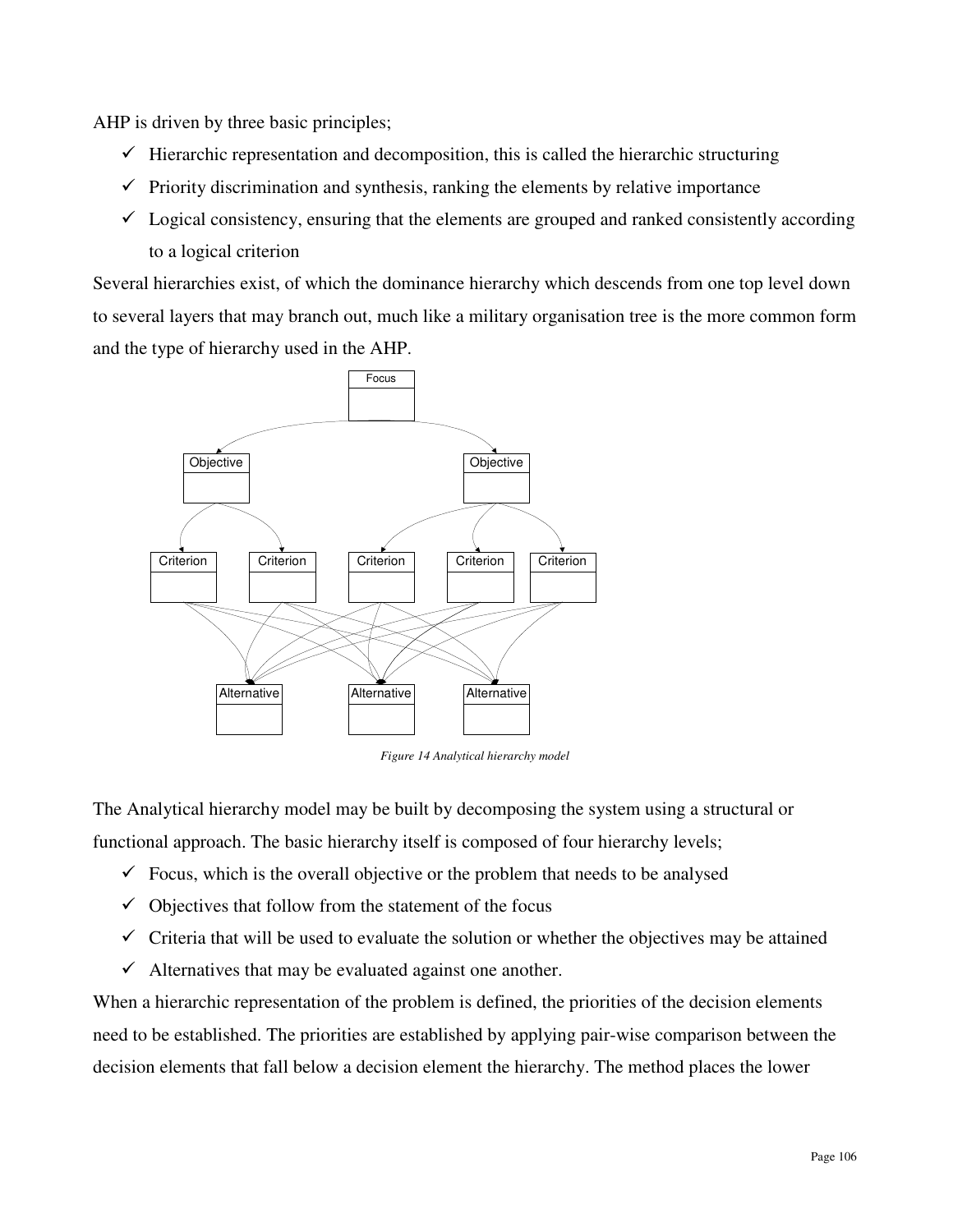AHP is driven by three basic principles;

- ✓ Hierarchic representation and decomposition, this is called the hierarchic structuring
- ✓ Priority discrimination and synthesis, ranking the elements by relative importance
- ✓ Logical consistency, ensuring that the elements are grouped and ranked consistently according to a logical criterion

Several hierarchies exist, of which the dominance hierarchy which descends from one top level down to several layers that may branch out, much like a military organisation tree is the more common form and the type of hierarchy used in the AHP.

*Figure 14 Analytical hierarchy model*

The Analytical hierarchy model may be built by decomposing the system using a structural or functional approach. The basic hierarchy itself is composed of four hierarchy levels;

- ✓ Focus, which is the overall objective or the problem that needs to be analysed
- ✓ Objectives that follow from the statement of the focus
- ✓ Criteria that will be used to evaluate the solution or whether the objectives may be attained
- ✓ Alternatives that may be evaluated against one another.

When a hierarchic representation of the problem is defined, the priorities of the decision elements need to be established. The priorities are established by applying pair-wise comparison between the decision elements that fall below a decision element the hierarchy. The method places the lower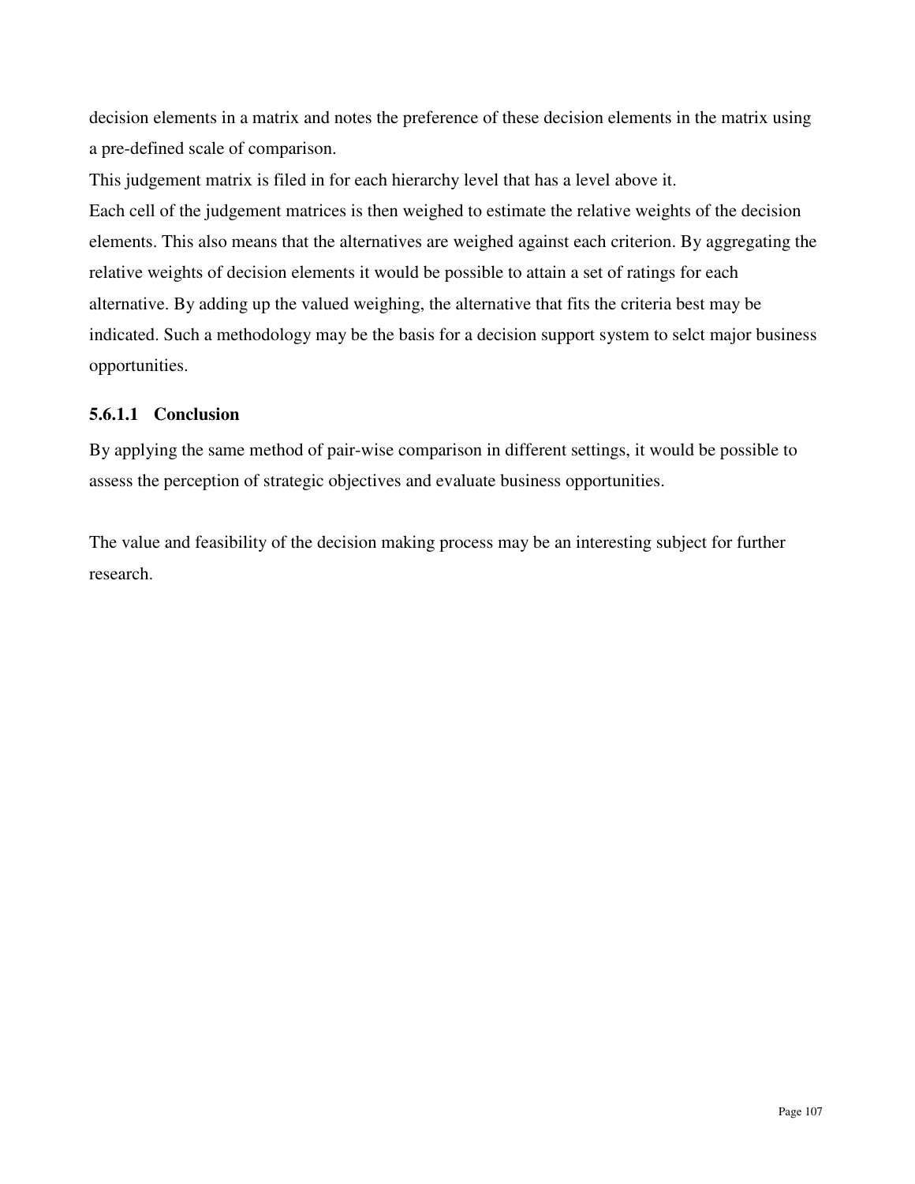decision elements in a matrix and notes the preference of these decision elements in the matrix using a pre-defined scale of comparison.

This judgement matrix is filed in for each hierarchy level that has a level above it.

Each cell of the judgement matrices is then weighed to estimate the relative weights of the decision elements. This also means that the alternatives are weighed against each criterion. By aggregating the relative weights of decision elements it would be possible to attain a set of ratings for each alternative. By adding up the valued weighing, the alternative that fits the criteria best may be indicated. Such a methodology may be the basis for a decision support system to selct major business opportunities.

#### 5.6.1.1 Conclusion

By applying the same method of pair-wise comparison in different settings, it would be possible to assess the perception of strategic objectives and evaluate business opportunities.

The value and feasibility of the decision making process may be an interesting subject for further research.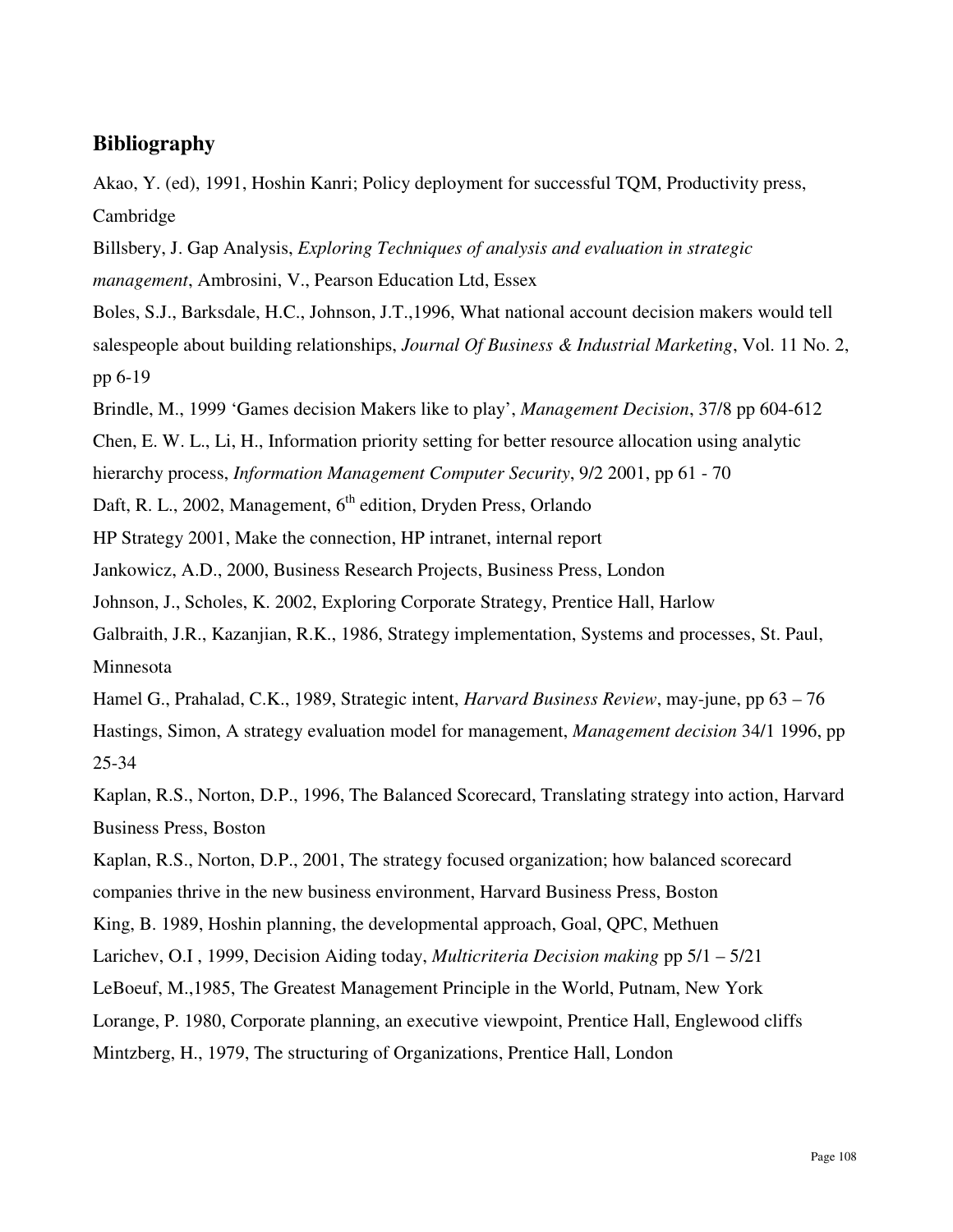## Bibliography

Akao, Y. (ed), 1991, Hoshin Kanri; Policy deployment for successful TQM, Productivity press, Cambridge

Billsbery, J. Gap Analysis, *Exploring Techniques of analysis and evaluation in strategic management*, Ambrosini, V., Pearson Education Ltd, Essex

Boles, S.J., Barksdale, H.C., Johnson, J.T.,1996, What national account decision makers would tell salespeople about building relationships, *Journal Of Business & Industrial Marketing*, Vol. 11 No. 2, pp 6-19

Brindle, M., 1999 'Games decision Makers like to play', *Management Decision*, 37/8 pp 604-612

Chen, E. W. L., Li, H., Information priority setting for better resource allocation using analytic hierarchy process, *Information Management Computer Security*, 9/2 2001, pp 61 - 70

Daft, R. L., 2002, Management, 6th edition, Dryden Press, Orlando

HP Strategy 2001, Make the connection, HP intranet, internal report

Jankowicz, A.D., 2000, Business Research Projects, Business Press, London

Johnson, J., Scholes, K. 2002, Exploring Corporate Strategy, Prentice Hall, Harlow

Galbraith, J.R., Kazanjian, R.K., 1986, Strategy implementation, Systems and processes, St. Paul, Minnesota

Hamel G., Prahalad, C.K., 1989, Strategic intent, *Harvard Business Review*, may-june, pp 63 – 76

Hastings, Simon, A strategy evaluation model for management, *Management decision* 34/1 1996, pp 25-34

Kaplan, R.S., Norton, D.P., 1996, The Balanced Scorecard, Translating strategy into action, Harvard Business Press, Boston

Kaplan, R.S., Norton, D.P., 2001, The strategy focused organization; how balanced scorecard companies thrive in the new business environment, Harvard Business Press, Boston

King, B. 1989, Hoshin planning, the developmental approach, Goal, QPC, Methuen

Larichev, O.I , 1999, Decision Aiding today, *Multicriteria Decision making* pp 5/1 – 5/21

LeBoeuf, M.,1985, The Greatest Management Principle in the World, Putnam, New York

Lorange, P. 1980, Corporate planning, an executive viewpoint, Prentice Hall, Englewood cliffs

Mintzberg, H., 1979, The structuring of Organizations, Prentice Hall, London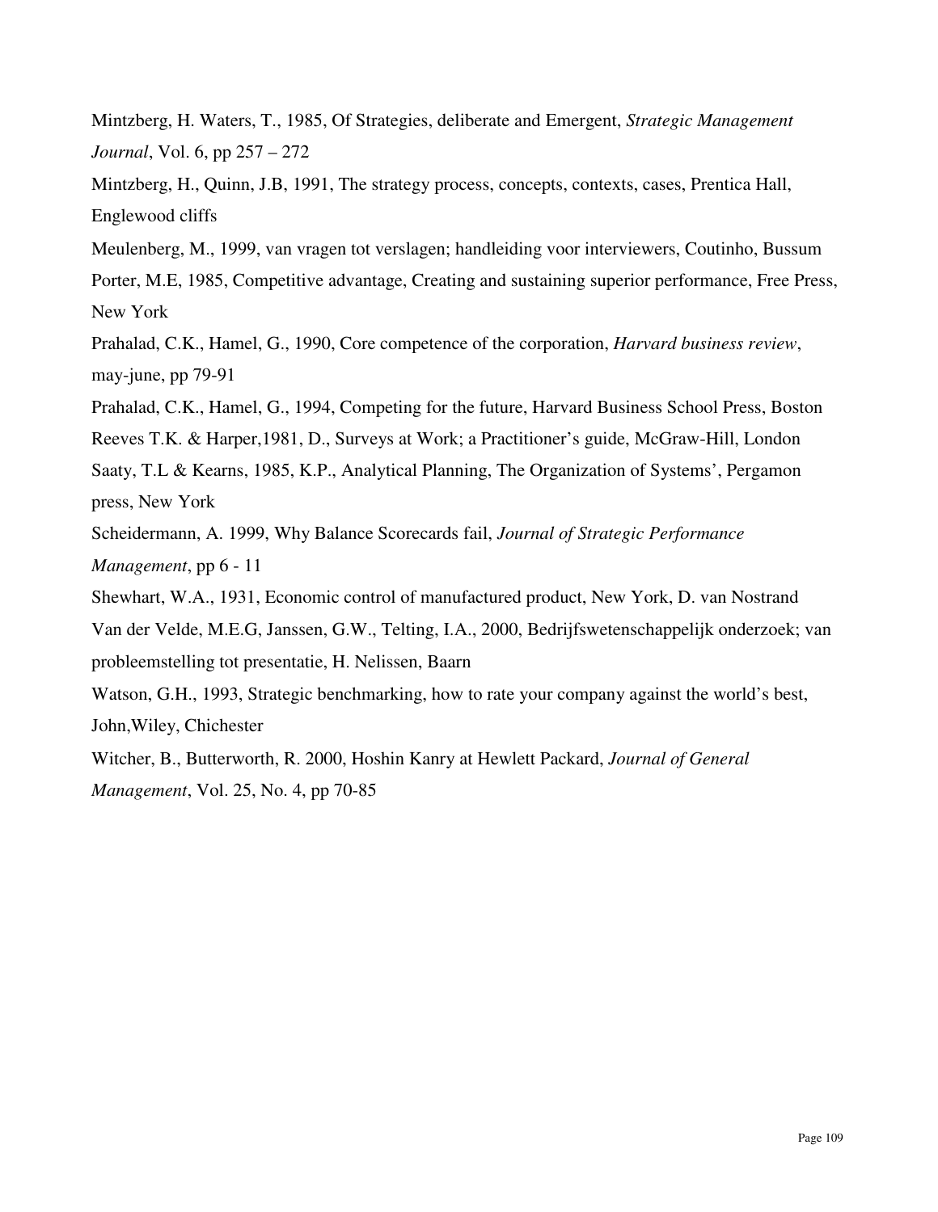Mintzberg, H. Waters, T., 1985, Of Strategies, deliberate and Emergent, *Strategic Management Journal*, Vol. 6, pp 257 – 272

Mintzberg, H., Quinn, J.B, 1991, The strategy process, concepts, contexts, cases, Prentica Hall, Englewood cliffs

Meulenberg, M., 1999, van vragen tot verslagen; handleiding voor interviewers, Coutinho, Bussum

Porter, M.E, 1985, Competitive advantage, Creating and sustaining superior performance, Free Press, New York

Prahalad, C.K., Hamel, G., 1990, Core competence of the corporation, *Harvard business review*, may-june, pp 79-91

Prahalad, C.K., Hamel, G., 1994, Competing for the future, Harvard Business School Press, Boston

Reeves T.K. & Harper,1981, D., Surveys at Work; a Practitioner's guide, McGraw-Hill, London

Saaty, T.L & Kearns, 1985, K.P., Analytical Planning, The Organization of Systems', Pergamon press, New York

Scheidermann, A. 1999, Why Balance Scorecards fail, *Journal of Strategic Performance Management*, pp 6 - 11

Shewhart, W.A., 1931, Economic control of manufactured product, New York, D. van Nostrand

Van der Velde, M.E.G, Janssen, G.W., Telting, I.A., 2000, Bedrijfswetenschappelijk onderzoek; van probleemstelling tot presentatie, H. Nelissen, Baarn

Watson, G.H., 1993, Strategic benchmarking, how to rate your company against the world's best, John,Wiley, Chichester

Witcher, B., Butterworth, R. 2000, Hoshin Kanry at Hewlett Packard, *Journal of General Management*, Vol. 25, No. 4, pp 70-85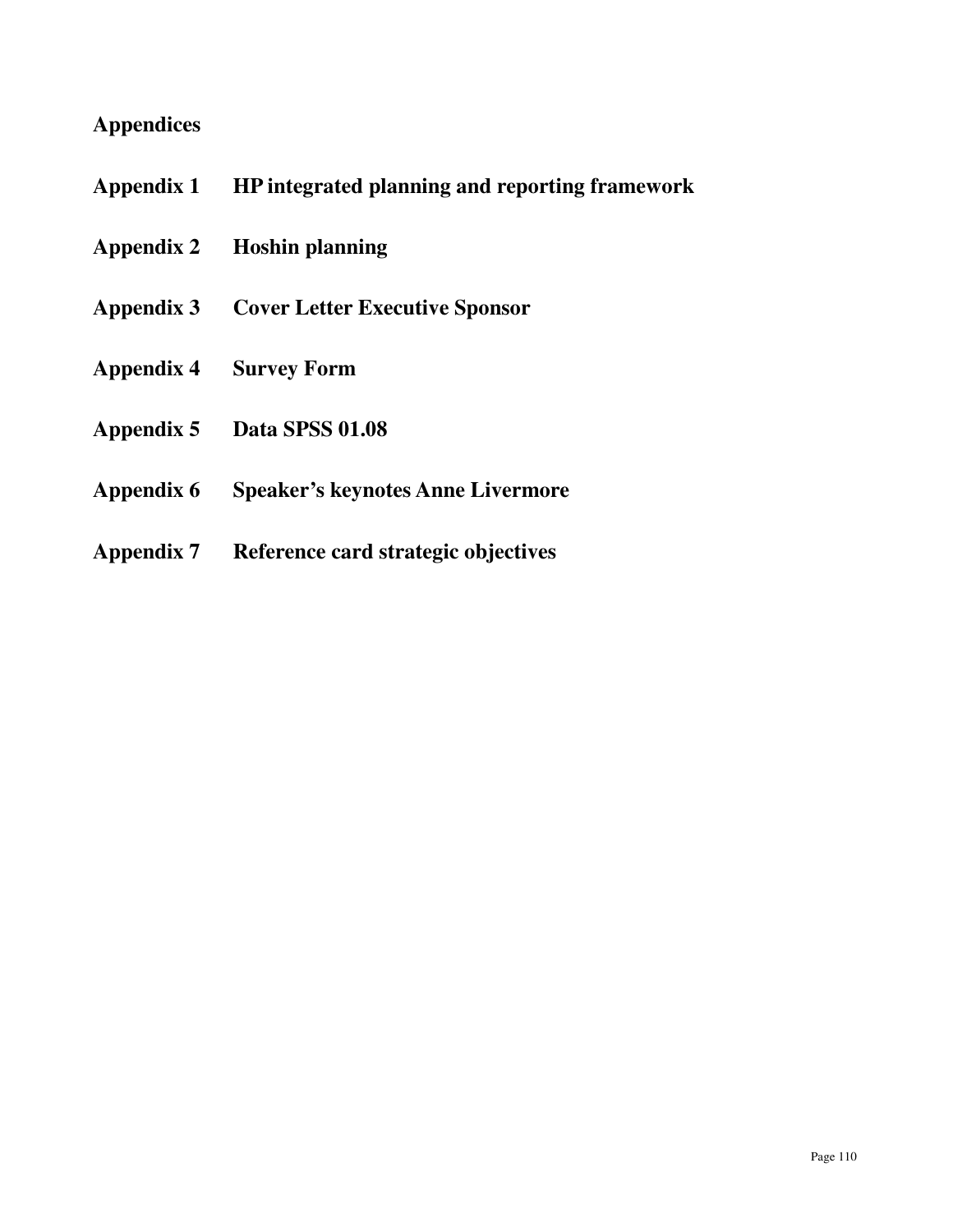# Appendices

**Appendix 1** **HP integrated planning and reporting framework**

**Appendix 2** **Hoshin planning**

**Appendix 3** **Cover Letter Executive Sponsor**

**Appendix 4** **Survey Form**

**Appendix 5** **Data SPSS 01.08**

**Appendix 6** **Speaker's keynotes Anne Livermore**

**Appendix 7** **Reference card strategic objectives**